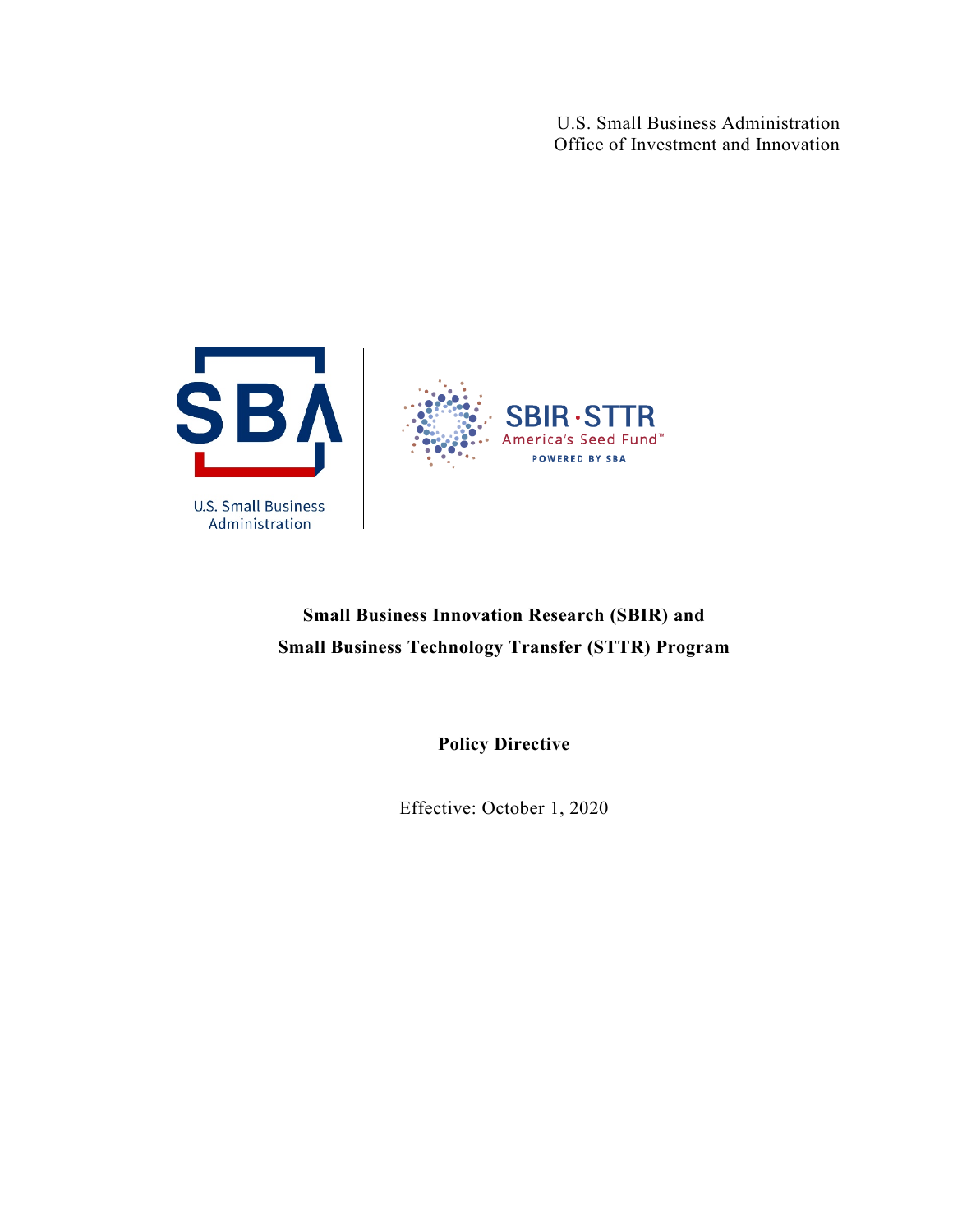U.S. Small Business Administration
Office of Investment and Innovation

# Small Business Innovation Research (SBIR) and Small Business Technology Transfer (STTR) Program

## Policy Directive

Effective: October 1, 2020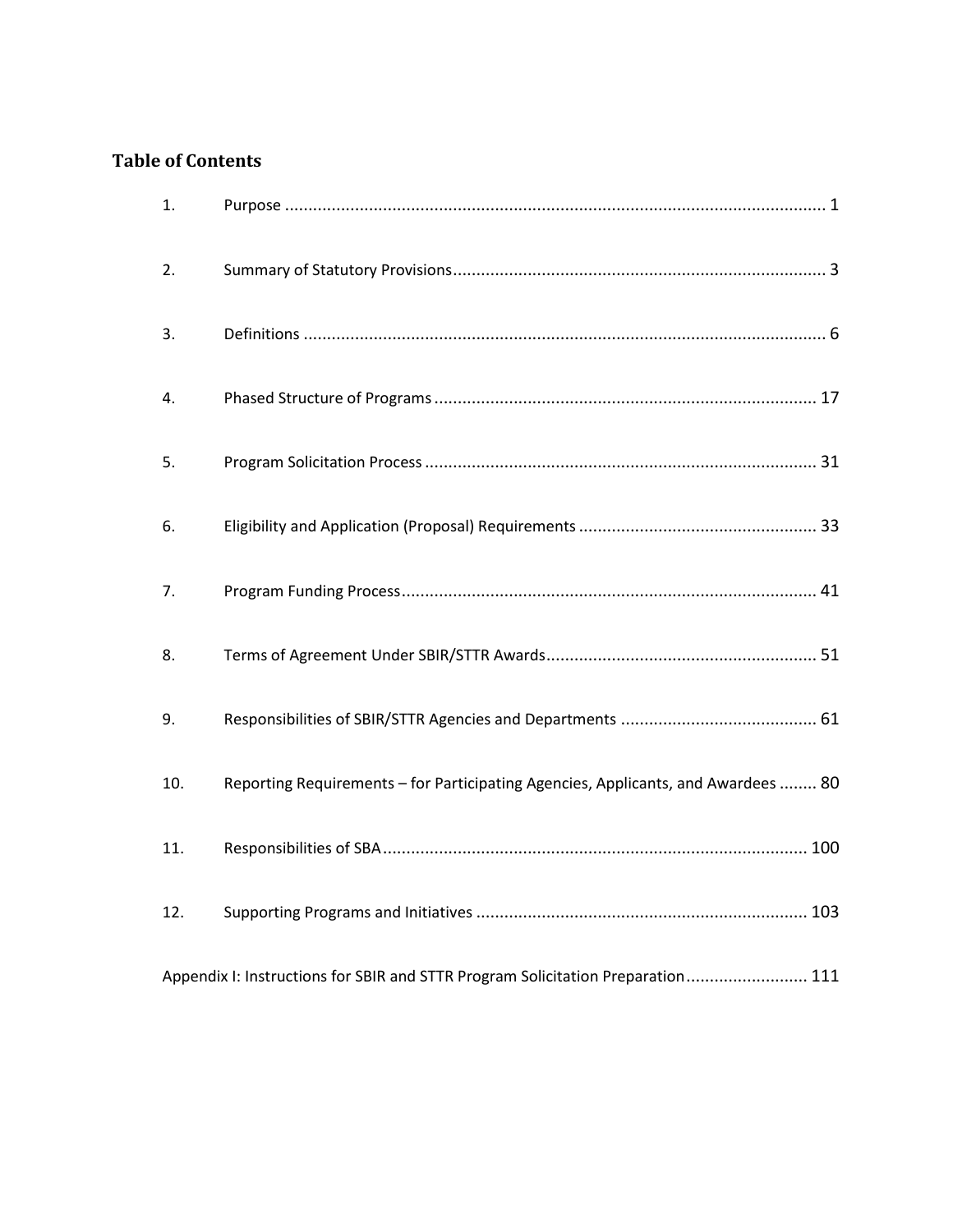## Table of Contents

| | | |
|---|---|---|
| 1. | Purpose | 1 |
| 2. | Summary of Statutory Provisions | 3 |
| 3. | Definitions | 6 |
| 4. | Phased Structure of Programs | 17 |
| 5. | Program Solicitation Process | 31 |
| 6. | Eligibility and Application (Proposal) Requirements | 33 |
| 7. | Program Funding Process | 41 |
| 8. | Terms of Agreement Under SBIR/STTR Awards | 51 |
| 9. | Responsibilities of SBIR/STTR Agencies and Departments | 61 |
| 10. | Reporting Requirements – for Participating Agencies, Applicants, and Awardees | 80 |
| 11. | Responsibilities of SBA | 100 |
| 12. | Supporting Programs and Initiatives | 103 |
| | Appendix I: Instructions for SBIR and STTR Program Solicitation Preparation | 111 |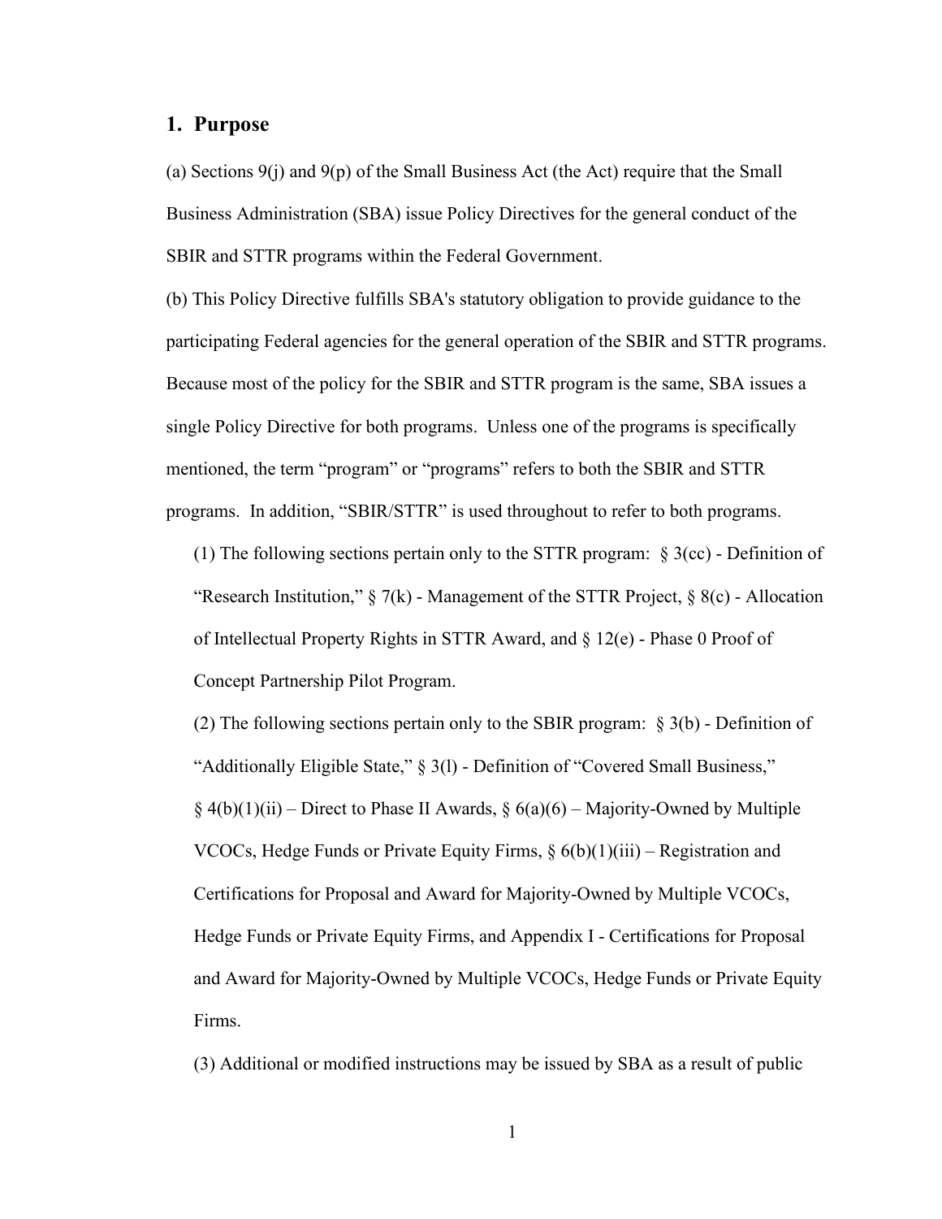## 1. Purpose

(a) Sections 9(j) and 9(p) of the Small Business Act (the Act) require that the Small Business Administration (SBA) issue Policy Directives for the general conduct of the SBIR and STTR programs within the Federal Government.

(b) This Policy Directive fulfills SBA's statutory obligation to provide guidance to the participating Federal agencies for the general operation of the SBIR and STTR programs. Because most of the policy for the SBIR and STTR program is the same, SBA issues a single Policy Directive for both programs. Unless one of the programs is specifically mentioned, the term "program" or "programs" refers to both the SBIR and STTR programs. In addition, "SBIR/STTR" is used throughout to refer to both programs.

(1) The following sections pertain only to the STTR program: § 3(cc) - Definition of "Research Institution," § 7(k) - Management of the STTR Project, § 8(c) - Allocation of Intellectual Property Rights in STTR Award, and § 12(e) - Phase 0 Proof of Concept Partnership Pilot Program.

(2) The following sections pertain only to the SBIR program: § 3(b) - Definition of "Additionally Eligible State," § 3(l) - Definition of "Covered Small Business," § 4(b)(1)(ii) – Direct to Phase II Awards, § 6(a)(6) – Majority-Owned by Multiple VCOCs, Hedge Funds or Private Equity Firms, § 6(b)(1)(iii) – Registration and Certifications for Proposal and Award for Majority-Owned by Multiple VCOCs, Hedge Funds or Private Equity Firms, and Appendix I - Certifications for Proposal and Award for Majority-Owned by Multiple VCOCs, Hedge Funds or Private Equity Firms.

(3) Additional or modified instructions may be issued by SBA as a result of public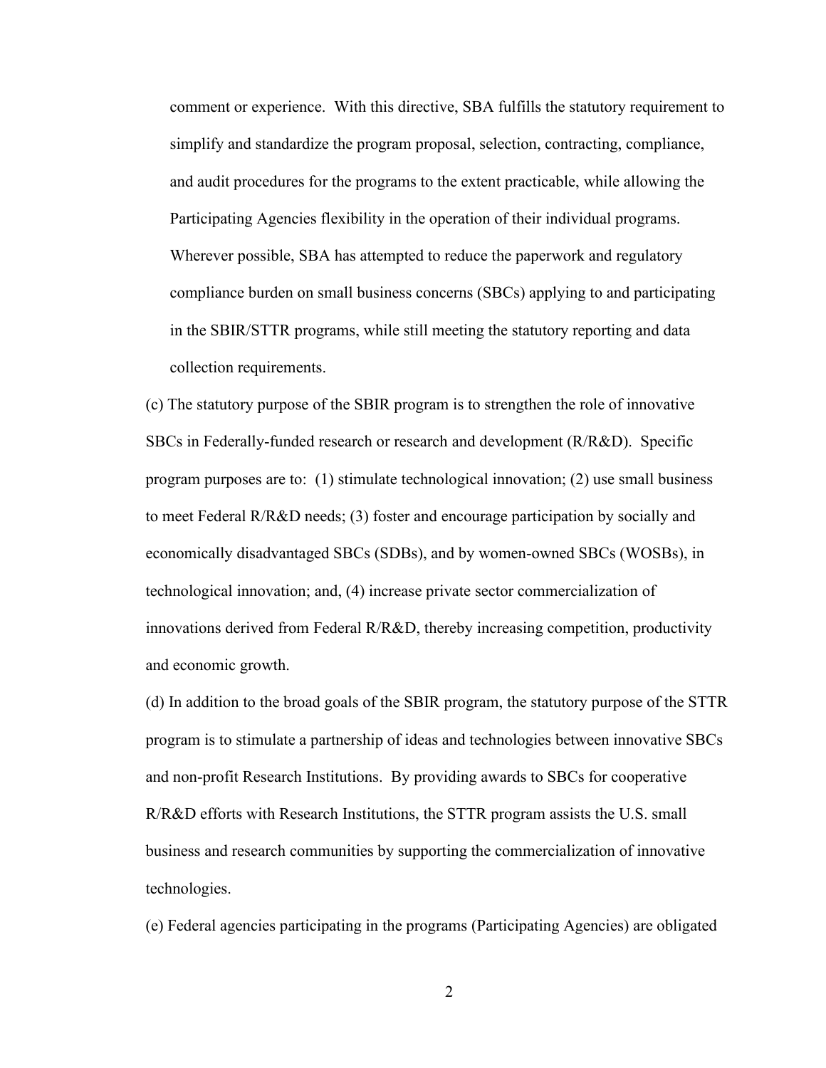comment or experience. With this directive, SBA fulfills the statutory requirement to simplify and standardize the program proposal, selection, contracting, compliance, and audit procedures for the programs to the extent practicable, while allowing the Participating Agencies flexibility in the operation of their individual programs. Wherever possible, SBA has attempted to reduce the paperwork and regulatory compliance burden on small business concerns (SBCs) applying to and participating in the SBIR/STTR programs, while still meeting the statutory reporting and data collection requirements.

(c) The statutory purpose of the SBIR program is to strengthen the role of innovative SBCs in Federally-funded research or research and development (R/R&D). Specific program purposes are to: (1) stimulate technological innovation; (2) use small business to meet Federal R/R&D needs; (3) foster and encourage participation by socially and economically disadvantaged SBCs (SDBs), and by women-owned SBCs (WOSBs), in technological innovation; and, (4) increase private sector commercialization of innovations derived from Federal R/R&D, thereby increasing competition, productivity and economic growth.

(d) In addition to the broad goals of the SBIR program, the statutory purpose of the STTR program is to stimulate a partnership of ideas and technologies between innovative SBCs and non-profit Research Institutions. By providing awards to SBCs for cooperative R/R&D efforts with Research Institutions, the STTR program assists the U.S. small business and research communities by supporting the commercialization of innovative technologies.

(e) Federal agencies participating in the programs (Participating Agencies) are obligated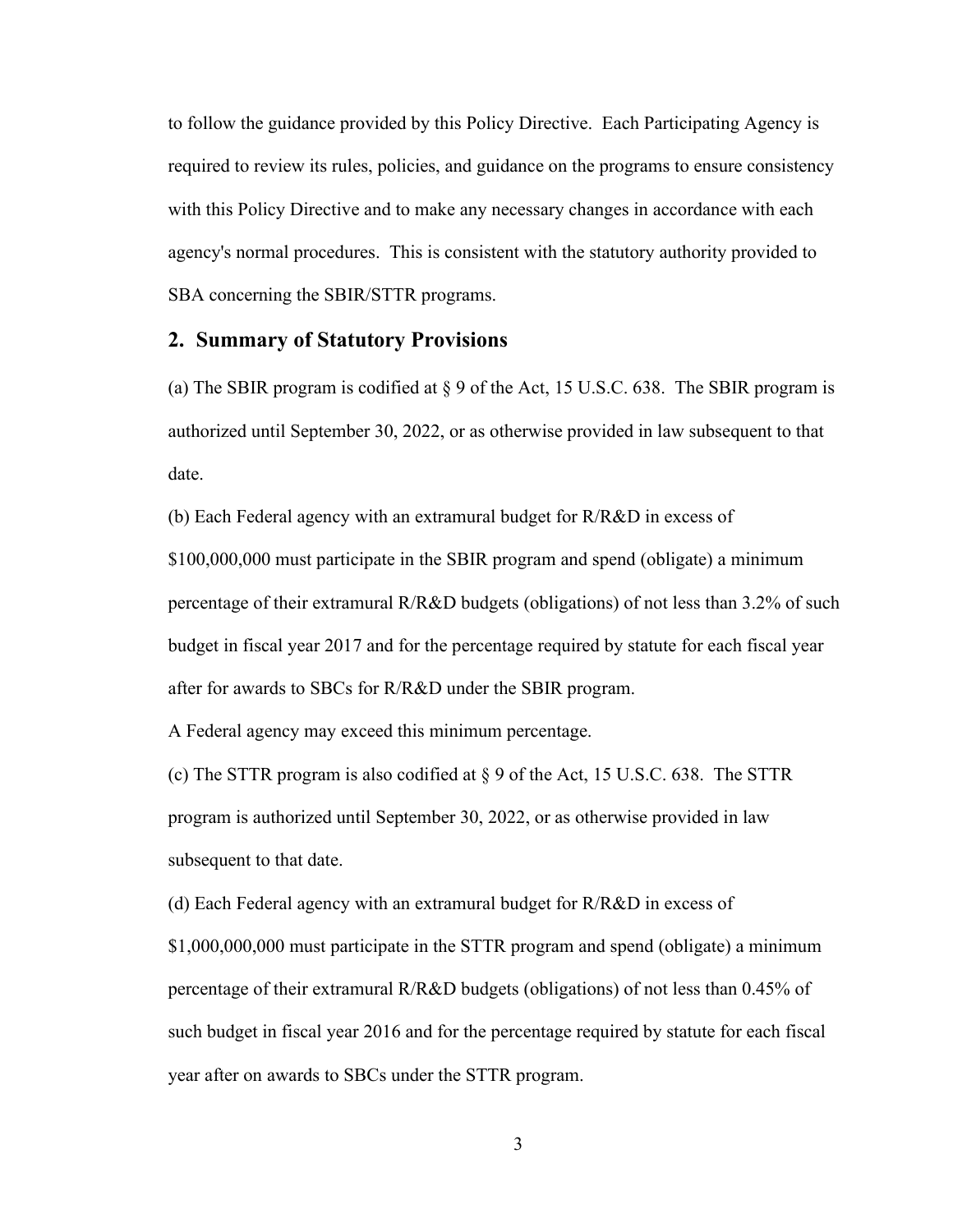to follow the guidance provided by this Policy Directive. Each Participating Agency is required to review its rules, policies, and guidance on the programs to ensure consistency with this Policy Directive and to make any necessary changes in accordance with each agency's normal procedures. This is consistent with the statutory authority provided to SBA concerning the SBIR/STTR programs.

## 2. Summary of Statutory Provisions

(a) The SBIR program is codified at § 9 of the Act, 15 U.S.C. 638. The SBIR program is authorized until September 30, 2022, or as otherwise provided in law subsequent to that date.

(b) Each Federal agency with an extramural budget for R/R&D in excess of $100,000,000 must participate in the SBIR program and spend (obligate) a minimum percentage of their extramural R/R&D budgets (obligations) of not less than 3.2% of such budget in fiscal year 2017 and for the percentage required by statute for each fiscal year after for awards to SBCs for R/R&D under the SBIR program.

A Federal agency may exceed this minimum percentage.

(c) The STTR program is also codified at § 9 of the Act, 15 U.S.C. 638. The STTR program is authorized until September 30, 2022, or as otherwise provided in law subsequent to that date.

(d) Each Federal agency with an extramural budget for R/R&D in excess of $1,000,000,000 must participate in the STTR program and spend (obligate) a minimum percentage of their extramural R/R&D budgets (obligations) of not less than 0.45% of such budget in fiscal year 2016 and for the percentage required by statute for each fiscal year after on awards to SBCs under the STTR program.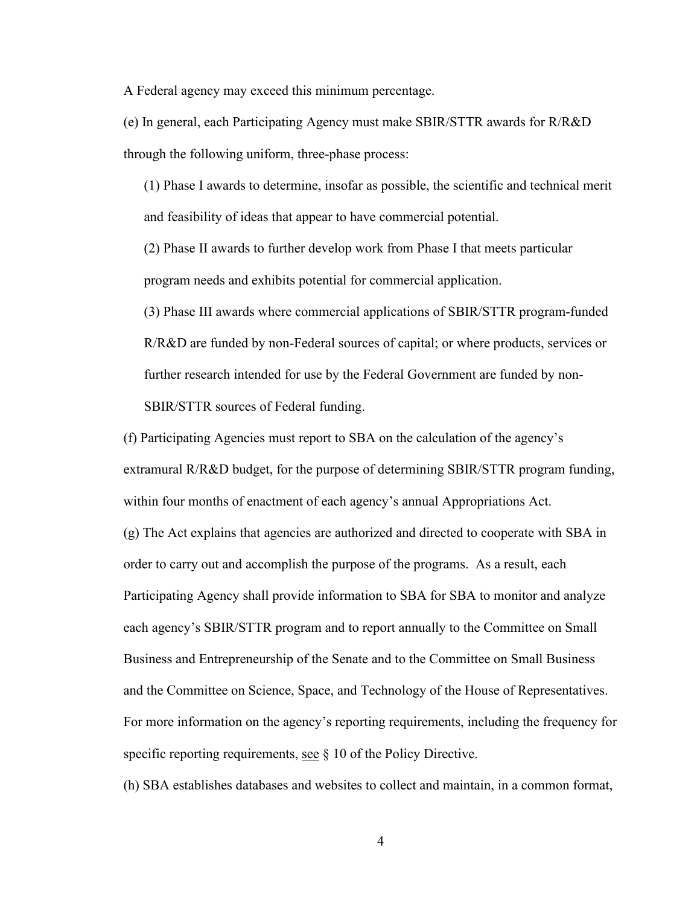A Federal agency may exceed this minimum percentage.

(e) In general, each Participating Agency must make SBIR/STTR awards for R/R&D through the following uniform, three-phase process:

(1) Phase I awards to determine, insofar as possible, the scientific and technical merit and feasibility of ideas that appear to have commercial potential.

(2) Phase II awards to further develop work from Phase I that meets particular program needs and exhibits potential for commercial application.

(3) Phase III awards where commercial applications of SBIR/STTR program-funded R/R&D are funded by non-Federal sources of capital; or where products, services or further research intended for use by the Federal Government are funded by non-SBIR/STTR sources of Federal funding.

(f) Participating Agencies must report to SBA on the calculation of the agency's extramural R/R&D budget, for the purpose of determining SBIR/STTR program funding, within four months of enactment of each agency's annual Appropriations Act.

(g) The Act explains that agencies are authorized and directed to cooperate with SBA in order to carry out and accomplish the purpose of the programs. As a result, each Participating Agency shall provide information to SBA for SBA to monitor and analyze each agency's SBIR/STTR program and to report annually to the Committee on Small Business and Entrepreneurship of the Senate and to the Committee on Small Business and the Committee on Science, Space, and Technology of the House of Representatives. For more information on the agency's reporting requirements, including the frequency for specific reporting requirements, see § 10 of the Policy Directive.

(h) SBA establishes databases and websites to collect and maintain, in a common format,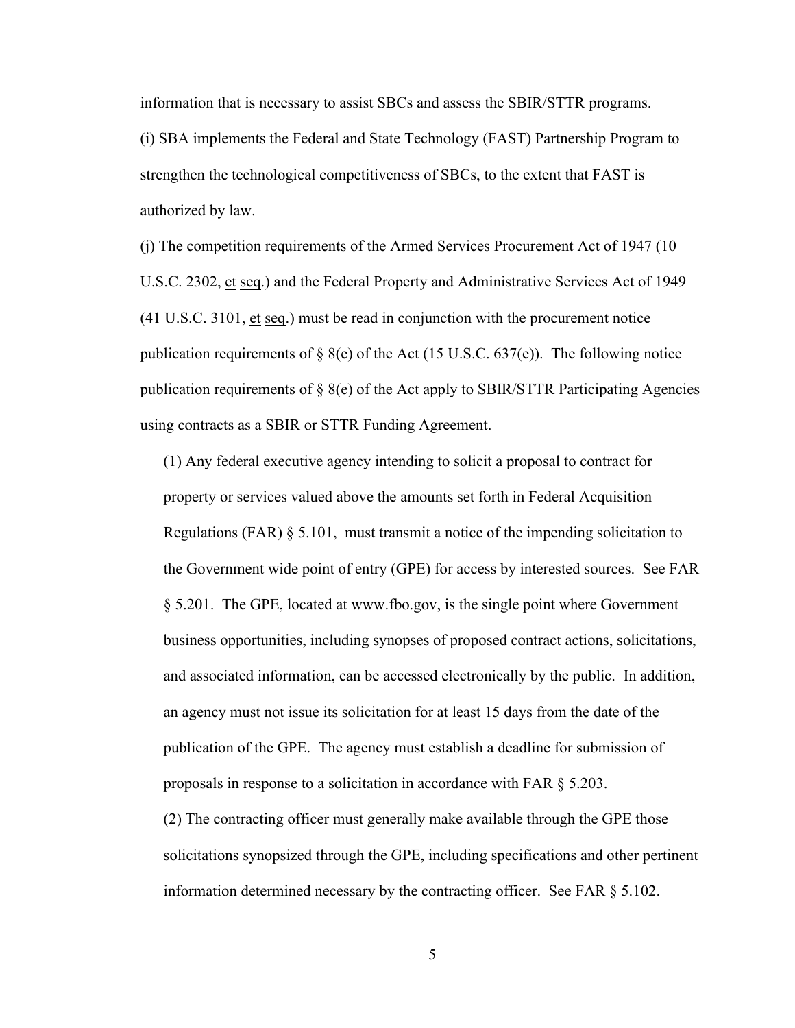information that is necessary to assist SBCs and assess the SBIR/STTR programs.

(i) SBA implements the Federal and State Technology (FAST) Partnership Program to strengthen the technological competitiveness of SBCs, to the extent that FAST is authorized by law.

(j) The competition requirements of the Armed Services Procurement Act of 1947 (10 U.S.C. 2302, et seq.) and the Federal Property and Administrative Services Act of 1949 (41 U.S.C. 3101, et seq.) must be read in conjunction with the procurement notice publication requirements of § 8(e) of the Act (15 U.S.C. 637(e)). The following notice publication requirements of § 8(e) of the Act apply to SBIR/STTR Participating Agencies using contracts as a SBIR or STTR Funding Agreement.

(1) Any federal executive agency intending to solicit a proposal to contract for property or services valued above the amounts set forth in Federal Acquisition Regulations (FAR) § 5.101, must transmit a notice of the impending solicitation to the Government wide point of entry (GPE) for access by interested sources. See FAR § 5.201. The GPE, located at www.fbo.gov, is the single point where Government business opportunities, including synopses of proposed contract actions, solicitations, and associated information, can be accessed electronically by the public. In addition, an agency must not issue its solicitation for at least 15 days from the date of the publication of the GPE. The agency must establish a deadline for submission of proposals in response to a solicitation in accordance with FAR § 5.203.

(2) The contracting officer must generally make available through the GPE those solicitations synopsized through the GPE, including specifications and other pertinent information determined necessary by the contracting officer. See FAR § 5.102.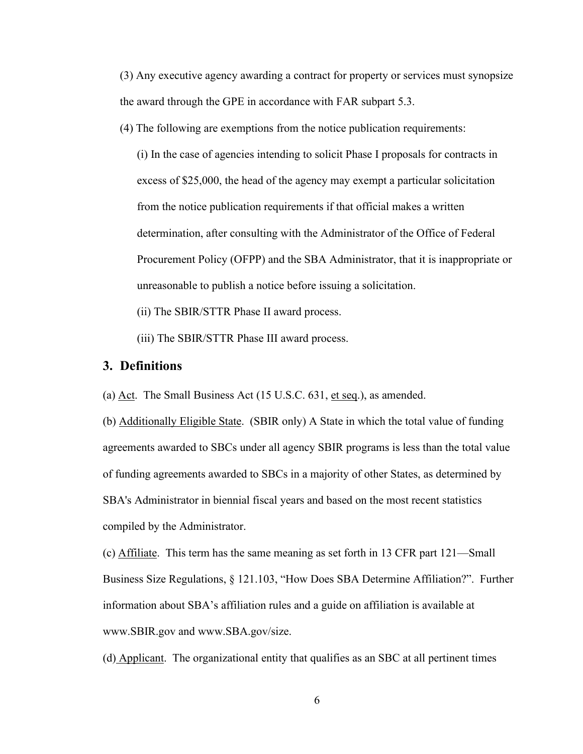(3) Any executive agency awarding a contract for property or services must synopsize the award through the GPE in accordance with FAR subpart 5.3.

(4) The following are exemptions from the notice publication requirements:

(i) In the case of agencies intending to solicit Phase I proposals for contracts in excess of $25,000, the head of the agency may exempt a particular solicitation from the notice publication requirements if that official makes a written determination, after consulting with the Administrator of the Office of Federal Procurement Policy (OFPP) and the SBA Administrator, that it is inappropriate or unreasonable to publish a notice before issuing a solicitation.

(ii) The SBIR/STTR Phase II award process.

(iii) The SBIR/STTR Phase III award process.

## 3. Definitions

(a) Act. The Small Business Act (15 U.S.C. 631, et seq.), as amended.

(b) Additionally Eligible State. (SBIR only) A State in which the total value of funding agreements awarded to SBCs under all agency SBIR programs is less than the total value of funding agreements awarded to SBCs in a majority of other States, as determined by SBA's Administrator in biennial fiscal years and based on the most recent statistics compiled by the Administrator.

(c) Affiliate. This term has the same meaning as set forth in 13 CFR part 121—Small Business Size Regulations, § 121.103, "How Does SBA Determine Affiliation?". Further information about SBA's affiliation rules and a guide on affiliation is available at www.SBIR.gov and www.SBA.gov/size.

(d) Applicant. The organizational entity that qualifies as an SBC at all pertinent times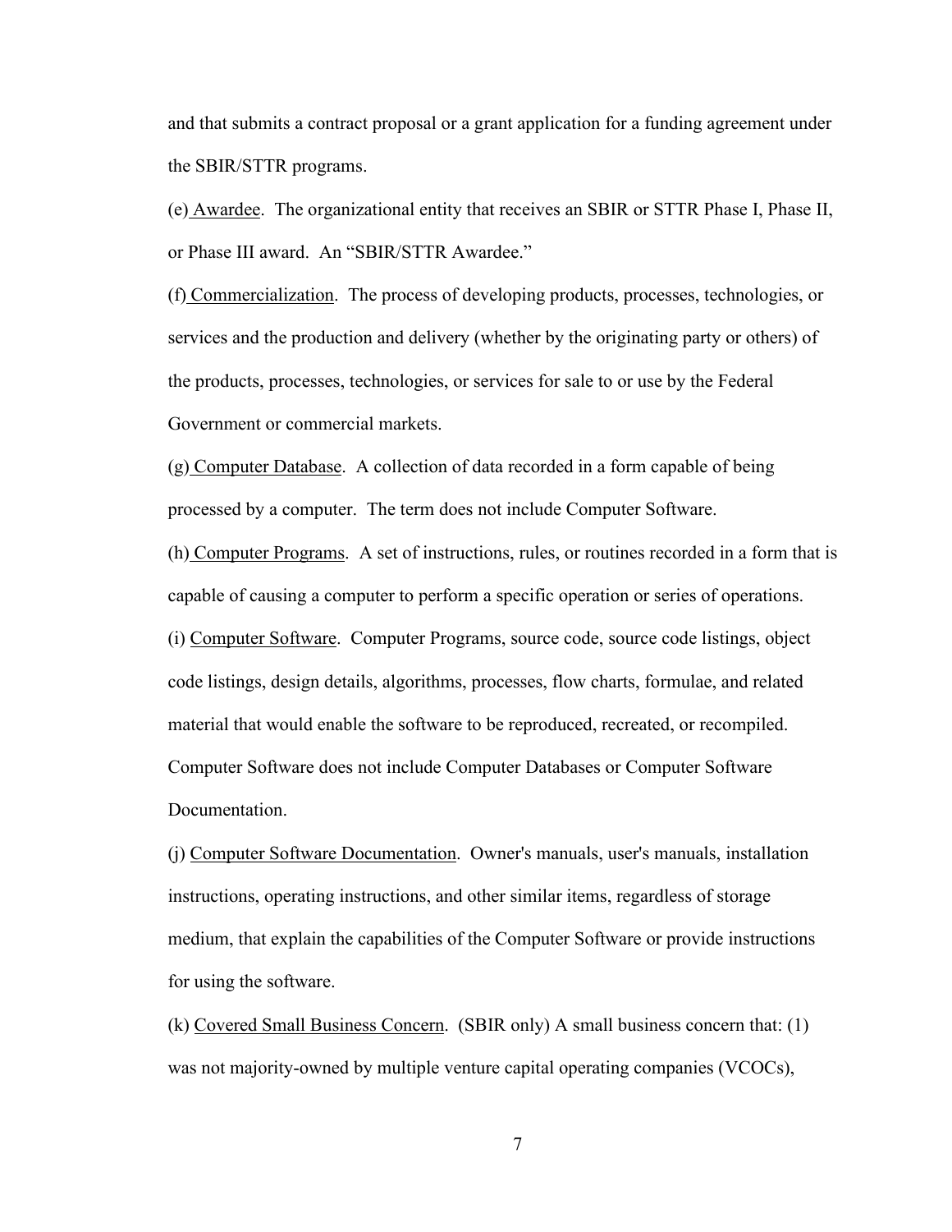and that submits a contract proposal or a grant application for a funding agreement under the SBIR/STTR programs.

(e) Awardee. The organizational entity that receives an SBIR or STTR Phase I, Phase II, or Phase III award. An "SBIR/STTR Awardee."

(f) Commercialization. The process of developing products, processes, technologies, or services and the production and delivery (whether by the originating party or others) of the products, processes, technologies, or services for sale to or use by the Federal Government or commercial markets.

(g) Computer Database. A collection of data recorded in a form capable of being processed by a computer. The term does not include Computer Software.

(h) Computer Programs. A set of instructions, rules, or routines recorded in a form that is capable of causing a computer to perform a specific operation or series of operations.

(i) Computer Software. Computer Programs, source code, source code listings, object code listings, design details, algorithms, processes, flow charts, formulae, and related material that would enable the software to be reproduced, recreated, or recompiled. Computer Software does not include Computer Databases or Computer Software Documentation.

(j) Computer Software Documentation. Owner's manuals, user's manuals, installation instructions, operating instructions, and other similar items, regardless of storage medium, that explain the capabilities of the Computer Software or provide instructions for using the software.

(k) Covered Small Business Concern. (SBIR only) A small business concern that: (1) was not majority-owned by multiple venture capital operating companies (VCOCs),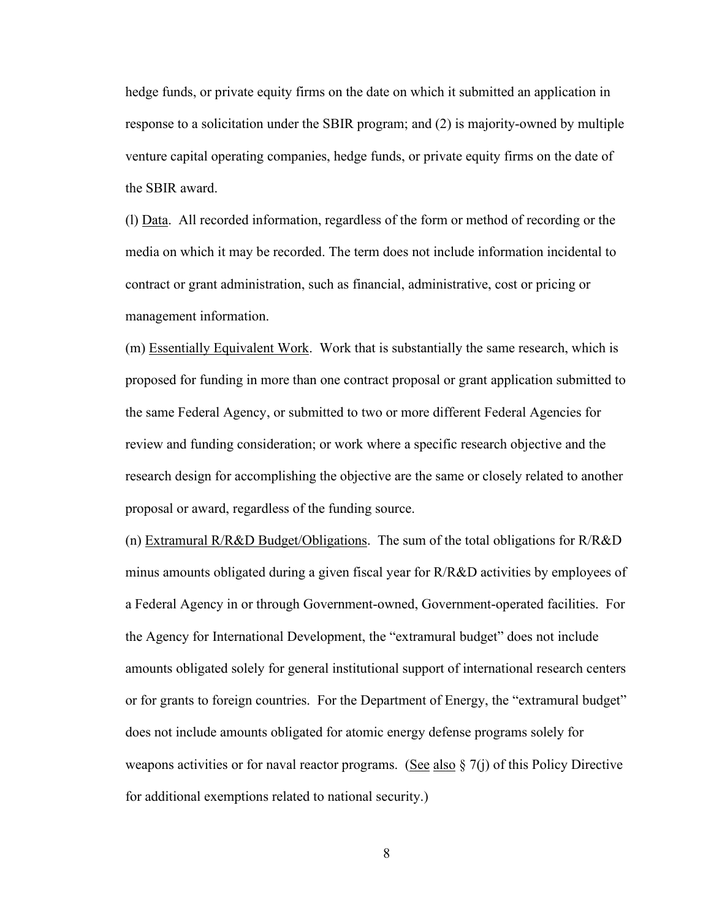hedge funds, or private equity firms on the date on which it submitted an application in response to a solicitation under the SBIR program; and (2) is majority-owned by multiple venture capital operating companies, hedge funds, or private equity firms on the date of the SBIR award.

(l) Data. All recorded information, regardless of the form or method of recording or the media on which it may be recorded. The term does not include information incidental to contract or grant administration, such as financial, administrative, cost or pricing or management information.

(m) Essentially Equivalent Work. Work that is substantially the same research, which is proposed for funding in more than one contract proposal or grant application submitted to the same Federal Agency, or submitted to two or more different Federal Agencies for review and funding consideration; or work where a specific research objective and the research design for accomplishing the objective are the same or closely related to another proposal or award, regardless of the funding source.

(n) Extramural R/R&D Budget/Obligations. The sum of the total obligations for R/R&D minus amounts obligated during a given fiscal year for R/R&D activities by employees of a Federal Agency in or through Government-owned, Government-operated facilities. For the Agency for International Development, the "extramural budget" does not include amounts obligated solely for general institutional support of international research centers or for grants to foreign countries. For the Department of Energy, the "extramural budget" does not include amounts obligated for atomic energy defense programs solely for weapons activities or for naval reactor programs. (See also § 7(j) of this Policy Directive for additional exemptions related to national security.)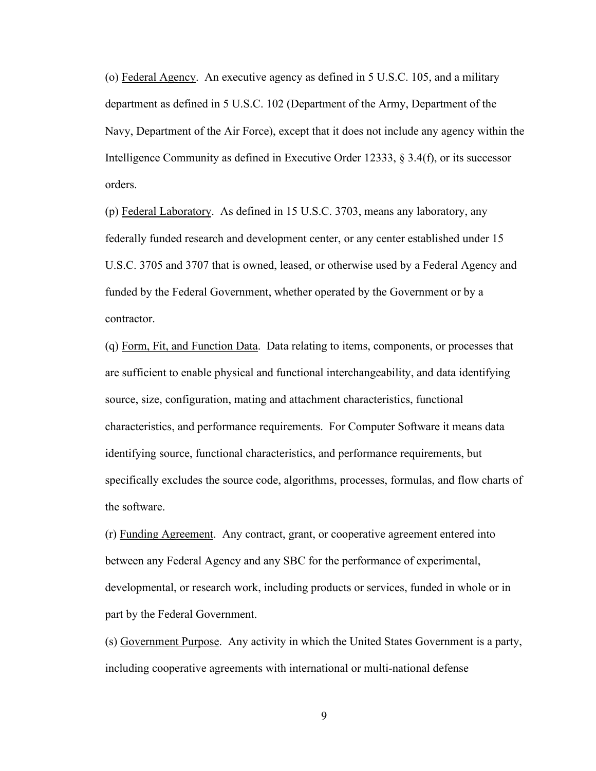(o) Federal Agency. An executive agency as defined in 5 U.S.C. 105, and a military department as defined in 5 U.S.C. 102 (Department of the Army, Department of the Navy, Department of the Air Force), except that it does not include any agency within the Intelligence Community as defined in Executive Order 12333, § 3.4(f), or its successor orders.

(p) Federal Laboratory. As defined in 15 U.S.C. 3703, means any laboratory, any federally funded research and development center, or any center established under 15 U.S.C. 3705 and 3707 that is owned, leased, or otherwise used by a Federal Agency and funded by the Federal Government, whether operated by the Government or by a contractor.

(q) Form, Fit, and Function Data. Data relating to items, components, or processes that are sufficient to enable physical and functional interchangeability, and data identifying source, size, configuration, mating and attachment characteristics, functional characteristics, and performance requirements. For Computer Software it means data identifying source, functional characteristics, and performance requirements, but specifically excludes the source code, algorithms, processes, formulas, and flow charts of the software.

(r) Funding Agreement. Any contract, grant, or cooperative agreement entered into between any Federal Agency and any SBC for the performance of experimental, developmental, or research work, including products or services, funded in whole or in part by the Federal Government.

(s) Government Purpose. Any activity in which the United States Government is a party, including cooperative agreements with international or multi-national defense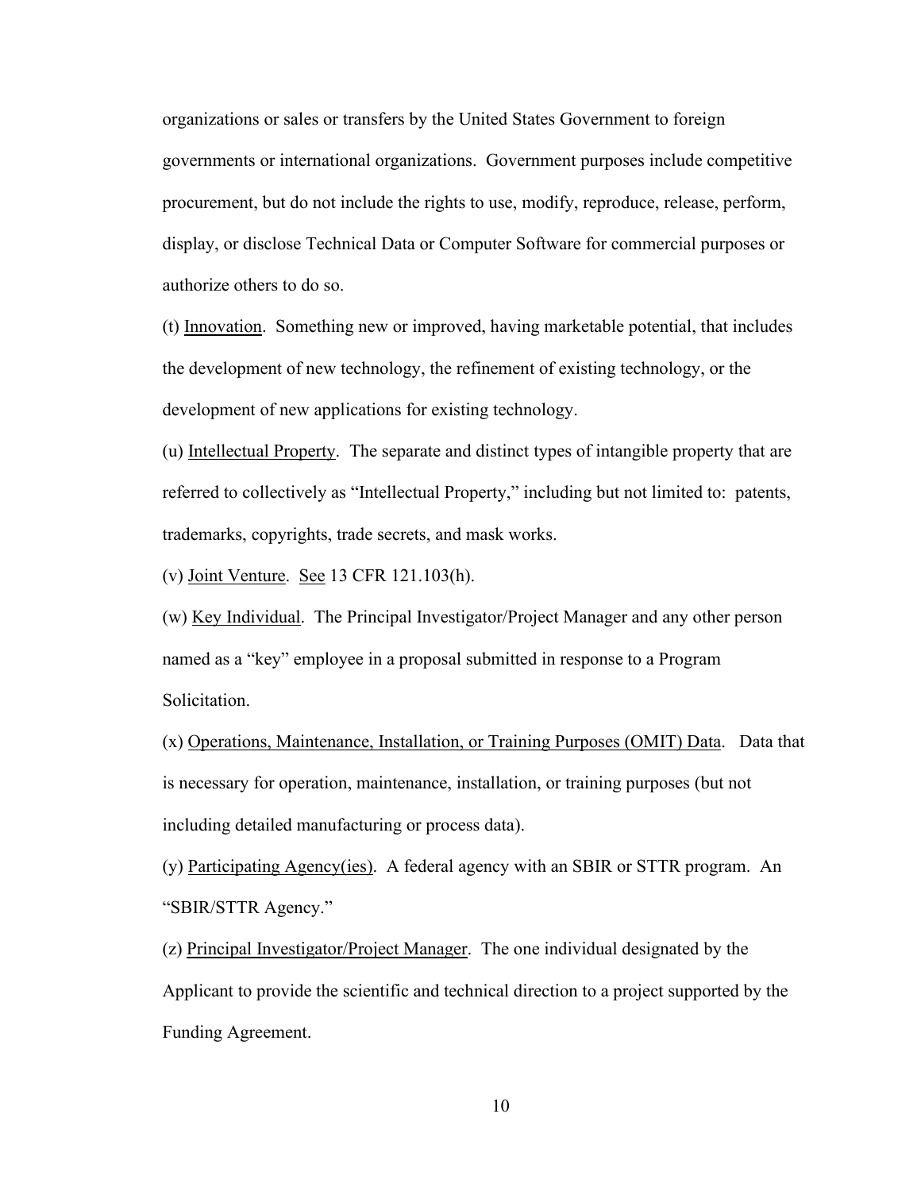organizations or sales or transfers by the United States Government to foreign governments or international organizations. Government purposes include competitive procurement, but do not include the rights to use, modify, reproduce, release, perform, display, or disclose Technical Data or Computer Software for commercial purposes or authorize others to do so.

(t) Innovation. Something new or improved, having marketable potential, that includes the development of new technology, the refinement of existing technology, or the development of new applications for existing technology.

(u) Intellectual Property. The separate and distinct types of intangible property that are referred to collectively as "Intellectual Property," including but not limited to: patents, trademarks, copyrights, trade secrets, and mask works.

(v) Joint Venture. See 13 CFR 121.103(h).

(w) Key Individual. The Principal Investigator/Project Manager and any other person named as a "key" employee in a proposal submitted in response to a Program Solicitation.

(x) Operations, Maintenance, Installation, or Training Purposes (OMIT) Data. Data that is necessary for operation, maintenance, installation, or training purposes (but not including detailed manufacturing or process data).

(y) Participating Agency(ies). A federal agency with an SBIR or STTR program. An "SBIR/STTR Agency."

(z) Principal Investigator/Project Manager. The one individual designated by the Applicant to provide the scientific and technical direction to a project supported by the Funding Agreement.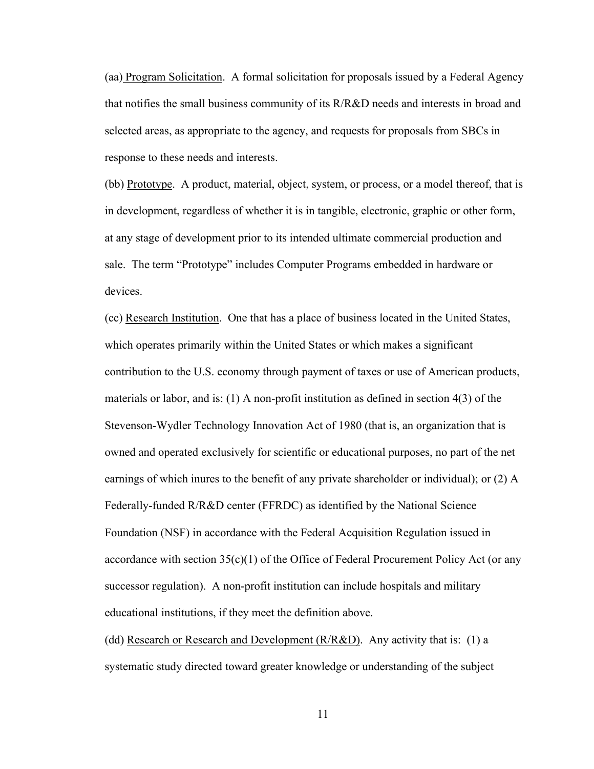(aa) Program Solicitation. A formal solicitation for proposals issued by a Federal Agency that notifies the small business community of its R/R&D needs and interests in broad and selected areas, as appropriate to the agency, and requests for proposals from SBCs in response to these needs and interests.

(bb) Prototype. A product, material, object, system, or process, or a model thereof, that is in development, regardless of whether it is in tangible, electronic, graphic or other form, at any stage of development prior to its intended ultimate commercial production and sale. The term "Prototype" includes Computer Programs embedded in hardware or devices.

(cc) Research Institution. One that has a place of business located in the United States, which operates primarily within the United States or which makes a significant contribution to the U.S. economy through payment of taxes or use of American products, materials or labor, and is: (1) A non-profit institution as defined in section 4(3) of the Stevenson-Wydler Technology Innovation Act of 1980 (that is, an organization that is owned and operated exclusively for scientific or educational purposes, no part of the net earnings of which inures to the benefit of any private shareholder or individual); or (2) A Federally-funded R/R&D center (FFRDC) as identified by the National Science Foundation (NSF) in accordance with the Federal Acquisition Regulation issued in accordance with section 35(c)(1) of the Office of Federal Procurement Policy Act (or any successor regulation). A non-profit institution can include hospitals and military educational institutions, if they meet the definition above.

(dd) Research or Research and Development (R/R&D). Any activity that is: (1) a systematic study directed toward greater knowledge or understanding of the subject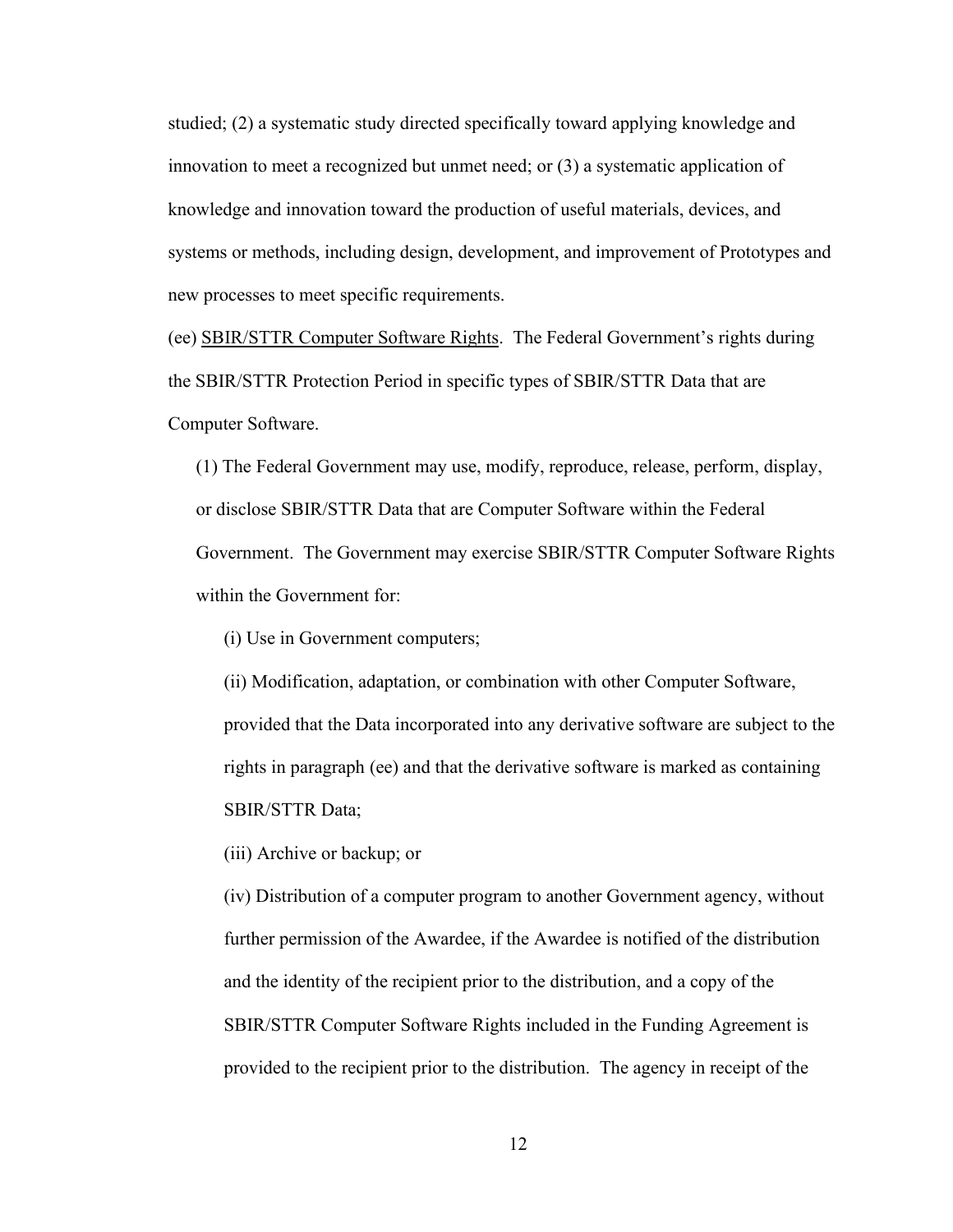studied; (2) a systematic study directed specifically toward applying knowledge and innovation to meet a recognized but unmet need; or (3) a systematic application of knowledge and innovation toward the production of useful materials, devices, and systems or methods, including design, development, and improvement of Prototypes and new processes to meet specific requirements.

(ee) SBIR/STTR Computer Software Rights. The Federal Government's rights during the SBIR/STTR Protection Period in specific types of SBIR/STTR Data that are Computer Software.

(1) The Federal Government may use, modify, reproduce, release, perform, display, or disclose SBIR/STTR Data that are Computer Software within the Federal Government. The Government may exercise SBIR/STTR Computer Software Rights within the Government for:

(i) Use in Government computers;

(ii) Modification, adaptation, or combination with other Computer Software, provided that the Data incorporated into any derivative software are subject to the rights in paragraph (ee) and that the derivative software is marked as containing SBIR/STTR Data;

(iii) Archive or backup; or

(iv) Distribution of a computer program to another Government agency, without further permission of the Awardee, if the Awardee is notified of the distribution and the identity of the recipient prior to the distribution, and a copy of the SBIR/STTR Computer Software Rights included in the Funding Agreement is provided to the recipient prior to the distribution. The agency in receipt of the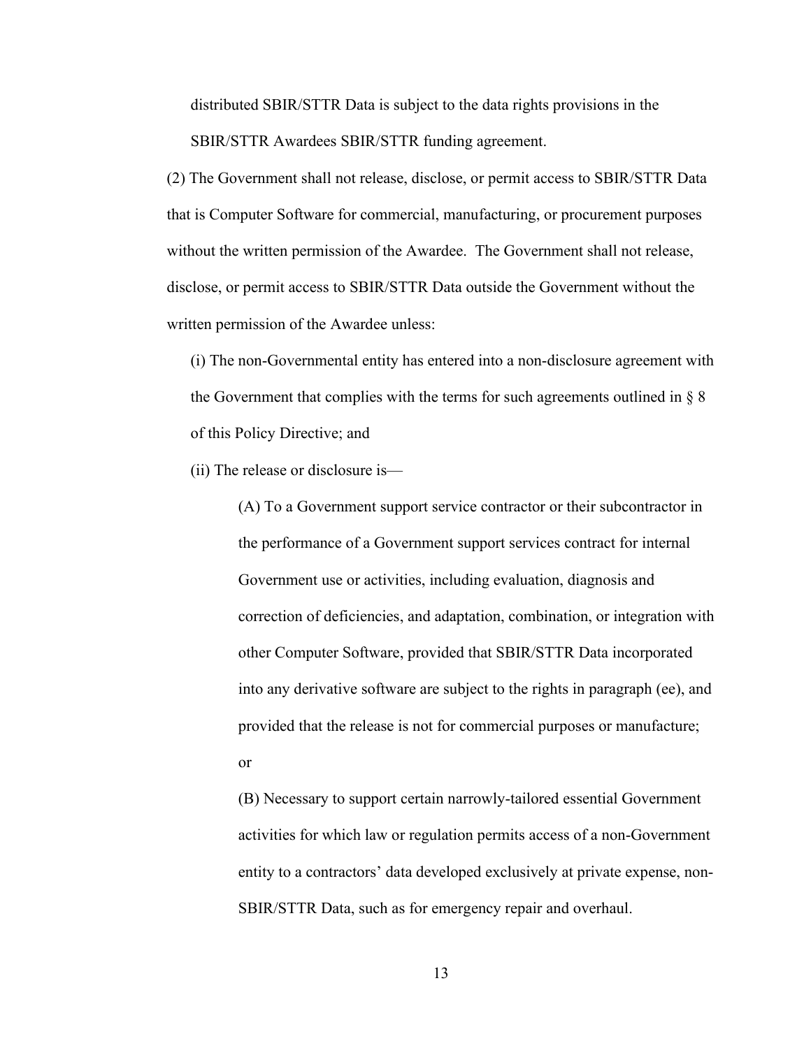distributed SBIR/STTR Data is subject to the data rights provisions in the SBIR/STTR Awardees SBIR/STTR funding agreement.

(2) The Government shall not release, disclose, or permit access to SBIR/STTR Data that is Computer Software for commercial, manufacturing, or procurement purposes without the written permission of the Awardee. The Government shall not release, disclose, or permit access to SBIR/STTR Data outside the Government without the written permission of the Awardee unless:

(i) The non-Governmental entity has entered into a non-disclosure agreement with the Government that complies with the terms for such agreements outlined in § 8 of this Policy Directive; and

(ii) The release or disclosure is—

(A) To a Government support service contractor or their subcontractor in the performance of a Government support services contract for internal Government use or activities, including evaluation, diagnosis and correction of deficiencies, and adaptation, combination, or integration with other Computer Software, provided that SBIR/STTR Data incorporated into any derivative software are subject to the rights in paragraph (ee), and provided that the release is not for commercial purposes or manufacture; or

(B) Necessary to support certain narrowly-tailored essential Government activities for which law or regulation permits access of a non-Government entity to a contractors' data developed exclusively at private expense, non-SBIR/STTR Data, such as for emergency repair and overhaul.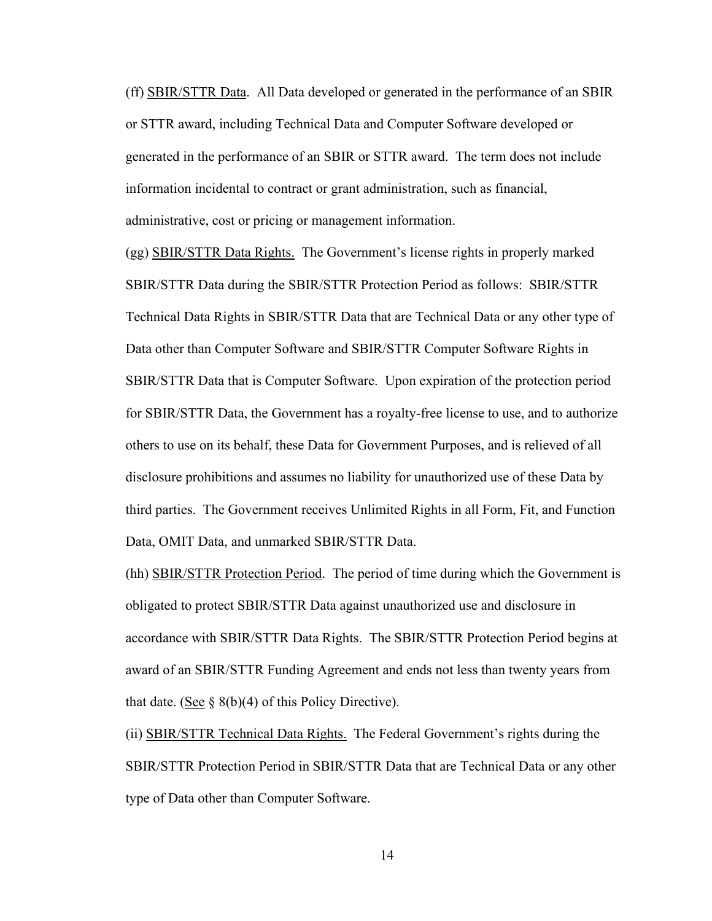(ff) SBIR/STTR Data. All Data developed or generated in the performance of an SBIR or STTR award, including Technical Data and Computer Software developed or generated in the performance of an SBIR or STTR award. The term does not include information incidental to contract or grant administration, such as financial, administrative, cost or pricing or management information.

(gg) SBIR/STTR Data Rights. The Government's license rights in properly marked SBIR/STTR Data during the SBIR/STTR Protection Period as follows: SBIR/STTR Technical Data Rights in SBIR/STTR Data that are Technical Data or any other type of Data other than Computer Software and SBIR/STTR Computer Software Rights in SBIR/STTR Data that is Computer Software. Upon expiration of the protection period for SBIR/STTR Data, the Government has a royalty-free license to use, and to authorize others to use on its behalf, these Data for Government Purposes, and is relieved of all disclosure prohibitions and assumes no liability for unauthorized use of these Data by third parties. The Government receives Unlimited Rights in all Form, Fit, and Function Data, OMIT Data, and unmarked SBIR/STTR Data.

(hh) SBIR/STTR Protection Period. The period of time during which the Government is obligated to protect SBIR/STTR Data against unauthorized use and disclosure in accordance with SBIR/STTR Data Rights. The SBIR/STTR Protection Period begins at award of an SBIR/STTR Funding Agreement and ends not less than twenty years from that date. (See § 8(b)(4) of this Policy Directive).

(ii) SBIR/STTR Technical Data Rights. The Federal Government's rights during the SBIR/STTR Protection Period in SBIR/STTR Data that are Technical Data or any other type of Data other than Computer Software.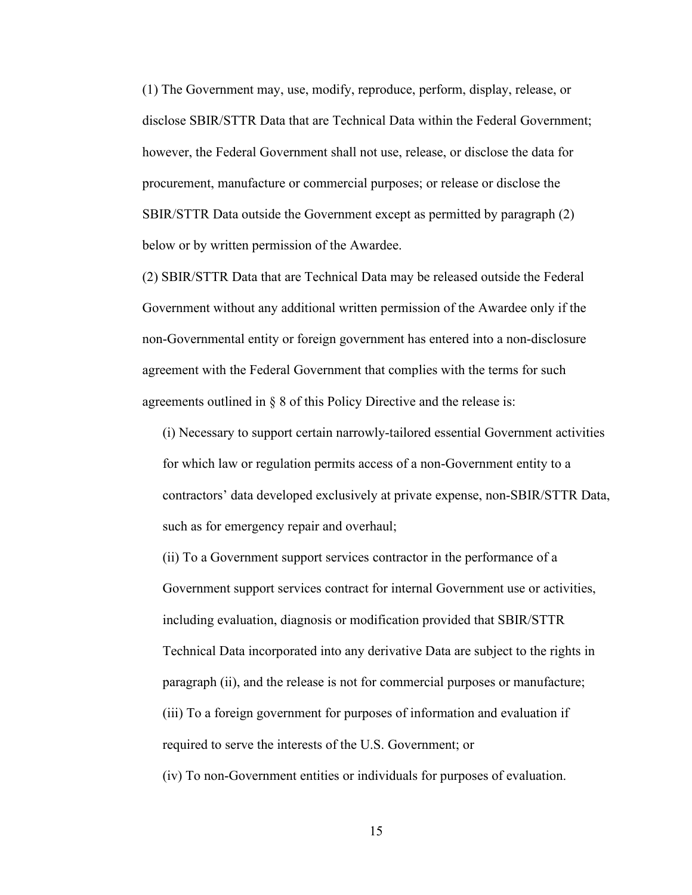(1) The Government may, use, modify, reproduce, perform, display, release, or disclose SBIR/STTR Data that are Technical Data within the Federal Government; however, the Federal Government shall not use, release, or disclose the data for procurement, manufacture or commercial purposes; or release or disclose the SBIR/STTR Data outside the Government except as permitted by paragraph (2) below or by written permission of the Awardee.

(2) SBIR/STTR Data that are Technical Data may be released outside the Federal Government without any additional written permission of the Awardee only if the non-Governmental entity or foreign government has entered into a non-disclosure agreement with the Federal Government that complies with the terms for such agreements outlined in § 8 of this Policy Directive and the release is:

(i) Necessary to support certain narrowly-tailored essential Government activities for which law or regulation permits access of a non-Government entity to a contractors' data developed exclusively at private expense, non-SBIR/STTR Data, such as for emergency repair and overhaul;

(ii) To a Government support services contractor in the performance of a Government support services contract for internal Government use or activities, including evaluation, diagnosis or modification provided that SBIR/STTR Technical Data incorporated into any derivative Data are subject to the rights in paragraph (ii), and the release is not for commercial purposes or manufacture;

(iii) To a foreign government for purposes of information and evaluation if required to serve the interests of the U.S. Government; or

(iv) To non-Government entities or individuals for purposes of evaluation.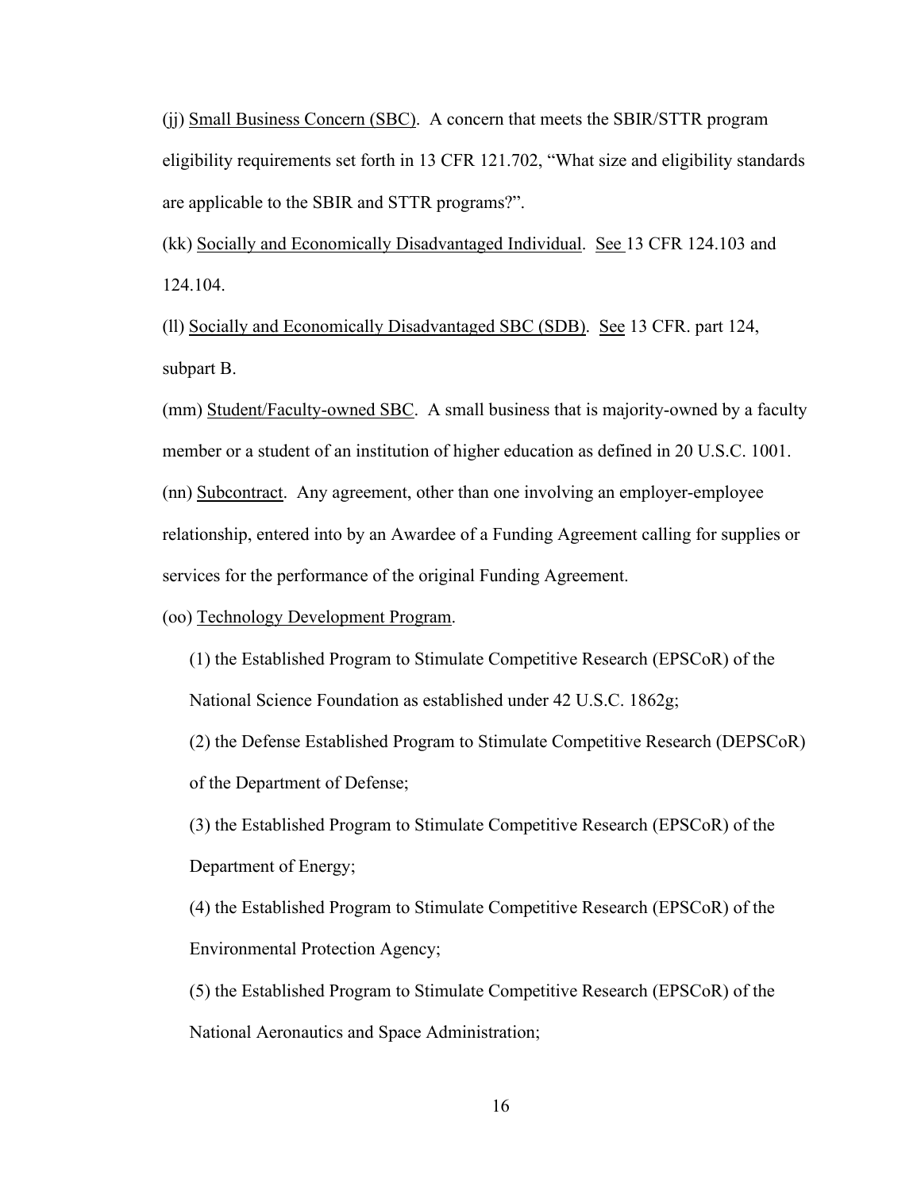(jj) Small Business Concern (SBC). A concern that meets the SBIR/STTR program eligibility requirements set forth in 13 CFR 121.702, "What size and eligibility standards are applicable to the SBIR and STTR programs?".

(kk) Socially and Economically Disadvantaged Individual. See 13 CFR 124.103 and 124.104.

(ll) Socially and Economically Disadvantaged SBC (SDB). See 13 CFR. part 124, subpart B.

(mm) Student/Faculty-owned SBC. A small business that is majority-owned by a faculty member or a student of an institution of higher education as defined in 20 U.S.C. 1001.

(nn) Subcontract. Any agreement, other than one involving an employer-employee relationship, entered into by an Awardee of a Funding Agreement calling for supplies or services for the performance of the original Funding Agreement.

(oo) Technology Development Program.

(1) the Established Program to Stimulate Competitive Research (EPSCoR) of the National Science Foundation as established under 42 U.S.C. 1862g;

(2) the Defense Established Program to Stimulate Competitive Research (DEPSCoR) of the Department of Defense;

(3) the Established Program to Stimulate Competitive Research (EPSCoR) of the Department of Energy;

(4) the Established Program to Stimulate Competitive Research (EPSCoR) of the Environmental Protection Agency;

(5) the Established Program to Stimulate Competitive Research (EPSCoR) of the National Aeronautics and Space Administration;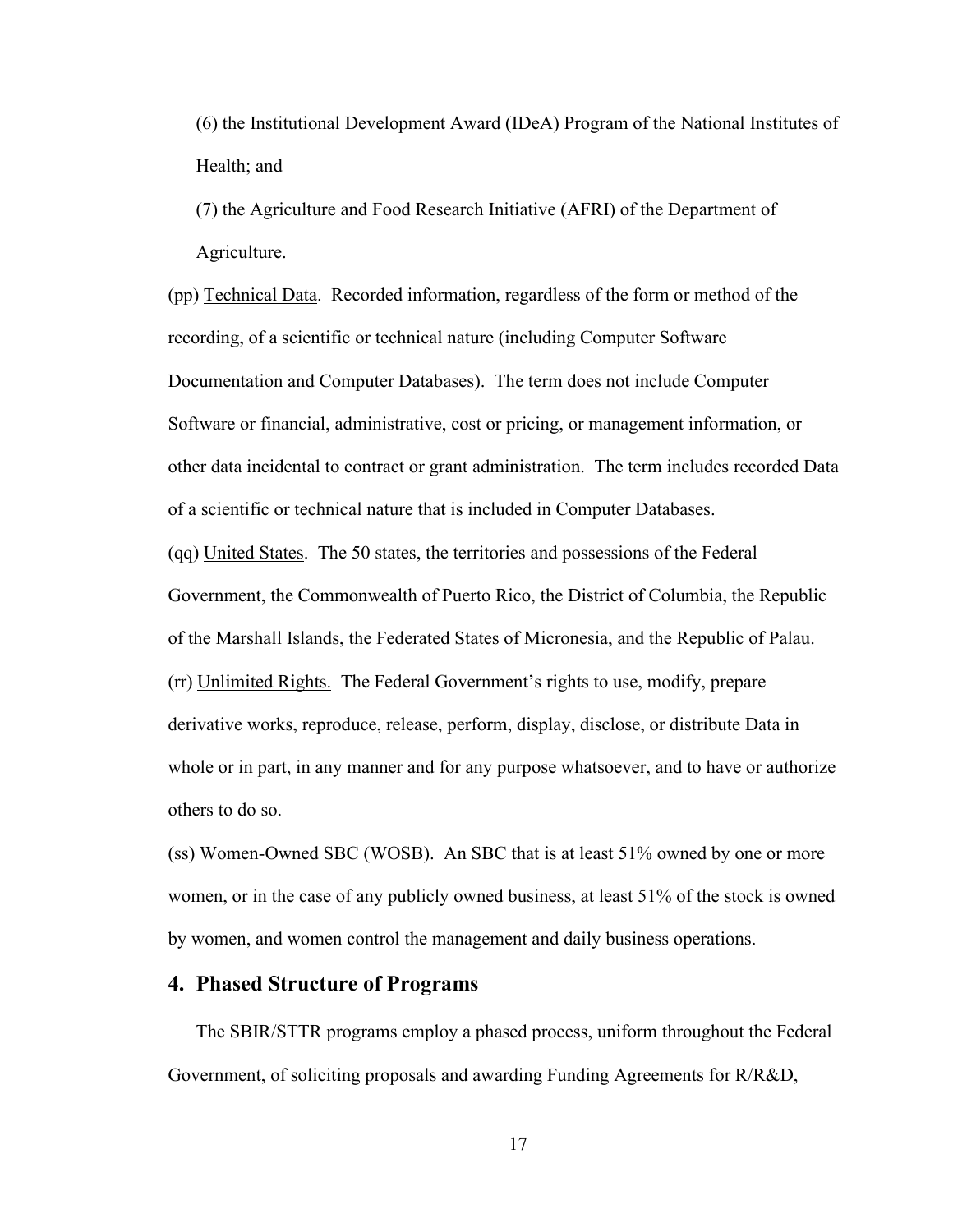(6) the Institutional Development Award (IDeA) Program of the National Institutes of Health; and

(7) the Agriculture and Food Research Initiative (AFRI) of the Department of Agriculture.

(pp) Technical Data. Recorded information, regardless of the form or method of the recording, of a scientific or technical nature (including Computer Software Documentation and Computer Databases). The term does not include Computer Software or financial, administrative, cost or pricing, or management information, or other data incidental to contract or grant administration. The term includes recorded Data of a scientific or technical nature that is included in Computer Databases.

(qq) United States. The 50 states, the territories and possessions of the Federal Government, the Commonwealth of Puerto Rico, the District of Columbia, the Republic of the Marshall Islands, the Federated States of Micronesia, and the Republic of Palau.

(rr) Unlimited Rights. The Federal Government's rights to use, modify, prepare derivative works, reproduce, release, perform, display, disclose, or distribute Data in whole or in part, in any manner and for any purpose whatsoever, and to have or authorize others to do so.

(ss) Women-Owned SBC (WOSB). An SBC that is at least 51% owned by one or more women, or in the case of any publicly owned business, at least 51% of the stock is owned by women, and women control the management and daily business operations.

## 4. Phased Structure of Programs

The SBIR/STTR programs employ a phased process, uniform throughout the Federal Government, of soliciting proposals and awarding Funding Agreements for R/R&D,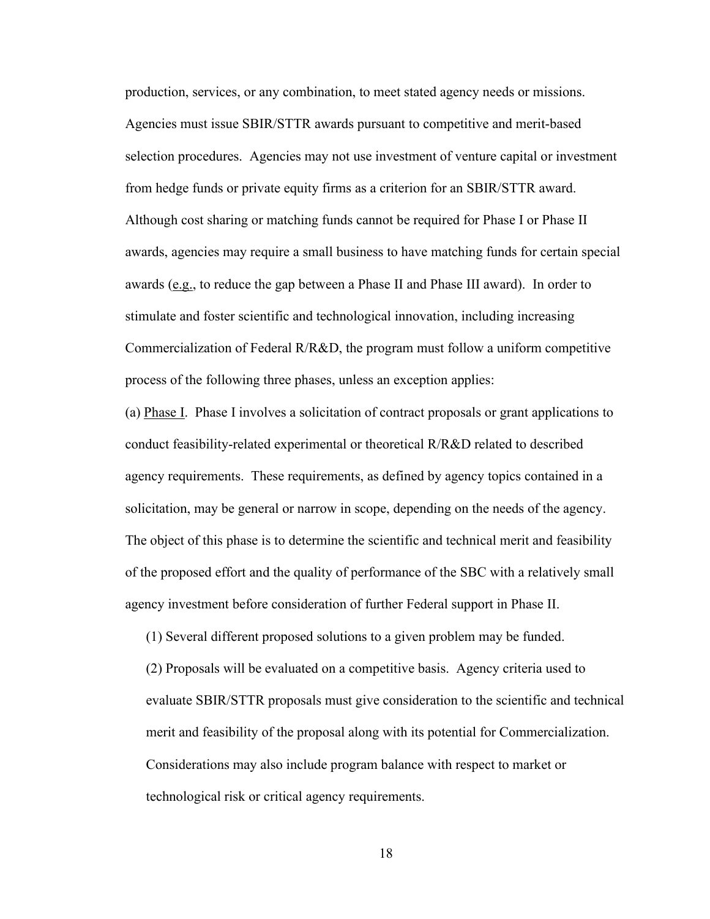production, services, or any combination, to meet stated agency needs or missions. Agencies must issue SBIR/STTR awards pursuant to competitive and merit-based selection procedures. Agencies may not use investment of venture capital or investment from hedge funds or private equity firms as a criterion for an SBIR/STTR award. Although cost sharing or matching funds cannot be required for Phase I or Phase II awards, agencies may require a small business to have matching funds for certain special awards (e.g., to reduce the gap between a Phase II and Phase III award). In order to stimulate and foster scientific and technological innovation, including increasing Commercialization of Federal R/R&D, the program must follow a uniform competitive process of the following three phases, unless an exception applies:

(a) Phase I. Phase I involves a solicitation of contract proposals or grant applications to conduct feasibility-related experimental or theoretical R/R&D related to described agency requirements. These requirements, as defined by agency topics contained in a solicitation, may be general or narrow in scope, depending on the needs of the agency. The object of this phase is to determine the scientific and technical merit and feasibility of the proposed effort and the quality of performance of the SBC with a relatively small agency investment before consideration of further Federal support in Phase II.

(1) Several different proposed solutions to a given problem may be funded.

(2) Proposals will be evaluated on a competitive basis. Agency criteria used to evaluate SBIR/STTR proposals must give consideration to the scientific and technical merit and feasibility of the proposal along with its potential for Commercialization. Considerations may also include program balance with respect to market or technological risk or critical agency requirements.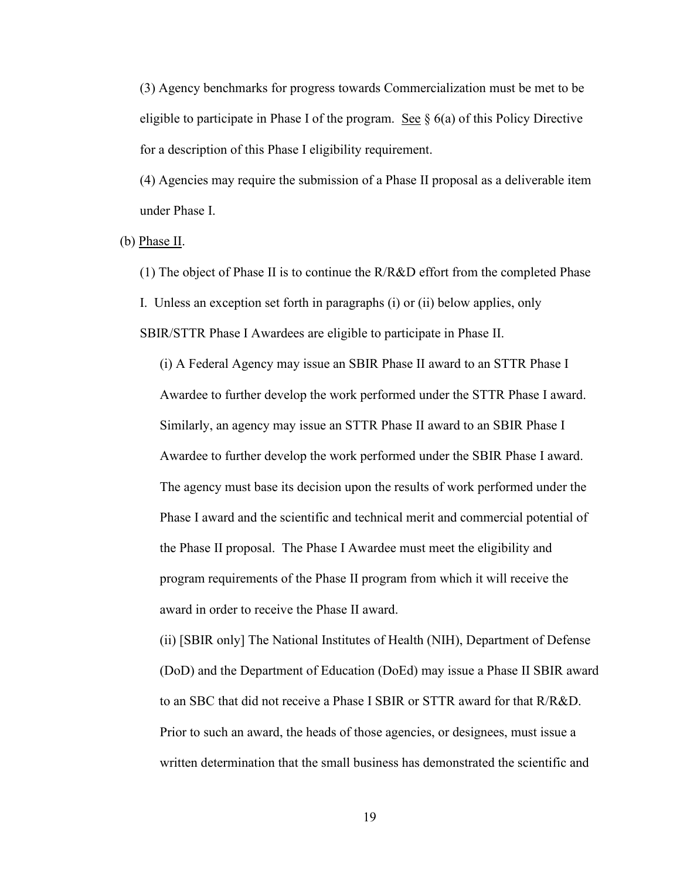(3) Agency benchmarks for progress towards Commercialization must be met to be eligible to participate in Phase I of the program. <u>See</u> § 6(a) of this Policy Directive for a description of this Phase I eligibility requirement.

(4) Agencies may require the submission of a Phase II proposal as a deliverable item under Phase I.

(b) <u>Phase II</u>.

(1) The object of Phase II is to continue the R/R&D effort from the completed Phase I. Unless an exception set forth in paragraphs (i) or (ii) below applies, only SBIR/STTR Phase I Awardees are eligible to participate in Phase II.

(i) A Federal Agency may issue an SBIR Phase II award to an STTR Phase I Awardee to further develop the work performed under the STTR Phase I award. Similarly, an agency may issue an STTR Phase II award to an SBIR Phase I Awardee to further develop the work performed under the SBIR Phase I award. The agency must base its decision upon the results of work performed under the Phase I award and the scientific and technical merit and commercial potential of the Phase II proposal. The Phase I Awardee must meet the eligibility and program requirements of the Phase II program from which it will receive the award in order to receive the Phase II award.

(ii) [SBIR only] The National Institutes of Health (NIH), Department of Defense (DoD) and the Department of Education (DoEd) may issue a Phase II SBIR award to an SBC that did not receive a Phase I SBIR or STTR award for that R/R&D. Prior to such an award, the heads of those agencies, or designees, must issue a written determination that the small business has demonstrated the scientific and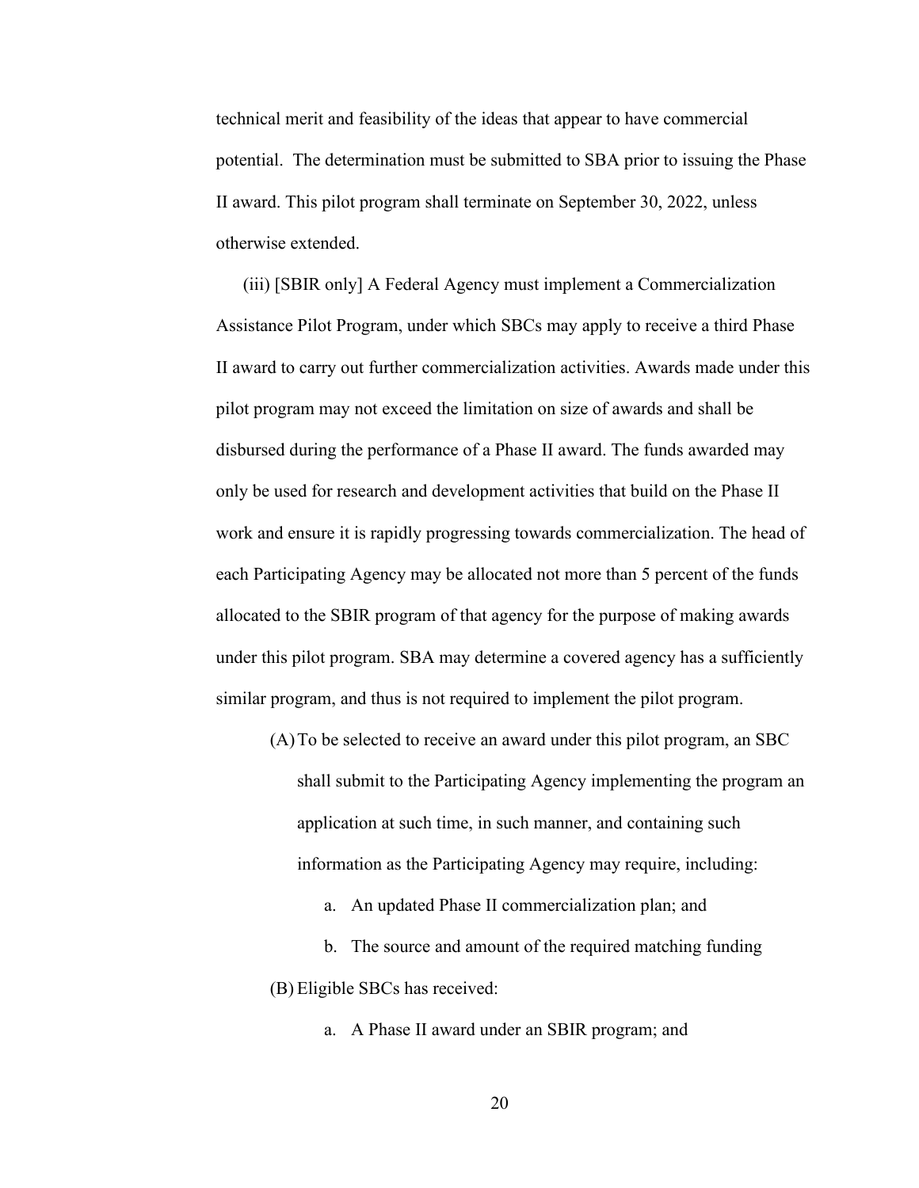technical merit and feasibility of the ideas that appear to have commercial potential. The determination must be submitted to SBA prior to issuing the Phase II award. This pilot program shall terminate on September 30, 2022, unless otherwise extended.

(iii) [SBIR only] A Federal Agency must implement a Commercialization Assistance Pilot Program, under which SBCs may apply to receive a third Phase II award to carry out further commercialization activities. Awards made under this pilot program may not exceed the limitation on size of awards and shall be disbursed during the performance of a Phase II award. The funds awarded may only be used for research and development activities that build on the Phase II work and ensure it is rapidly progressing towards commercialization. The head of each Participating Agency may be allocated not more than 5 percent of the funds allocated to the SBIR program of that agency for the purpose of making awards under this pilot program. SBA may determine a covered agency has a sufficiently similar program, and thus is not required to implement the pilot program.

(A) To be selected to receive an award under this pilot program, an SBC shall submit to the Participating Agency implementing the program an application at such time, in such manner, and containing such information as the Participating Agency may require, including:

a. An updated Phase II commercialization plan; and

b. The source and amount of the required matching funding

(B) Eligible SBCs has received:

a. A Phase II award under an SBIR program; and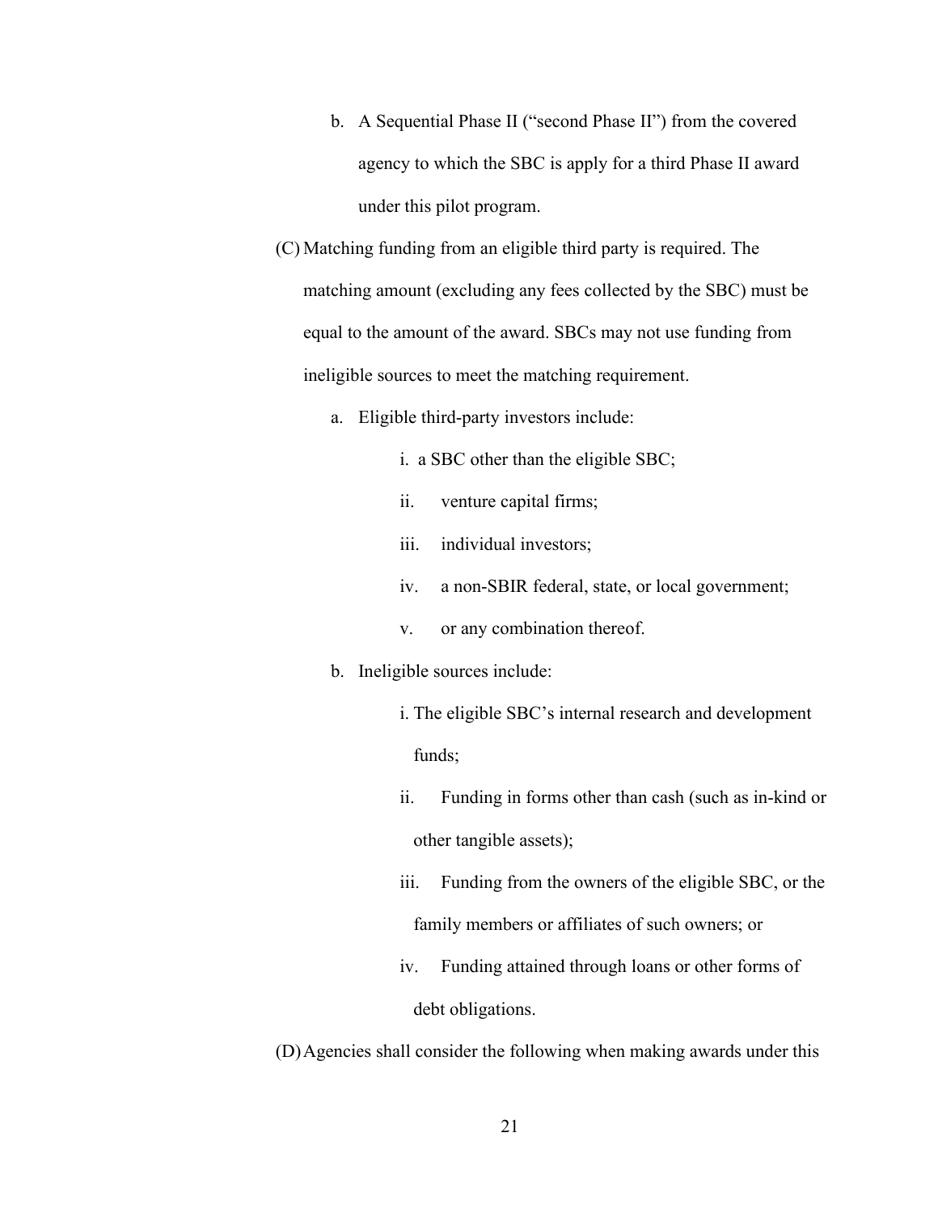b. A Sequential Phase II ("second Phase II") from the covered agency to which the SBC is apply for a third Phase II award under this pilot program.

(C) Matching funding from an eligible third party is required. The matching amount (excluding any fees collected by the SBC) must be equal to the amount of the award. SBCs may not use funding from ineligible sources to meet the matching requirement.

a. Eligible third-party investors include:

i. a SBC other than the eligible SBC;

ii. venture capital firms;

iii. individual investors;

iv. a non-SBIR federal, state, or local government;

v. or any combination thereof.

b. Ineligible sources include:

i. The eligible SBC's internal research and development funds;

ii. Funding in forms other than cash (such as in-kind or other tangible assets);

iii. Funding from the owners of the eligible SBC, or the family members or affiliates of such owners; or

iv. Funding attained through loans or other forms of debt obligations.

(D) Agencies shall consider the following when making awards under this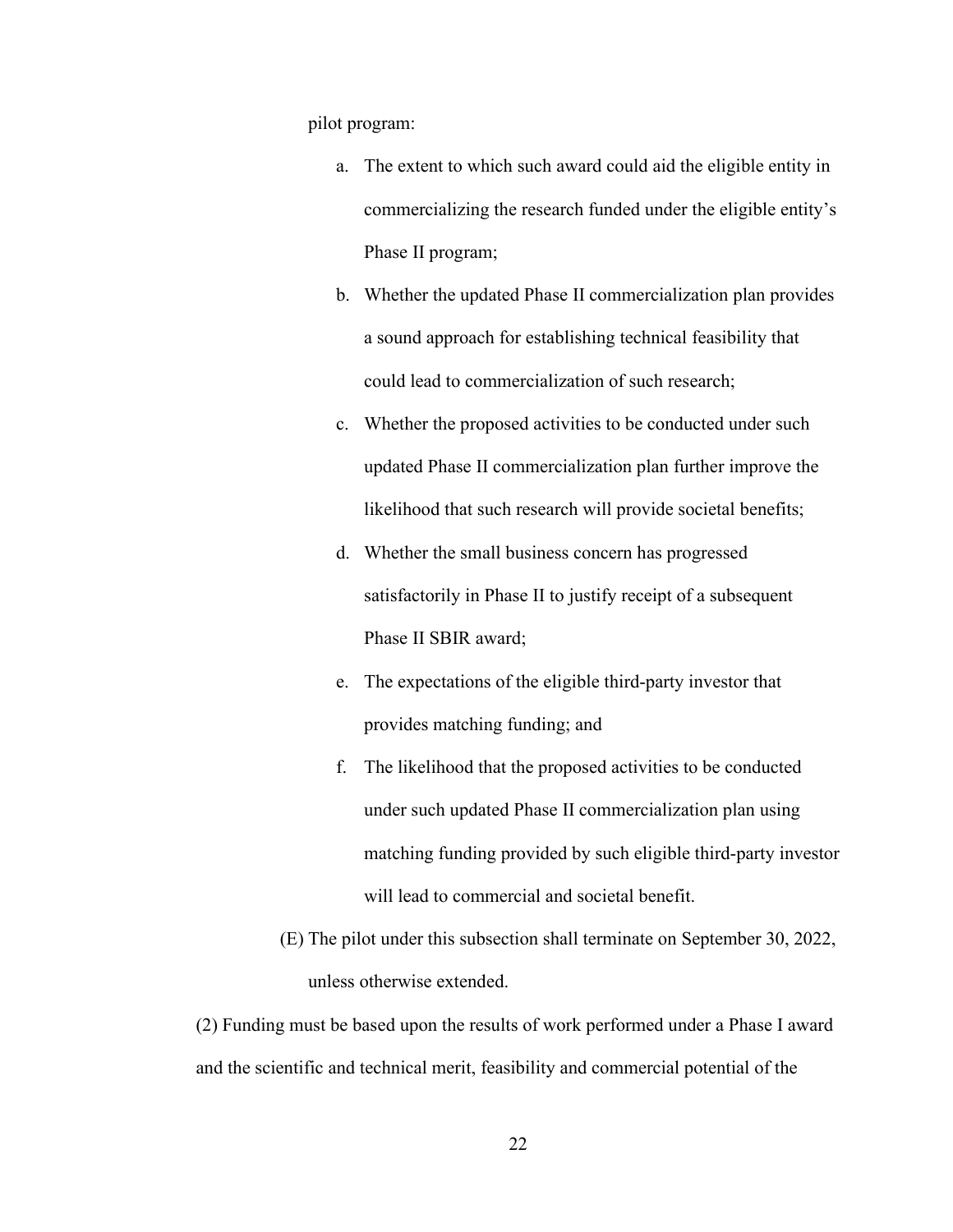pilot program:

a. The extent to which such award could aid the eligible entity in commercializing the research funded under the eligible entity's Phase II program;

b. Whether the updated Phase II commercialization plan provides a sound approach for establishing technical feasibility that could lead to commercialization of such research;

c. Whether the proposed activities to be conducted under such updated Phase II commercialization plan further improve the likelihood that such research will provide societal benefits;

d. Whether the small business concern has progressed satisfactorily in Phase II to justify receipt of a subsequent Phase II SBIR award;

e. The expectations of the eligible third-party investor that provides matching funding; and

f. The likelihood that the proposed activities to be conducted under such updated Phase II commercialization plan using matching funding provided by such eligible third-party investor will lead to commercial and societal benefit.

(E) The pilot under this subsection shall terminate on September 30, 2022, unless otherwise extended.

(2) Funding must be based upon the results of work performed under a Phase I award and the scientific and technical merit, feasibility and commercial potential of the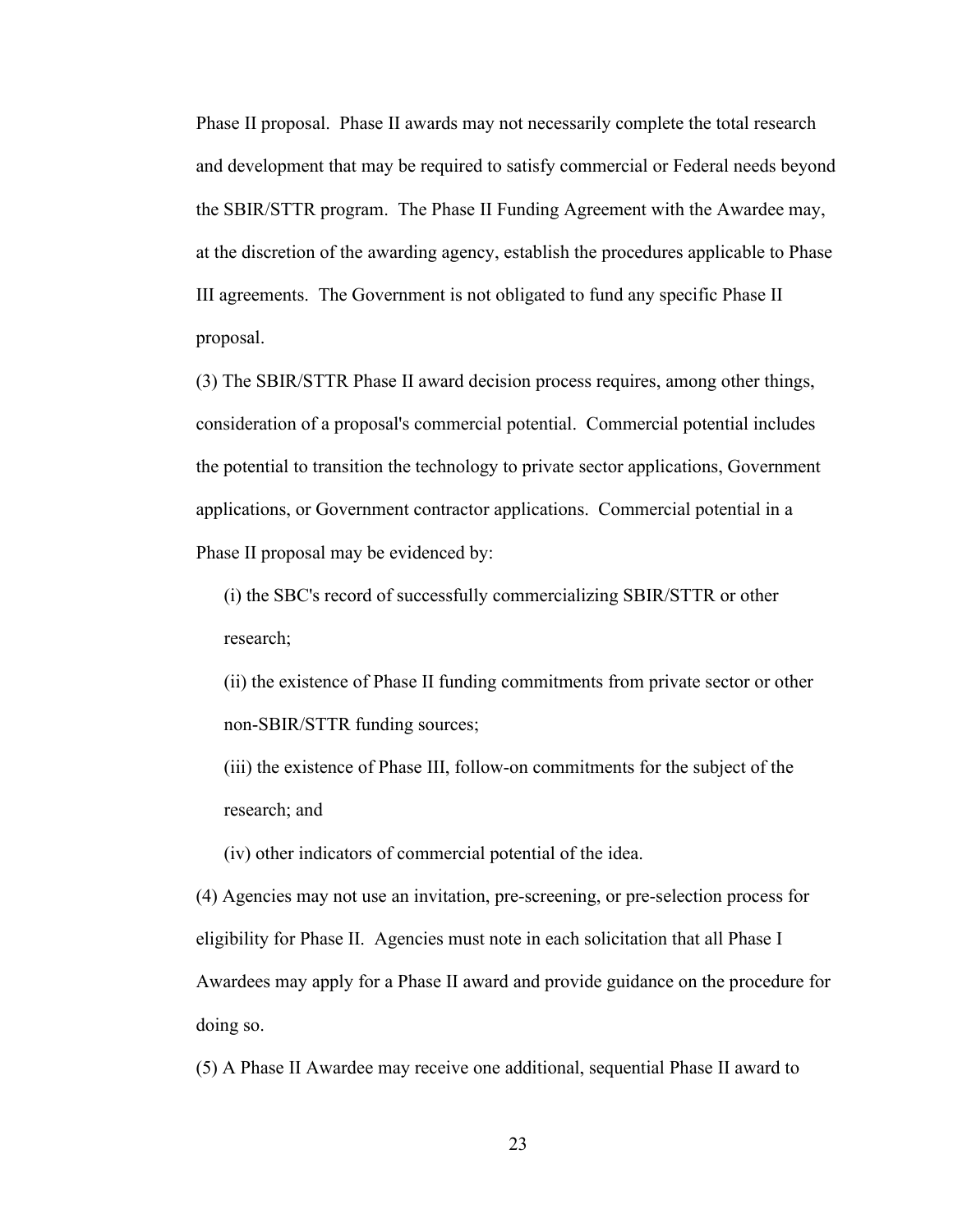Phase II proposal. Phase II awards may not necessarily complete the total research and development that may be required to satisfy commercial or Federal needs beyond the SBIR/STTR program. The Phase II Funding Agreement with the Awardee may, at the discretion of the awarding agency, establish the procedures applicable to Phase III agreements. The Government is not obligated to fund any specific Phase II proposal.

(3) The SBIR/STTR Phase II award decision process requires, among other things, consideration of a proposal's commercial potential. Commercial potential includes the potential to transition the technology to private sector applications, Government applications, or Government contractor applications. Commercial potential in a Phase II proposal may be evidenced by:

(i) the SBC's record of successfully commercializing SBIR/STTR or other research;

(ii) the existence of Phase II funding commitments from private sector or other non-SBIR/STTR funding sources;

(iii) the existence of Phase III, follow-on commitments for the subject of the research; and

(iv) other indicators of commercial potential of the idea.

(4) Agencies may not use an invitation, pre-screening, or pre-selection process for eligibility for Phase II. Agencies must note in each solicitation that all Phase I Awardees may apply for a Phase II award and provide guidance on the procedure for doing so.

(5) A Phase II Awardee may receive one additional, sequential Phase II award to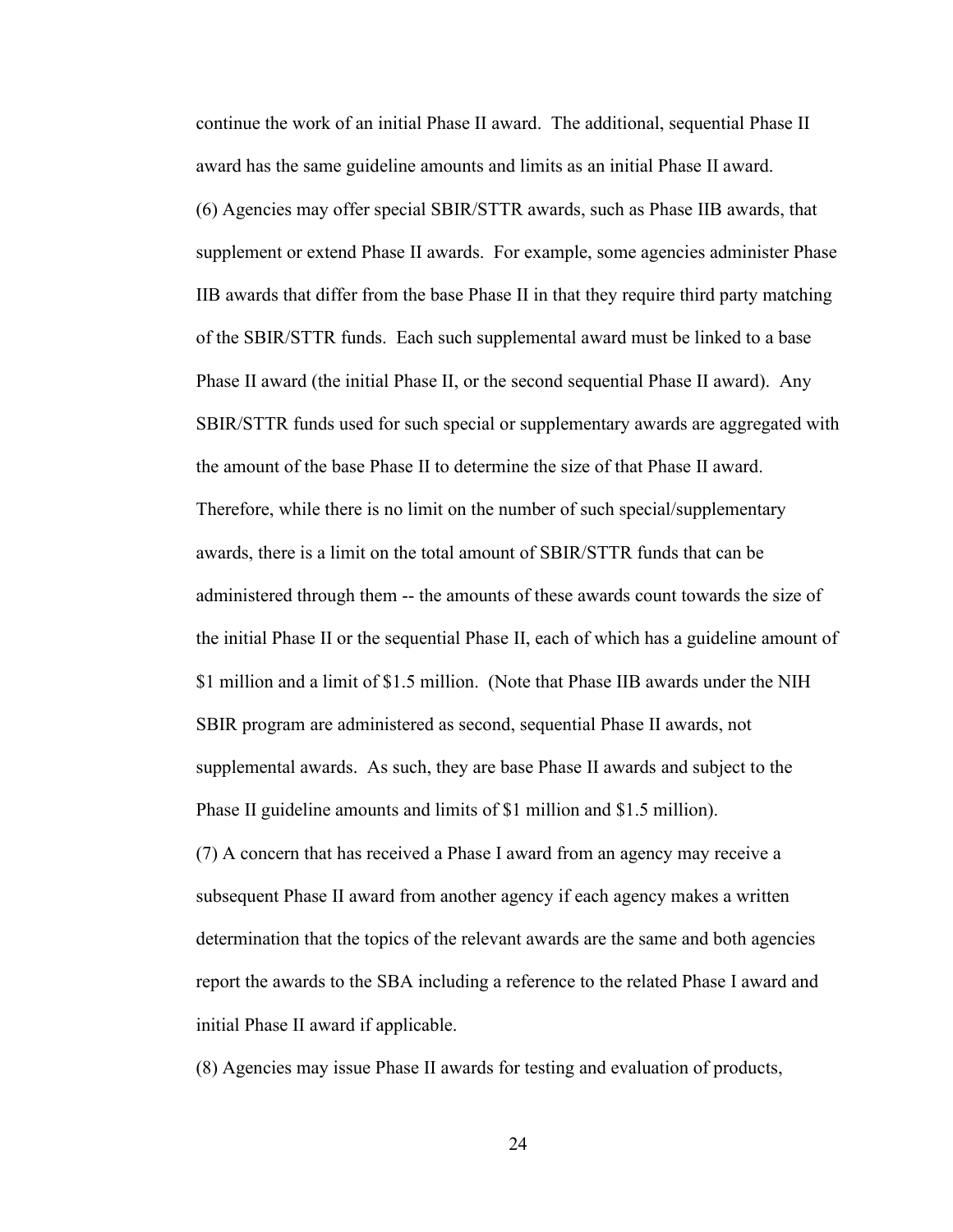continue the work of an initial Phase II award. The additional, sequential Phase II award has the same guideline amounts and limits as an initial Phase II award.

(6) Agencies may offer special SBIR/STTR awards, such as Phase IIB awards, that supplement or extend Phase II awards. For example, some agencies administer Phase IIB awards that differ from the base Phase II in that they require third party matching of the SBIR/STTR funds. Each such supplemental award must be linked to a base Phase II award (the initial Phase II, or the second sequential Phase II award). Any SBIR/STTR funds used for such special or supplementary awards are aggregated with the amount of the base Phase II to determine the size of that Phase II award. Therefore, while there is no limit on the number of such special/supplementary awards, there is a limit on the total amount of SBIR/STTR funds that can be administered through them -- the amounts of these awards count towards the size of the initial Phase II or the sequential Phase II, each of which has a guideline amount of $1 million and a limit of $1.5 million. (Note that Phase IIB awards under the NIH SBIR program are administered as second, sequential Phase II awards, not supplemental awards. As such, they are base Phase II awards and subject to the Phase II guideline amounts and limits of $1 million and $1.5 million).

(7) A concern that has received a Phase I award from an agency may receive a subsequent Phase II award from another agency if each agency makes a written determination that the topics of the relevant awards are the same and both agencies report the awards to the SBA including a reference to the related Phase I award and initial Phase II award if applicable.

(8) Agencies may issue Phase II awards for testing and evaluation of products,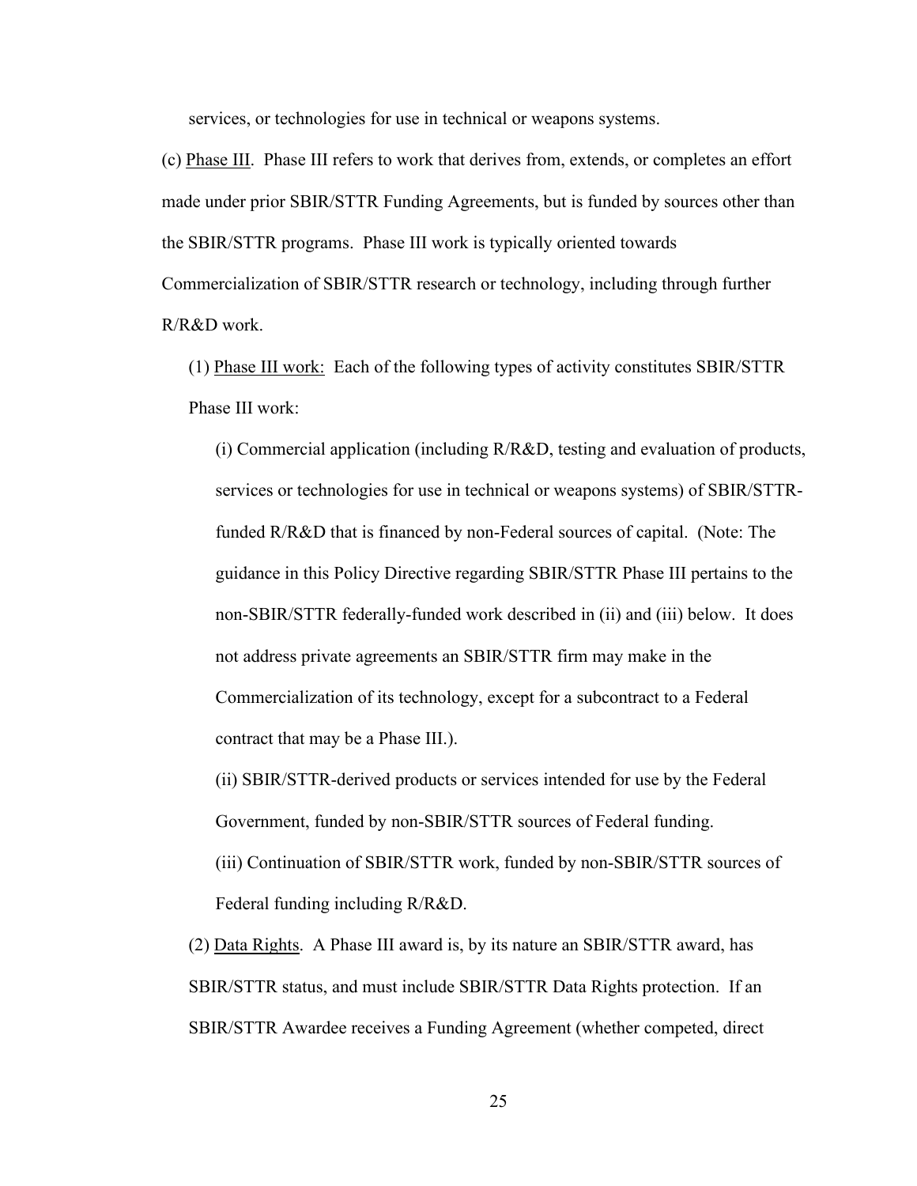services, or technologies for use in technical or weapons systems.

(c) Phase III. Phase III refers to work that derives from, extends, or completes an effort made under prior SBIR/STTR Funding Agreements, but is funded by sources other than the SBIR/STTR programs. Phase III work is typically oriented towards Commercialization of SBIR/STTR research or technology, including through further R/R&D work.

(1) Phase III work: Each of the following types of activity constitutes SBIR/STTR Phase III work:

(i) Commercial application (including R/R&D, testing and evaluation of products, services or technologies for use in technical or weapons systems) of SBIR/STTR-funded R/R&D that is financed by non-Federal sources of capital. (Note: The guidance in this Policy Directive regarding SBIR/STTR Phase III pertains to the non-SBIR/STTR federally-funded work described in (ii) and (iii) below. It does not address private agreements an SBIR/STTR firm may make in the Commercialization of its technology, except for a subcontract to a Federal contract that may be a Phase III.).

(ii) SBIR/STTR-derived products or services intended for use by the Federal Government, funded by non-SBIR/STTR sources of Federal funding.

(iii) Continuation of SBIR/STTR work, funded by non-SBIR/STTR sources of Federal funding including R/R&D.

(2) Data Rights. A Phase III award is, by its nature an SBIR/STTR award, has SBIR/STTR status, and must include SBIR/STTR Data Rights protection. If an SBIR/STTR Awardee receives a Funding Agreement (whether competed, direct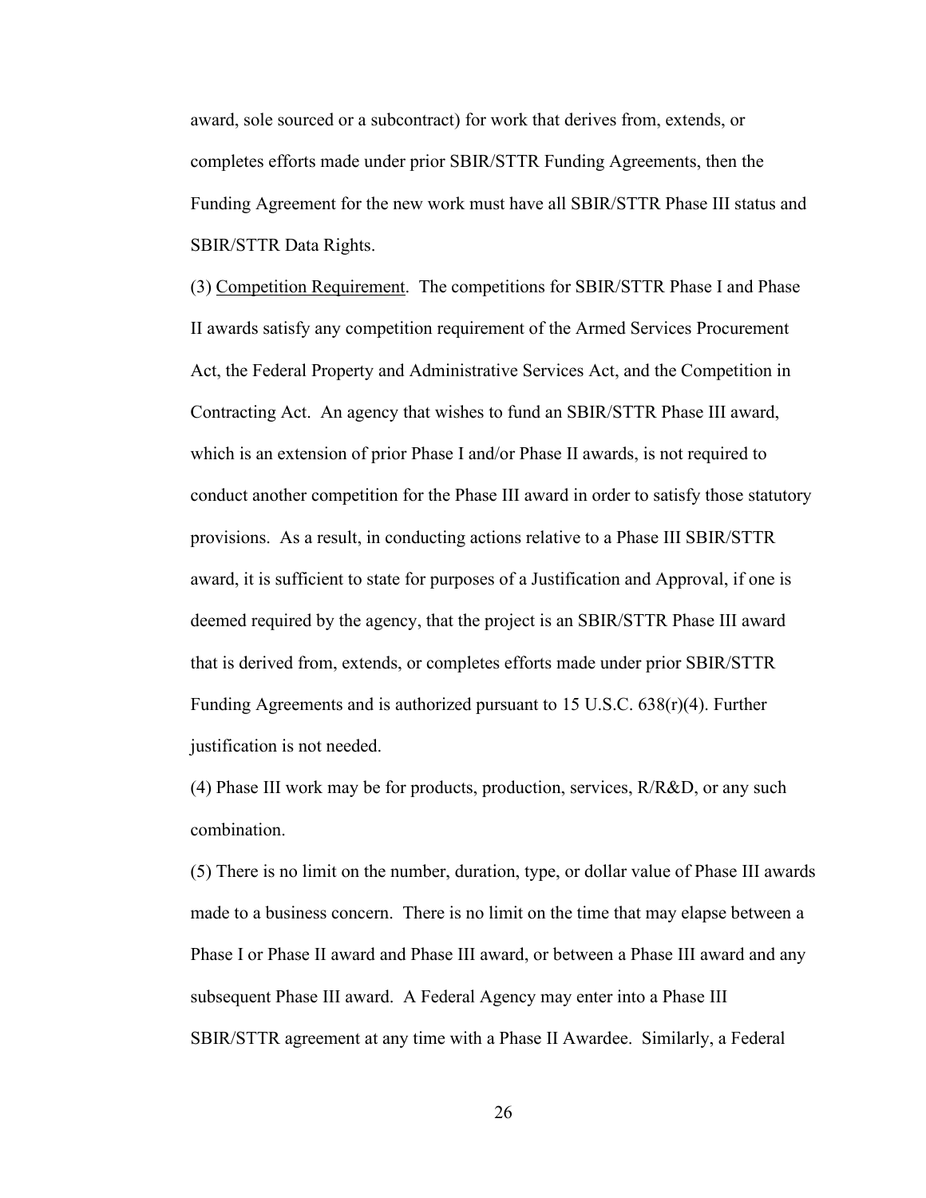award, sole sourced or a subcontract) for work that derives from, extends, or completes efforts made under prior SBIR/STTR Funding Agreements, then the Funding Agreement for the new work must have all SBIR/STTR Phase III status and SBIR/STTR Data Rights.

(3) Competition Requirement. The competitions for SBIR/STTR Phase I and Phase II awards satisfy any competition requirement of the Armed Services Procurement Act, the Federal Property and Administrative Services Act, and the Competition in Contracting Act. An agency that wishes to fund an SBIR/STTR Phase III award, which is an extension of prior Phase I and/or Phase II awards, is not required to conduct another competition for the Phase III award in order to satisfy those statutory provisions. As a result, in conducting actions relative to a Phase III SBIR/STTR award, it is sufficient to state for purposes of a Justification and Approval, if one is deemed required by the agency, that the project is an SBIR/STTR Phase III award that is derived from, extends, or completes efforts made under prior SBIR/STTR Funding Agreements and is authorized pursuant to 15 U.S.C. 638(r)(4). Further justification is not needed.

(4) Phase III work may be for products, production, services, R/R&D, or any such combination.

(5) There is no limit on the number, duration, type, or dollar value of Phase III awards made to a business concern. There is no limit on the time that may elapse between a Phase I or Phase II award and Phase III award, or between a Phase III award and any subsequent Phase III award. A Federal Agency may enter into a Phase III SBIR/STTR agreement at any time with a Phase II Awardee. Similarly, a Federal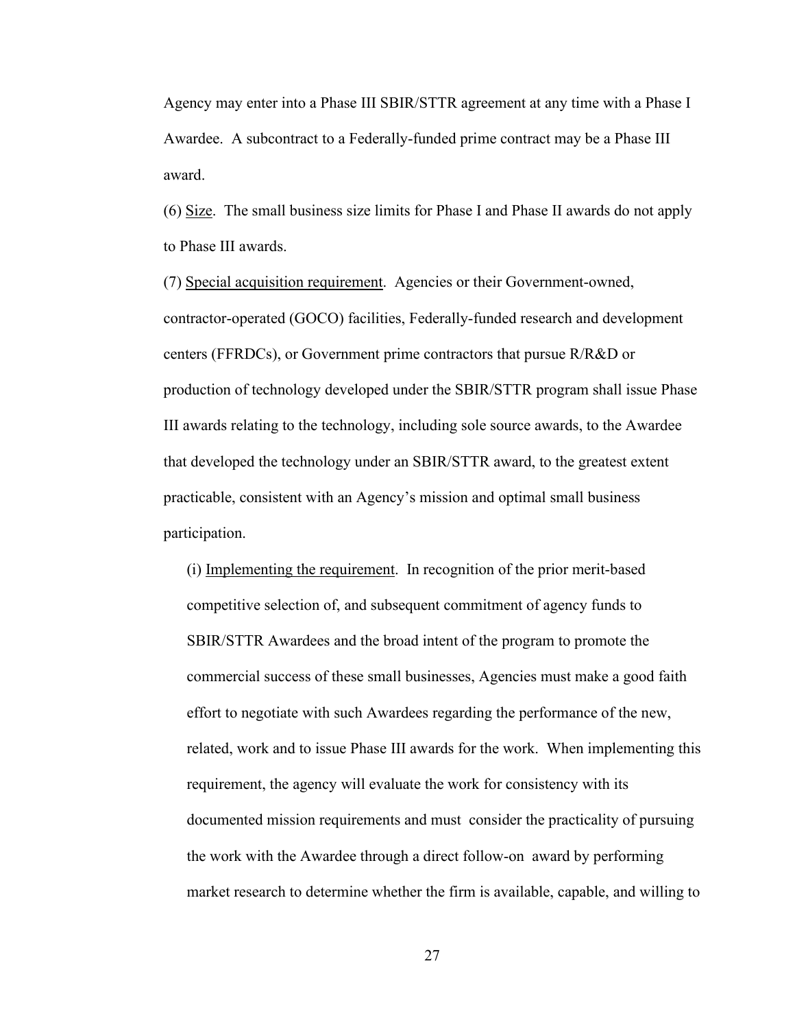Agency may enter into a Phase III SBIR/STTR agreement at any time with a Phase I Awardee. A subcontract to a Federally-funded prime contract may be a Phase III award.

(6) Size. The small business size limits for Phase I and Phase II awards do not apply to Phase III awards.

(7) Special acquisition requirement. Agencies or their Government-owned, contractor-operated (GOCO) facilities, Federally-funded research and development centers (FFRDCs), or Government prime contractors that pursue R/R&D or production of technology developed under the SBIR/STTR program shall issue Phase III awards relating to the technology, including sole source awards, to the Awardee that developed the technology under an SBIR/STTR award, to the greatest extent practicable, consistent with an Agency's mission and optimal small business participation.

(i) Implementing the requirement. In recognition of the prior merit-based competitive selection of, and subsequent commitment of agency funds to SBIR/STTR Awardees and the broad intent of the program to promote the commercial success of these small businesses, Agencies must make a good faith effort to negotiate with such Awardees regarding the performance of the new, related, work and to issue Phase III awards for the work. When implementing this requirement, the agency will evaluate the work for consistency with its documented mission requirements and must consider the practicality of pursuing the work with the Awardee through a direct follow-on award by performing market research to determine whether the firm is available, capable, and willing to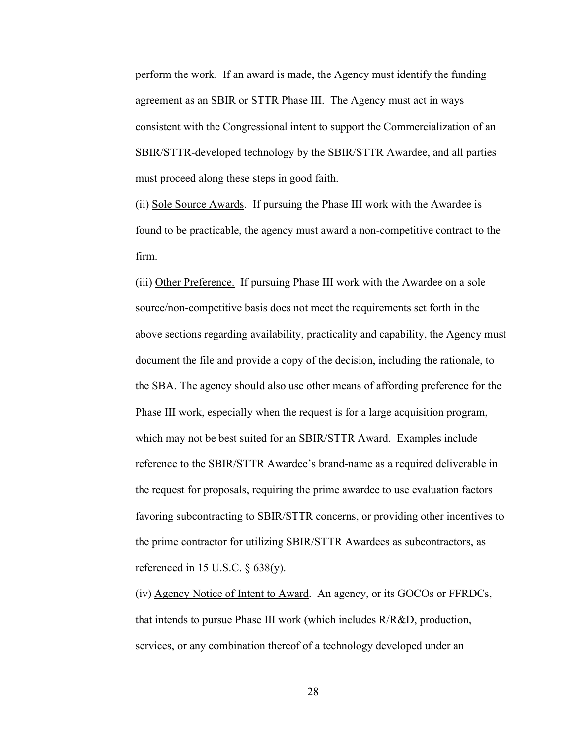perform the work. If an award is made, the Agency must identify the funding agreement as an SBIR or STTR Phase III. The Agency must act in ways consistent with the Congressional intent to support the Commercialization of an SBIR/STTR-developed technology by the SBIR/STTR Awardee, and all parties must proceed along these steps in good faith.

(ii) Sole Source Awards. If pursuing the Phase III work with the Awardee is found to be practicable, the agency must award a non-competitive contract to the firm.

(iii) Other Preference. If pursuing Phase III work with the Awardee on a sole source/non-competitive basis does not meet the requirements set forth in the above sections regarding availability, practicality and capability, the Agency must document the file and provide a copy of the decision, including the rationale, to the SBA. The agency should also use other means of affording preference for the Phase III work, especially when the request is for a large acquisition program, which may not be best suited for an SBIR/STTR Award. Examples include reference to the SBIR/STTR Awardee's brand-name as a required deliverable in the request for proposals, requiring the prime awardee to use evaluation factors favoring subcontracting to SBIR/STTR concerns, or providing other incentives to the prime contractor for utilizing SBIR/STTR Awardees as subcontractors, as referenced in 15 U.S.C. § 638(y).

(iv) Agency Notice of Intent to Award. An agency, or its GOCOs or FFRDCs, that intends to pursue Phase III work (which includes R/R&D, production, services, or any combination thereof of a technology developed under an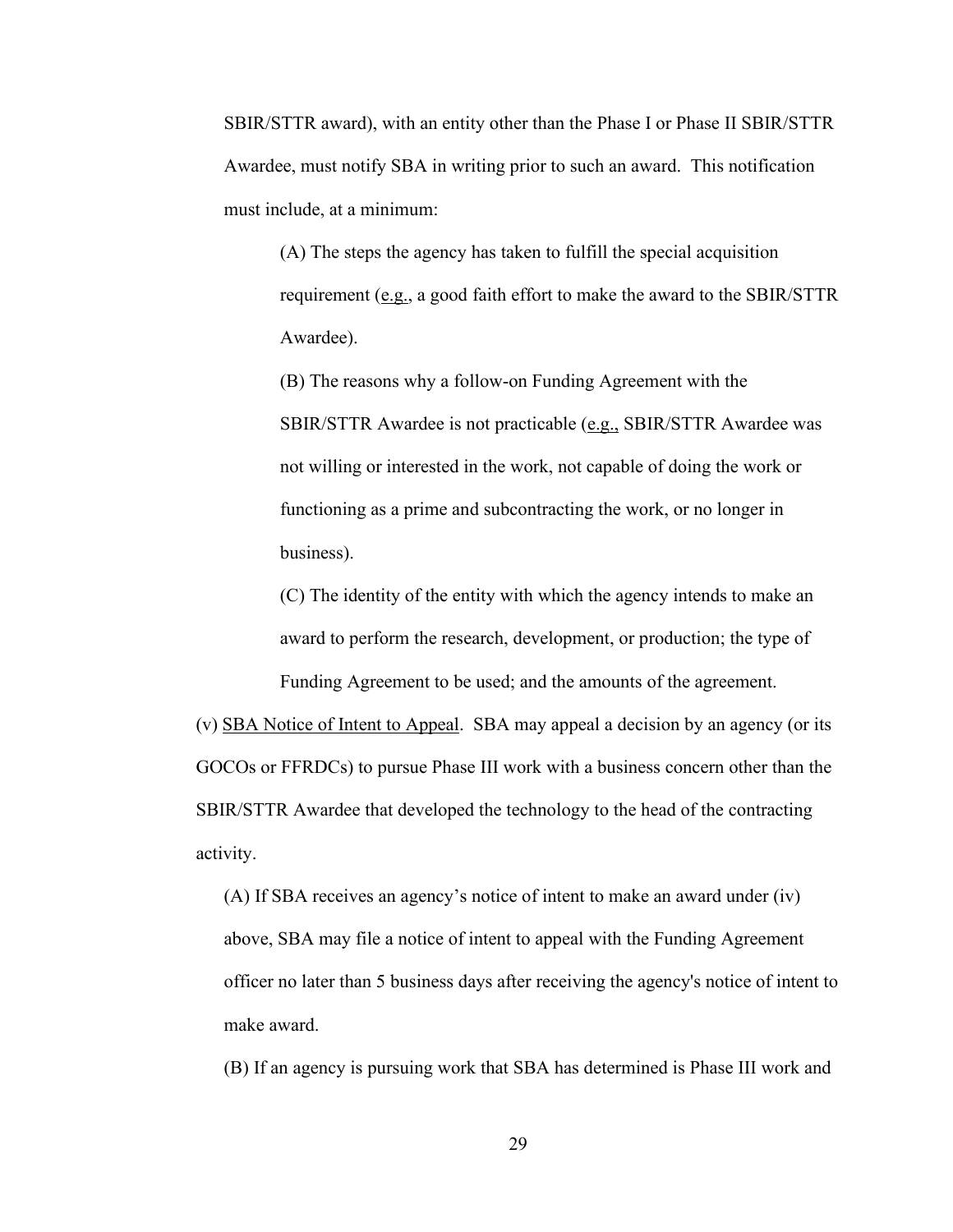SBIR/STTR award), with an entity other than the Phase I or Phase II SBIR/STTR Awardee, must notify SBA in writing prior to such an award. This notification must include, at a minimum:

(A) The steps the agency has taken to fulfill the special acquisition requirement (e.g., a good faith effort to make the award to the SBIR/STTR Awardee).

(B) The reasons why a follow-on Funding Agreement with the SBIR/STTR Awardee is not practicable (e.g., SBIR/STTR Awardee was not willing or interested in the work, not capable of doing the work or functioning as a prime and subcontracting the work, or no longer in business).

(C) The identity of the entity with which the agency intends to make an award to perform the research, development, or production; the type of Funding Agreement to be used; and the amounts of the agreement.

(v) SBA Notice of Intent to Appeal. SBA may appeal a decision by an agency (or its GOCOs or FFRDCs) to pursue Phase III work with a business concern other than the SBIR/STTR Awardee that developed the technology to the head of the contracting activity.

(A) If SBA receives an agency's notice of intent to make an award under (iv) above, SBA may file a notice of intent to appeal with the Funding Agreement officer no later than 5 business days after receiving the agency's notice of intent to make award.

(B) If an agency is pursuing work that SBA has determined is Phase III work and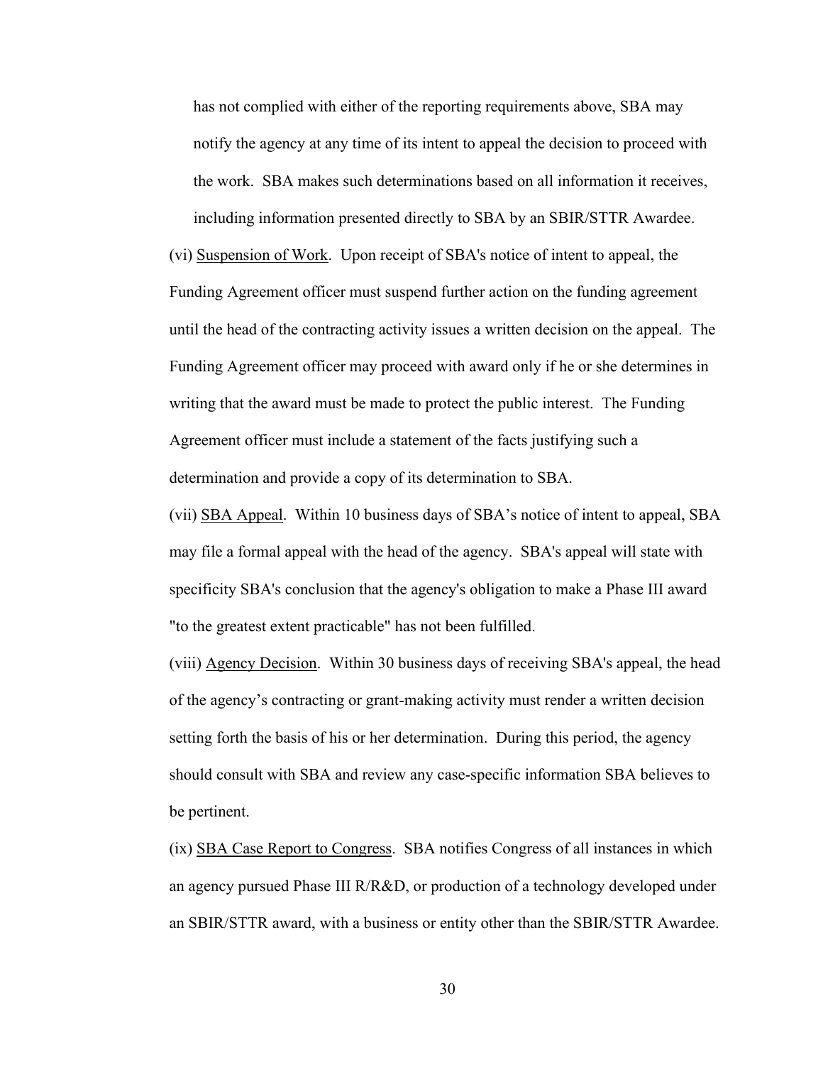has not complied with either of the reporting requirements above, SBA may notify the agency at any time of its intent to appeal the decision to proceed with the work. SBA makes such determinations based on all information it receives, including information presented directly to SBA by an SBIR/STTR Awardee.

(vi) <u>Suspension of Work</u>. Upon receipt of SBA's notice of intent to appeal, the Funding Agreement officer must suspend further action on the funding agreement until the head of the contracting activity issues a written decision on the appeal. The Funding Agreement officer may proceed with award only if he or she determines in writing that the award must be made to protect the public interest. The Funding Agreement officer must include a statement of the facts justifying such a determination and provide a copy of its determination to SBA.

(vii) <u>SBA Appeal</u>. Within 10 business days of SBA's notice of intent to appeal, SBA may file a formal appeal with the head of the agency. SBA's appeal will state with specificity SBA's conclusion that the agency's obligation to make a Phase III award "to the greatest extent practicable" has not been fulfilled.

(viii) <u>Agency Decision</u>. Within 30 business days of receiving SBA's appeal, the head of the agency's contracting or grant-making activity must render a written decision setting forth the basis of his or her determination. During this period, the agency should consult with SBA and review any case-specific information SBA believes to be pertinent.

(ix) <u>SBA Case Report to Congress</u>. SBA notifies Congress of all instances in which an agency pursued Phase III R/R&D, or production of a technology developed under an SBIR/STTR award, with a business or entity other than the SBIR/STTR Awardee.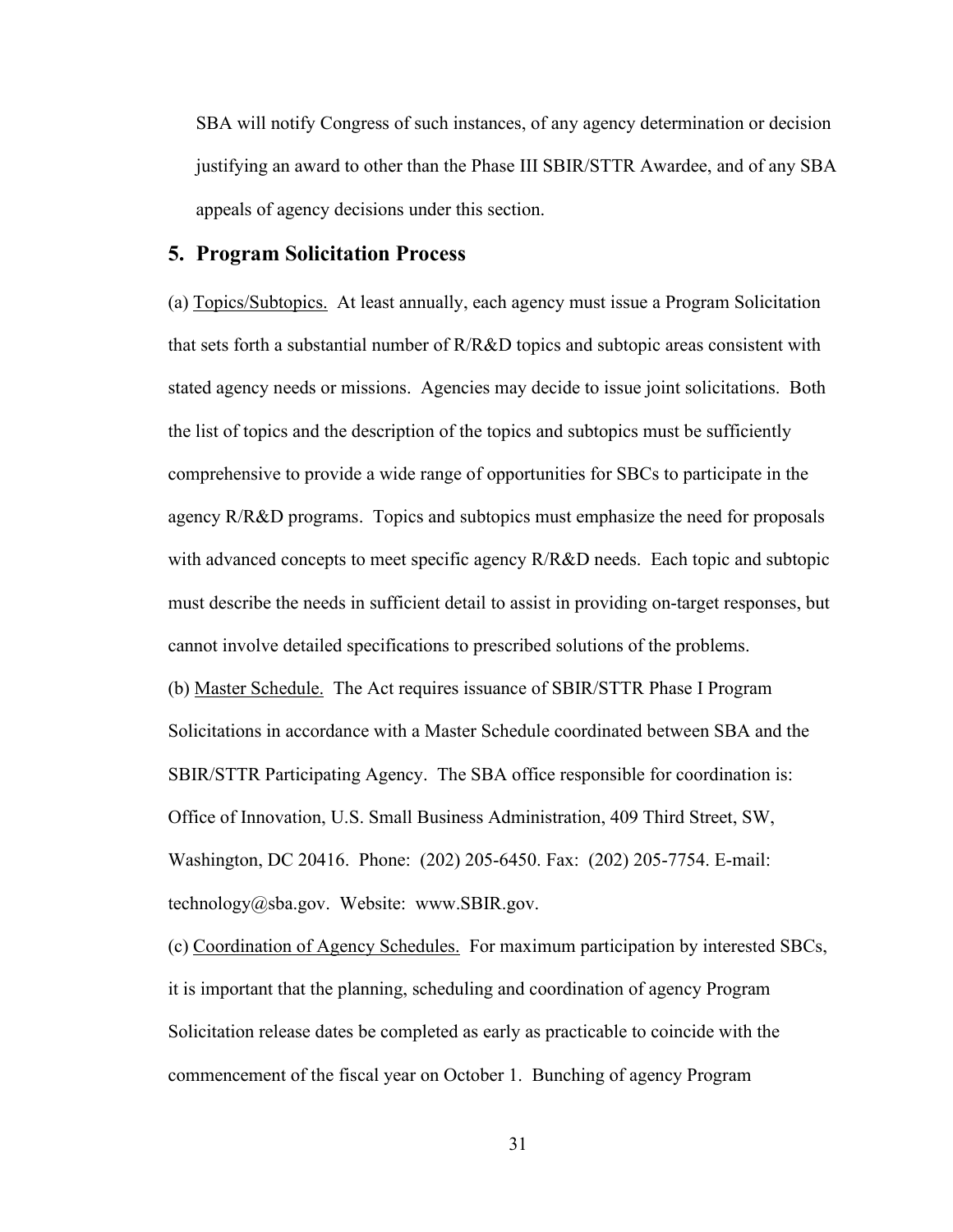SBA will notify Congress of such instances, of any agency determination or decision justifying an award to other than the Phase III SBIR/STTR Awardee, and of any SBA appeals of agency decisions under this section.

## 5. Program Solicitation Process

(a) Topics/Subtopics. At least annually, each agency must issue a Program Solicitation that sets forth a substantial number of R/R&D topics and subtopic areas consistent with stated agency needs or missions. Agencies may decide to issue joint solicitations. Both the list of topics and the description of the topics and subtopics must be sufficiently comprehensive to provide a wide range of opportunities for SBCs to participate in the agency R/R&D programs. Topics and subtopics must emphasize the need for proposals with advanced concepts to meet specific agency R/R&D needs. Each topic and subtopic must describe the needs in sufficient detail to assist in providing on-target responses, but cannot involve detailed specifications to prescribed solutions of the problems.

(b) Master Schedule. The Act requires issuance of SBIR/STTR Phase I Program Solicitations in accordance with a Master Schedule coordinated between SBA and the SBIR/STTR Participating Agency. The SBA office responsible for coordination is: Office of Innovation, U.S. Small Business Administration, 409 Third Street, SW, Washington, DC 20416. Phone: (202) 205-6450. Fax: (202) 205-7754. E-mail: technology@sba.gov. Website: www.SBIR.gov.

(c) Coordination of Agency Schedules. For maximum participation by interested SBCs, it is important that the planning, scheduling and coordination of agency Program Solicitation release dates be completed as early as practicable to coincide with the commencement of the fiscal year on October 1. Bunching of agency Program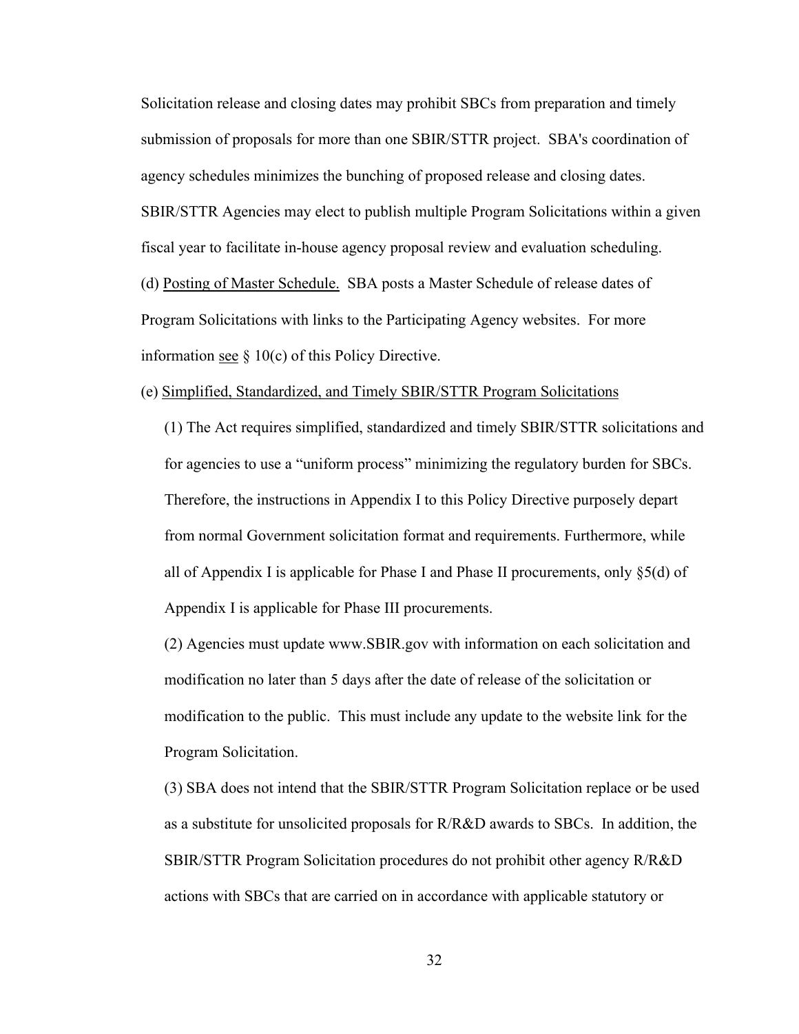Solicitation release and closing dates may prohibit SBCs from preparation and timely submission of proposals for more than one SBIR/STTR project. SBA's coordination of agency schedules minimizes the bunching of proposed release and closing dates. SBIR/STTR Agencies may elect to publish multiple Program Solicitations within a given fiscal year to facilitate in-house agency proposal review and evaluation scheduling.

(d) Posting of Master Schedule. SBA posts a Master Schedule of release dates of Program Solicitations with links to the Participating Agency websites. For more information see § 10(c) of this Policy Directive.

(e) Simplified, Standardized, and Timely SBIR/STTR Program Solicitations

(1) The Act requires simplified, standardized and timely SBIR/STTR solicitations and for agencies to use a "uniform process" minimizing the regulatory burden for SBCs. Therefore, the instructions in Appendix I to this Policy Directive purposely depart from normal Government solicitation format and requirements. Furthermore, while all of Appendix I is applicable for Phase I and Phase II procurements, only §5(d) of Appendix I is applicable for Phase III procurements.

(2) Agencies must update www.SBIR.gov with information on each solicitation and modification no later than 5 days after the date of release of the solicitation or modification to the public. This must include any update to the website link for the Program Solicitation.

(3) SBA does not intend that the SBIR/STTR Program Solicitation replace or be used as a substitute for unsolicited proposals for R/R&D awards to SBCs. In addition, the SBIR/STTR Program Solicitation procedures do not prohibit other agency R/R&D actions with SBCs that are carried on in accordance with applicable statutory or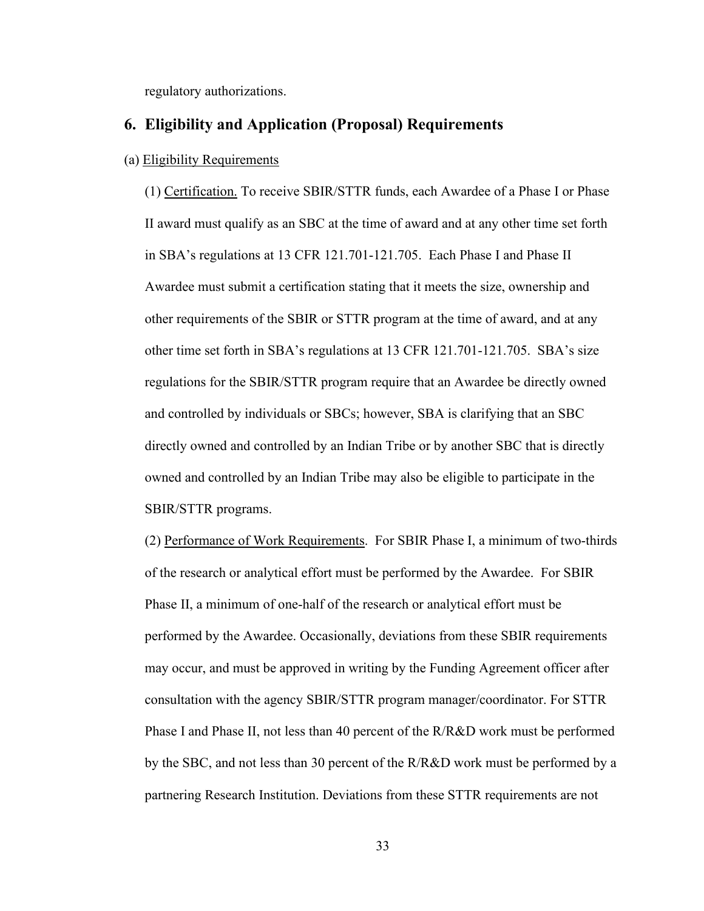regulatory authorizations.

## 6. Eligibility and Application (Proposal) Requirements

(a) Eligibility Requirements

(1) Certification. To receive SBIR/STTR funds, each Awardee of a Phase I or Phase II award must qualify as an SBC at the time of award and at any other time set forth in SBA's regulations at 13 CFR 121.701-121.705. Each Phase I and Phase II Awardee must submit a certification stating that it meets the size, ownership and other requirements of the SBIR or STTR program at the time of award, and at any other time set forth in SBA's regulations at 13 CFR 121.701-121.705. SBA's size regulations for the SBIR/STTR program require that an Awardee be directly owned and controlled by individuals or SBCs; however, SBA is clarifying that an SBC directly owned and controlled by an Indian Tribe or by another SBC that is directly owned and controlled by an Indian Tribe may also be eligible to participate in the SBIR/STTR programs.

(2) Performance of Work Requirements. For SBIR Phase I, a minimum of two-thirds of the research or analytical effort must be performed by the Awardee. For SBIR Phase II, a minimum of one-half of the research or analytical effort must be performed by the Awardee. Occasionally, deviations from these SBIR requirements may occur, and must be approved in writing by the Funding Agreement officer after consultation with the agency SBIR/STTR program manager/coordinator. For STTR Phase I and Phase II, not less than 40 percent of the R/R&D work must be performed by the SBC, and not less than 30 percent of the R/R&D work must be performed by a partnering Research Institution. Deviations from these STTR requirements are not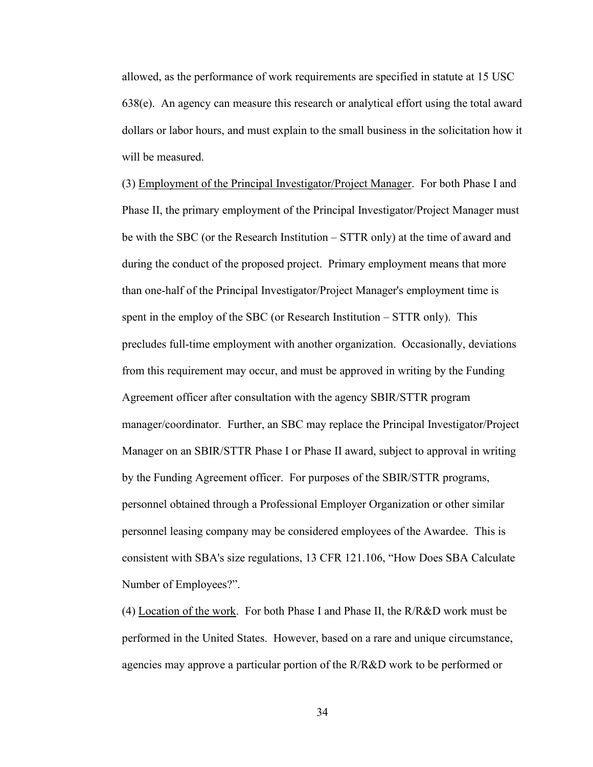allowed, as the performance of work requirements are specified in statute at 15 USC 638(e). An agency can measure this research or analytical effort using the total award dollars or labor hours, and must explain to the small business in the solicitation how it will be measured.

(3) <u>Employment of the Principal Investigator/Project Manager</u>. For both Phase I and Phase II, the primary employment of the Principal Investigator/Project Manager must be with the SBC (or the Research Institution – STTR only) at the time of award and during the conduct of the proposed project. Primary employment means that more than one-half of the Principal Investigator/Project Manager's employment time is spent in the employ of the SBC (or Research Institution – STTR only). This precludes full-time employment with another organization. Occasionally, deviations from this requirement may occur, and must be approved in writing by the Funding Agreement officer after consultation with the agency SBIR/STTR program manager/coordinator. Further, an SBC may replace the Principal Investigator/Project Manager on an SBIR/STTR Phase I or Phase II award, subject to approval in writing by the Funding Agreement officer. For purposes of the SBIR/STTR programs, personnel obtained through a Professional Employer Organization or other similar personnel leasing company may be considered employees of the Awardee. This is consistent with SBA's size regulations, 13 CFR 121.106, "How Does SBA Calculate Number of Employees?".

(4) <u>Location of the work</u>. For both Phase I and Phase II, the R/R&D work must be performed in the United States. However, based on a rare and unique circumstance, agencies may approve a particular portion of the R/R&D work to be performed or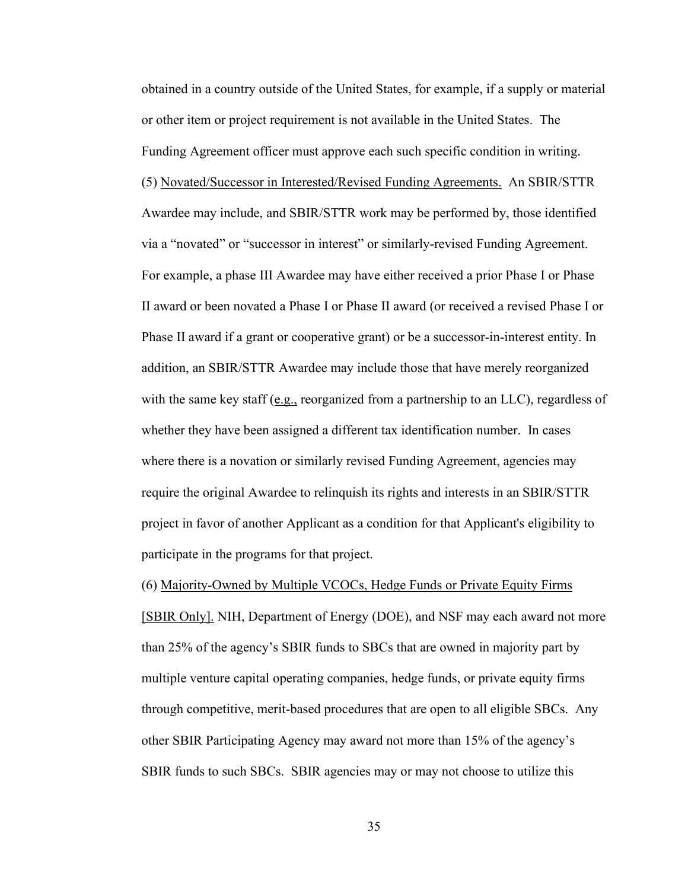obtained in a country outside of the United States, for example, if a supply or material or other item or project requirement is not available in the United States. The Funding Agreement officer must approve each such specific condition in writing.

(5) Novated/Successor in Interested/Revised Funding Agreements. An SBIR/STTR Awardee may include, and SBIR/STTR work may be performed by, those identified via a "novated" or "successor in interest" or similarly-revised Funding Agreement. For example, a phase III Awardee may have either received a prior Phase I or Phase II award or been novated a Phase I or Phase II award (or received a revised Phase I or Phase II award if a grant or cooperative grant) or be a successor-in-interest entity. In addition, an SBIR/STTR Awardee may include those that have merely reorganized with the same key staff (e.g., reorganized from a partnership to an LLC), regardless of whether they have been assigned a different tax identification number. In cases where there is a novation or similarly revised Funding Agreement, agencies may require the original Awardee to relinquish its rights and interests in an SBIR/STTR project in favor of another Applicant as a condition for that Applicant's eligibility to participate in the programs for that project.

(6) Majority-Owned by Multiple VCOCs, Hedge Funds or Private Equity Firms [SBIR Only]. NIH, Department of Energy (DOE), and NSF may each award not more than 25% of the agency's SBIR funds to SBCs that are owned in majority part by multiple venture capital operating companies, hedge funds, or private equity firms through competitive, merit-based procedures that are open to all eligible SBCs. Any other SBIR Participating Agency may award not more than 15% of the agency's SBIR funds to such SBCs. SBIR agencies may or may not choose to utilize this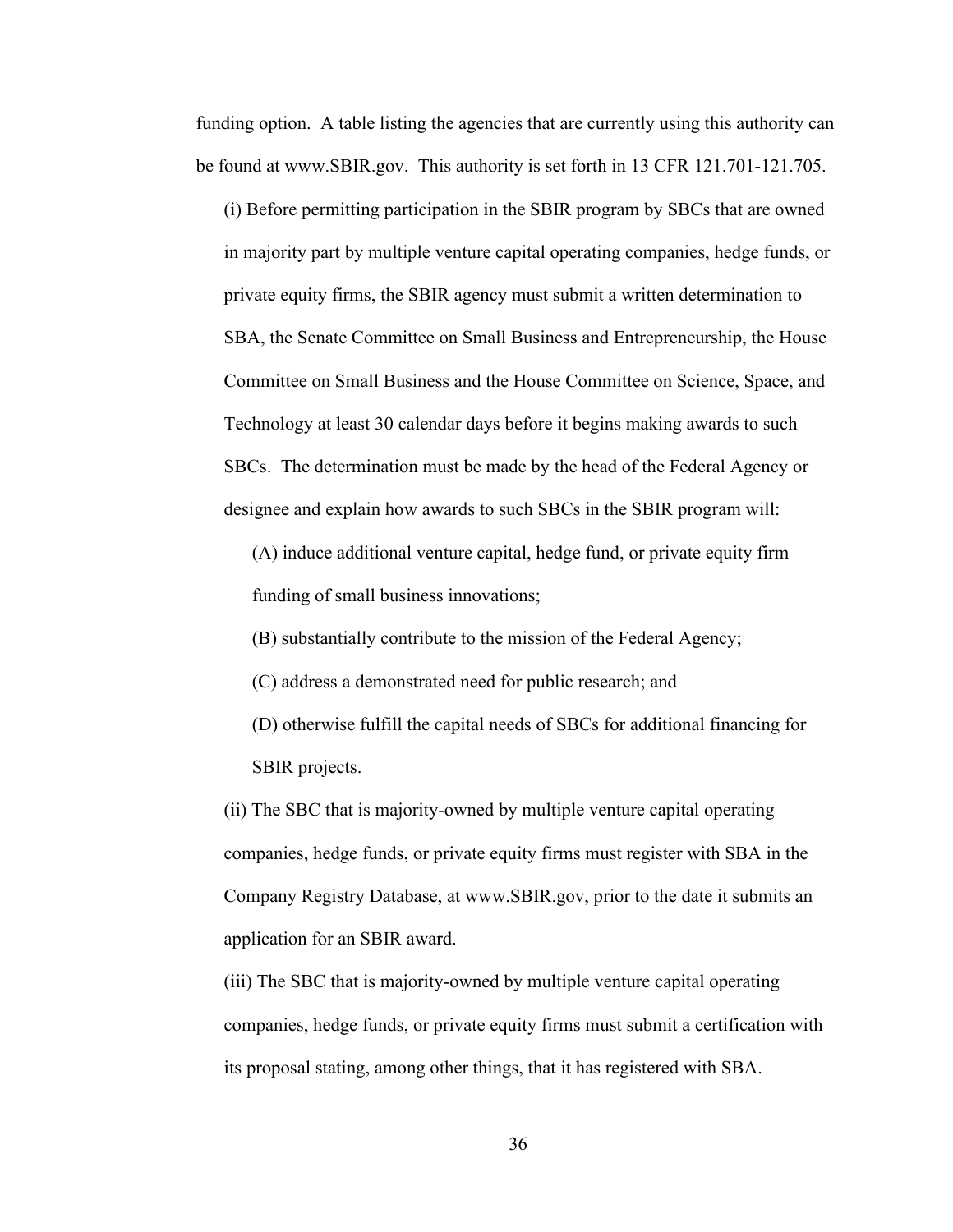funding option. A table listing the agencies that are currently using this authority can be found at www.SBIR.gov. This authority is set forth in 13 CFR 121.701-121.705.

(i) Before permitting participation in the SBIR program by SBCs that are owned in majority part by multiple venture capital operating companies, hedge funds, or private equity firms, the SBIR agency must submit a written determination to SBA, the Senate Committee on Small Business and Entrepreneurship, the House Committee on Small Business and the House Committee on Science, Space, and Technology at least 30 calendar days before it begins making awards to such SBCs. The determination must be made by the head of the Federal Agency or designee and explain how awards to such SBCs in the SBIR program will:

(A) induce additional venture capital, hedge fund, or private equity firm funding of small business innovations;

(B) substantially contribute to the mission of the Federal Agency;

(C) address a demonstrated need for public research; and

(D) otherwise fulfill the capital needs of SBCs for additional financing for SBIR projects.

(ii) The SBC that is majority-owned by multiple venture capital operating companies, hedge funds, or private equity firms must register with SBA in the Company Registry Database, at www.SBIR.gov, prior to the date it submits an application for an SBIR award.

(iii) The SBC that is majority-owned by multiple venture capital operating companies, hedge funds, or private equity firms must submit a certification with its proposal stating, among other things, that it has registered with SBA.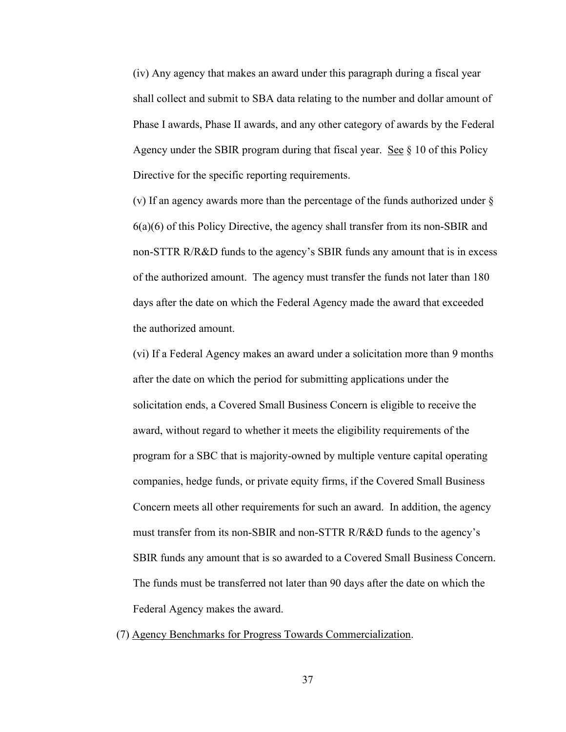(iv) Any agency that makes an award under this paragraph during a fiscal year shall collect and submit to SBA data relating to the number and dollar amount of Phase I awards, Phase II awards, and any other category of awards by the Federal Agency under the SBIR program during that fiscal year. See § 10 of this Policy Directive for the specific reporting requirements.

(v) If an agency awards more than the percentage of the funds authorized under § 6(a)(6) of this Policy Directive, the agency shall transfer from its non-SBIR and non-STTR R/R&D funds to the agency's SBIR funds any amount that is in excess of the authorized amount. The agency must transfer the funds not later than 180 days after the date on which the Federal Agency made the award that exceeded the authorized amount.

(vi) If a Federal Agency makes an award under a solicitation more than 9 months after the date on which the period for submitting applications under the solicitation ends, a Covered Small Business Concern is eligible to receive the award, without regard to whether it meets the eligibility requirements of the program for a SBC that is majority-owned by multiple venture capital operating companies, hedge funds, or private equity firms, if the Covered Small Business Concern meets all other requirements for such an award. In addition, the agency must transfer from its non-SBIR and non-STTR R/R&D funds to the agency's SBIR funds any amount that is so awarded to a Covered Small Business Concern. The funds must be transferred not later than 90 days after the date on which the Federal Agency makes the award.

(7) Agency Benchmarks for Progress Towards Commercialization.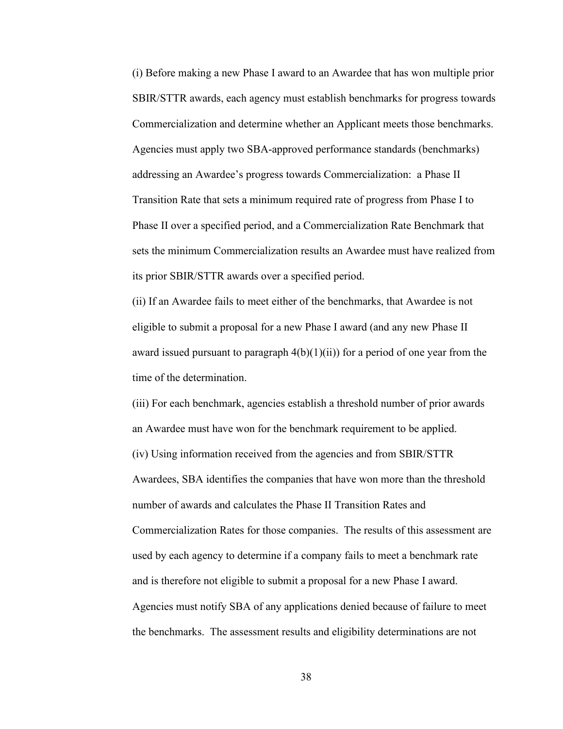(i) Before making a new Phase I award to an Awardee that has won multiple prior SBIR/STTR awards, each agency must establish benchmarks for progress towards Commercialization and determine whether an Applicant meets those benchmarks. Agencies must apply two SBA-approved performance standards (benchmarks) addressing an Awardee's progress towards Commercialization: a Phase II Transition Rate that sets a minimum required rate of progress from Phase I to Phase II over a specified period, and a Commercialization Rate Benchmark that sets the minimum Commercialization results an Awardee must have realized from its prior SBIR/STTR awards over a specified period.

(ii) If an Awardee fails to meet either of the benchmarks, that Awardee is not eligible to submit a proposal for a new Phase I award (and any new Phase II award issued pursuant to paragraph 4(b)(1)(ii)) for a period of one year from the time of the determination.

(iii) For each benchmark, agencies establish a threshold number of prior awards an Awardee must have won for the benchmark requirement to be applied.

(iv) Using information received from the agencies and from SBIR/STTR Awardees, SBA identifies the companies that have won more than the threshold number of awards and calculates the Phase II Transition Rates and Commercialization Rates for those companies. The results of this assessment are used by each agency to determine if a company fails to meet a benchmark rate and is therefore not eligible to submit a proposal for a new Phase I award. Agencies must notify SBA of any applications denied because of failure to meet the benchmarks. The assessment results and eligibility determinations are not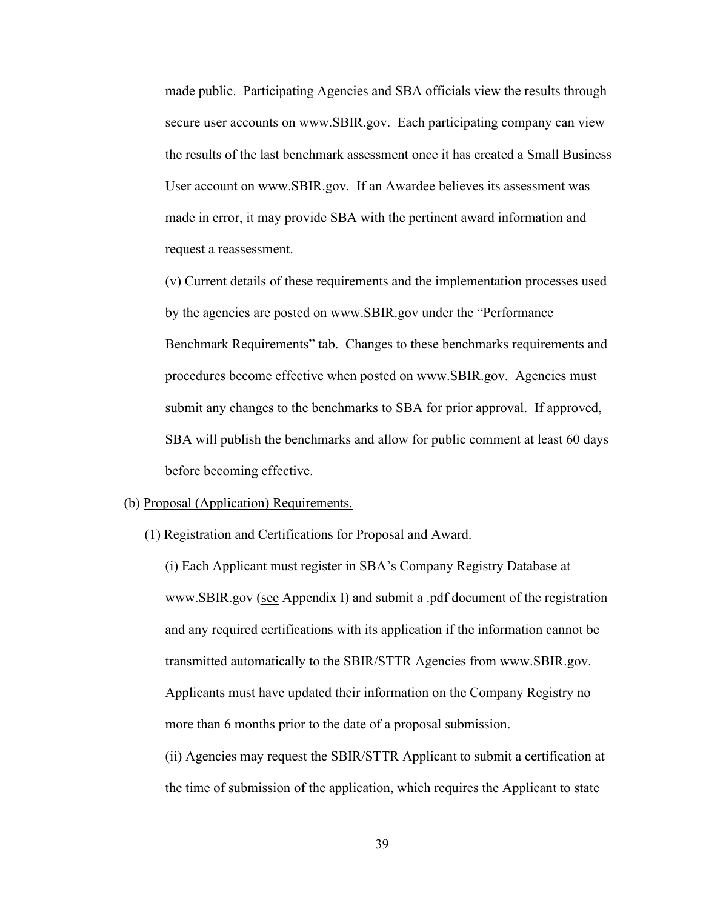made public. Participating Agencies and SBA officials view the results through secure user accounts on www.SBIR.gov. Each participating company can view the results of the last benchmark assessment once it has created a Small Business User account on www.SBIR.gov. If an Awardee believes its assessment was made in error, it may provide SBA with the pertinent award information and request a reassessment.

(v) Current details of these requirements and the implementation processes used by the agencies are posted on www.SBIR.gov under the "Performance Benchmark Requirements" tab. Changes to these benchmarks requirements and procedures become effective when posted on www.SBIR.gov. Agencies must submit any changes to the benchmarks to SBA for prior approval. If approved, SBA will publish the benchmarks and allow for public comment at least 60 days before becoming effective.

(b) Proposal (Application) Requirements.

(1) Registration and Certifications for Proposal and Award.

(i) Each Applicant must register in SBA's Company Registry Database at www.SBIR.gov (see Appendix I) and submit a .pdf document of the registration and any required certifications with its application if the information cannot be transmitted automatically to the SBIR/STTR Agencies from www.SBIR.gov. Applicants must have updated their information on the Company Registry no more than 6 months prior to the date of a proposal submission.

(ii) Agencies may request the SBIR/STTR Applicant to submit a certification at the time of submission of the application, which requires the Applicant to state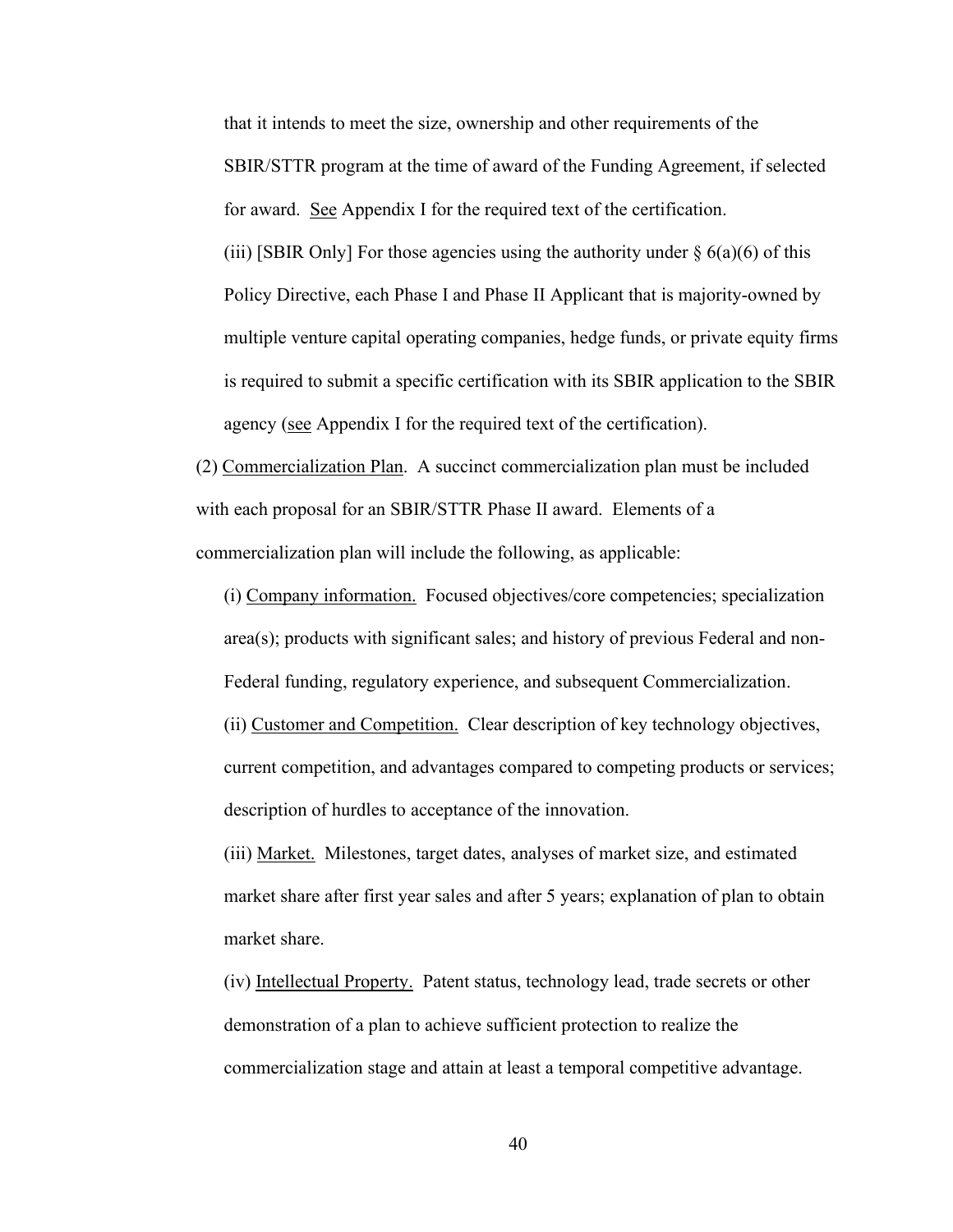that it intends to meet the size, ownership and other requirements of the SBIR/STTR program at the time of award of the Funding Agreement, if selected for award. See Appendix I for the required text of the certification.

(iii) [SBIR Only] For those agencies using the authority under § 6(a)(6) of this Policy Directive, each Phase I and Phase II Applicant that is majority-owned by multiple venture capital operating companies, hedge funds, or private equity firms is required to submit a specific certification with its SBIR application to the SBIR agency (see Appendix I for the required text of the certification).

(2) Commercialization Plan. A succinct commercialization plan must be included with each proposal for an SBIR/STTR Phase II award. Elements of a commercialization plan will include the following, as applicable:

(i) Company information. Focused objectives/core competencies; specialization area(s); products with significant sales; and history of previous Federal and non-Federal funding, regulatory experience, and subsequent Commercialization.

(ii) Customer and Competition. Clear description of key technology objectives, current competition, and advantages compared to competing products or services; description of hurdles to acceptance of the innovation.

(iii) Market. Milestones, target dates, analyses of market size, and estimated market share after first year sales and after 5 years; explanation of plan to obtain market share.

(iv) Intellectual Property. Patent status, technology lead, trade secrets or other demonstration of a plan to achieve sufficient protection to realize the commercialization stage and attain at least a temporal competitive advantage.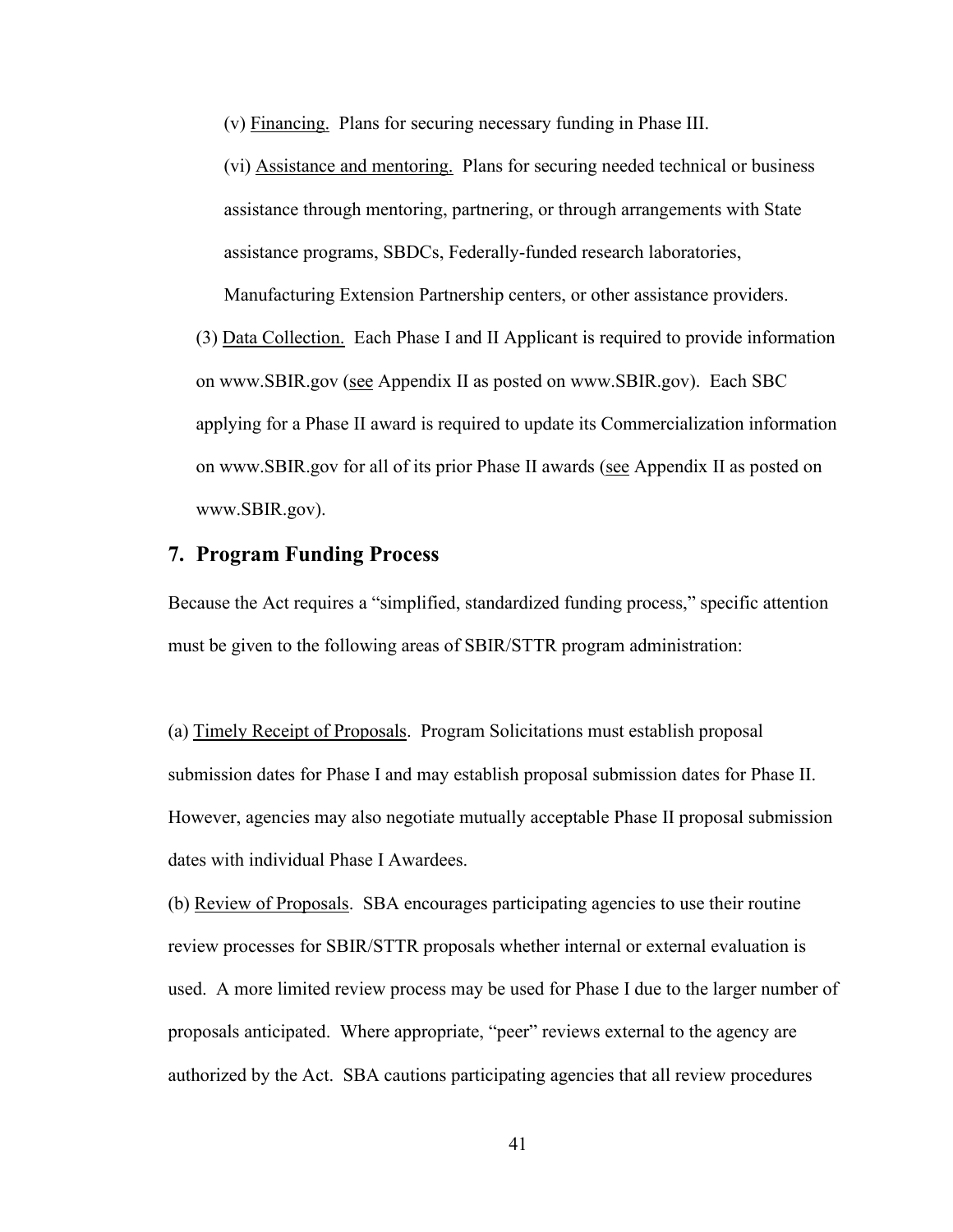(v) Financing. Plans for securing necessary funding in Phase III.

(vi) Assistance and mentoring. Plans for securing needed technical or business assistance through mentoring, partnering, or through arrangements with State assistance programs, SBDCs, Federally-funded research laboratories, Manufacturing Extension Partnership centers, or other assistance providers.

(3) Data Collection. Each Phase I and II Applicant is required to provide information on www.SBIR.gov (see Appendix II as posted on www.SBIR.gov). Each SBC applying for a Phase II award is required to update its Commercialization information on www.SBIR.gov for all of its prior Phase II awards (see Appendix II as posted on www.SBIR.gov).

## 7. Program Funding Process

Because the Act requires a "simplified, standardized funding process," specific attention must be given to the following areas of SBIR/STTR program administration:

(a) Timely Receipt of Proposals. Program Solicitations must establish proposal submission dates for Phase I and may establish proposal submission dates for Phase II. However, agencies may also negotiate mutually acceptable Phase II proposal submission dates with individual Phase I Awardees.

(b) Review of Proposals. SBA encourages participating agencies to use their routine review processes for SBIR/STTR proposals whether internal or external evaluation is used. A more limited review process may be used for Phase I due to the larger number of proposals anticipated. Where appropriate, "peer" reviews external to the agency are authorized by the Act. SBA cautions participating agencies that all review procedures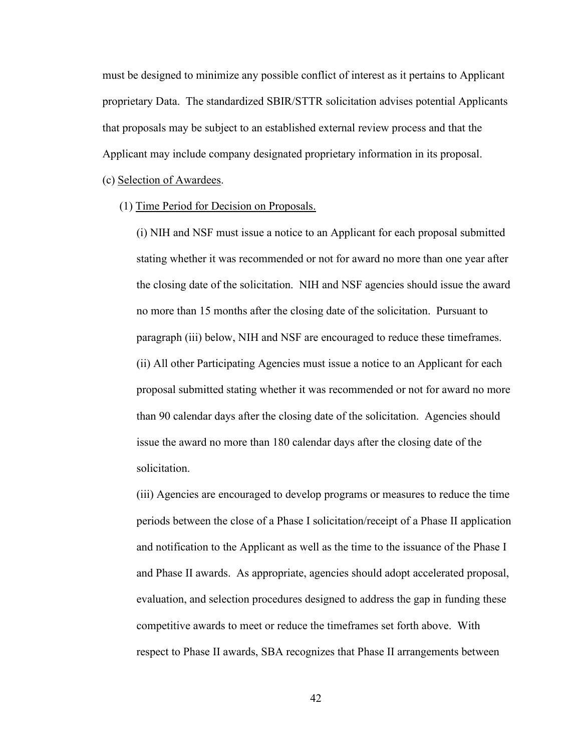must be designed to minimize any possible conflict of interest as it pertains to Applicant proprietary Data. The standardized SBIR/STTR solicitation advises potential Applicants that proposals may be subject to an established external review process and that the Applicant may include company designated proprietary information in its proposal.

(c) Selection of Awardees.

(1) Time Period for Decision on Proposals.

(i) NIH and NSF must issue a notice to an Applicant for each proposal submitted stating whether it was recommended or not for award no more than one year after the closing date of the solicitation. NIH and NSF agencies should issue the award no more than 15 months after the closing date of the solicitation. Pursuant to paragraph (iii) below, NIH and NSF are encouraged to reduce these timeframes.

(ii) All other Participating Agencies must issue a notice to an Applicant for each proposal submitted stating whether it was recommended or not for award no more than 90 calendar days after the closing date of the solicitation. Agencies should issue the award no more than 180 calendar days after the closing date of the solicitation.

(iii) Agencies are encouraged to develop programs or measures to reduce the time periods between the close of a Phase I solicitation/receipt of a Phase II application and notification to the Applicant as well as the time to the issuance of the Phase I and Phase II awards. As appropriate, agencies should adopt accelerated proposal, evaluation, and selection procedures designed to address the gap in funding these competitive awards to meet or reduce the timeframes set forth above. With respect to Phase II awards, SBA recognizes that Phase II arrangements between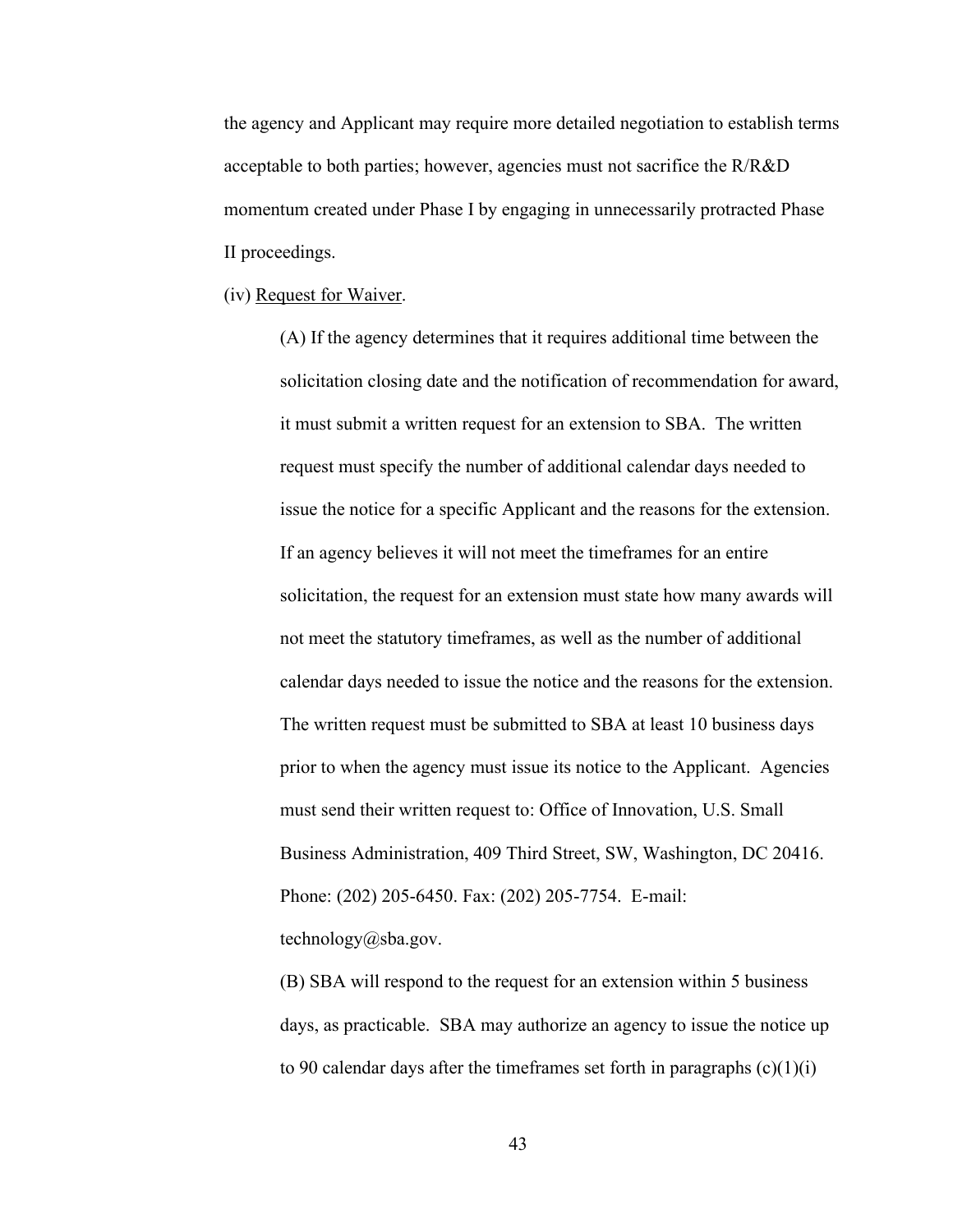the agency and Applicant may require more detailed negotiation to establish terms acceptable to both parties; however, agencies must not sacrifice the R/R&D momentum created under Phase I by engaging in unnecessarily protracted Phase II proceedings.

(iv) Request for Waiver.

(A) If the agency determines that it requires additional time between the solicitation closing date and the notification of recommendation for award, it must submit a written request for an extension to SBA. The written request must specify the number of additional calendar days needed to issue the notice for a specific Applicant and the reasons for the extension. If an agency believes it will not meet the timeframes for an entire solicitation, the request for an extension must state how many awards will not meet the statutory timeframes, as well as the number of additional calendar days needed to issue the notice and the reasons for the extension. The written request must be submitted to SBA at least 10 business days prior to when the agency must issue its notice to the Applicant. Agencies must send their written request to: Office of Innovation, U.S. Small Business Administration, 409 Third Street, SW, Washington, DC 20416. Phone: (202) 205-6450. Fax: (202) 205-7754. E-mail: technology@sba.gov.

(B) SBA will respond to the request for an extension within 5 business days, as practicable. SBA may authorize an agency to issue the notice up to 90 calendar days after the timeframes set forth in paragraphs (c)(1)(i)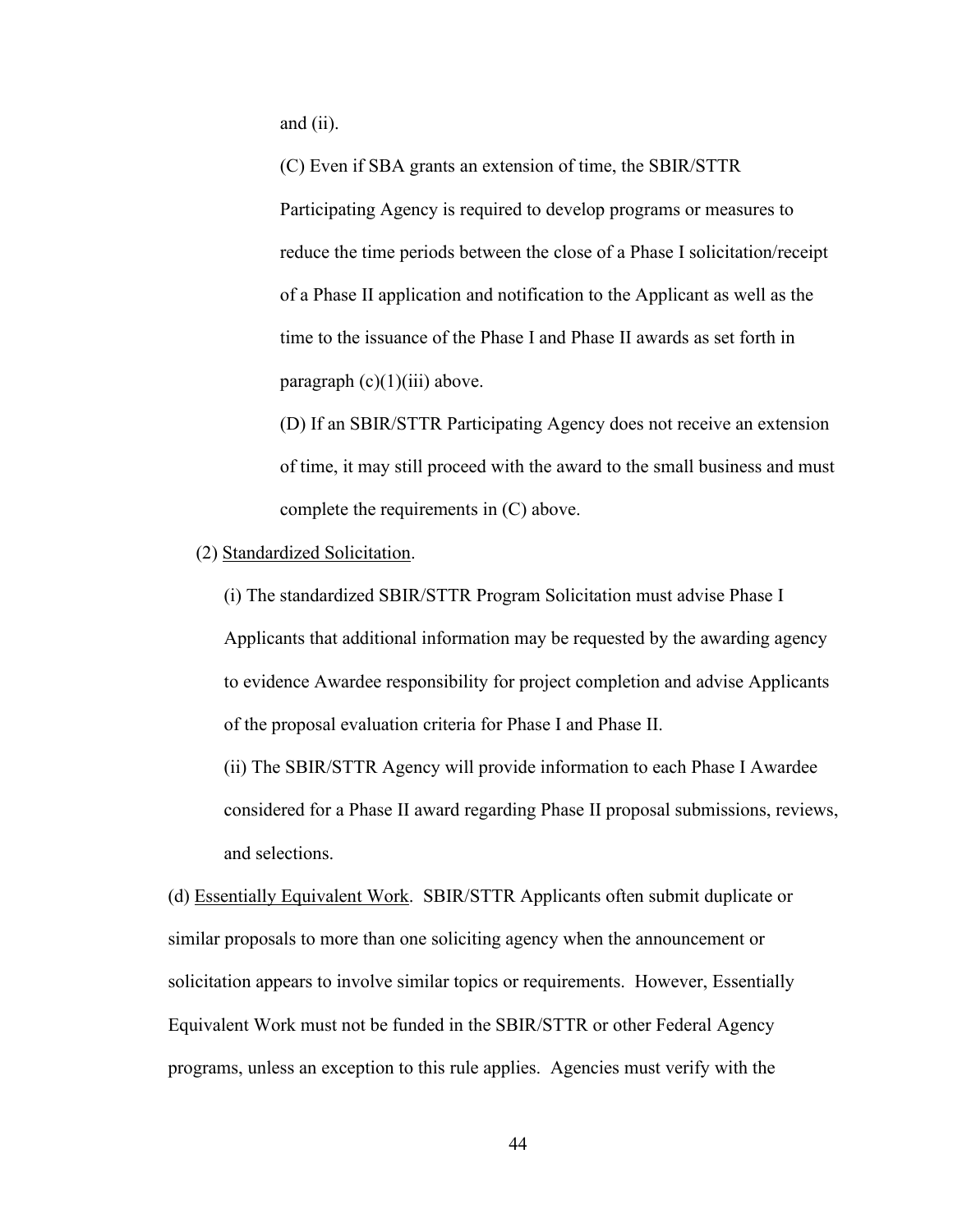and (ii).

(C) Even if SBA grants an extension of time, the SBIR/STTR Participating Agency is required to develop programs or measures to reduce the time periods between the close of a Phase I solicitation/receipt of a Phase II application and notification to the Applicant as well as the time to the issuance of the Phase I and Phase II awards as set forth in paragraph (c)(1)(iii) above.

(D) If an SBIR/STTR Participating Agency does not receive an extension of time, it may still proceed with the award to the small business and must complete the requirements in (C) above.

(2) Standardized Solicitation.

(i) The standardized SBIR/STTR Program Solicitation must advise Phase I Applicants that additional information may be requested by the awarding agency to evidence Awardee responsibility for project completion and advise Applicants of the proposal evaluation criteria for Phase I and Phase II.

(ii) The SBIR/STTR Agency will provide information to each Phase I Awardee considered for a Phase II award regarding Phase II proposal submissions, reviews, and selections.

(d) Essentially Equivalent Work. SBIR/STTR Applicants often submit duplicate or similar proposals to more than one soliciting agency when the announcement or solicitation appears to involve similar topics or requirements. However, Essentially Equivalent Work must not be funded in the SBIR/STTR or other Federal Agency programs, unless an exception to this rule applies. Agencies must verify with the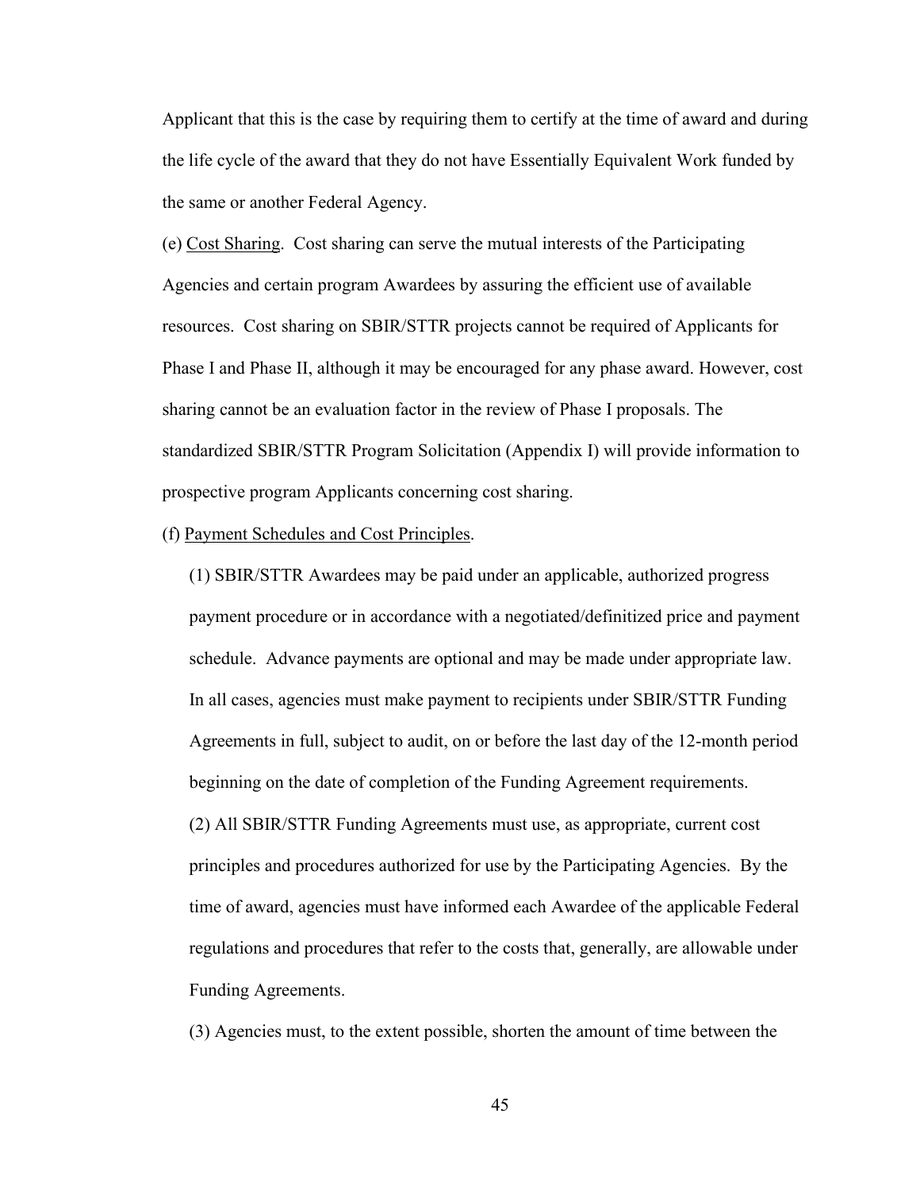Applicant that this is the case by requiring them to certify at the time of award and during the life cycle of the award that they do not have Essentially Equivalent Work funded by the same or another Federal Agency.

(e) Cost Sharing. Cost sharing can serve the mutual interests of the Participating Agencies and certain program Awardees by assuring the efficient use of available resources. Cost sharing on SBIR/STTR projects cannot be required of Applicants for Phase I and Phase II, although it may be encouraged for any phase award. However, cost sharing cannot be an evaluation factor in the review of Phase I proposals. The standardized SBIR/STTR Program Solicitation (Appendix I) will provide information to prospective program Applicants concerning cost sharing.

(f) Payment Schedules and Cost Principles.

(1) SBIR/STTR Awardees may be paid under an applicable, authorized progress payment procedure or in accordance with a negotiated/definitized price and payment schedule. Advance payments are optional and may be made under appropriate law. In all cases, agencies must make payment to recipients under SBIR/STTR Funding Agreements in full, subject to audit, on or before the last day of the 12-month period beginning on the date of completion of the Funding Agreement requirements.

(2) All SBIR/STTR Funding Agreements must use, as appropriate, current cost principles and procedures authorized for use by the Participating Agencies. By the time of award, agencies must have informed each Awardee of the applicable Federal regulations and procedures that refer to the costs that, generally, are allowable under Funding Agreements.

(3) Agencies must, to the extent possible, shorten the amount of time between the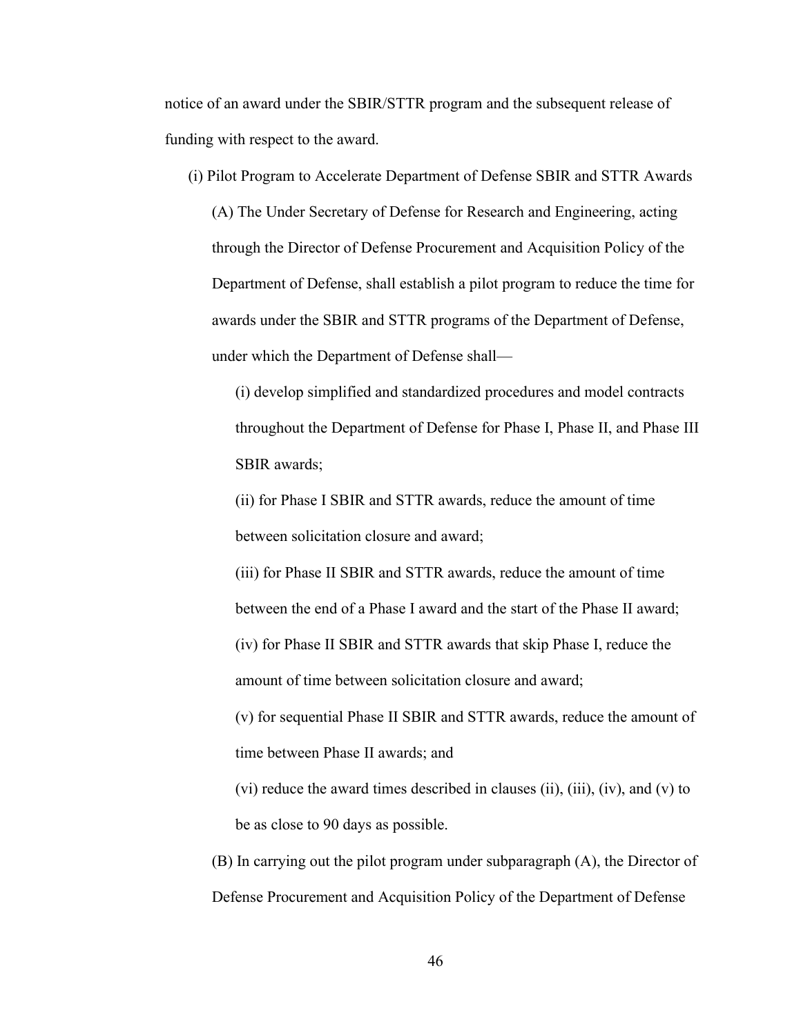notice of an award under the SBIR/STTR program and the subsequent release of funding with respect to the award.

(i) Pilot Program to Accelerate Department of Defense SBIR and STTR Awards

(A) The Under Secretary of Defense for Research and Engineering, acting through the Director of Defense Procurement and Acquisition Policy of the Department of Defense, shall establish a pilot program to reduce the time for awards under the SBIR and STTR programs of the Department of Defense, under which the Department of Defense shall—

(i) develop simplified and standardized procedures and model contracts throughout the Department of Defense for Phase I, Phase II, and Phase III SBIR awards;

(ii) for Phase I SBIR and STTR awards, reduce the amount of time between solicitation closure and award;

(iii) for Phase II SBIR and STTR awards, reduce the amount of time between the end of a Phase I award and the start of the Phase II award;

(iv) for Phase II SBIR and STTR awards that skip Phase I, reduce the amount of time between solicitation closure and award;

(v) for sequential Phase II SBIR and STTR awards, reduce the amount of time between Phase II awards; and

(vi) reduce the award times described in clauses (ii), (iii), (iv), and (v) to be as close to 90 days as possible.

(B) In carrying out the pilot program under subparagraph (A), the Director of Defense Procurement and Acquisition Policy of the Department of Defense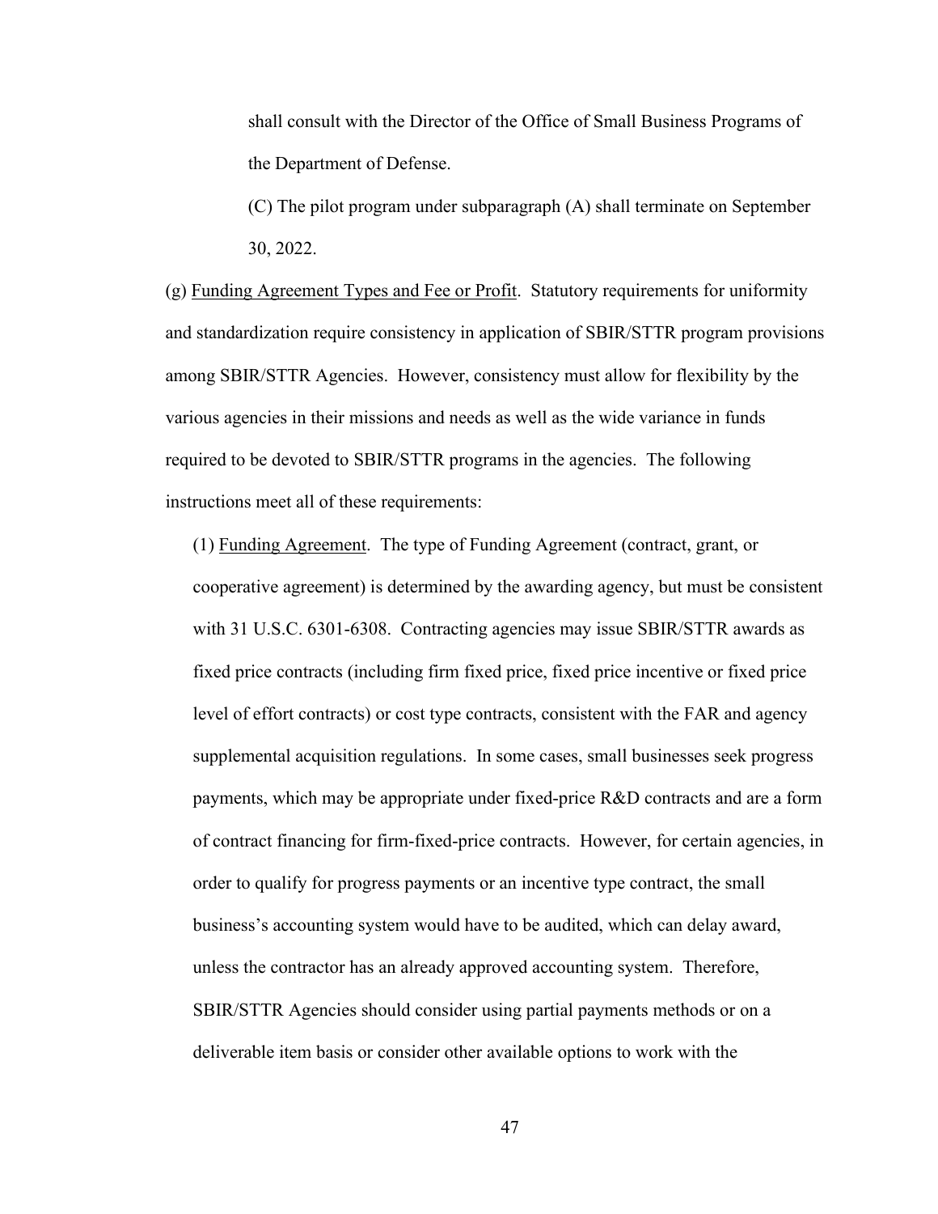shall consult with the Director of the Office of Small Business Programs of the Department of Defense.

(C) The pilot program under subparagraph (A) shall terminate on September 30, 2022.

(g) Funding Agreement Types and Fee or Profit. Statutory requirements for uniformity and standardization require consistency in application of SBIR/STTR program provisions among SBIR/STTR Agencies. However, consistency must allow for flexibility by the various agencies in their missions and needs as well as the wide variance in funds required to be devoted to SBIR/STTR programs in the agencies. The following instructions meet all of these requirements:

(1) Funding Agreement. The type of Funding Agreement (contract, grant, or cooperative agreement) is determined by the awarding agency, but must be consistent with 31 U.S.C. 6301-6308. Contracting agencies may issue SBIR/STTR awards as fixed price contracts (including firm fixed price, fixed price incentive or fixed price level of effort contracts) or cost type contracts, consistent with the FAR and agency supplemental acquisition regulations. In some cases, small businesses seek progress payments, which may be appropriate under fixed-price R&D contracts and are a form of contract financing for firm-fixed-price contracts. However, for certain agencies, in order to qualify for progress payments or an incentive type contract, the small business's accounting system would have to be audited, which can delay award, unless the contractor has an already approved accounting system. Therefore, SBIR/STTR Agencies should consider using partial payments methods or on a deliverable item basis or consider other available options to work with the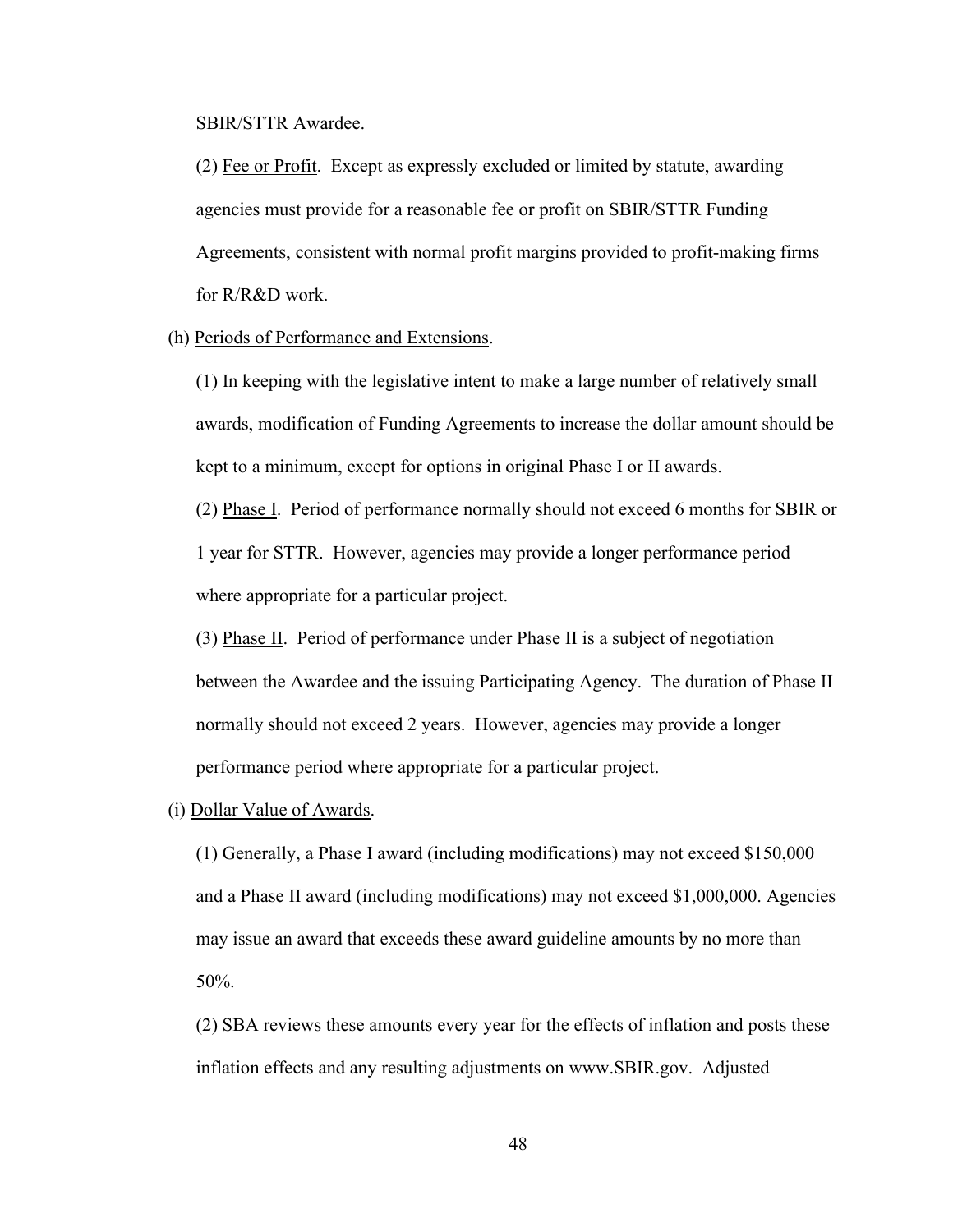SBIR/STTR Awardee.

(2) Fee or Profit. Except as expressly excluded or limited by statute, awarding agencies must provide for a reasonable fee or profit on SBIR/STTR Funding Agreements, consistent with normal profit margins provided to profit-making firms for R/R&D work.

(h) Periods of Performance and Extensions.

(1) In keeping with the legislative intent to make a large number of relatively small awards, modification of Funding Agreements to increase the dollar amount should be kept to a minimum, except for options in original Phase I or II awards.

(2) Phase I. Period of performance normally should not exceed 6 months for SBIR or 1 year for STTR. However, agencies may provide a longer performance period where appropriate for a particular project.

(3) Phase II. Period of performance under Phase II is a subject of negotiation between the Awardee and the issuing Participating Agency. The duration of Phase II normally should not exceed 2 years. However, agencies may provide a longer performance period where appropriate for a particular project.

(i) Dollar Value of Awards.

(1) Generally, a Phase I award (including modifications) may not exceed $150,000 and a Phase II award (including modifications) may not exceed $1,000,000. Agencies may issue an award that exceeds these award guideline amounts by no more than 50%.

(2) SBA reviews these amounts every year for the effects of inflation and posts these inflation effects and any resulting adjustments on www.SBIR.gov. Adjusted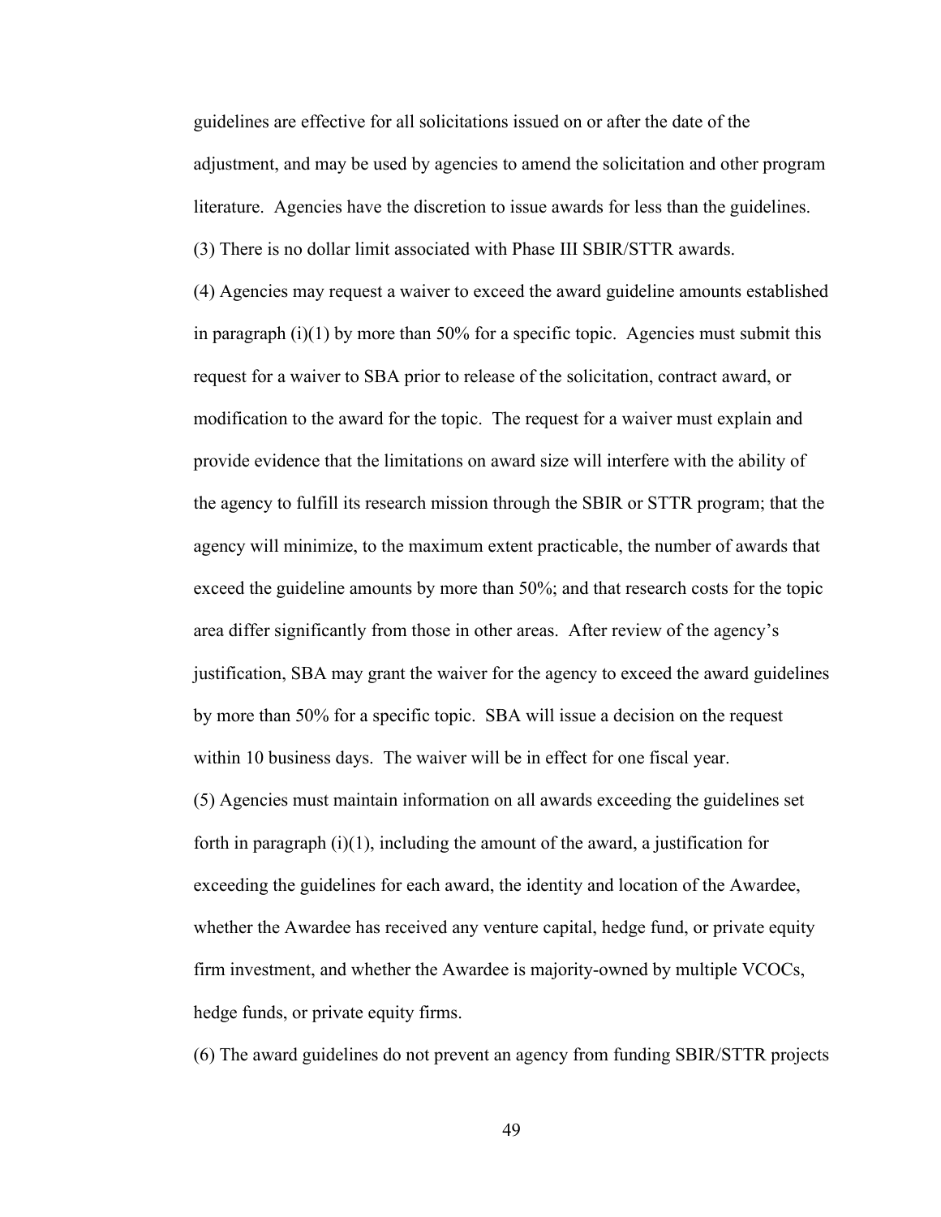guidelines are effective for all solicitations issued on or after the date of the adjustment, and may be used by agencies to amend the solicitation and other program literature. Agencies have the discretion to issue awards for less than the guidelines.

(3) There is no dollar limit associated with Phase III SBIR/STTR awards.

(4) Agencies may request a waiver to exceed the award guideline amounts established in paragraph (i)(1) by more than 50% for a specific topic. Agencies must submit this request for a waiver to SBA prior to release of the solicitation, contract award, or modification to the award for the topic. The request for a waiver must explain and provide evidence that the limitations on award size will interfere with the ability of the agency to fulfill its research mission through the SBIR or STTR program; that the agency will minimize, to the maximum extent practicable, the number of awards that exceed the guideline amounts by more than 50%; and that research costs for the topic area differ significantly from those in other areas. After review of the agency's justification, SBA may grant the waiver for the agency to exceed the award guidelines by more than 50% for a specific topic. SBA will issue a decision on the request within 10 business days. The waiver will be in effect for one fiscal year.

(5) Agencies must maintain information on all awards exceeding the guidelines set forth in paragraph (i)(1), including the amount of the award, a justification for exceeding the guidelines for each award, the identity and location of the Awardee, whether the Awardee has received any venture capital, hedge fund, or private equity firm investment, and whether the Awardee is majority-owned by multiple VCOCs, hedge funds, or private equity firms.

(6) The award guidelines do not prevent an agency from funding SBIR/STTR projects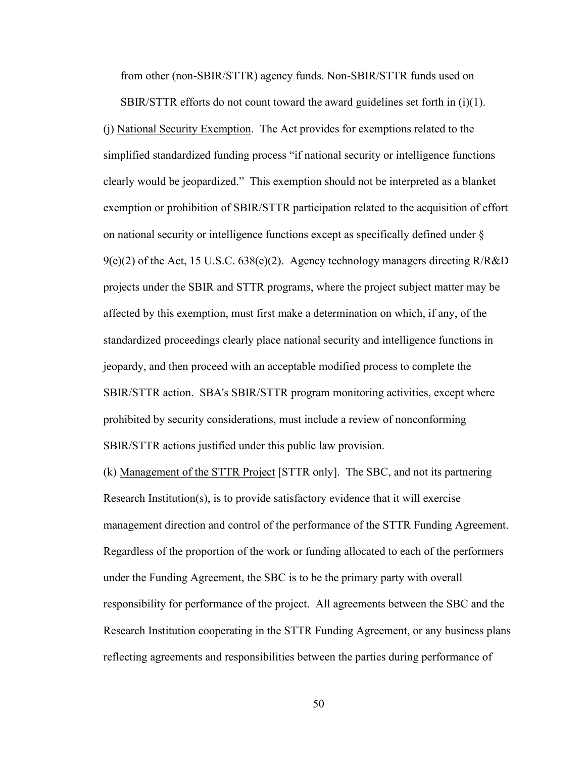from other (non-SBIR/STTR) agency funds. Non-SBIR/STTR funds used on SBIR/STTR efforts do not count toward the award guidelines set forth in (i)(1).

(j) National Security Exemption. The Act provides for exemptions related to the simplified standardized funding process "if national security or intelligence functions clearly would be jeopardized." This exemption should not be interpreted as a blanket exemption or prohibition of SBIR/STTR participation related to the acquisition of effort on national security or intelligence functions except as specifically defined under § 9(e)(2) of the Act, 15 U.S.C. 638(e)(2). Agency technology managers directing R/R&D projects under the SBIR and STTR programs, where the project subject matter may be affected by this exemption, must first make a determination on which, if any, of the standardized proceedings clearly place national security and intelligence functions in jeopardy, and then proceed with an acceptable modified process to complete the SBIR/STTR action. SBA's SBIR/STTR program monitoring activities, except where prohibited by security considerations, must include a review of nonconforming SBIR/STTR actions justified under this public law provision.

(k) Management of the STTR Project [STTR only]. The SBC, and not its partnering Research Institution(s), is to provide satisfactory evidence that it will exercise management direction and control of the performance of the STTR Funding Agreement. Regardless of the proportion of the work or funding allocated to each of the performers under the Funding Agreement, the SBC is to be the primary party with overall responsibility for performance of the project. All agreements between the SBC and the Research Institution cooperating in the STTR Funding Agreement, or any business plans reflecting agreements and responsibilities between the parties during performance of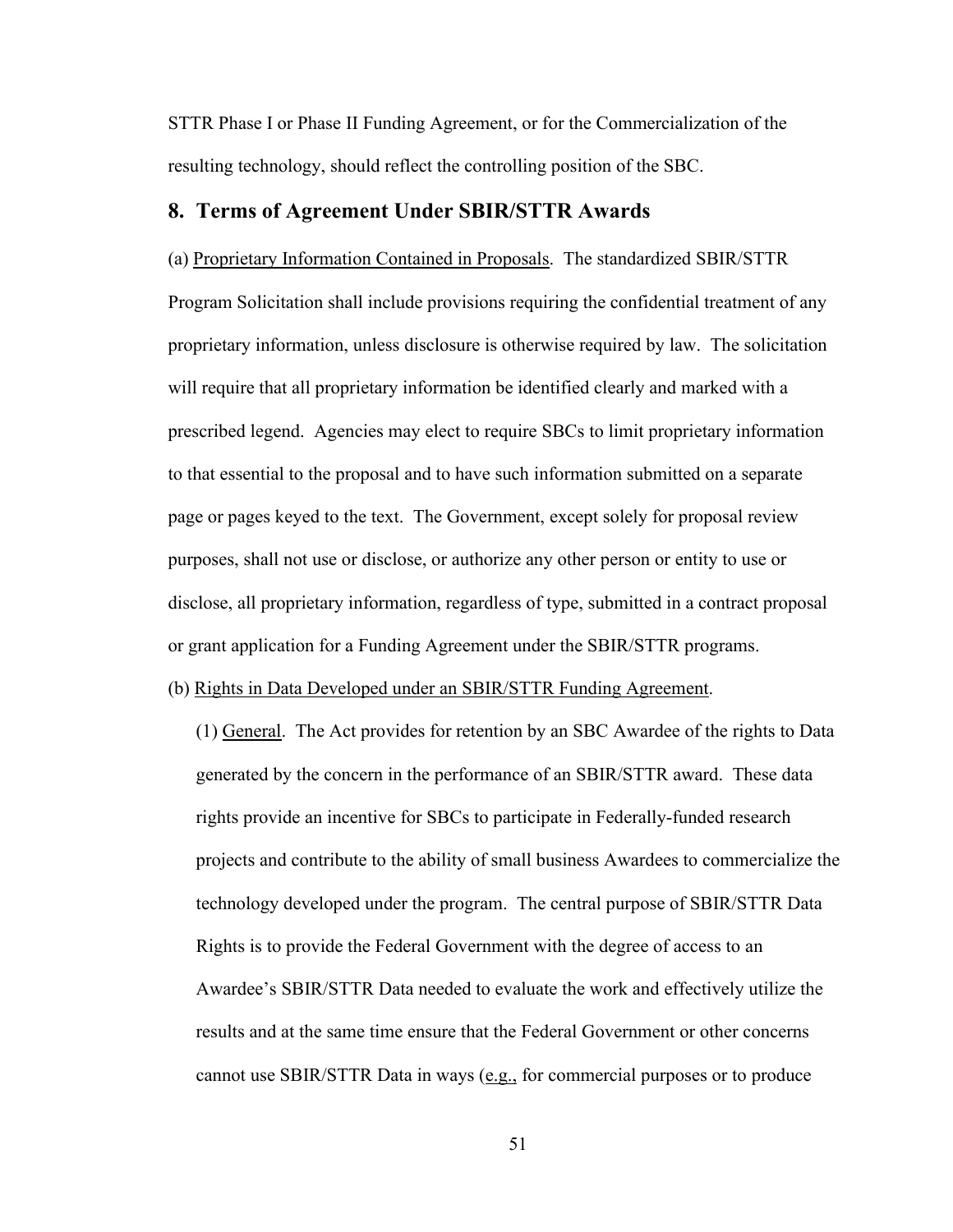STTR Phase I or Phase II Funding Agreement, or for the Commercialization of the resulting technology, should reflect the controlling position of the SBC.

## 8. Terms of Agreement Under SBIR/STTR Awards

(a) Proprietary Information Contained in Proposals. The standardized SBIR/STTR Program Solicitation shall include provisions requiring the confidential treatment of any proprietary information, unless disclosure is otherwise required by law. The solicitation will require that all proprietary information be identified clearly and marked with a prescribed legend. Agencies may elect to require SBCs to limit proprietary information to that essential to the proposal and to have such information submitted on a separate page or pages keyed to the text. The Government, except solely for proposal review purposes, shall not use or disclose, or authorize any other person or entity to use or disclose, all proprietary information, regardless of type, submitted in a contract proposal or grant application for a Funding Agreement under the SBIR/STTR programs.

(b) Rights in Data Developed under an SBIR/STTR Funding Agreement.

(1) General. The Act provides for retention by an SBC Awardee of the rights to Data generated by the concern in the performance of an SBIR/STTR award. These data rights provide an incentive for SBCs to participate in Federally-funded research projects and contribute to the ability of small business Awardees to commercialize the technology developed under the program. The central purpose of SBIR/STTR Data Rights is to provide the Federal Government with the degree of access to an Awardee's SBIR/STTR Data needed to evaluate the work and effectively utilize the results and at the same time ensure that the Federal Government or other concerns cannot use SBIR/STTR Data in ways (e.g., for commercial purposes or to produce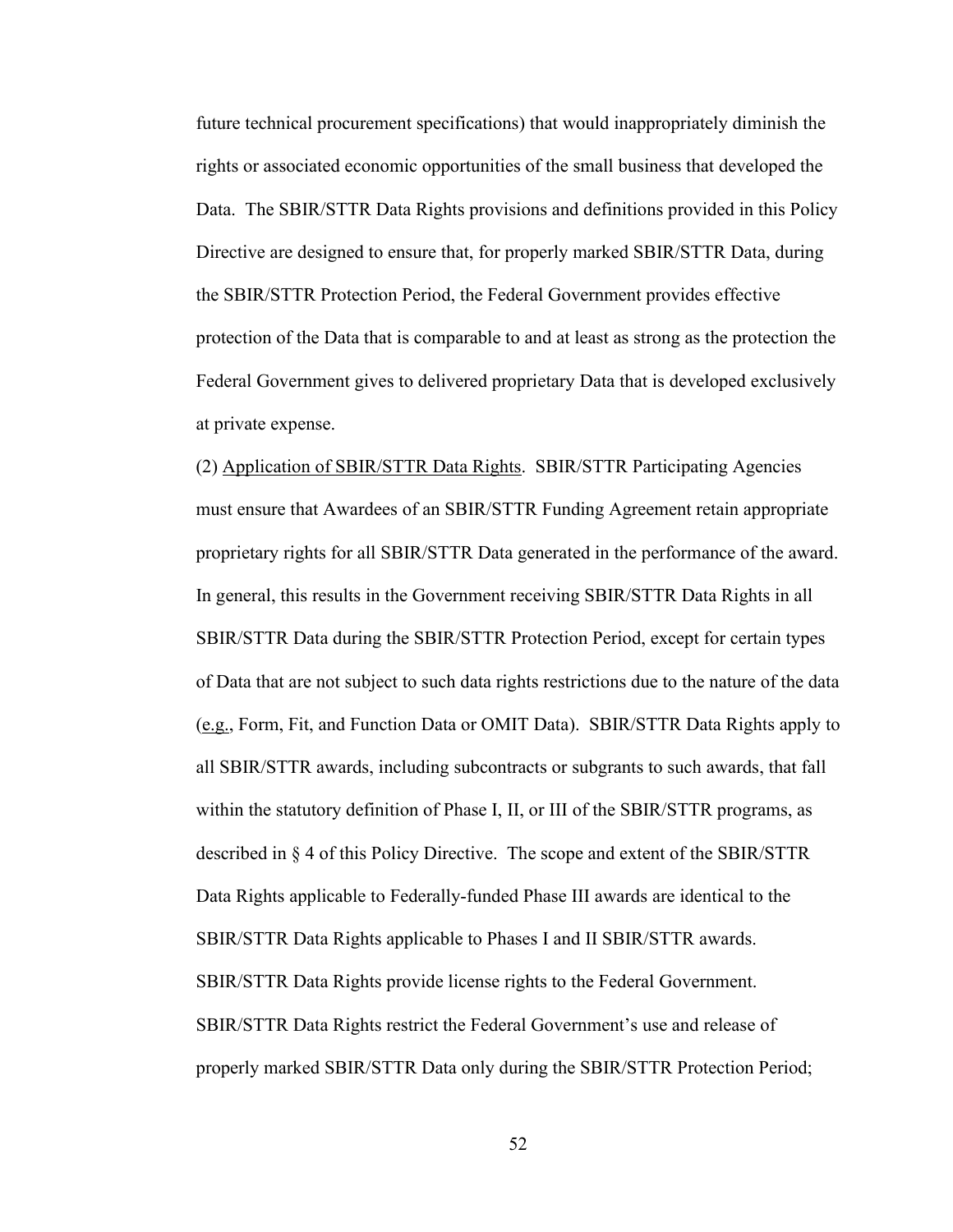future technical procurement specifications) that would inappropriately diminish the rights or associated economic opportunities of the small business that developed the Data. The SBIR/STTR Data Rights provisions and definitions provided in this Policy Directive are designed to ensure that, for properly marked SBIR/STTR Data, during the SBIR/STTR Protection Period, the Federal Government provides effective protection of the Data that is comparable to and at least as strong as the protection the Federal Government gives to delivered proprietary Data that is developed exclusively at private expense.

(2) Application of SBIR/STTR Data Rights. SBIR/STTR Participating Agencies must ensure that Awardees of an SBIR/STTR Funding Agreement retain appropriate proprietary rights for all SBIR/STTR Data generated in the performance of the award. In general, this results in the Government receiving SBIR/STTR Data Rights in all SBIR/STTR Data during the SBIR/STTR Protection Period, except for certain types of Data that are not subject to such data rights restrictions due to the nature of the data (e.g., Form, Fit, and Function Data or OMIT Data). SBIR/STTR Data Rights apply to all SBIR/STTR awards, including subcontracts or subgrants to such awards, that fall within the statutory definition of Phase I, II, or III of the SBIR/STTR programs, as described in § 4 of this Policy Directive. The scope and extent of the SBIR/STTR Data Rights applicable to Federally-funded Phase III awards are identical to the SBIR/STTR Data Rights applicable to Phases I and II SBIR/STTR awards. SBIR/STTR Data Rights provide license rights to the Federal Government. SBIR/STTR Data Rights restrict the Federal Government's use and release of properly marked SBIR/STTR Data only during the SBIR/STTR Protection Period;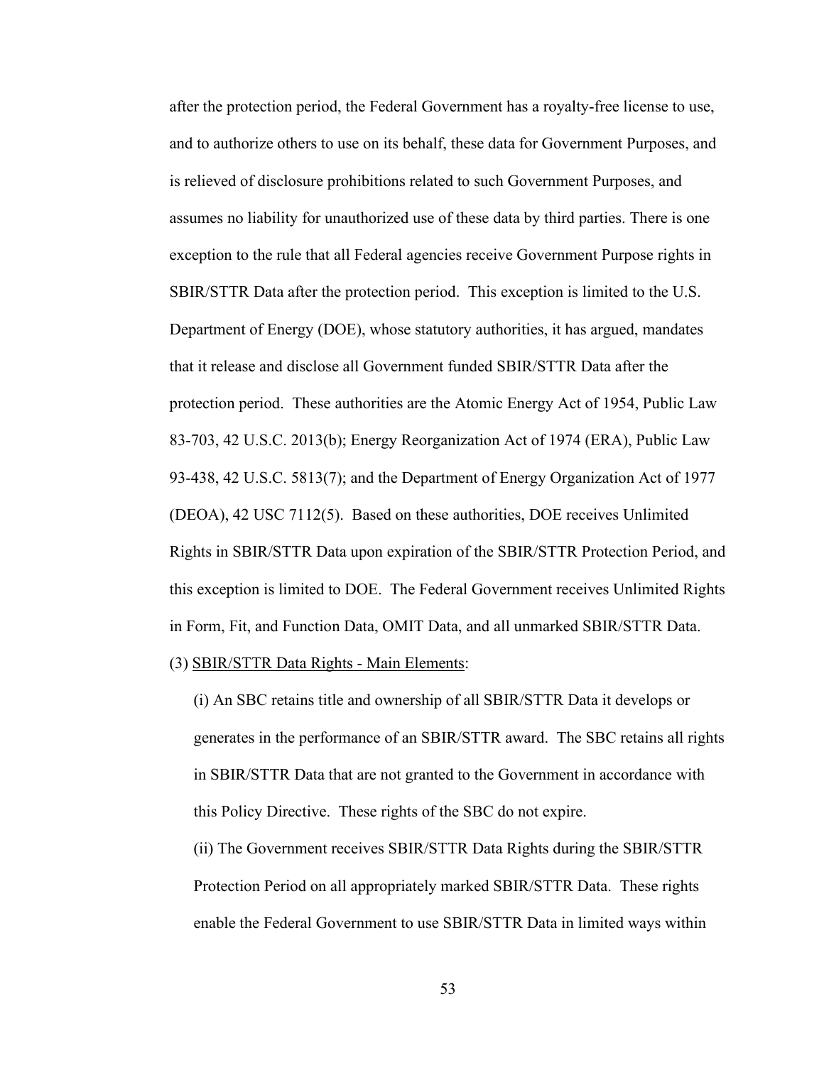after the protection period, the Federal Government has a royalty-free license to use, and to authorize others to use on its behalf, these data for Government Purposes, and is relieved of disclosure prohibitions related to such Government Purposes, and assumes no liability for unauthorized use of these data by third parties. There is one exception to the rule that all Federal agencies receive Government Purpose rights in SBIR/STTR Data after the protection period. This exception is limited to the U.S. Department of Energy (DOE), whose statutory authorities, it has argued, mandates that it release and disclose all Government funded SBIR/STTR Data after the protection period. These authorities are the Atomic Energy Act of 1954, Public Law 83-703, 42 U.S.C. 2013(b); Energy Reorganization Act of 1974 (ERA), Public Law 93-438, 42 U.S.C. 5813(7); and the Department of Energy Organization Act of 1977 (DEOA), 42 USC 7112(5). Based on these authorities, DOE receives Unlimited Rights in SBIR/STTR Data upon expiration of the SBIR/STTR Protection Period, and this exception is limited to DOE. The Federal Government receives Unlimited Rights in Form, Fit, and Function Data, OMIT Data, and all unmarked SBIR/STTR Data.

(3) <u>SBIR/STTR Data Rights - Main Elements</u>:

(i) An SBC retains title and ownership of all SBIR/STTR Data it develops or generates in the performance of an SBIR/STTR award. The SBC retains all rights in SBIR/STTR Data that are not granted to the Government in accordance with this Policy Directive. These rights of the SBC do not expire.

(ii) The Government receives SBIR/STTR Data Rights during the SBIR/STTR Protection Period on all appropriately marked SBIR/STTR Data. These rights enable the Federal Government to use SBIR/STTR Data in limited ways within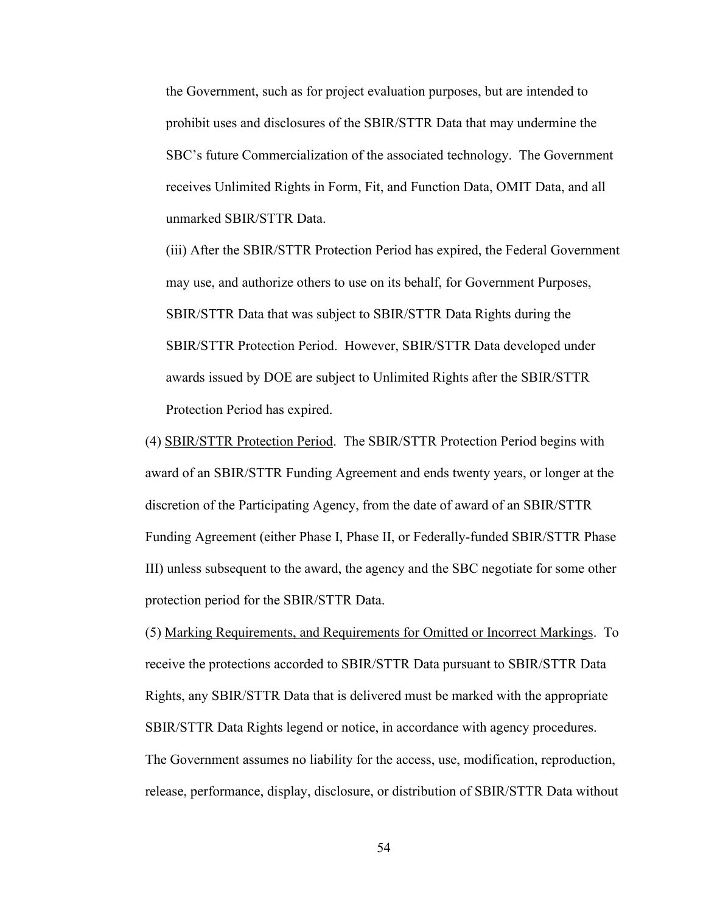the Government, such as for project evaluation purposes, but are intended to prohibit uses and disclosures of the SBIR/STTR Data that may undermine the SBC's future Commercialization of the associated technology. The Government receives Unlimited Rights in Form, Fit, and Function Data, OMIT Data, and all unmarked SBIR/STTR Data.

(iii) After the SBIR/STTR Protection Period has expired, the Federal Government may use, and authorize others to use on its behalf, for Government Purposes, SBIR/STTR Data that was subject to SBIR/STTR Data Rights during the SBIR/STTR Protection Period. However, SBIR/STTR Data developed under awards issued by DOE are subject to Unlimited Rights after the SBIR/STTR Protection Period has expired.

(4) SBIR/STTR Protection Period. The SBIR/STTR Protection Period begins with award of an SBIR/STTR Funding Agreement and ends twenty years, or longer at the discretion of the Participating Agency, from the date of award of an SBIR/STTR Funding Agreement (either Phase I, Phase II, or Federally-funded SBIR/STTR Phase III) unless subsequent to the award, the agency and the SBC negotiate for some other protection period for the SBIR/STTR Data.

(5) Marking Requirements, and Requirements for Omitted or Incorrect Markings. To receive the protections accorded to SBIR/STTR Data pursuant to SBIR/STTR Data Rights, any SBIR/STTR Data that is delivered must be marked with the appropriate SBIR/STTR Data Rights legend or notice, in accordance with agency procedures. The Government assumes no liability for the access, use, modification, reproduction, release, performance, display, disclosure, or distribution of SBIR/STTR Data without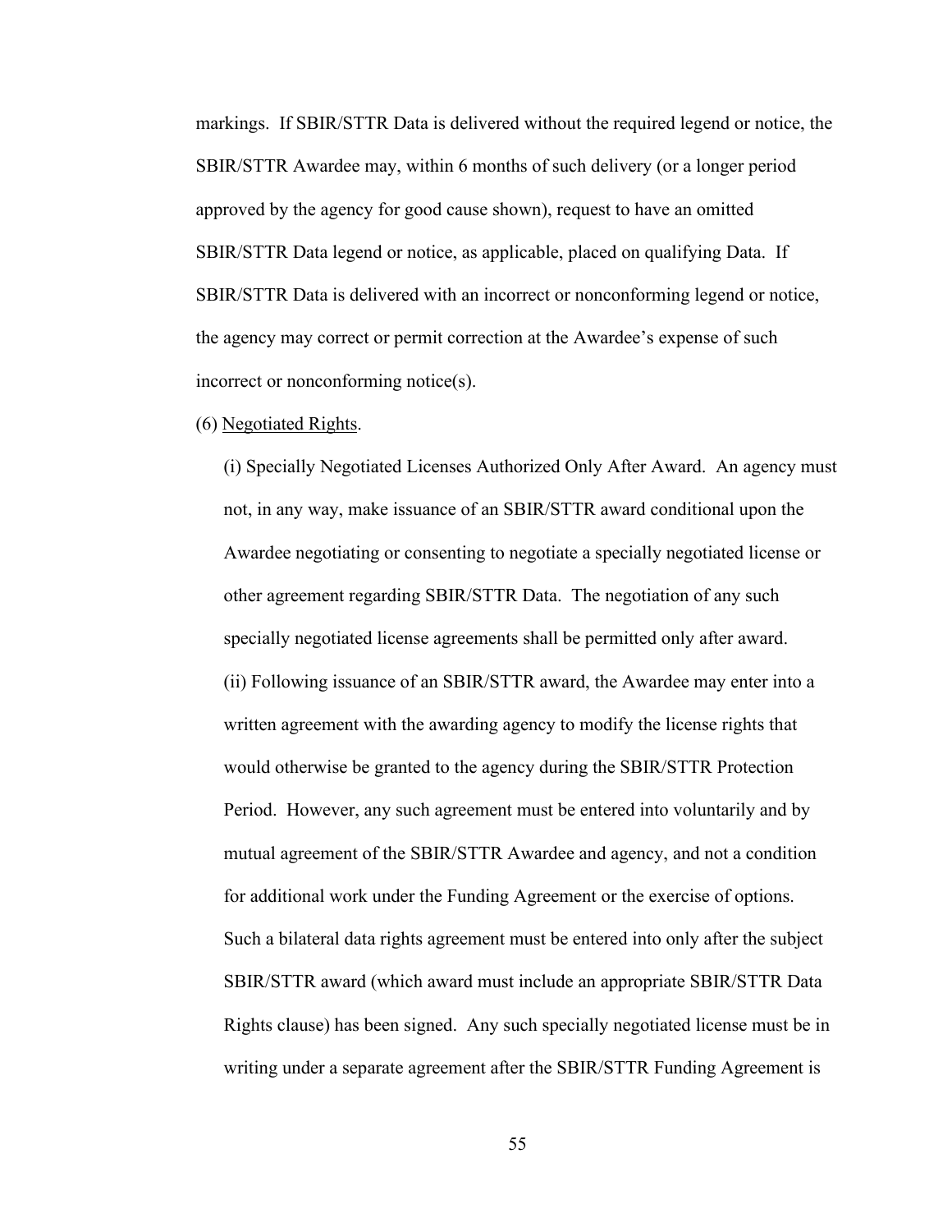markings. If SBIR/STTR Data is delivered without the required legend or notice, the SBIR/STTR Awardee may, within 6 months of such delivery (or a longer period approved by the agency for good cause shown), request to have an omitted SBIR/STTR Data legend or notice, as applicable, placed on qualifying Data. If SBIR/STTR Data is delivered with an incorrect or nonconforming legend or notice, the agency may correct or permit correction at the Awardee's expense of such incorrect or nonconforming notice(s).

(6) Negotiated Rights.

(i) Specially Negotiated Licenses Authorized Only After Award. An agency must not, in any way, make issuance of an SBIR/STTR award conditional upon the Awardee negotiating or consenting to negotiate a specially negotiated license or other agreement regarding SBIR/STTR Data. The negotiation of any such specially negotiated license agreements shall be permitted only after award.

(ii) Following issuance of an SBIR/STTR award, the Awardee may enter into a written agreement with the awarding agency to modify the license rights that would otherwise be granted to the agency during the SBIR/STTR Protection Period. However, any such agreement must be entered into voluntarily and by mutual agreement of the SBIR/STTR Awardee and agency, and not a condition for additional work under the Funding Agreement or the exercise of options. Such a bilateral data rights agreement must be entered into only after the subject SBIR/STTR award (which award must include an appropriate SBIR/STTR Data Rights clause) has been signed. Any such specially negotiated license must be in writing under a separate agreement after the SBIR/STTR Funding Agreement is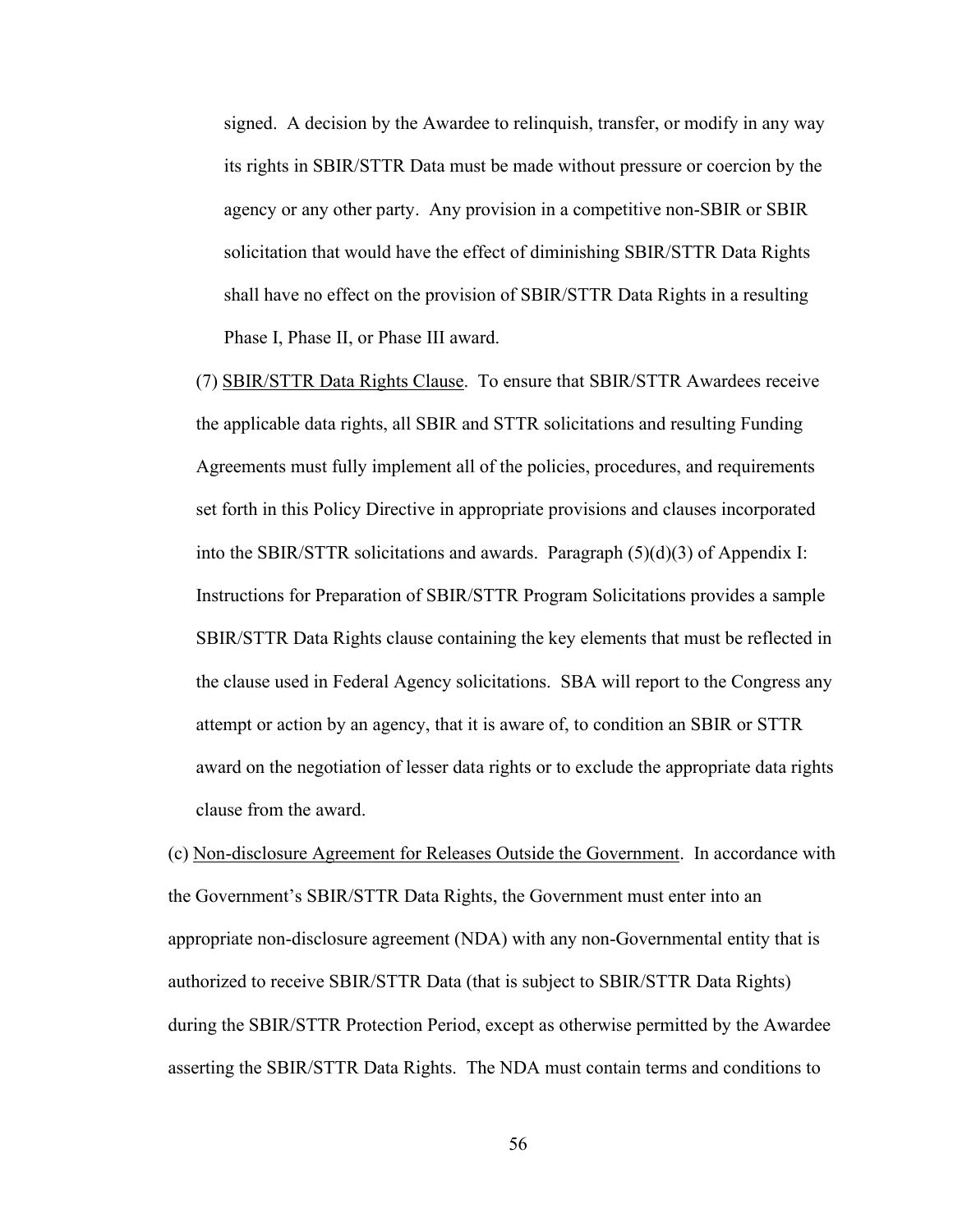signed. A decision by the Awardee to relinquish, transfer, or modify in any way its rights in SBIR/STTR Data must be made without pressure or coercion by the agency or any other party. Any provision in a competitive non-SBIR or SBIR solicitation that would have the effect of diminishing SBIR/STTR Data Rights shall have no effect on the provision of SBIR/STTR Data Rights in a resulting Phase I, Phase II, or Phase III award.

(7) SBIR/STTR Data Rights Clause. To ensure that SBIR/STTR Awardees receive the applicable data rights, all SBIR and STTR solicitations and resulting Funding Agreements must fully implement all of the policies, procedures, and requirements set forth in this Policy Directive in appropriate provisions and clauses incorporated into the SBIR/STTR solicitations and awards. Paragraph (5)(d)(3) of Appendix I: Instructions for Preparation of SBIR/STTR Program Solicitations provides a sample SBIR/STTR Data Rights clause containing the key elements that must be reflected in the clause used in Federal Agency solicitations. SBA will report to the Congress any attempt or action by an agency, that it is aware of, to condition an SBIR or STTR award on the negotiation of lesser data rights or to exclude the appropriate data rights clause from the award.

(c) Non-disclosure Agreement for Releases Outside the Government. In accordance with the Government's SBIR/STTR Data Rights, the Government must enter into an appropriate non-disclosure agreement (NDA) with any non-Governmental entity that is authorized to receive SBIR/STTR Data (that is subject to SBIR/STTR Data Rights) during the SBIR/STTR Protection Period, except as otherwise permitted by the Awardee asserting the SBIR/STTR Data Rights. The NDA must contain terms and conditions to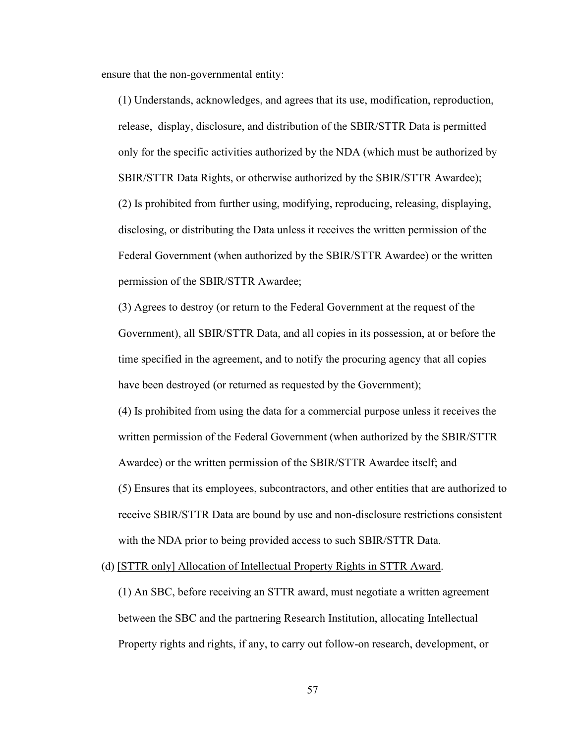ensure that the non-governmental entity:

(1) Understands, acknowledges, and agrees that its use, modification, reproduction, release, display, disclosure, and distribution of the SBIR/STTR Data is permitted only for the specific activities authorized by the NDA (which must be authorized by SBIR/STTR Data Rights, or otherwise authorized by the SBIR/STTR Awardee);

(2) Is prohibited from further using, modifying, reproducing, releasing, displaying, disclosing, or distributing the Data unless it receives the written permission of the Federal Government (when authorized by the SBIR/STTR Awardee) or the written permission of the SBIR/STTR Awardee;

(3) Agrees to destroy (or return to the Federal Government at the request of the Government), all SBIR/STTR Data, and all copies in its possession, at or before the time specified in the agreement, and to notify the procuring agency that all copies have been destroyed (or returned as requested by the Government);

(4) Is prohibited from using the data for a commercial purpose unless it receives the written permission of the Federal Government (when authorized by the SBIR/STTR Awardee) or the written permission of the SBIR/STTR Awardee itself; and

(5) Ensures that its employees, subcontractors, and other entities that are authorized to receive SBIR/STTR Data are bound by use and non-disclosure restrictions consistent with the NDA prior to being provided access to such SBIR/STTR Data.

(d) <u>[STTR only] Allocation of Intellectual Property Rights in STTR Award</u>.

(1) An SBC, before receiving an STTR award, must negotiate a written agreement between the SBC and the partnering Research Institution, allocating Intellectual Property rights and rights, if any, to carry out follow-on research, development, or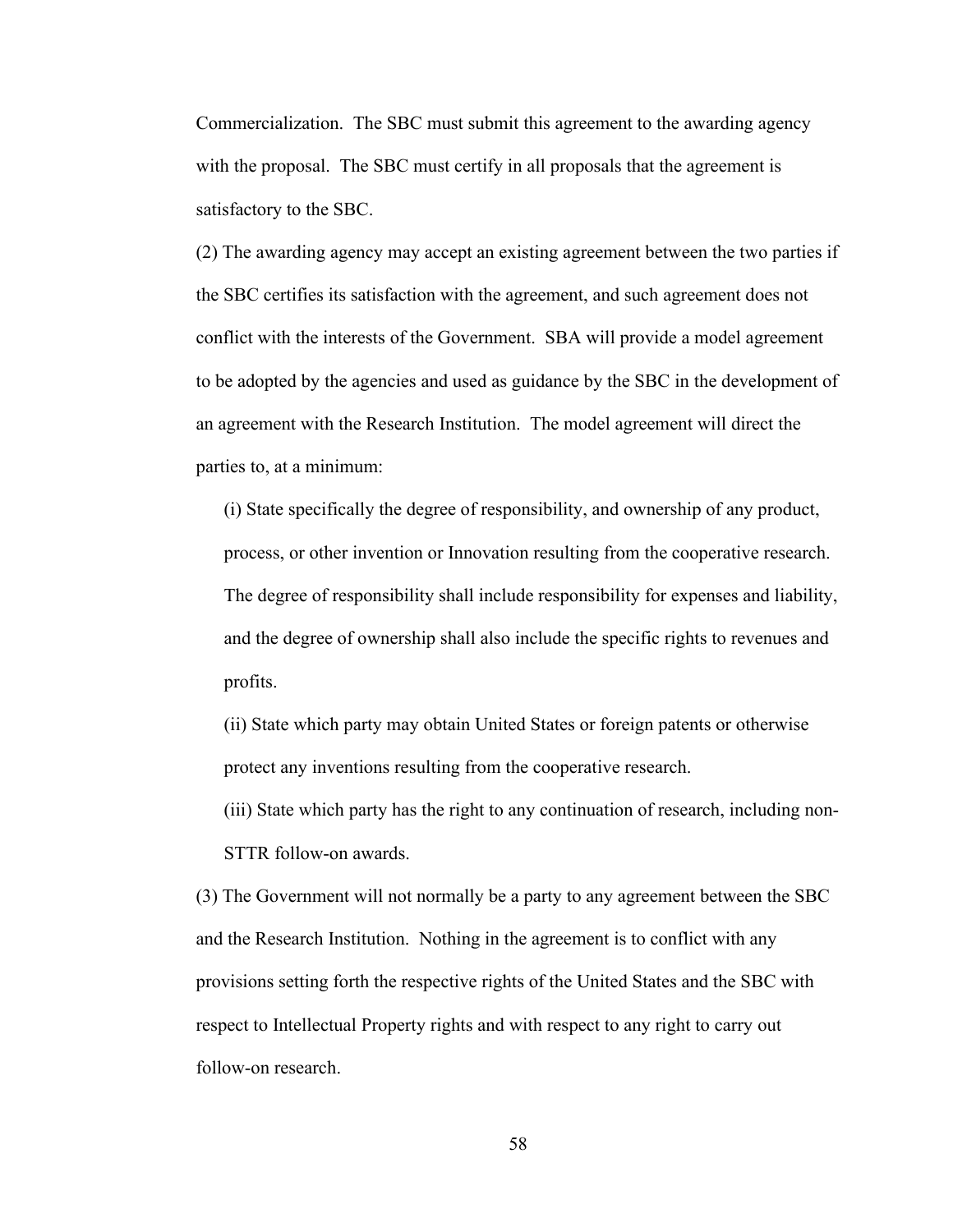Commercialization. The SBC must submit this agreement to the awarding agency with the proposal. The SBC must certify in all proposals that the agreement is satisfactory to the SBC.

(2) The awarding agency may accept an existing agreement between the two parties if the SBC certifies its satisfaction with the agreement, and such agreement does not conflict with the interests of the Government. SBA will provide a model agreement to be adopted by the agencies and used as guidance by the SBC in the development of an agreement with the Research Institution. The model agreement will direct the parties to, at a minimum:

(i) State specifically the degree of responsibility, and ownership of any product, process, or other invention or Innovation resulting from the cooperative research. The degree of responsibility shall include responsibility for expenses and liability, and the degree of ownership shall also include the specific rights to revenues and profits.

(ii) State which party may obtain United States or foreign patents or otherwise protect any inventions resulting from the cooperative research.

(iii) State which party has the right to any continuation of research, including non-STTR follow-on awards.

(3) The Government will not normally be a party to any agreement between the SBC and the Research Institution. Nothing in the agreement is to conflict with any provisions setting forth the respective rights of the United States and the SBC with respect to Intellectual Property rights and with respect to any right to carry out follow-on research.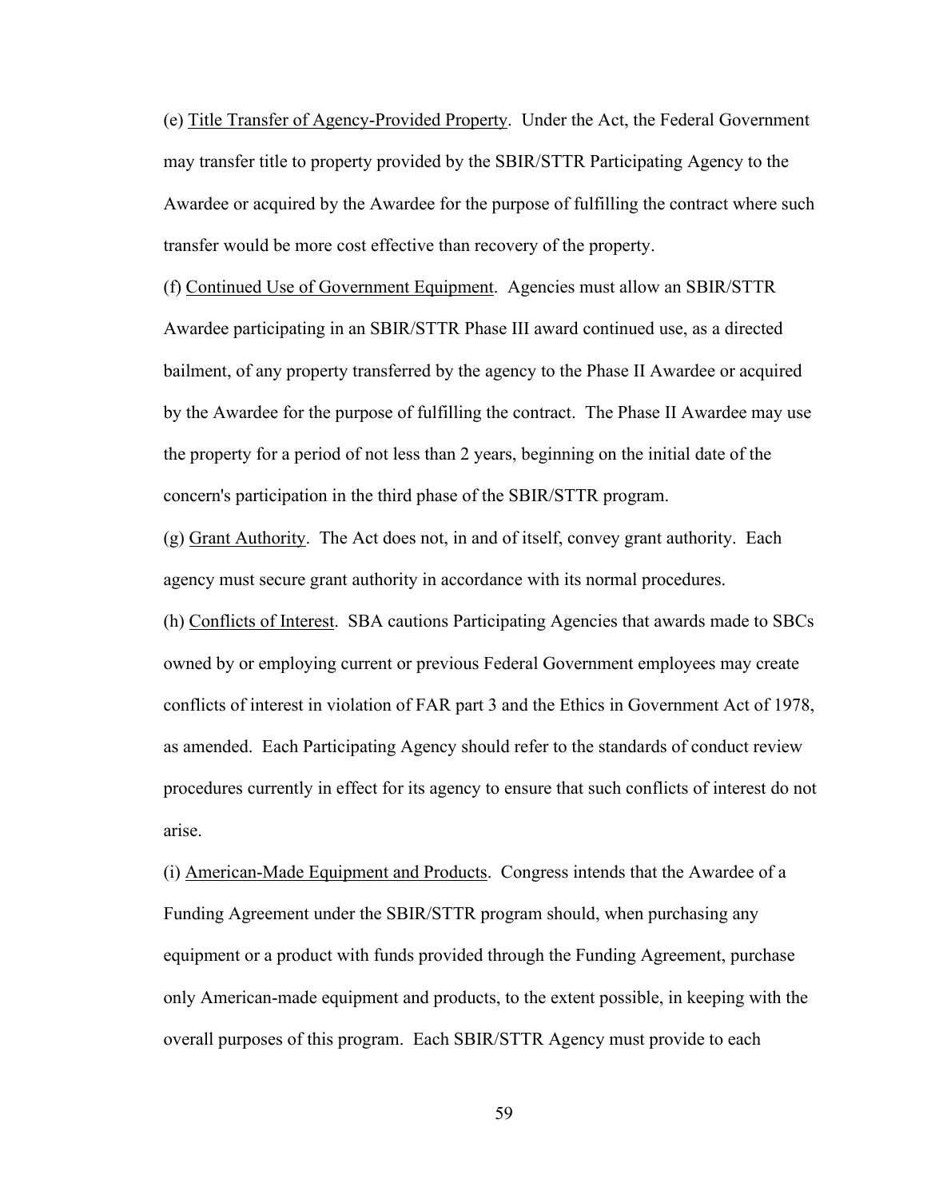(e) Title Transfer of Agency-Provided Property. Under the Act, the Federal Government may transfer title to property provided by the SBIR/STTR Participating Agency to the Awardee or acquired by the Awardee for the purpose of fulfilling the contract where such transfer would be more cost effective than recovery of the property.

(f) Continued Use of Government Equipment. Agencies must allow an SBIR/STTR Awardee participating in an SBIR/STTR Phase III award continued use, as a directed bailment, of any property transferred by the agency to the Phase II Awardee or acquired by the Awardee for the purpose of fulfilling the contract. The Phase II Awardee may use the property for a period of not less than 2 years, beginning on the initial date of the concern's participation in the third phase of the SBIR/STTR program.

(g) Grant Authority. The Act does not, in and of itself, convey grant authority. Each agency must secure grant authority in accordance with its normal procedures.

(h) Conflicts of Interest. SBA cautions Participating Agencies that awards made to SBCs owned by or employing current or previous Federal Government employees may create conflicts of interest in violation of FAR part 3 and the Ethics in Government Act of 1978, as amended. Each Participating Agency should refer to the standards of conduct review procedures currently in effect for its agency to ensure that such conflicts of interest do not arise.

(i) American-Made Equipment and Products. Congress intends that the Awardee of a Funding Agreement under the SBIR/STTR program should, when purchasing any equipment or a product with funds provided through the Funding Agreement, purchase only American-made equipment and products, to the extent possible, in keeping with the overall purposes of this program. Each SBIR/STTR Agency must provide to each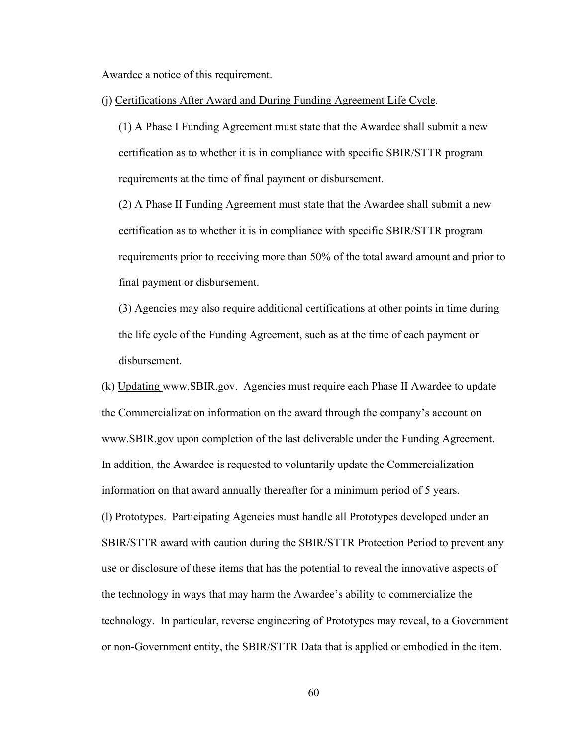Awardee a notice of this requirement.

(j) Certifications After Award and During Funding Agreement Life Cycle.

(1) A Phase I Funding Agreement must state that the Awardee shall submit a new certification as to whether it is in compliance with specific SBIR/STTR program requirements at the time of final payment or disbursement.

(2) A Phase II Funding Agreement must state that the Awardee shall submit a new certification as to whether it is in compliance with specific SBIR/STTR program requirements prior to receiving more than 50% of the total award amount and prior to final payment or disbursement.

(3) Agencies may also require additional certifications at other points in time during the life cycle of the Funding Agreement, such as at the time of each payment or disbursement.

(k) Updating www.SBIR.gov. Agencies must require each Phase II Awardee to update the Commercialization information on the award through the company's account on www.SBIR.gov upon completion of the last deliverable under the Funding Agreement. In addition, the Awardee is requested to voluntarily update the Commercialization information on that award annually thereafter for a minimum period of 5 years.

(l) Prototypes. Participating Agencies must handle all Prototypes developed under an SBIR/STTR award with caution during the SBIR/STTR Protection Period to prevent any use or disclosure of these items that has the potential to reveal the innovative aspects of the technology in ways that may harm the Awardee's ability to commercialize the technology. In particular, reverse engineering of Prototypes may reveal, to a Government or non-Government entity, the SBIR/STTR Data that is applied or embodied in the item.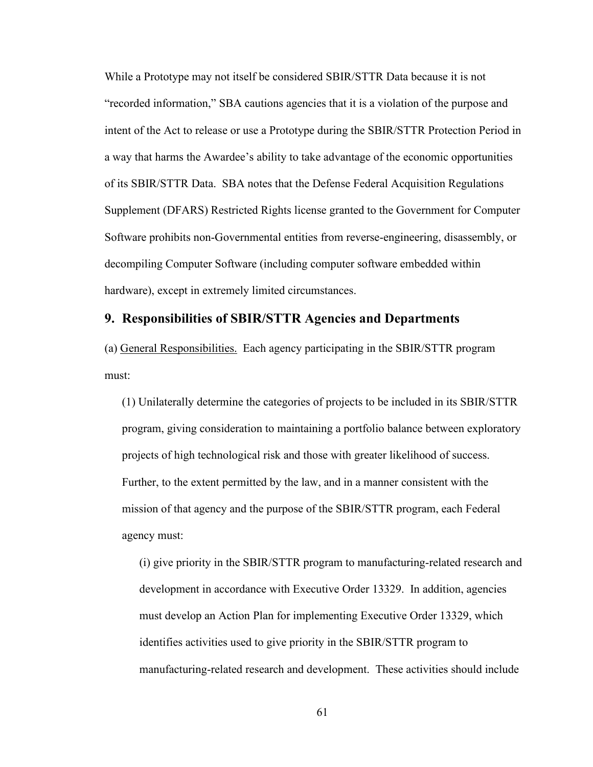While a Prototype may not itself be considered SBIR/STTR Data because it is not "recorded information," SBA cautions agencies that it is a violation of the purpose and intent of the Act to release or use a Prototype during the SBIR/STTR Protection Period in a way that harms the Awardee's ability to take advantage of the economic opportunities of its SBIR/STTR Data. SBA notes that the Defense Federal Acquisition Regulations Supplement (DFARS) Restricted Rights license granted to the Government for Computer Software prohibits non-Governmental entities from reverse-engineering, disassembly, or decompiling Computer Software (including computer software embedded within hardware), except in extremely limited circumstances.

## 9. Responsibilities of SBIR/STTR Agencies and Departments

(a) General Responsibilities. Each agency participating in the SBIR/STTR program must:

(1) Unilaterally determine the categories of projects to be included in its SBIR/STTR program, giving consideration to maintaining a portfolio balance between exploratory projects of high technological risk and those with greater likelihood of success. Further, to the extent permitted by the law, and in a manner consistent with the mission of that agency and the purpose of the SBIR/STTR program, each Federal agency must:

(i) give priority in the SBIR/STTR program to manufacturing-related research and development in accordance with Executive Order 13329. In addition, agencies must develop an Action Plan for implementing Executive Order 13329, which identifies activities used to give priority in the SBIR/STTR program to manufacturing-related research and development. These activities should include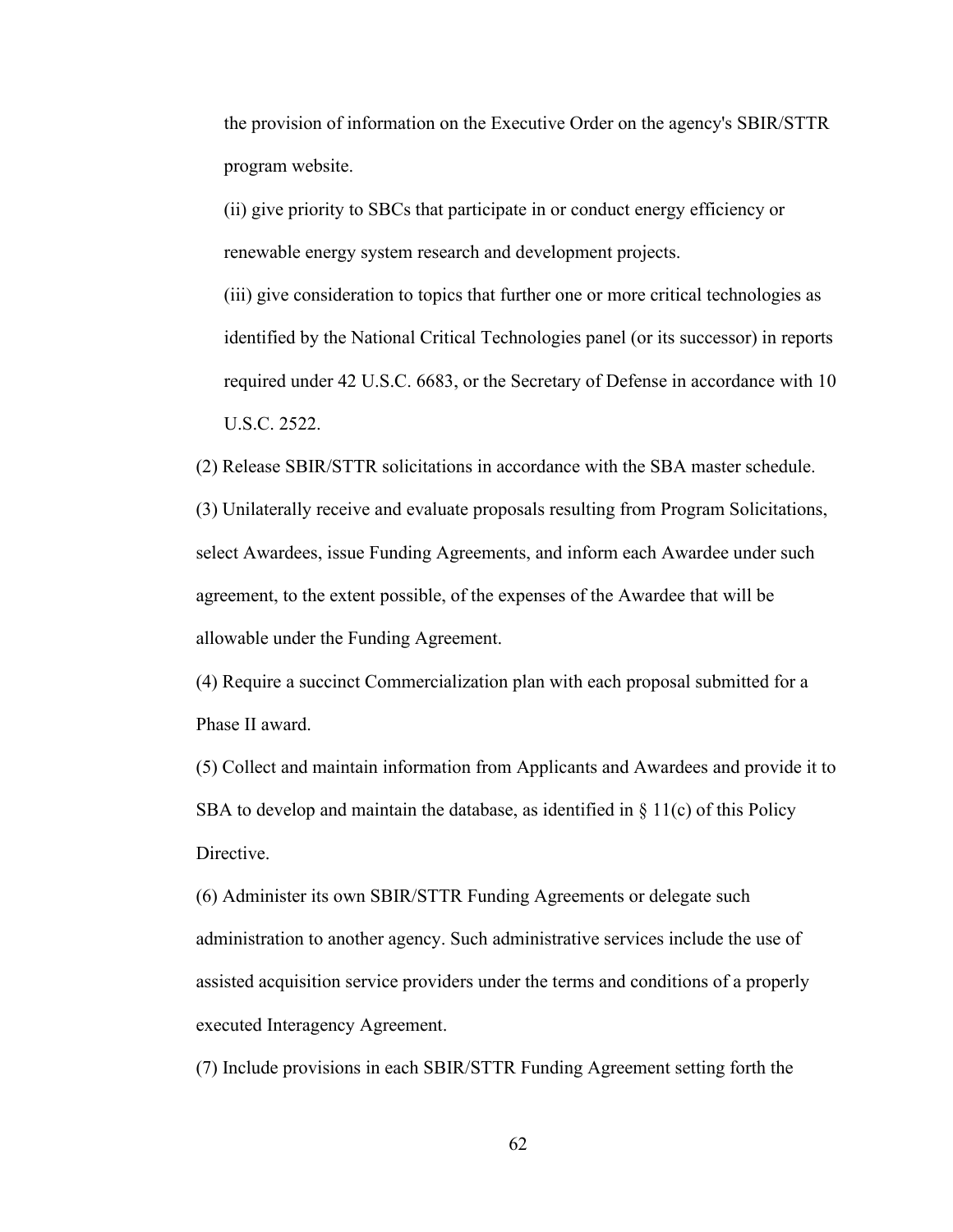the provision of information on the Executive Order on the agency's SBIR/STTR program website.

(ii) give priority to SBCs that participate in or conduct energy efficiency or renewable energy system research and development projects.

(iii) give consideration to topics that further one or more critical technologies as identified by the National Critical Technologies panel (or its successor) in reports required under 42 U.S.C. 6683, or the Secretary of Defense in accordance with 10 U.S.C. 2522.

(2) Release SBIR/STTR solicitations in accordance with the SBA master schedule.

(3) Unilaterally receive and evaluate proposals resulting from Program Solicitations, select Awardees, issue Funding Agreements, and inform each Awardee under such agreement, to the extent possible, of the expenses of the Awardee that will be allowable under the Funding Agreement.

(4) Require a succinct Commercialization plan with each proposal submitted for a Phase II award.

(5) Collect and maintain information from Applicants and Awardees and provide it to SBA to develop and maintain the database, as identified in § 11(c) of this Policy Directive.

(6) Administer its own SBIR/STTR Funding Agreements or delegate such administration to another agency. Such administrative services include the use of assisted acquisition service providers under the terms and conditions of a properly executed Interagency Agreement.

(7) Include provisions in each SBIR/STTR Funding Agreement setting forth the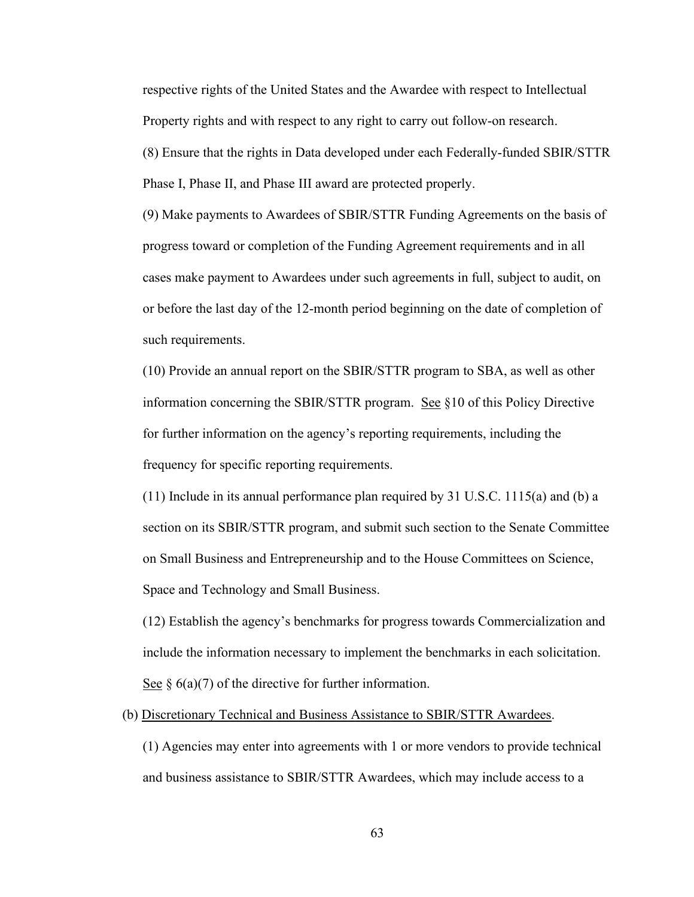respective rights of the United States and the Awardee with respect to Intellectual Property rights and with respect to any right to carry out follow-on research.

(8) Ensure that the rights in Data developed under each Federally-funded SBIR/STTR Phase I, Phase II, and Phase III award are protected properly.

(9) Make payments to Awardees of SBIR/STTR Funding Agreements on the basis of progress toward or completion of the Funding Agreement requirements and in all cases make payment to Awardees under such agreements in full, subject to audit, on or before the last day of the 12-month period beginning on the date of completion of such requirements.

(10) Provide an annual report on the SBIR/STTR program to SBA, as well as other information concerning the SBIR/STTR program. See §10 of this Policy Directive for further information on the agency's reporting requirements, including the frequency for specific reporting requirements.

(11) Include in its annual performance plan required by 31 U.S.C. 1115(a) and (b) a section on its SBIR/STTR program, and submit such section to the Senate Committee on Small Business and Entrepreneurship and to the House Committees on Science, Space and Technology and Small Business.

(12) Establish the agency's benchmarks for progress towards Commercialization and include the information necessary to implement the benchmarks in each solicitation. See § 6(a)(7) of the directive for further information.

(b) Discretionary Technical and Business Assistance to SBIR/STTR Awardees.

(1) Agencies may enter into agreements with 1 or more vendors to provide technical and business assistance to SBIR/STTR Awardees, which may include access to a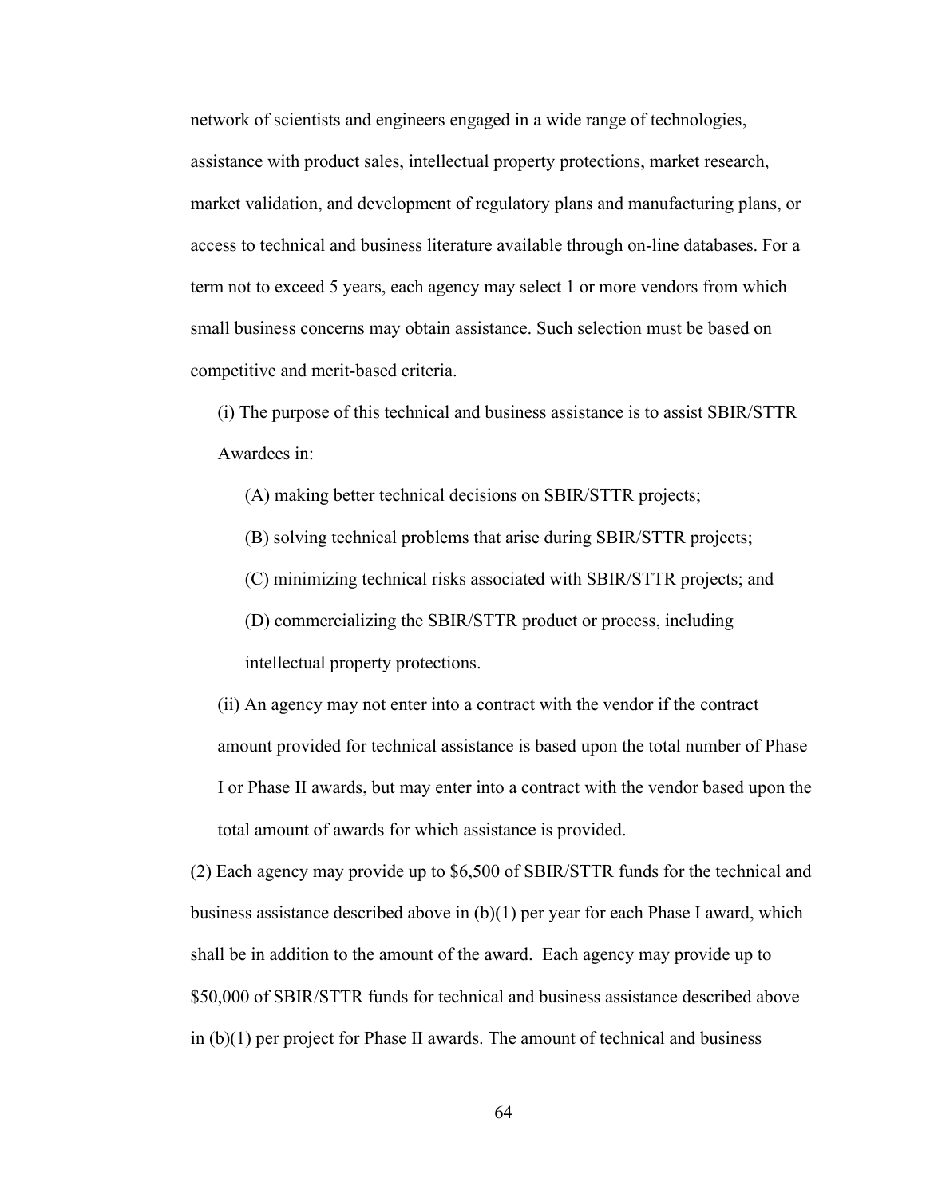network of scientists and engineers engaged in a wide range of technologies, assistance with product sales, intellectual property protections, market research, market validation, and development of regulatory plans and manufacturing plans, or access to technical and business literature available through on-line databases. For a term not to exceed 5 years, each agency may select 1 or more vendors from which small business concerns may obtain assistance. Such selection must be based on competitive and merit-based criteria.

(i) The purpose of this technical and business assistance is to assist SBIR/STTR Awardees in:

(A) making better technical decisions on SBIR/STTR projects;

(B) solving technical problems that arise during SBIR/STTR projects;

(C) minimizing technical risks associated with SBIR/STTR projects; and

(D) commercializing the SBIR/STTR product or process, including intellectual property protections.

(ii) An agency may not enter into a contract with the vendor if the contract amount provided for technical assistance is based upon the total number of Phase I or Phase II awards, but may enter into a contract with the vendor based upon the total amount of awards for which assistance is provided.

(2) Each agency may provide up to $6,500 of SBIR/STTR funds for the technical and business assistance described above in (b)(1) per year for each Phase I award, which shall be in addition to the amount of the award. Each agency may provide up to $50,000 of SBIR/STTR funds for technical and business assistance described above in (b)(1) per project for Phase II awards. The amount of technical and business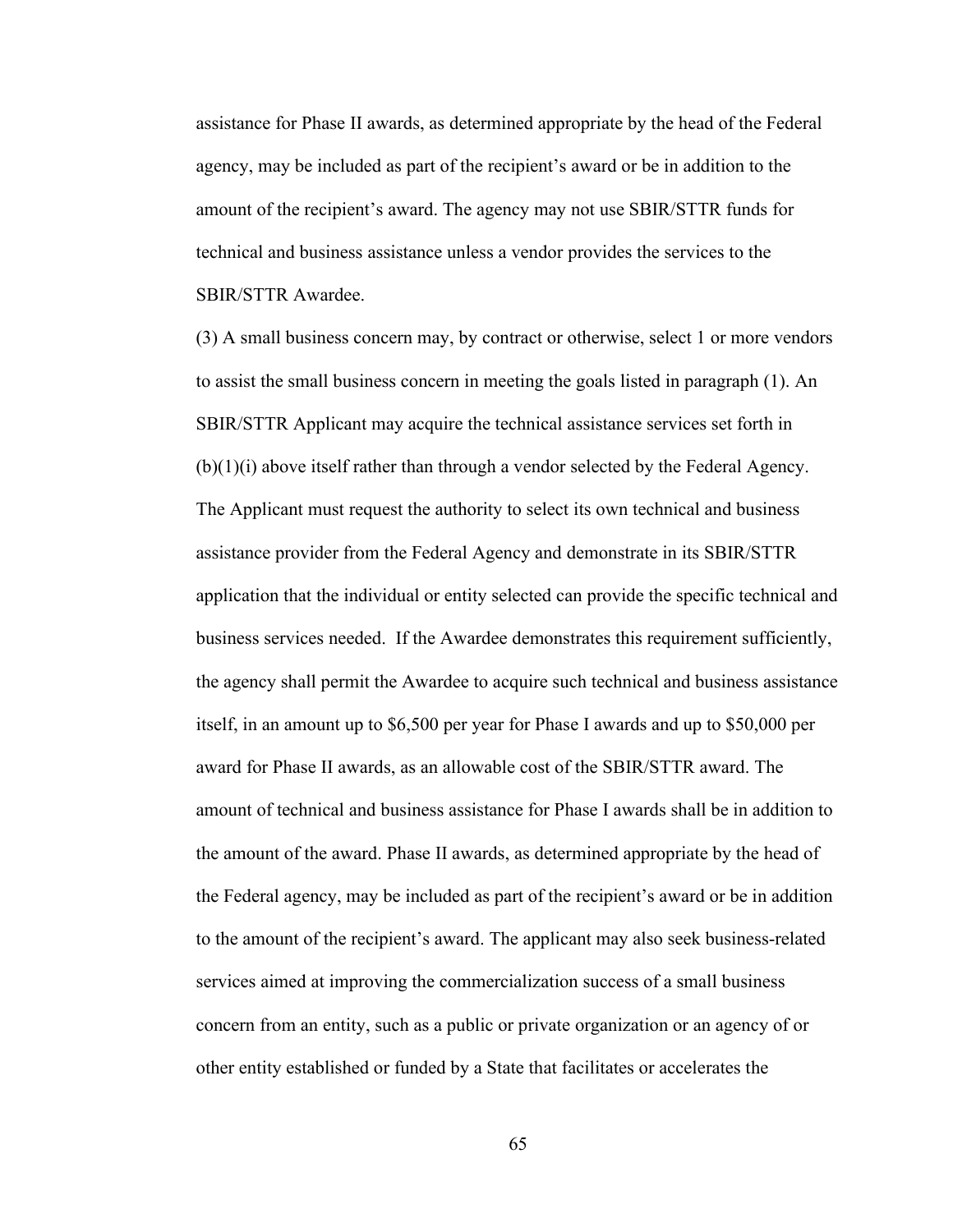assistance for Phase II awards, as determined appropriate by the head of the Federal agency, may be included as part of the recipient's award or be in addition to the amount of the recipient's award. The agency may not use SBIR/STTR funds for technical and business assistance unless a vendor provides the services to the SBIR/STTR Awardee.

(3) A small business concern may, by contract or otherwise, select 1 or more vendors to assist the small business concern in meeting the goals listed in paragraph (1). An SBIR/STTR Applicant may acquire the technical assistance services set forth in (b)(1)(i) above itself rather than through a vendor selected by the Federal Agency. The Applicant must request the authority to select its own technical and business assistance provider from the Federal Agency and demonstrate in its SBIR/STTR application that the individual or entity selected can provide the specific technical and business services needed. If the Awardee demonstrates this requirement sufficiently, the agency shall permit the Awardee to acquire such technical and business assistance itself, in an amount up to $6,500 per year for Phase I awards and up to $50,000 per award for Phase II awards, as an allowable cost of the SBIR/STTR award. The amount of technical and business assistance for Phase I awards shall be in addition to the amount of the award. Phase II awards, as determined appropriate by the head of the Federal agency, may be included as part of the recipient's award or be in addition to the amount of the recipient's award. The applicant may also seek business-related services aimed at improving the commercialization success of a small business concern from an entity, such as a public or private organization or an agency of or other entity established or funded by a State that facilitates or accelerates the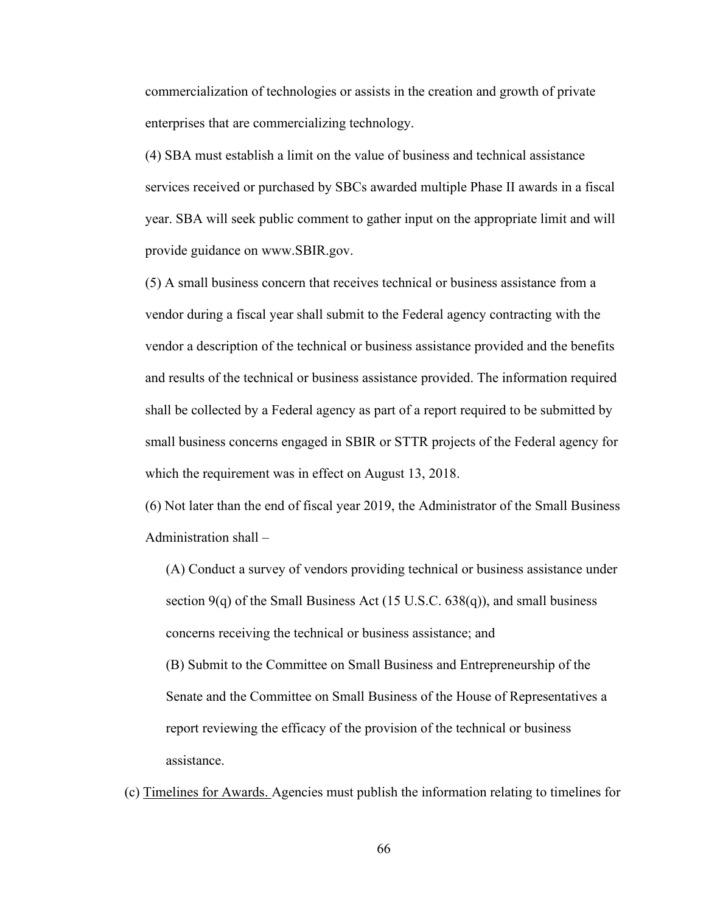commercialization of technologies or assists in the creation and growth of private enterprises that are commercializing technology.

(4) SBA must establish a limit on the value of business and technical assistance services received or purchased by SBCs awarded multiple Phase II awards in a fiscal year. SBA will seek public comment to gather input on the appropriate limit and will provide guidance on www.SBIR.gov.

(5) A small business concern that receives technical or business assistance from a vendor during a fiscal year shall submit to the Federal agency contracting with the vendor a description of the technical or business assistance provided and the benefits and results of the technical or business assistance provided. The information required shall be collected by a Federal agency as part of a report required to be submitted by small business concerns engaged in SBIR or STTR projects of the Federal agency for which the requirement was in effect on August 13, 2018.

(6) Not later than the end of fiscal year 2019, the Administrator of the Small Business Administration shall –

(A) Conduct a survey of vendors providing technical or business assistance under section 9(q) of the Small Business Act (15 U.S.C. 638(q)), and small business concerns receiving the technical or business assistance; and

(B) Submit to the Committee on Small Business and Entrepreneurship of the Senate and the Committee on Small Business of the House of Representatives a report reviewing the efficacy of the provision of the technical or business assistance.

(c) Timelines for Awards. Agencies must publish the information relating to timelines for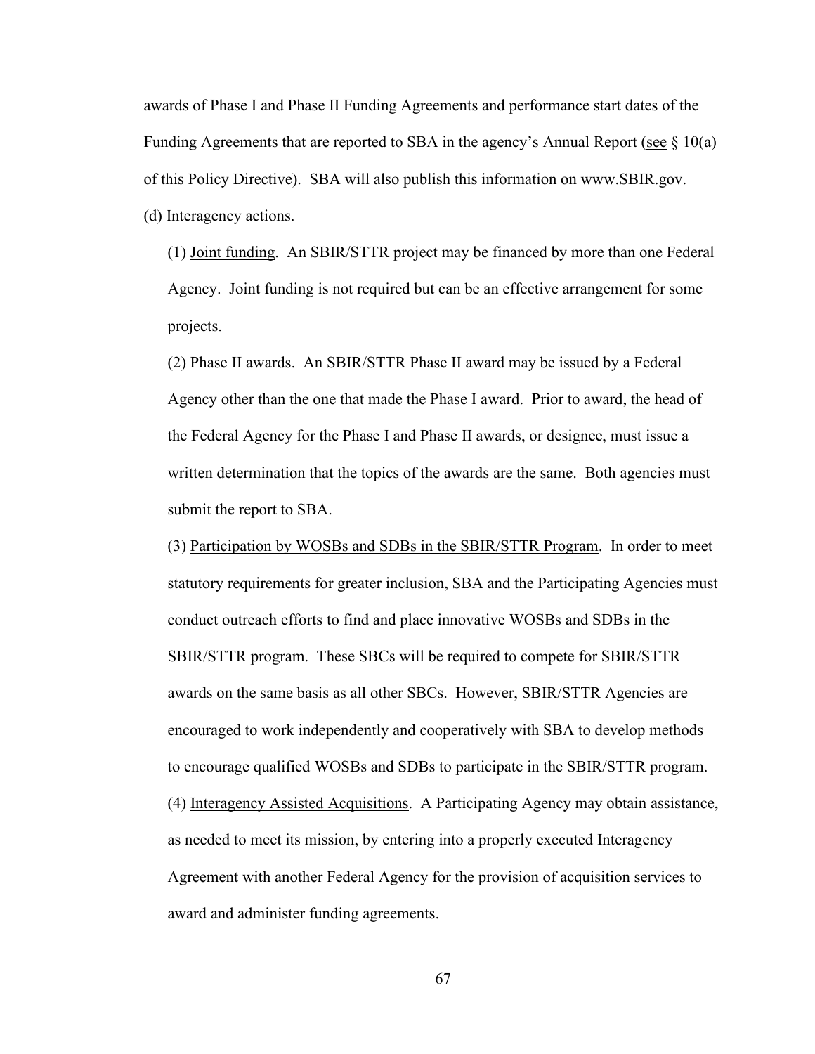awards of Phase I and Phase II Funding Agreements and performance start dates of the Funding Agreements that are reported to SBA in the agency's Annual Report (see § 10(a) of this Policy Directive). SBA will also publish this information on www.SBIR.gov.

(d) Interagency actions.

(1) Joint funding. An SBIR/STTR project may be financed by more than one Federal Agency. Joint funding is not required but can be an effective arrangement for some projects.

(2) Phase II awards. An SBIR/STTR Phase II award may be issued by a Federal Agency other than the one that made the Phase I award. Prior to award, the head of the Federal Agency for the Phase I and Phase II awards, or designee, must issue a written determination that the topics of the awards are the same. Both agencies must submit the report to SBA.

(3) Participation by WOSBs and SDBs in the SBIR/STTR Program. In order to meet statutory requirements for greater inclusion, SBA and the Participating Agencies must conduct outreach efforts to find and place innovative WOSBs and SDBs in the SBIR/STTR program. These SBCs will be required to compete for SBIR/STTR awards on the same basis as all other SBCs. However, SBIR/STTR Agencies are encouraged to work independently and cooperatively with SBA to develop methods to encourage qualified WOSBs and SDBs to participate in the SBIR/STTR program.

(4) Interagency Assisted Acquisitions. A Participating Agency may obtain assistance, as needed to meet its mission, by entering into a properly executed Interagency Agreement with another Federal Agency for the provision of acquisition services to award and administer funding agreements.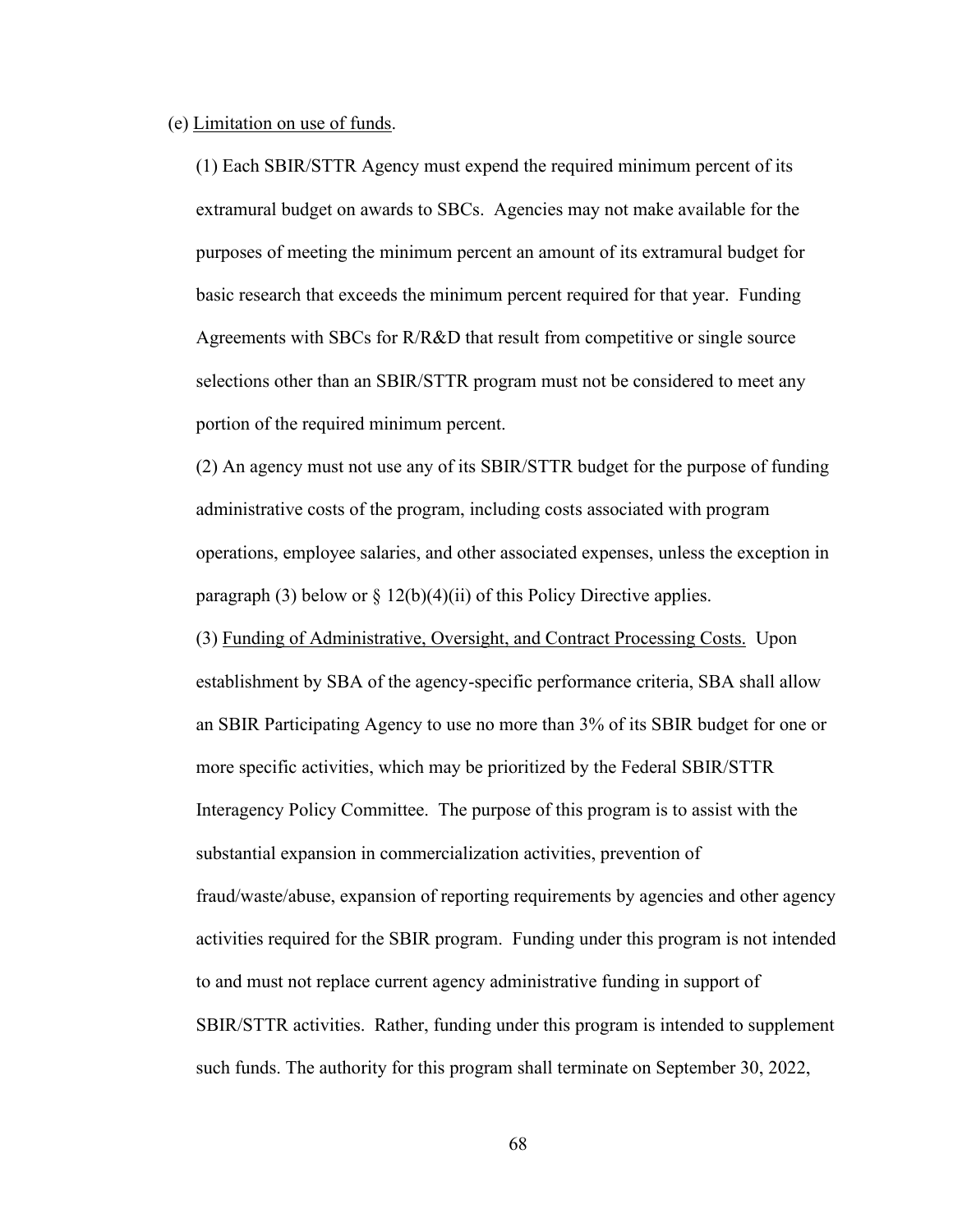(e) Limitation on use of funds.

(1) Each SBIR/STTR Agency must expend the required minimum percent of its extramural budget on awards to SBCs. Agencies may not make available for the purposes of meeting the minimum percent an amount of its extramural budget for basic research that exceeds the minimum percent required for that year. Funding Agreements with SBCs for R/R&D that result from competitive or single source selections other than an SBIR/STTR program must not be considered to meet any portion of the required minimum percent.

(2) An agency must not use any of its SBIR/STTR budget for the purpose of funding administrative costs of the program, including costs associated with program operations, employee salaries, and other associated expenses, unless the exception in paragraph (3) below or § 12(b)(4)(ii) of this Policy Directive applies.

(3) Funding of Administrative, Oversight, and Contract Processing Costs. Upon establishment by SBA of the agency-specific performance criteria, SBA shall allow an SBIR Participating Agency to use no more than 3% of its SBIR budget for one or more specific activities, which may be prioritized by the Federal SBIR/STTR Interagency Policy Committee. The purpose of this program is to assist with the substantial expansion in commercialization activities, prevention of fraud/waste/abuse, expansion of reporting requirements by agencies and other agency activities required for the SBIR program. Funding under this program is not intended to and must not replace current agency administrative funding in support of SBIR/STTR activities. Rather, funding under this program is intended to supplement such funds. The authority for this program shall terminate on September 30, 2022,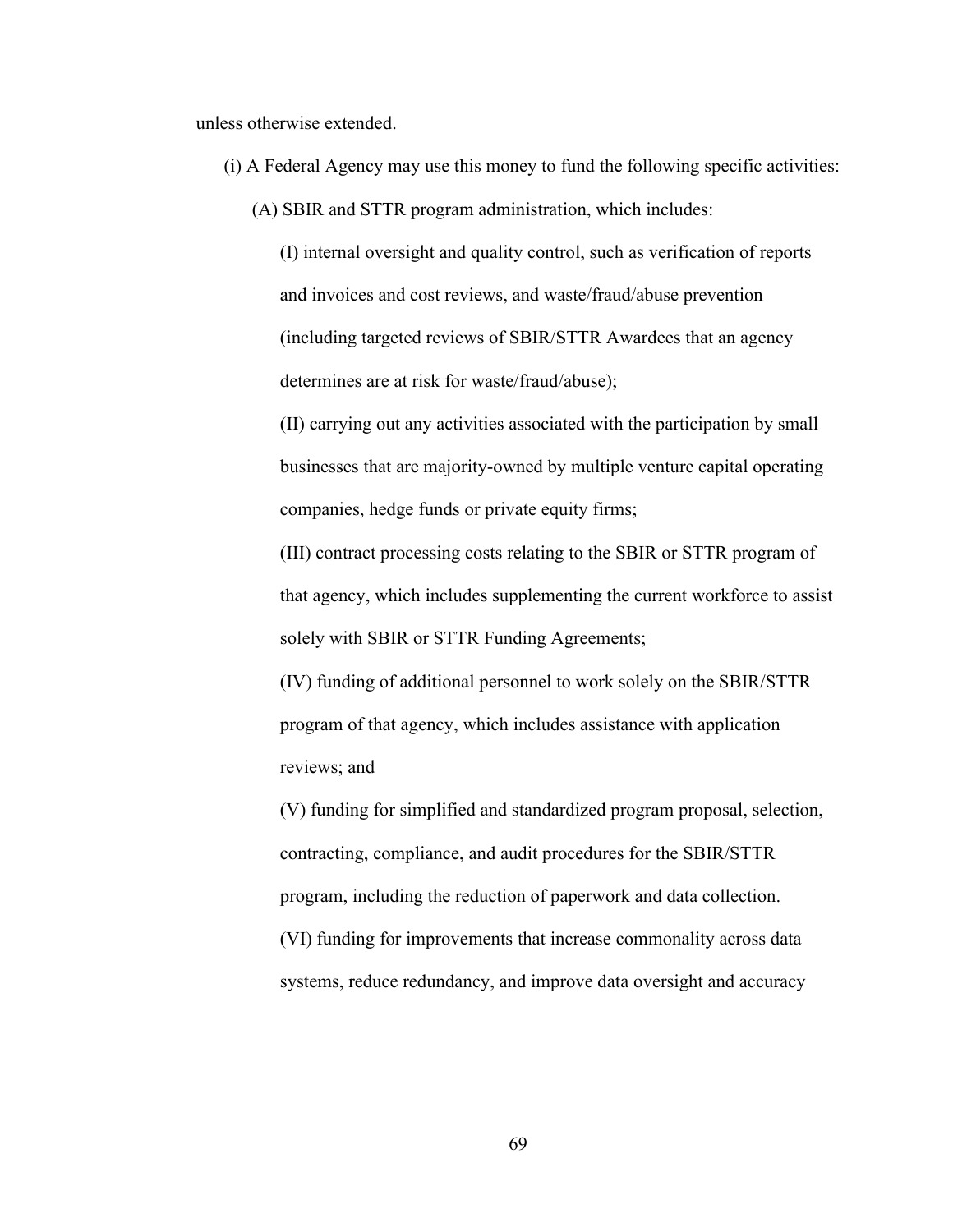unless otherwise extended.

(i) A Federal Agency may use this money to fund the following specific activities:

(A) SBIR and STTR program administration, which includes:

(I) internal oversight and quality control, such as verification of reports and invoices and cost reviews, and waste/fraud/abuse prevention (including targeted reviews of SBIR/STTR Awardees that an agency determines are at risk for waste/fraud/abuse);

(II) carrying out any activities associated with the participation by small businesses that are majority-owned by multiple venture capital operating companies, hedge funds or private equity firms;

(III) contract processing costs relating to the SBIR or STTR program of that agency, which includes supplementing the current workforce to assist solely with SBIR or STTR Funding Agreements;

(IV) funding of additional personnel to work solely on the SBIR/STTR program of that agency, which includes assistance with application reviews; and

(V) funding for simplified and standardized program proposal, selection, contracting, compliance, and audit procedures for the SBIR/STTR program, including the reduction of paperwork and data collection.

(VI) funding for improvements that increase commonality across data systems, reduce redundancy, and improve data oversight and accuracy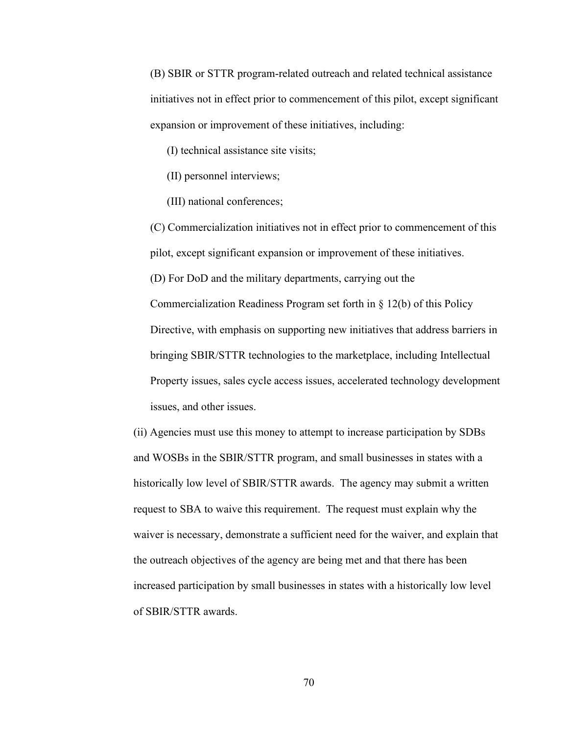(B) SBIR or STTR program-related outreach and related technical assistance initiatives not in effect prior to commencement of this pilot, except significant expansion or improvement of these initiatives, including:

(I) technical assistance site visits;

(II) personnel interviews;

(III) national conferences;

(C) Commercialization initiatives not in effect prior to commencement of this pilot, except significant expansion or improvement of these initiatives.

(D) For DoD and the military departments, carrying out the Commercialization Readiness Program set forth in § 12(b) of this Policy Directive, with emphasis on supporting new initiatives that address barriers in bringing SBIR/STTR technologies to the marketplace, including Intellectual Property issues, sales cycle access issues, accelerated technology development issues, and other issues.

(ii) Agencies must use this money to attempt to increase participation by SDBs and WOSBs in the SBIR/STTR program, and small businesses in states with a historically low level of SBIR/STTR awards. The agency may submit a written request to SBA to waive this requirement. The request must explain why the waiver is necessary, demonstrate a sufficient need for the waiver, and explain that the outreach objectives of the agency are being met and that there has been increased participation by small businesses in states with a historically low level of SBIR/STTR awards.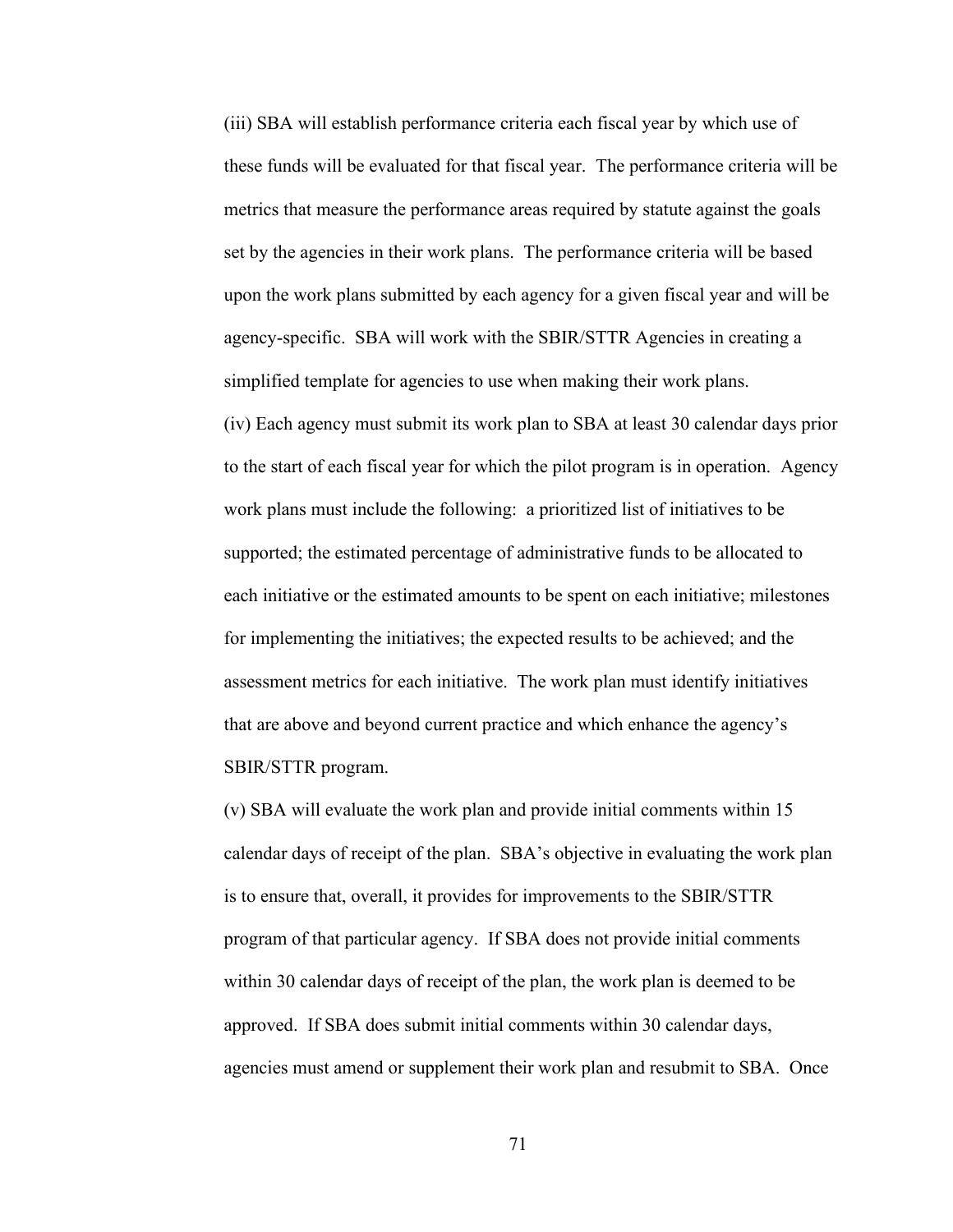(iii) SBA will establish performance criteria each fiscal year by which use of these funds will be evaluated for that fiscal year. The performance criteria will be metrics that measure the performance areas required by statute against the goals set by the agencies in their work plans. The performance criteria will be based upon the work plans submitted by each agency for a given fiscal year and will be agency-specific. SBA will work with the SBIR/STTR Agencies in creating a simplified template for agencies to use when making their work plans.

(iv) Each agency must submit its work plan to SBA at least 30 calendar days prior to the start of each fiscal year for which the pilot program is in operation. Agency work plans must include the following: a prioritized list of initiatives to be supported; the estimated percentage of administrative funds to be allocated to each initiative or the estimated amounts to be spent on each initiative; milestones for implementing the initiatives; the expected results to be achieved; and the assessment metrics for each initiative. The work plan must identify initiatives that are above and beyond current practice and which enhance the agency's SBIR/STTR program.

(v) SBA will evaluate the work plan and provide initial comments within 15 calendar days of receipt of the plan. SBA's objective in evaluating the work plan is to ensure that, overall, it provides for improvements to the SBIR/STTR program of that particular agency. If SBA does not provide initial comments within 30 calendar days of receipt of the plan, the work plan is deemed to be approved. If SBA does submit initial comments within 30 calendar days, agencies must amend or supplement their work plan and resubmit to SBA. Once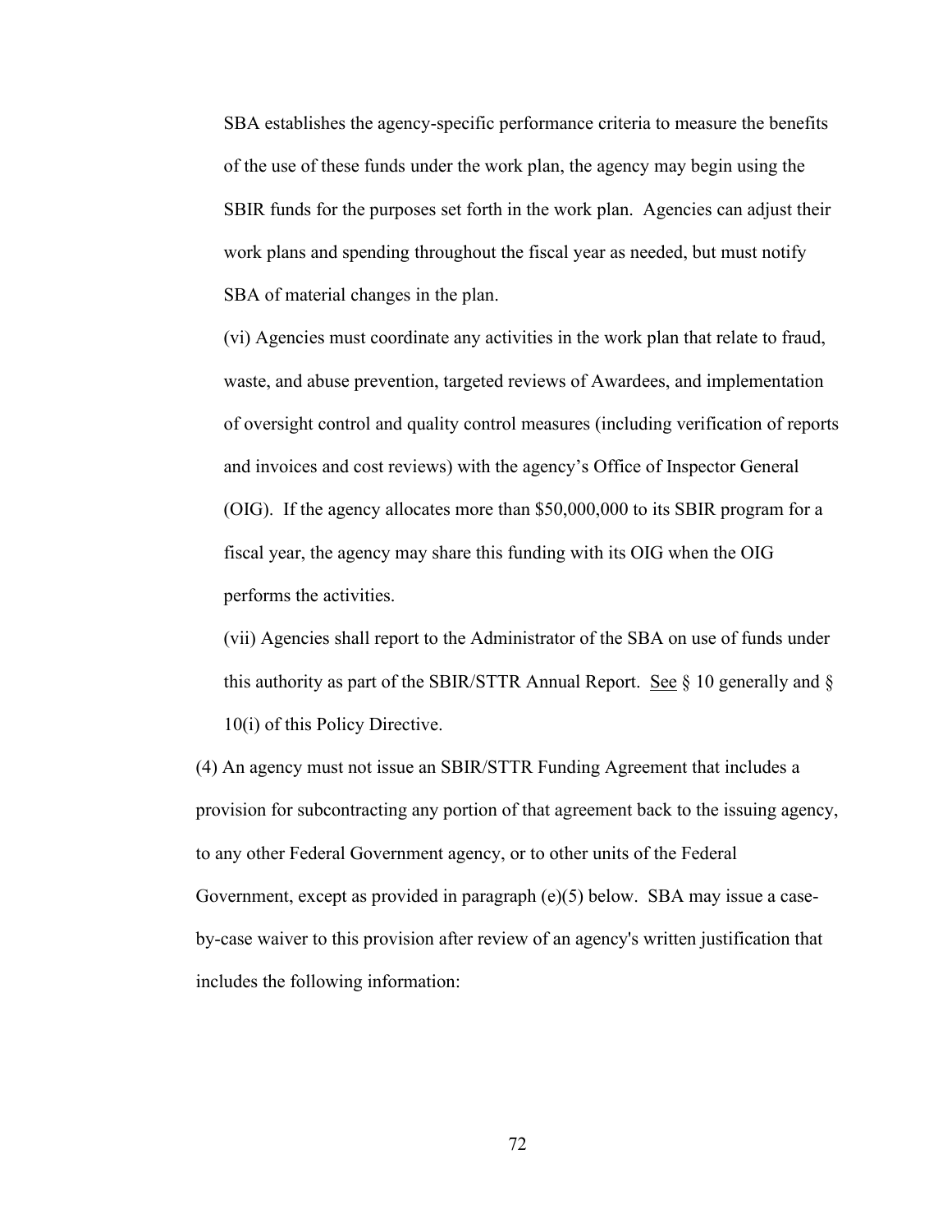SBA establishes the agency-specific performance criteria to measure the benefits of the use of these funds under the work plan, the agency may begin using the SBIR funds for the purposes set forth in the work plan. Agencies can adjust their work plans and spending throughout the fiscal year as needed, but must notify SBA of material changes in the plan.

(vi) Agencies must coordinate any activities in the work plan that relate to fraud, waste, and abuse prevention, targeted reviews of Awardees, and implementation of oversight control and quality control measures (including verification of reports and invoices and cost reviews) with the agency's Office of Inspector General (OIG). If the agency allocates more than $50,000,000 to its SBIR program for a fiscal year, the agency may share this funding with its OIG when the OIG performs the activities.

(vii) Agencies shall report to the Administrator of the SBA on use of funds under this authority as part of the SBIR/STTR Annual Report. See § 10 generally and § 10(i) of this Policy Directive.

(4) An agency must not issue an SBIR/STTR Funding Agreement that includes a provision for subcontracting any portion of that agreement back to the issuing agency, to any other Federal Government agency, or to other units of the Federal Government, except as provided in paragraph (e)(5) below. SBA may issue a case-by-case waiver to this provision after review of an agency's written justification that includes the following information: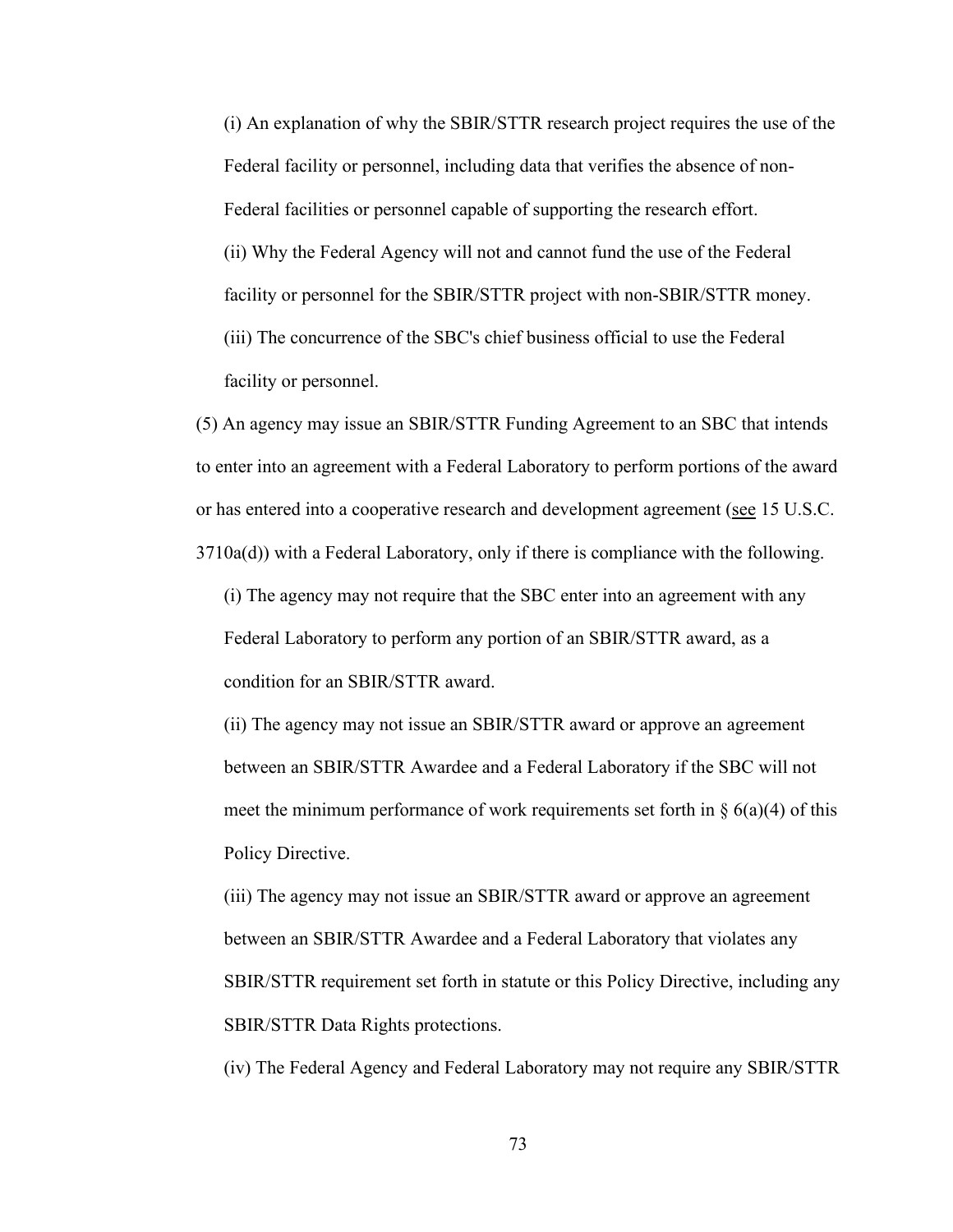(i) An explanation of why the SBIR/STTR research project requires the use of the Federal facility or personnel, including data that verifies the absence of non-Federal facilities or personnel capable of supporting the research effort.

(ii) Why the Federal Agency will not and cannot fund the use of the Federal facility or personnel for the SBIR/STTR project with non-SBIR/STTR money.

(iii) The concurrence of the SBC's chief business official to use the Federal facility or personnel.

(5) An agency may issue an SBIR/STTR Funding Agreement to an SBC that intends to enter into an agreement with a Federal Laboratory to perform portions of the award or has entered into a cooperative research and development agreement (see 15 U.S.C. 3710a(d)) with a Federal Laboratory, only if there is compliance with the following.

(i) The agency may not require that the SBC enter into an agreement with any Federal Laboratory to perform any portion of an SBIR/STTR award, as a condition for an SBIR/STTR award.

(ii) The agency may not issue an SBIR/STTR award or approve an agreement between an SBIR/STTR Awardee and a Federal Laboratory if the SBC will not meet the minimum performance of work requirements set forth in § 6(a)(4) of this Policy Directive.

(iii) The agency may not issue an SBIR/STTR award or approve an agreement between an SBIR/STTR Awardee and a Federal Laboratory that violates any SBIR/STTR requirement set forth in statute or this Policy Directive, including any SBIR/STTR Data Rights protections.

(iv) The Federal Agency and Federal Laboratory may not require any SBIR/STTR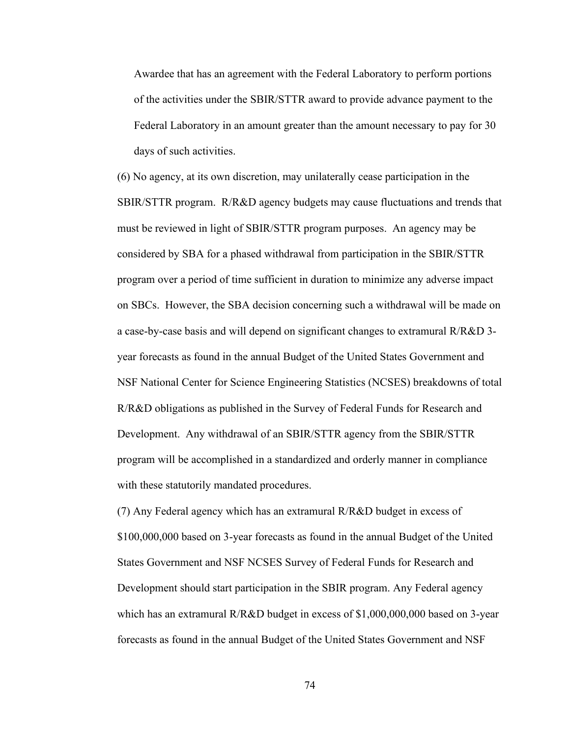Awardee that has an agreement with the Federal Laboratory to perform portions of the activities under the SBIR/STTR award to provide advance payment to the Federal Laboratory in an amount greater than the amount necessary to pay for 30 days of such activities.

(6) No agency, at its own discretion, may unilaterally cease participation in the SBIR/STTR program. R/R&D agency budgets may cause fluctuations and trends that must be reviewed in light of SBIR/STTR program purposes. An agency may be considered by SBA for a phased withdrawal from participation in the SBIR/STTR program over a period of time sufficient in duration to minimize any adverse impact on SBCs. However, the SBA decision concerning such a withdrawal will be made on a case-by-case basis and will depend on significant changes to extramural R/R&D 3-year forecasts as found in the annual Budget of the United States Government and NSF National Center for Science Engineering Statistics (NCSES) breakdowns of total R/R&D obligations as published in the Survey of Federal Funds for Research and Development. Any withdrawal of an SBIR/STTR agency from the SBIR/STTR program will be accomplished in a standardized and orderly manner in compliance with these statutorily mandated procedures.

(7) Any Federal agency which has an extramural R/R&D budget in excess of $100,000,000 based on 3-year forecasts as found in the annual Budget of the United States Government and NSF NCSES Survey of Federal Funds for Research and Development should start participation in the SBIR program. Any Federal agency which has an extramural R/R&D budget in excess of $1,000,000,000 based on 3-year forecasts as found in the annual Budget of the United States Government and NSF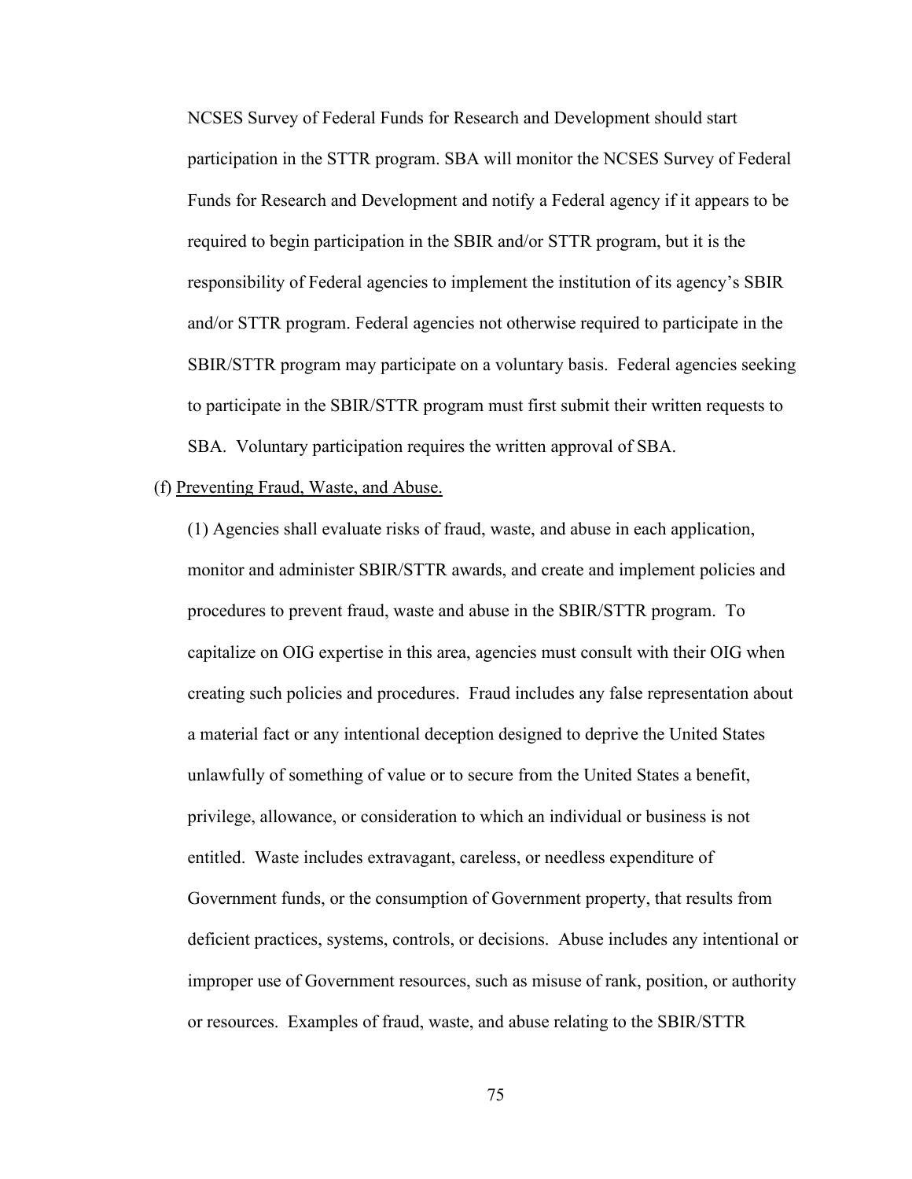NCSES Survey of Federal Funds for Research and Development should start participation in the STTR program. SBA will monitor the NCSES Survey of Federal Funds for Research and Development and notify a Federal agency if it appears to be required to begin participation in the SBIR and/or STTR program, but it is the responsibility of Federal agencies to implement the institution of its agency's SBIR and/or STTR program. Federal agencies not otherwise required to participate in the SBIR/STTR program may participate on a voluntary basis. Federal agencies seeking to participate in the SBIR/STTR program must first submit their written requests to SBA. Voluntary participation requires the written approval of SBA.

(f) Preventing Fraud, Waste, and Abuse.

(1) Agencies shall evaluate risks of fraud, waste, and abuse in each application, monitor and administer SBIR/STTR awards, and create and implement policies and procedures to prevent fraud, waste and abuse in the SBIR/STTR program. To capitalize on OIG expertise in this area, agencies must consult with their OIG when creating such policies and procedures. Fraud includes any false representation about a material fact or any intentional deception designed to deprive the United States unlawfully of something of value or to secure from the United States a benefit, privilege, allowance, or consideration to which an individual or business is not entitled. Waste includes extravagant, careless, or needless expenditure of Government funds, or the consumption of Government property, that results from deficient practices, systems, controls, or decisions. Abuse includes any intentional or improper use of Government resources, such as misuse of rank, position, or authority or resources. Examples of fraud, waste, and abuse relating to the SBIR/STTR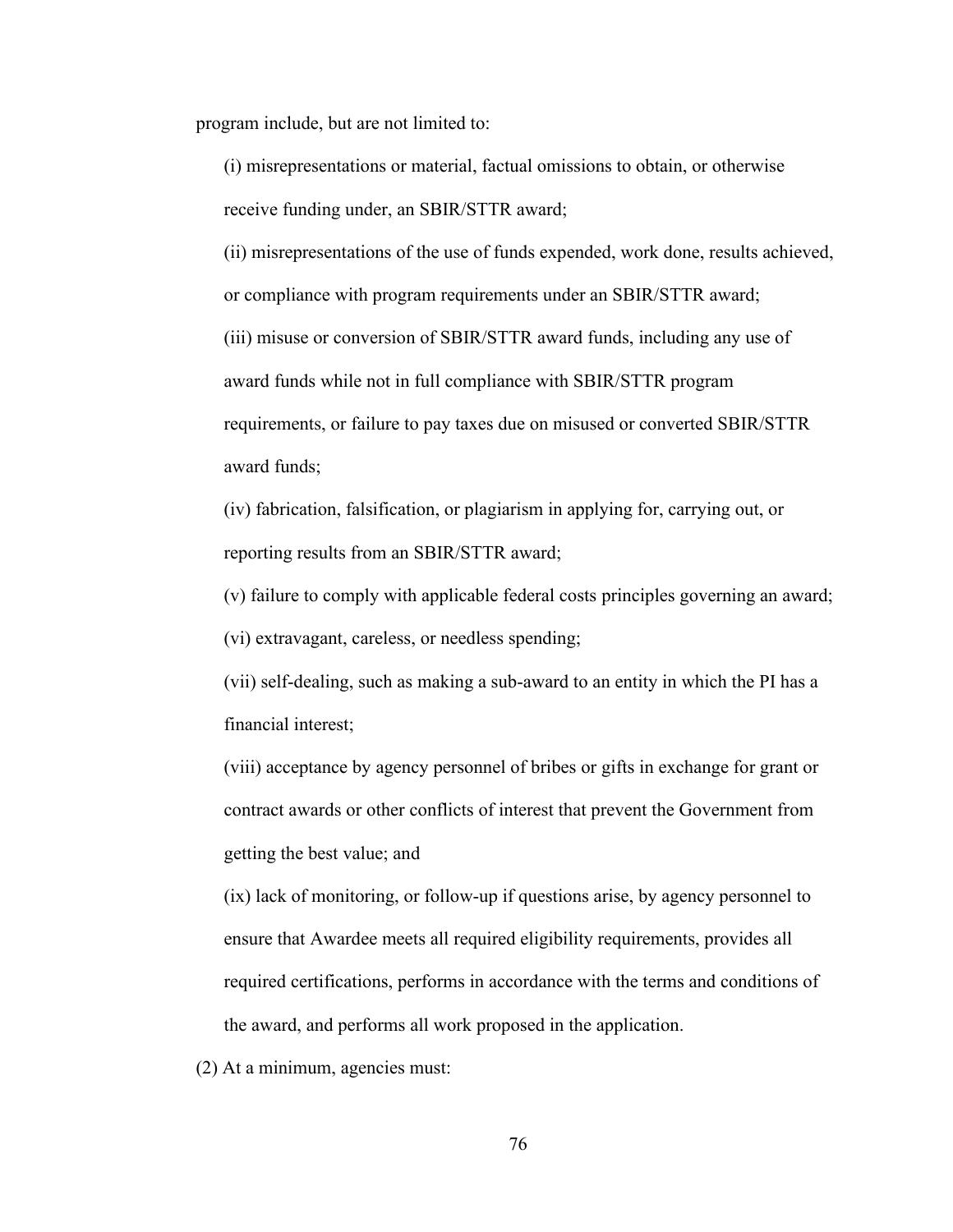program include, but are not limited to:

(i) misrepresentations or material, factual omissions to obtain, or otherwise receive funding under, an SBIR/STTR award;

(ii) misrepresentations of the use of funds expended, work done, results achieved, or compliance with program requirements under an SBIR/STTR award;

(iii) misuse or conversion of SBIR/STTR award funds, including any use of award funds while not in full compliance with SBIR/STTR program requirements, or failure to pay taxes due on misused or converted SBIR/STTR award funds;

(iv) fabrication, falsification, or plagiarism in applying for, carrying out, or reporting results from an SBIR/STTR award;

(v) failure to comply with applicable federal costs principles governing an award;

(vi) extravagant, careless, or needless spending;

(vii) self-dealing, such as making a sub-award to an entity in which the PI has a financial interest;

(viii) acceptance by agency personnel of bribes or gifts in exchange for grant or contract awards or other conflicts of interest that prevent the Government from getting the best value; and

(ix) lack of monitoring, or follow-up if questions arise, by agency personnel to ensure that Awardee meets all required eligibility requirements, provides all required certifications, performs in accordance with the terms and conditions of the award, and performs all work proposed in the application.

(2) At a minimum, agencies must: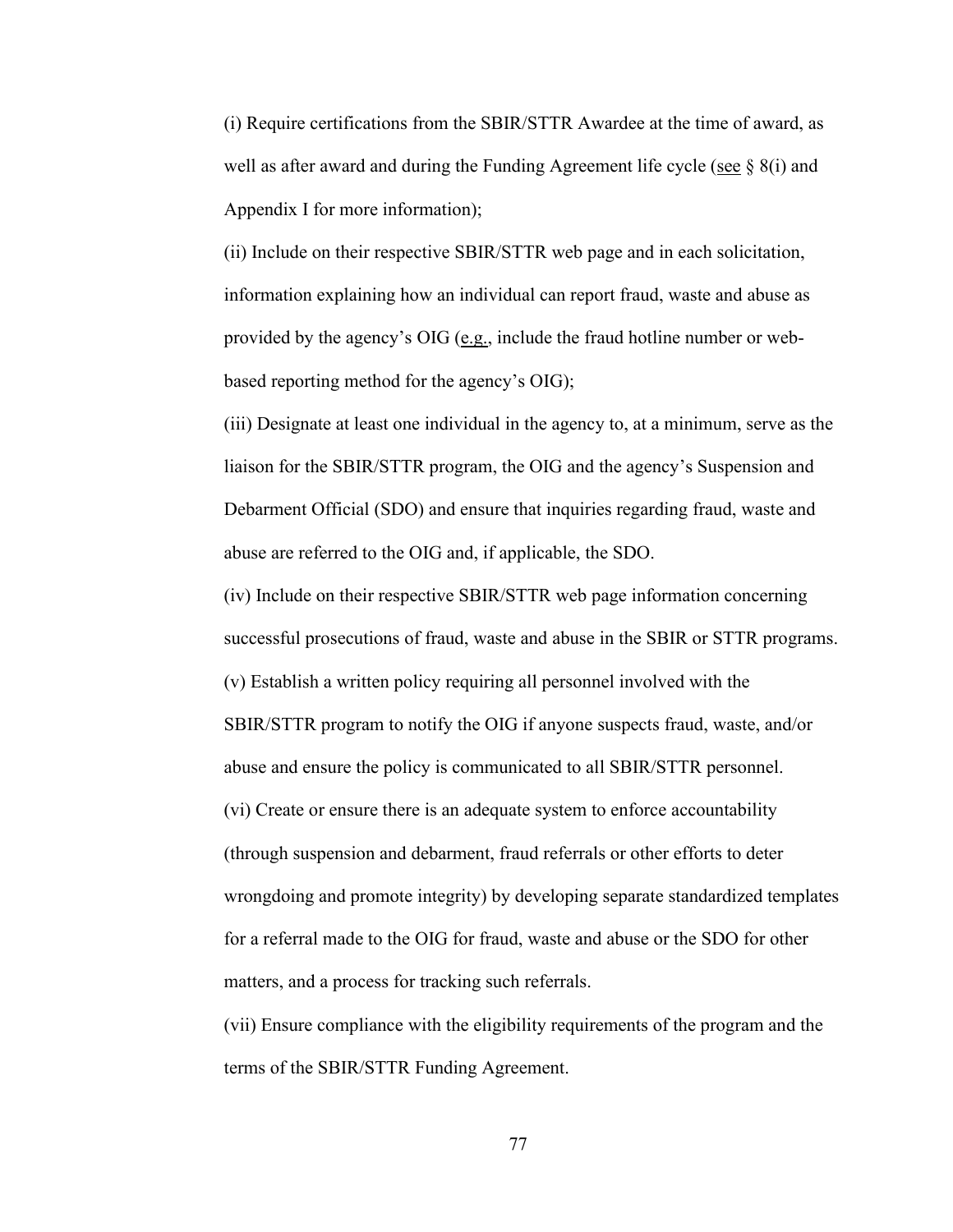(i) Require certifications from the SBIR/STTR Awardee at the time of award, as well as after award and during the Funding Agreement life cycle (see § 8(i) and Appendix I for more information);

(ii) Include on their respective SBIR/STTR web page and in each solicitation, information explaining how an individual can report fraud, waste and abuse as provided by the agency's OIG (e.g., include the fraud hotline number or web-based reporting method for the agency's OIG);

(iii) Designate at least one individual in the agency to, at a minimum, serve as the liaison for the SBIR/STTR program, the OIG and the agency's Suspension and Debarment Official (SDO) and ensure that inquiries regarding fraud, waste and abuse are referred to the OIG and, if applicable, the SDO.

(iv) Include on their respective SBIR/STTR web page information concerning successful prosecutions of fraud, waste and abuse in the SBIR or STTR programs.

(v) Establish a written policy requiring all personnel involved with the SBIR/STTR program to notify the OIG if anyone suspects fraud, waste, and/or abuse and ensure the policy is communicated to all SBIR/STTR personnel.

(vi) Create or ensure there is an adequate system to enforce accountability (through suspension and debarment, fraud referrals or other efforts to deter wrongdoing and promote integrity) by developing separate standardized templates for a referral made to the OIG for fraud, waste and abuse or the SDO for other matters, and a process for tracking such referrals.

(vii) Ensure compliance with the eligibility requirements of the program and the terms of the SBIR/STTR Funding Agreement.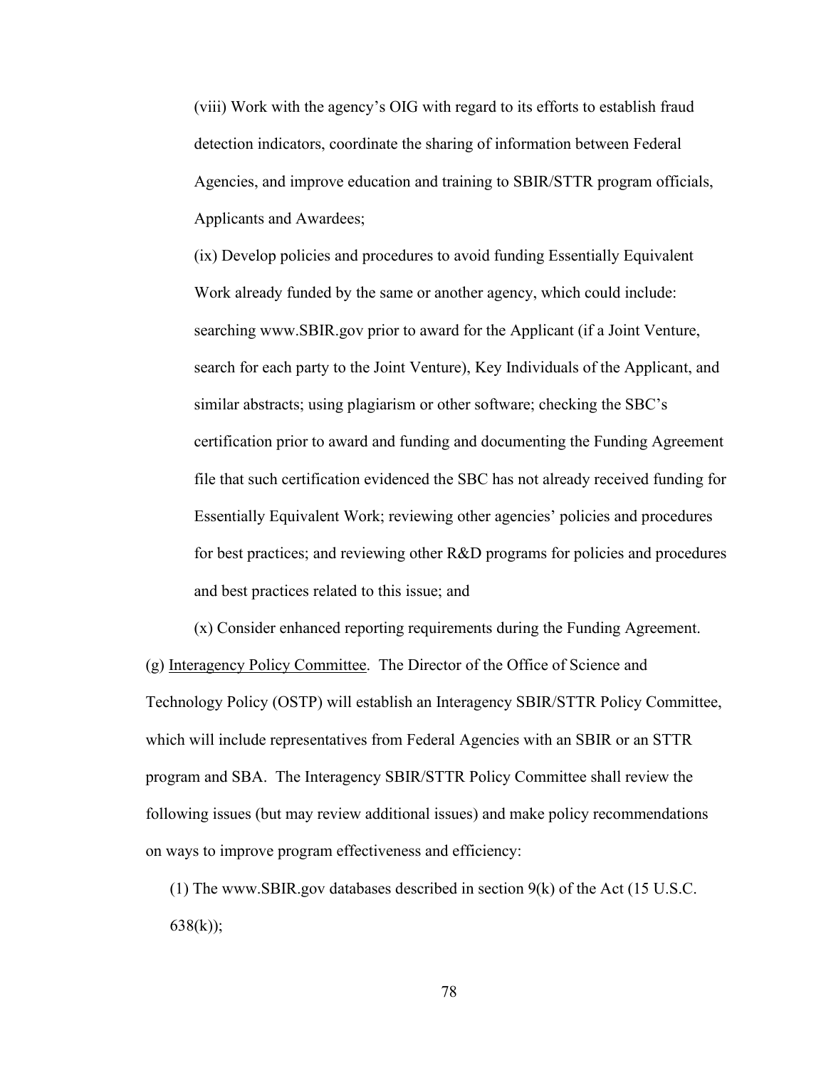(viii) Work with the agency's OIG with regard to its efforts to establish fraud detection indicators, coordinate the sharing of information between Federal Agencies, and improve education and training to SBIR/STTR program officials, Applicants and Awardees;

(ix) Develop policies and procedures to avoid funding Essentially Equivalent Work already funded by the same or another agency, which could include: searching www.SBIR.gov prior to award for the Applicant (if a Joint Venture, search for each party to the Joint Venture), Key Individuals of the Applicant, and similar abstracts; using plagiarism or other software; checking the SBC's certification prior to award and funding and documenting the Funding Agreement file that such certification evidenced the SBC has not already received funding for Essentially Equivalent Work; reviewing other agencies' policies and procedures for best practices; and reviewing other R&D programs for policies and procedures and best practices related to this issue; and

(x) Consider enhanced reporting requirements during the Funding Agreement.

(g) <u>Interagency Policy Committee</u>. The Director of the Office of Science and Technology Policy (OSTP) will establish an Interagency SBIR/STTR Policy Committee, which will include representatives from Federal Agencies with an SBIR or an STTR program and SBA. The Interagency SBIR/STTR Policy Committee shall review the following issues (but may review additional issues) and make policy recommendations on ways to improve program effectiveness and efficiency:

(1) The www.SBIR.gov databases described in section 9(k) of the Act (15 U.S.C. 638(k));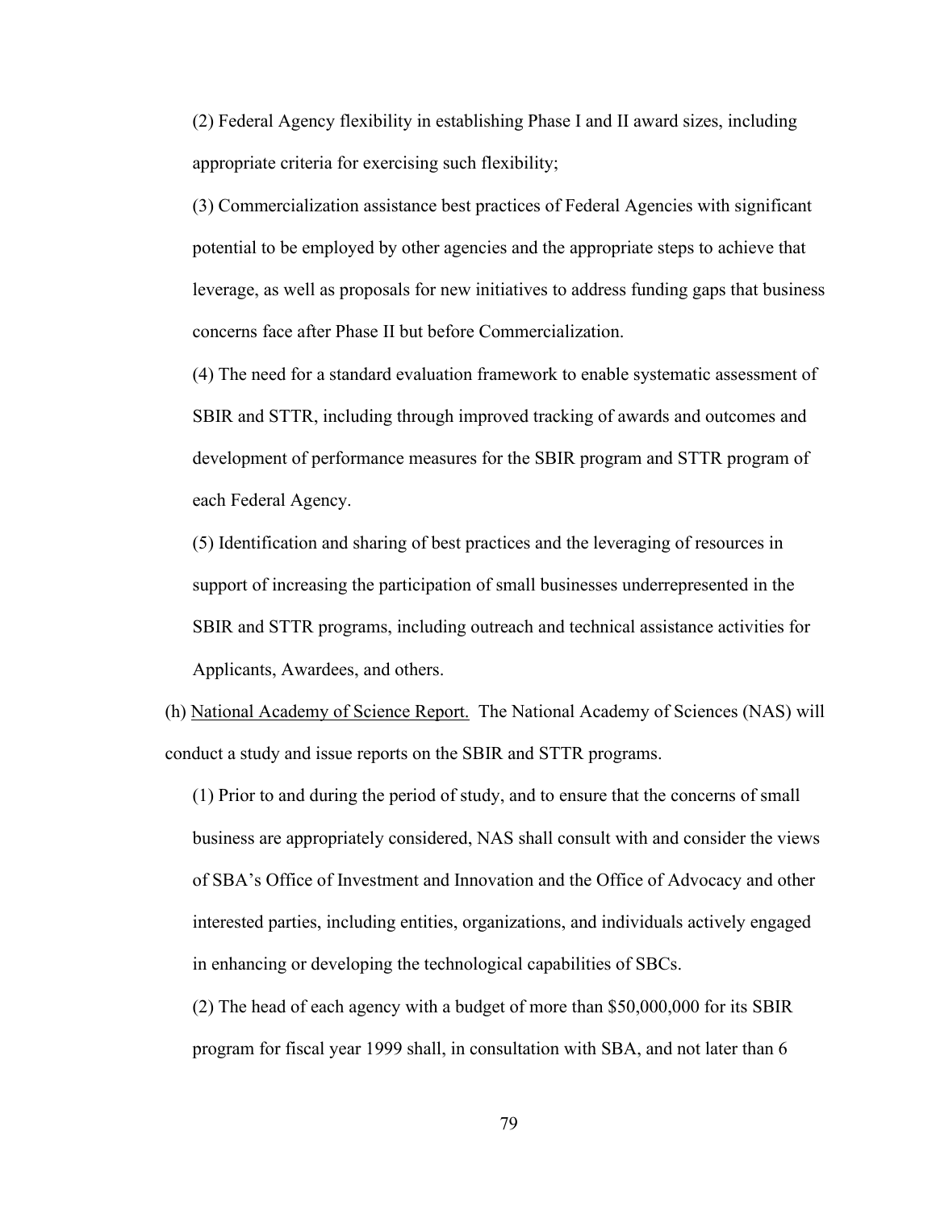(2) Federal Agency flexibility in establishing Phase I and II award sizes, including appropriate criteria for exercising such flexibility;

(3) Commercialization assistance best practices of Federal Agencies with significant potential to be employed by other agencies and the appropriate steps to achieve that leverage, as well as proposals for new initiatives to address funding gaps that business concerns face after Phase II but before Commercialization.

(4) The need for a standard evaluation framework to enable systematic assessment of SBIR and STTR, including through improved tracking of awards and outcomes and development of performance measures for the SBIR program and STTR program of each Federal Agency.

(5) Identification and sharing of best practices and the leveraging of resources in support of increasing the participation of small businesses underrepresented in the SBIR and STTR programs, including outreach and technical assistance activities for Applicants, Awardees, and others.

(h) National Academy of Science Report. The National Academy of Sciences (NAS) will conduct a study and issue reports on the SBIR and STTR programs.

(1) Prior to and during the period of study, and to ensure that the concerns of small business are appropriately considered, NAS shall consult with and consider the views of SBA's Office of Investment and Innovation and the Office of Advocacy and other interested parties, including entities, organizations, and individuals actively engaged in enhancing or developing the technological capabilities of SBCs.

(2) The head of each agency with a budget of more than $50,000,000 for its SBIR program for fiscal year 1999 shall, in consultation with SBA, and not later than 6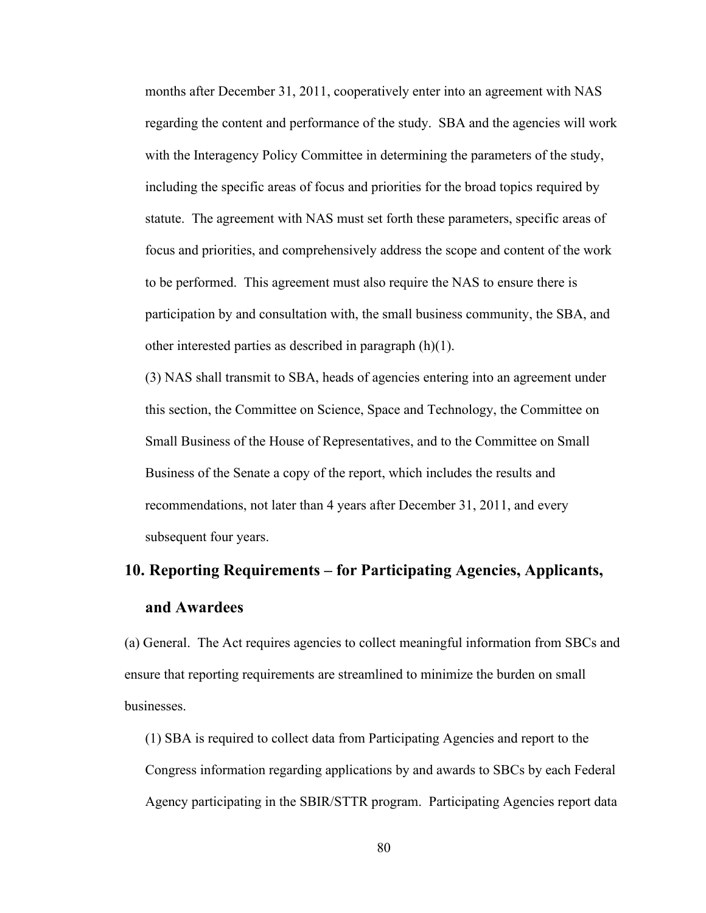months after December 31, 2011, cooperatively enter into an agreement with NAS regarding the content and performance of the study. SBA and the agencies will work with the Interagency Policy Committee in determining the parameters of the study, including the specific areas of focus and priorities for the broad topics required by statute. The agreement with NAS must set forth these parameters, specific areas of focus and priorities, and comprehensively address the scope and content of the work to be performed. This agreement must also require the NAS to ensure there is participation by and consultation with, the small business community, the SBA, and other interested parties as described in paragraph (h)(1).

(3) NAS shall transmit to SBA, heads of agencies entering into an agreement under this section, the Committee on Science, Space and Technology, the Committee on Small Business of the House of Representatives, and to the Committee on Small Business of the Senate a copy of the report, which includes the results and recommendations, not later than 4 years after December 31, 2011, and every subsequent four years.

## 10. Reporting Requirements – for Participating Agencies, Applicants, and Awardees

(a) General. The Act requires agencies to collect meaningful information from SBCs and ensure that reporting requirements are streamlined to minimize the burden on small businesses.

(1) SBA is required to collect data from Participating Agencies and report to the Congress information regarding applications by and awards to SBCs by each Federal Agency participating in the SBIR/STTR program. Participating Agencies report data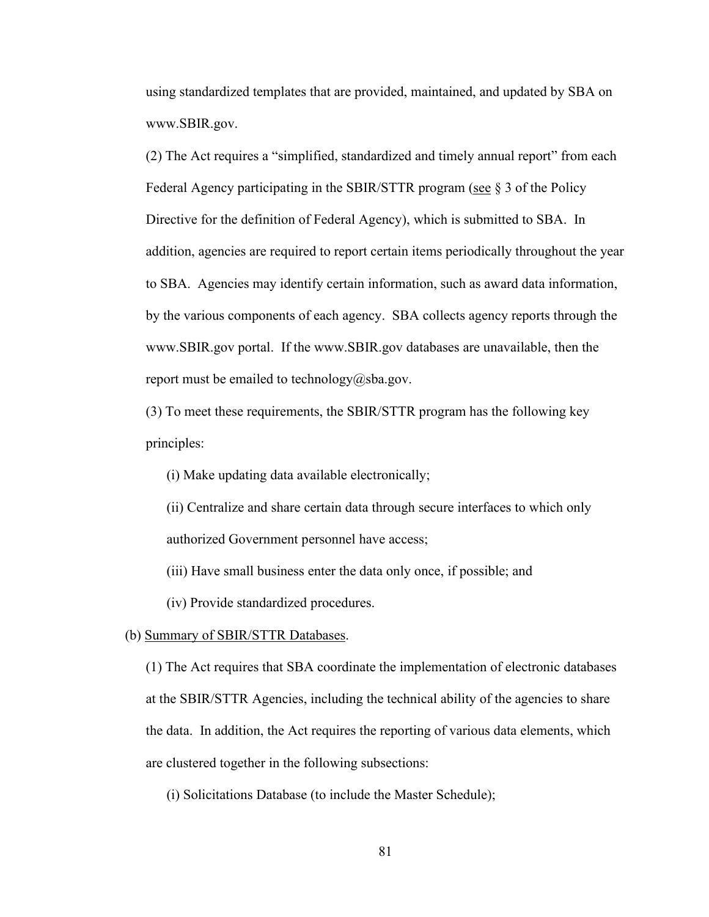using standardized templates that are provided, maintained, and updated by SBA on www.SBIR.gov.

(2) The Act requires a "simplified, standardized and timely annual report" from each Federal Agency participating in the SBIR/STTR program (see § 3 of the Policy Directive for the definition of Federal Agency), which is submitted to SBA. In addition, agencies are required to report certain items periodically throughout the year to SBA. Agencies may identify certain information, such as award data information, by the various components of each agency. SBA collects agency reports through the www.SBIR.gov portal. If the www.SBIR.gov databases are unavailable, then the report must be emailed to technology@sba.gov.

(3) To meet these requirements, the SBIR/STTR program has the following key principles:

(i) Make updating data available electronically;

(ii) Centralize and share certain data through secure interfaces to which only authorized Government personnel have access;

(iii) Have small business enter the data only once, if possible; and

(iv) Provide standardized procedures.

(b) Summary of SBIR/STTR Databases.

(1) The Act requires that SBA coordinate the implementation of electronic databases at the SBIR/STTR Agencies, including the technical ability of the agencies to share the data. In addition, the Act requires the reporting of various data elements, which are clustered together in the following subsections:

(i) Solicitations Database (to include the Master Schedule);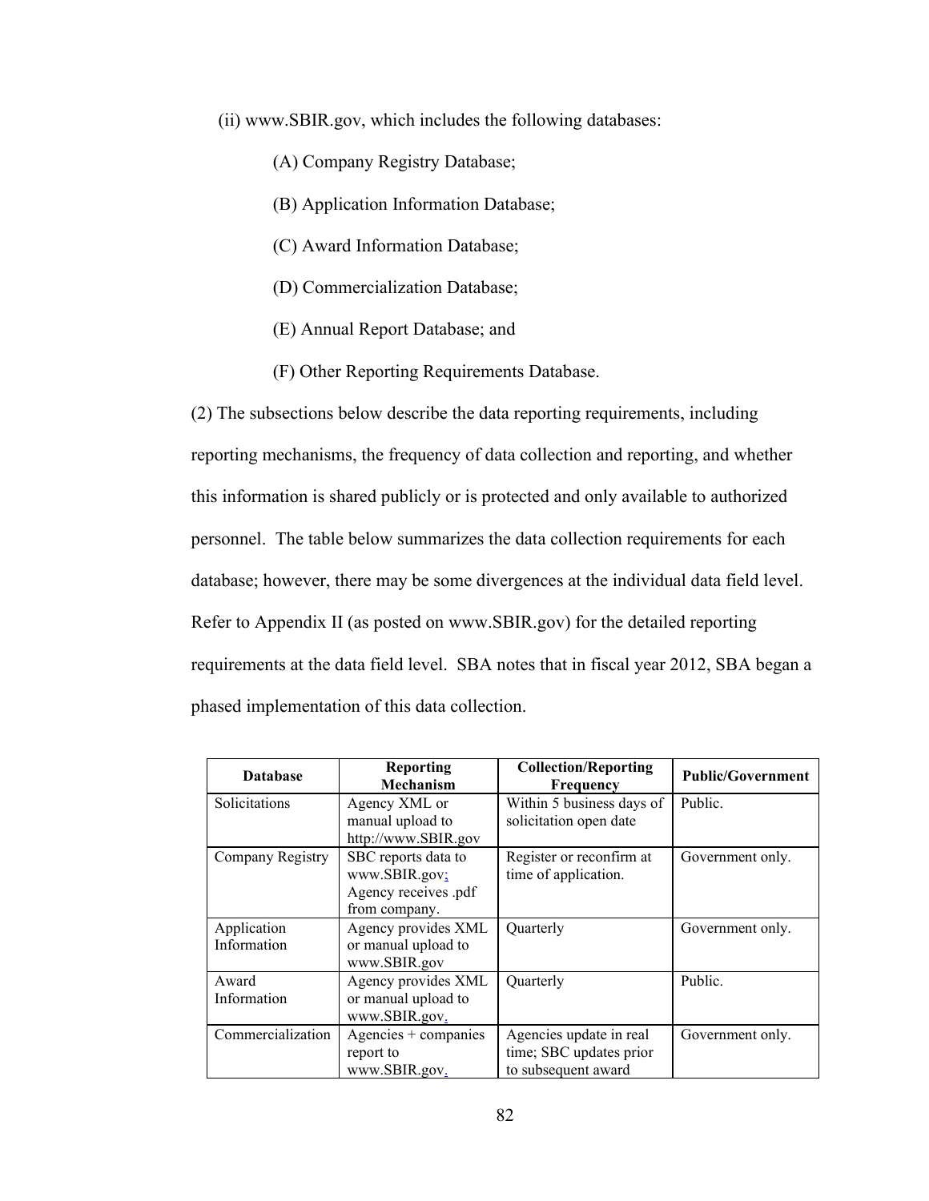(ii) www.SBIR.gov, which includes the following databases:

(A) Company Registry Database;

(B) Application Information Database;

(C) Award Information Database;

(D) Commercialization Database;

(E) Annual Report Database; and

(F) Other Reporting Requirements Database.

(2) The subsections below describe the data reporting requirements, including reporting mechanisms, the frequency of data collection and reporting, and whether this information is shared publicly or is protected and only available to authorized personnel. The table below summarizes the data collection requirements for each database; however, there may be some divergences at the individual data field level. Refer to Appendix II (as posted on www.SBIR.gov) for the detailed reporting requirements at the data field level. SBA notes that in fiscal year 2012, SBA began a phased implementation of this data collection.

| Database | Reporting Mechanism | Collection/Reporting Frequency | Public/Government |
|---|---|---|---|
| Solicitations | Agency XML or manual upload to http://www.SBIR.gov | Within 5 business days of solicitation open date | Public. |
| Company Registry | SBC reports data to www.SBIR.gov; Agency receives .pdf from company. | Register or reconfirm at time of application. | Government only. |
| Application Information | Agency provides XML or manual upload to www.SBIR.gov | Quarterly | Government only. |
| Award Information | Agency provides XML or manual upload to www.SBIR.gov. | Quarterly | Public. |
| Commercialization | Agencies + companies report to www.SBIR.gov. | Agencies update in real time; SBC updates prior to subsequent award | Government only. |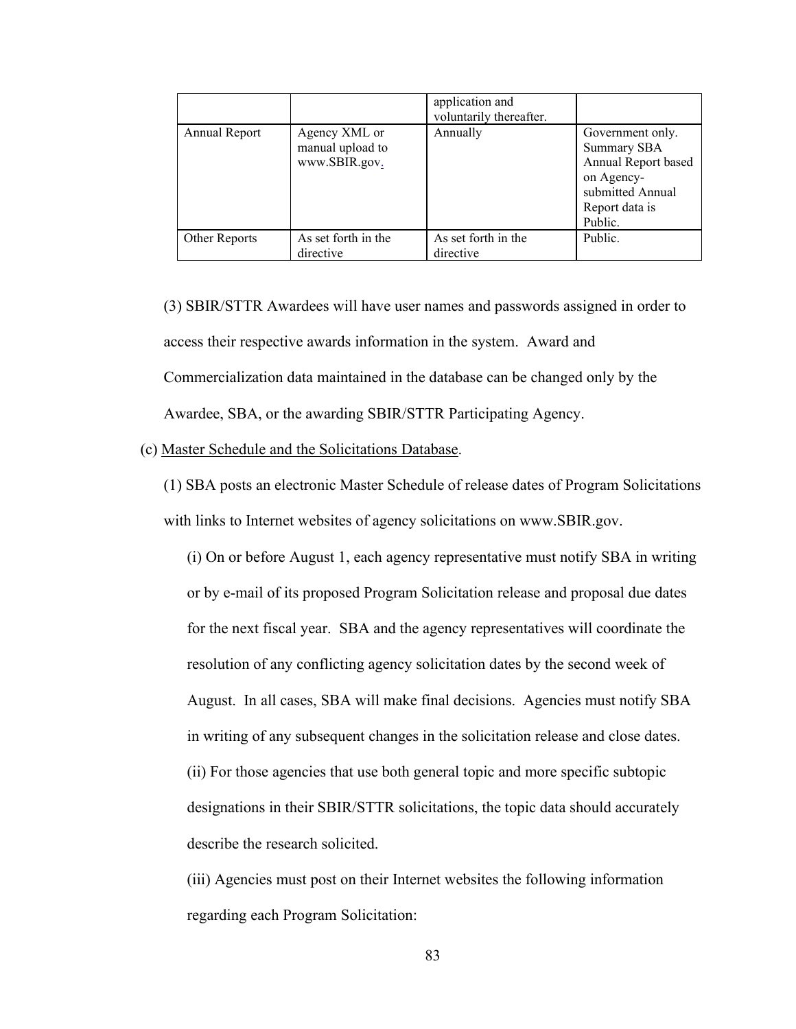| | | application and voluntarily thereafter. | |
|---|---|---|---|
| Annual Report | Agency XML or manual upload to www.SBIR.gov. | Annually | Government only. Summary SBA Annual Report based on Agency-submitted Annual Report data is Public. |
| Other Reports | As set forth in the directive | As set forth in the directive | Public. |

(3) SBIR/STTR Awardees will have user names and passwords assigned in order to access their respective awards information in the system. Award and Commercialization data maintained in the database can be changed only by the Awardee, SBA, or the awarding SBIR/STTR Participating Agency.

(c) Master Schedule and the Solicitations Database.

(1) SBA posts an electronic Master Schedule of release dates of Program Solicitations with links to Internet websites of agency solicitations on www.SBIR.gov.

(i) On or before August 1, each agency representative must notify SBA in writing or by e-mail of its proposed Program Solicitation release and proposal due dates for the next fiscal year. SBA and the agency representatives will coordinate the resolution of any conflicting agency solicitation dates by the second week of August. In all cases, SBA will make final decisions. Agencies must notify SBA in writing of any subsequent changes in the solicitation release and close dates.

(ii) For those agencies that use both general topic and more specific subtopic designations in their SBIR/STTR solicitations, the topic data should accurately describe the research solicited.

(iii) Agencies must post on their Internet websites the following information regarding each Program Solicitation: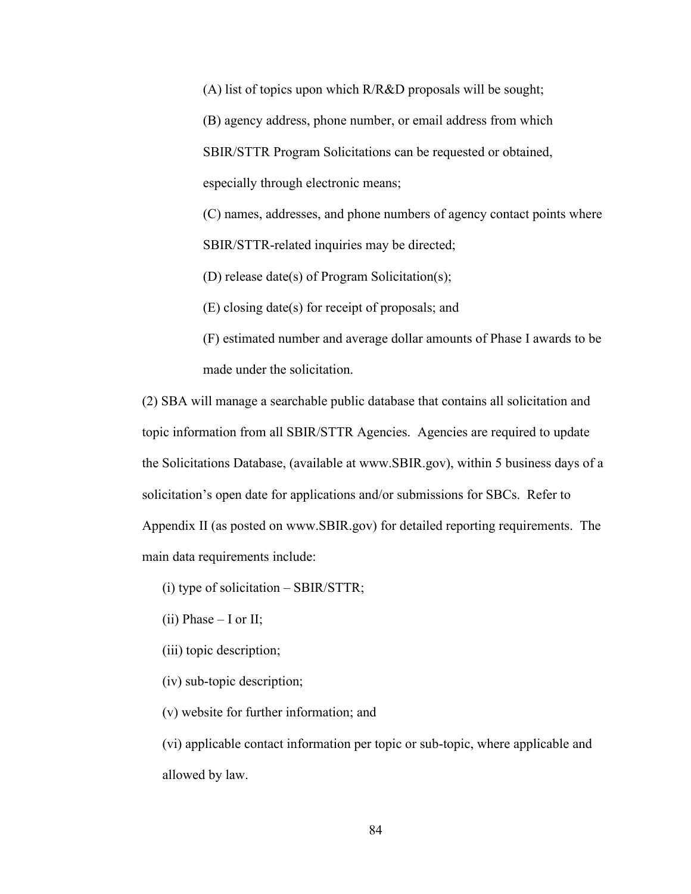(A) list of topics upon which R/R&D proposals will be sought;

(B) agency address, phone number, or email address from which SBIR/STTR Program Solicitations can be requested or obtained, especially through electronic means;

(C) names, addresses, and phone numbers of agency contact points where SBIR/STTR-related inquiries may be directed;

(D) release date(s) of Program Solicitation(s);

(E) closing date(s) for receipt of proposals; and

(F) estimated number and average dollar amounts of Phase I awards to be made under the solicitation.

(2) SBA will manage a searchable public database that contains all solicitation and topic information from all SBIR/STTR Agencies. Agencies are required to update the Solicitations Database, (available at www.SBIR.gov), within 5 business days of a solicitation's open date for applications and/or submissions for SBCs. Refer to Appendix II (as posted on www.SBIR.gov) for detailed reporting requirements. The main data requirements include:

(i) type of solicitation – SBIR/STTR;

(ii) Phase – I or II;

(iii) topic description;

(iv) sub-topic description;

(v) website for further information; and

(vi) applicable contact information per topic or sub-topic, where applicable and allowed by law.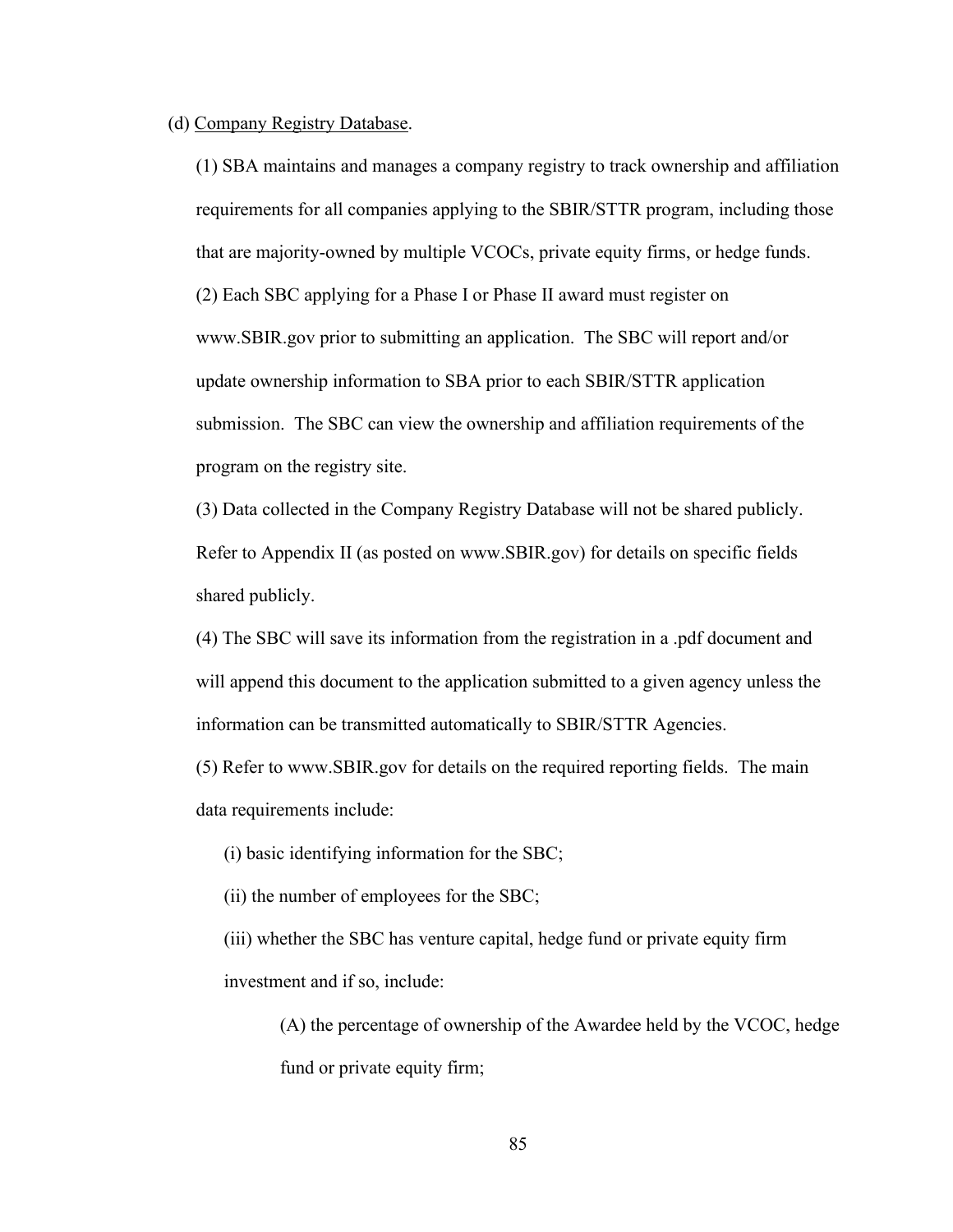(d) Company Registry Database.

(1) SBA maintains and manages a company registry to track ownership and affiliation requirements for all companies applying to the SBIR/STTR program, including those that are majority-owned by multiple VCOCs, private equity firms, or hedge funds.

(2) Each SBC applying for a Phase I or Phase II award must register on www.SBIR.gov prior to submitting an application. The SBC will report and/or update ownership information to SBA prior to each SBIR/STTR application submission. The SBC can view the ownership and affiliation requirements of the program on the registry site.

(3) Data collected in the Company Registry Database will not be shared publicly. Refer to Appendix II (as posted on www.SBIR.gov) for details on specific fields shared publicly.

(4) The SBC will save its information from the registration in a .pdf document and will append this document to the application submitted to a given agency unless the information can be transmitted automatically to SBIR/STTR Agencies.

(5) Refer to www.SBIR.gov for details on the required reporting fields. The main data requirements include:

(i) basic identifying information for the SBC;

(ii) the number of employees for the SBC;

(iii) whether the SBC has venture capital, hedge fund or private equity firm investment and if so, include:

(A) the percentage of ownership of the Awardee held by the VCOC, hedge fund or private equity firm;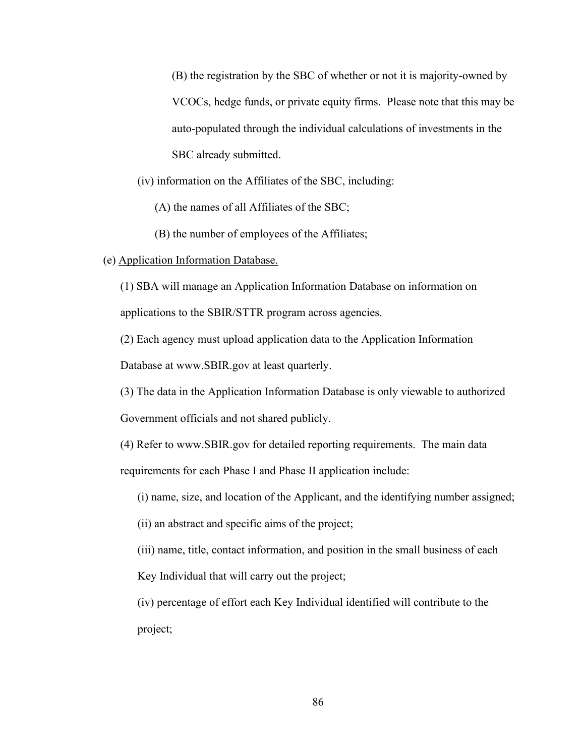(B) the registration by the SBC of whether or not it is majority-owned by VCOCs, hedge funds, or private equity firms. Please note that this may be auto-populated through the individual calculations of investments in the SBC already submitted.

(iv) information on the Affiliates of the SBC, including:

(A) the names of all Affiliates of the SBC;

(B) the number of employees of the Affiliates;

(e) Application Information Database.

(1) SBA will manage an Application Information Database on information on applications to the SBIR/STTR program across agencies.

(2) Each agency must upload application data to the Application Information Database at www.SBIR.gov at least quarterly.

(3) The data in the Application Information Database is only viewable to authorized Government officials and not shared publicly.

(4) Refer to www.SBIR.gov for detailed reporting requirements. The main data requirements for each Phase I and Phase II application include:

(i) name, size, and location of the Applicant, and the identifying number assigned;

(ii) an abstract and specific aims of the project;

(iii) name, title, contact information, and position in the small business of each Key Individual that will carry out the project;

(iv) percentage of effort each Key Individual identified will contribute to the project;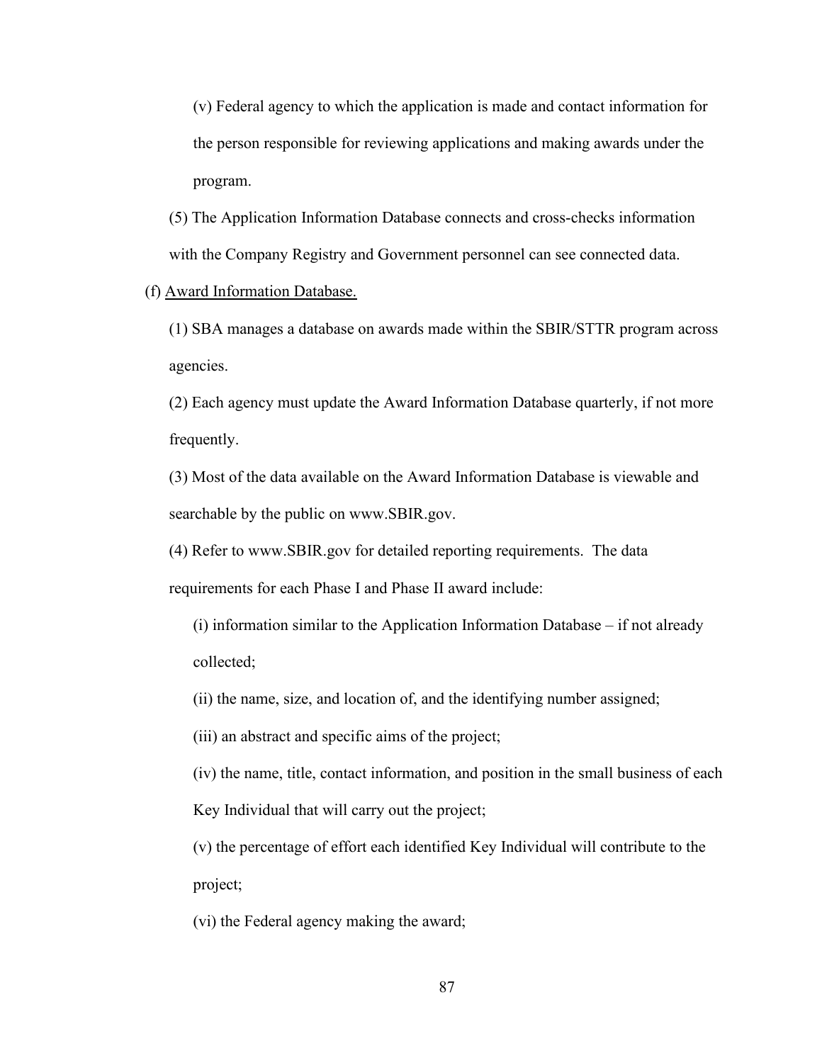(v) Federal agency to which the application is made and contact information for the person responsible for reviewing applications and making awards under the program.

(5) The Application Information Database connects and cross-checks information with the Company Registry and Government personnel can see connected data.

(f) <u>Award Information Database.</u>

(1) SBA manages a database on awards made within the SBIR/STTR program across agencies.

(2) Each agency must update the Award Information Database quarterly, if not more frequently.

(3) Most of the data available on the Award Information Database is viewable and searchable by the public on www.SBIR.gov.

(4) Refer to www.SBIR.gov for detailed reporting requirements. The data requirements for each Phase I and Phase II award include:

(i) information similar to the Application Information Database – if not already collected;

(ii) the name, size, and location of, and the identifying number assigned;

(iii) an abstract and specific aims of the project;

(iv) the name, title, contact information, and position in the small business of each Key Individual that will carry out the project;

(v) the percentage of effort each identified Key Individual will contribute to the project;

(vi) the Federal agency making the award;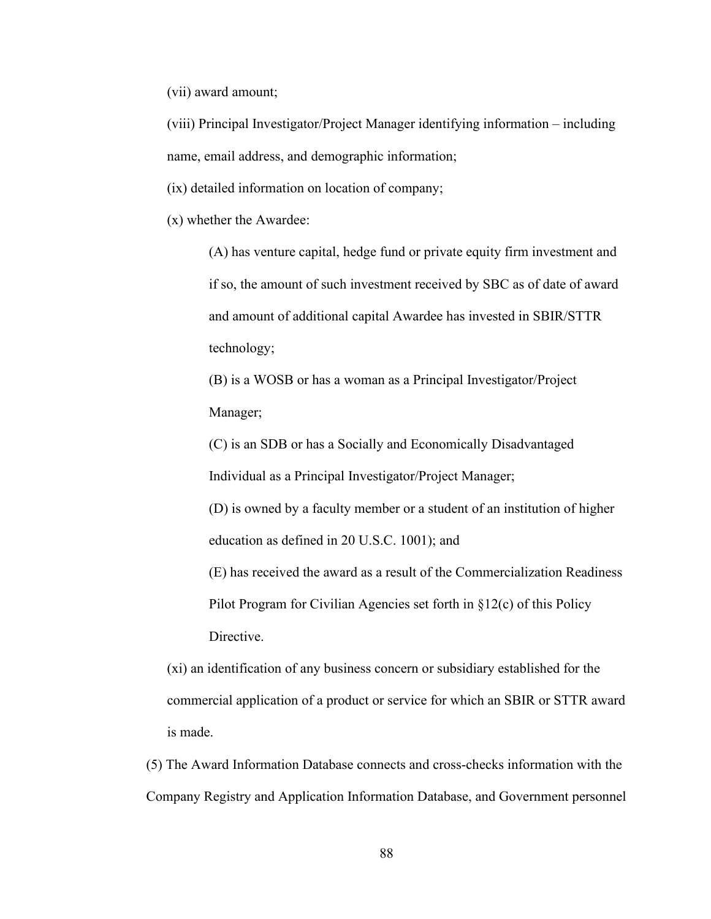(vii) award amount;

(viii) Principal Investigator/Project Manager identifying information – including name, email address, and demographic information;

(ix) detailed information on location of company;

(x) whether the Awardee:

> (A) has venture capital, hedge fund or private equity firm investment and if so, the amount of such investment received by SBC as of date of award and amount of additional capital Awardee has invested in SBIR/STTR technology;
>
> (B) is a WOSB or has a woman as a Principal Investigator/Project Manager;
>
> (C) is an SDB or has a Socially and Economically Disadvantaged Individual as a Principal Investigator/Project Manager;
>
> (D) is owned by a faculty member or a student of an institution of higher education as defined in 20 U.S.C. 1001); and
>
> (E) has received the award as a result of the Commercialization Readiness Pilot Program for Civilian Agencies set forth in §12(c) of this Policy Directive.

(xi) an identification of any business concern or subsidiary established for the commercial application of a product or service for which an SBIR or STTR award is made.

(5) The Award Information Database connects and cross-checks information with the Company Registry and Application Information Database, and Government personnel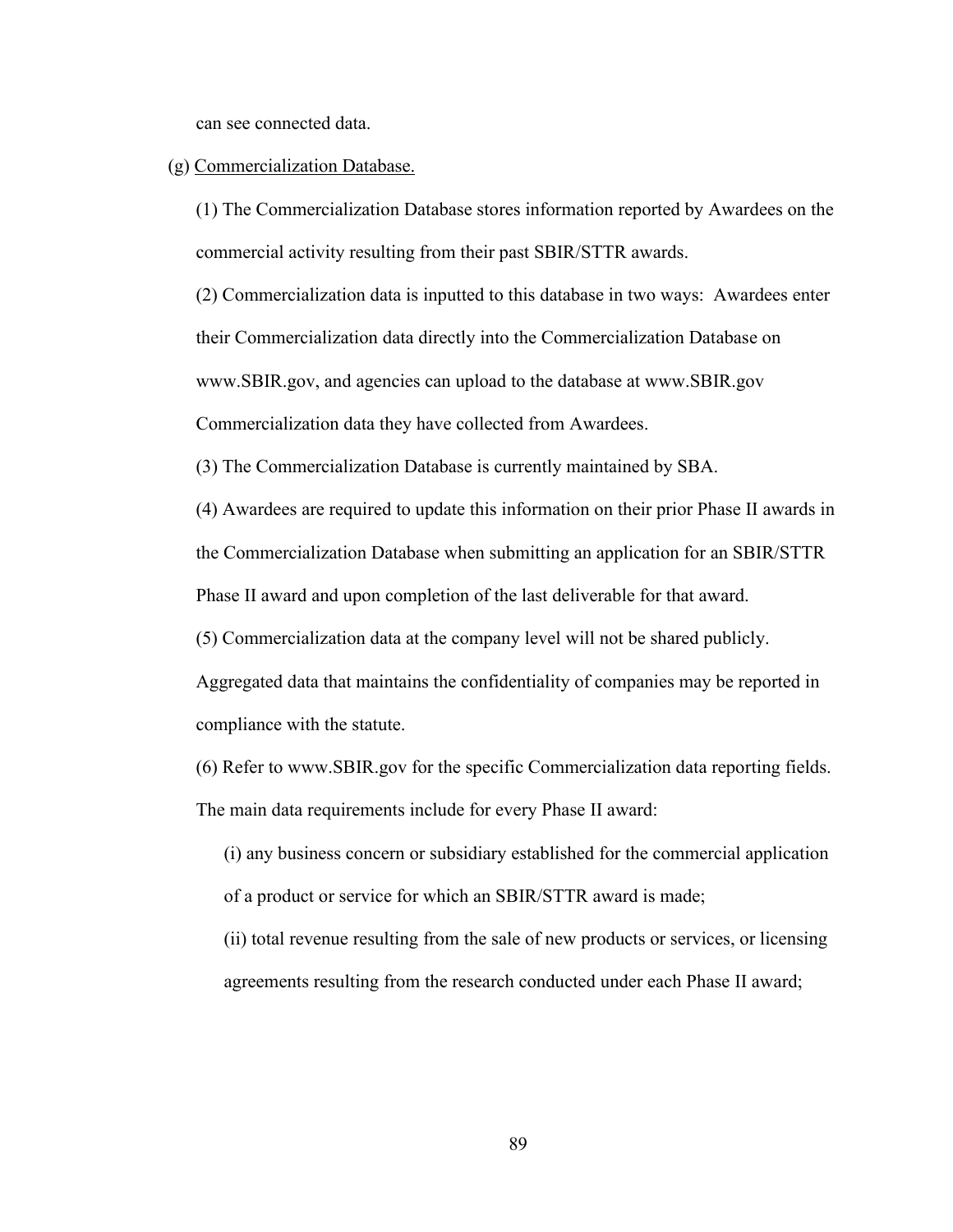can see connected data.

(g) Commercialization Database.

(1) The Commercialization Database stores information reported by Awardees on the commercial activity resulting from their past SBIR/STTR awards.

(2) Commercialization data is inputted to this database in two ways: Awardees enter their Commercialization data directly into the Commercialization Database on www.SBIR.gov, and agencies can upload to the database at www.SBIR.gov Commercialization data they have collected from Awardees.

(3) The Commercialization Database is currently maintained by SBA.

(4) Awardees are required to update this information on their prior Phase II awards in the Commercialization Database when submitting an application for an SBIR/STTR Phase II award and upon completion of the last deliverable for that award.

(5) Commercialization data at the company level will not be shared publicly. Aggregated data that maintains the confidentiality of companies may be reported in compliance with the statute.

(6) Refer to www.SBIR.gov for the specific Commercialization data reporting fields. The main data requirements include for every Phase II award:

(i) any business concern or subsidiary established for the commercial application of a product or service for which an SBIR/STTR award is made;

(ii) total revenue resulting from the sale of new products or services, or licensing agreements resulting from the research conducted under each Phase II award;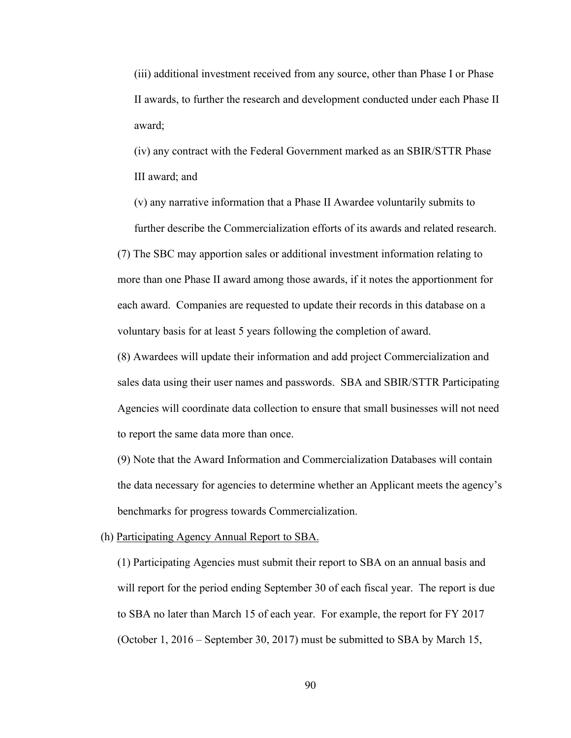(iii) additional investment received from any source, other than Phase I or Phase II awards, to further the research and development conducted under each Phase II award;

(iv) any contract with the Federal Government marked as an SBIR/STTR Phase III award; and

(v) any narrative information that a Phase II Awardee voluntarily submits to further describe the Commercialization efforts of its awards and related research.

(7) The SBC may apportion sales or additional investment information relating to more than one Phase II award among those awards, if it notes the apportionment for each award. Companies are requested to update their records in this database on a voluntary basis for at least 5 years following the completion of award.

(8) Awardees will update their information and add project Commercialization and sales data using their user names and passwords. SBA and SBIR/STTR Participating Agencies will coordinate data collection to ensure that small businesses will not need to report the same data more than once.

(9) Note that the Award Information and Commercialization Databases will contain the data necessary for agencies to determine whether an Applicant meets the agency's benchmarks for progress towards Commercialization.

(h) Participating Agency Annual Report to SBA.

(1) Participating Agencies must submit their report to SBA on an annual basis and will report for the period ending September 30 of each fiscal year. The report is due to SBA no later than March 15 of each year. For example, the report for FY 2017 (October 1, 2016 – September 30, 2017) must be submitted to SBA by March 15,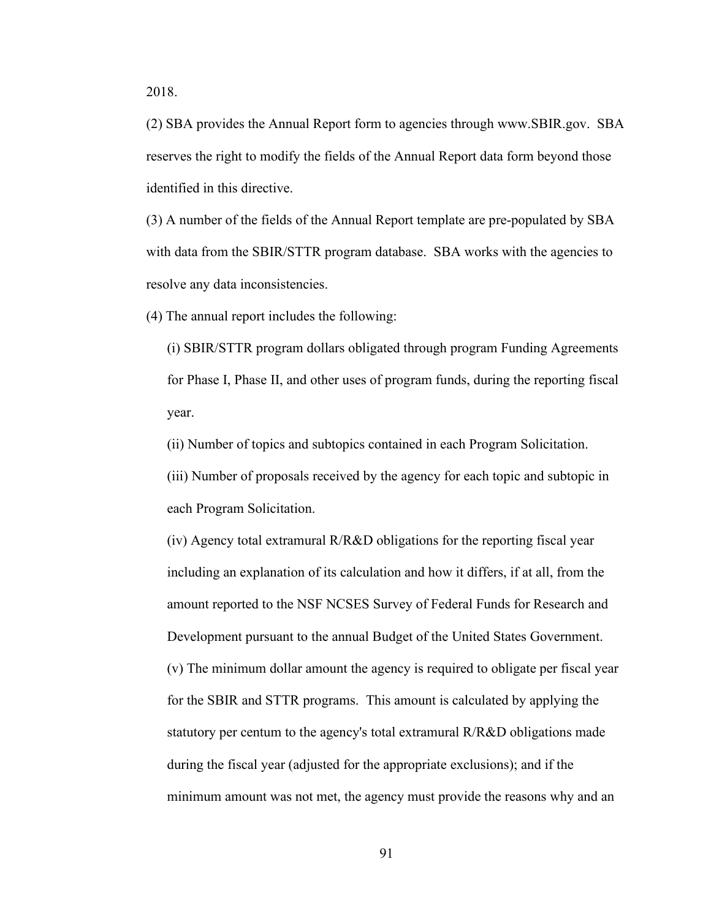2018.

(2) SBA provides the Annual Report form to agencies through www.SBIR.gov. SBA reserves the right to modify the fields of the Annual Report data form beyond those identified in this directive.

(3) A number of the fields of the Annual Report template are pre-populated by SBA with data from the SBIR/STTR program database. SBA works with the agencies to resolve any data inconsistencies.

(4) The annual report includes the following:

(i) SBIR/STTR program dollars obligated through program Funding Agreements for Phase I, Phase II, and other uses of program funds, during the reporting fiscal year.

(ii) Number of topics and subtopics contained in each Program Solicitation.

(iii) Number of proposals received by the agency for each topic and subtopic in each Program Solicitation.

(iv) Agency total extramural R/R&D obligations for the reporting fiscal year including an explanation of its calculation and how it differs, if at all, from the amount reported to the NSF NCSES Survey of Federal Funds for Research and Development pursuant to the annual Budget of the United States Government.

(v) The minimum dollar amount the agency is required to obligate per fiscal year for the SBIR and STTR programs. This amount is calculated by applying the statutory per centum to the agency's total extramural R/R&D obligations made during the fiscal year (adjusted for the appropriate exclusions); and if the minimum amount was not met, the agency must provide the reasons why and an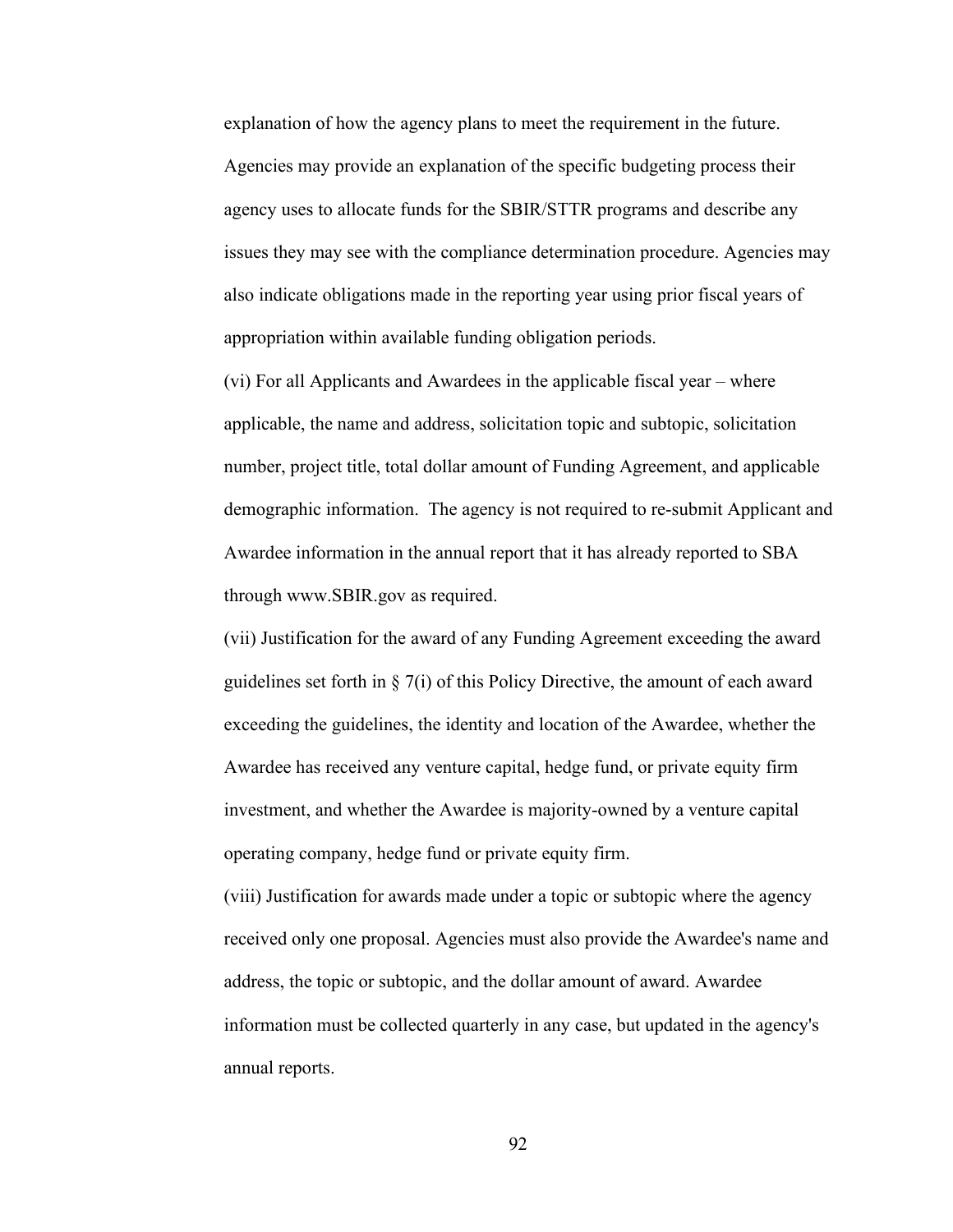explanation of how the agency plans to meet the requirement in the future. Agencies may provide an explanation of the specific budgeting process their agency uses to allocate funds for the SBIR/STTR programs and describe any issues they may see with the compliance determination procedure. Agencies may also indicate obligations made in the reporting year using prior fiscal years of appropriation within available funding obligation periods.

(vi) For all Applicants and Awardees in the applicable fiscal year – where applicable, the name and address, solicitation topic and subtopic, solicitation number, project title, total dollar amount of Funding Agreement, and applicable demographic information. The agency is not required to re-submit Applicant and Awardee information in the annual report that it has already reported to SBA through www.SBIR.gov as required.

(vii) Justification for the award of any Funding Agreement exceeding the award guidelines set forth in § 7(i) of this Policy Directive, the amount of each award exceeding the guidelines, the identity and location of the Awardee, whether the Awardee has received any venture capital, hedge fund, or private equity firm investment, and whether the Awardee is majority-owned by a venture capital operating company, hedge fund or private equity firm.

(viii) Justification for awards made under a topic or subtopic where the agency received only one proposal. Agencies must also provide the Awardee's name and address, the topic or subtopic, and the dollar amount of award. Awardee information must be collected quarterly in any case, but updated in the agency's annual reports.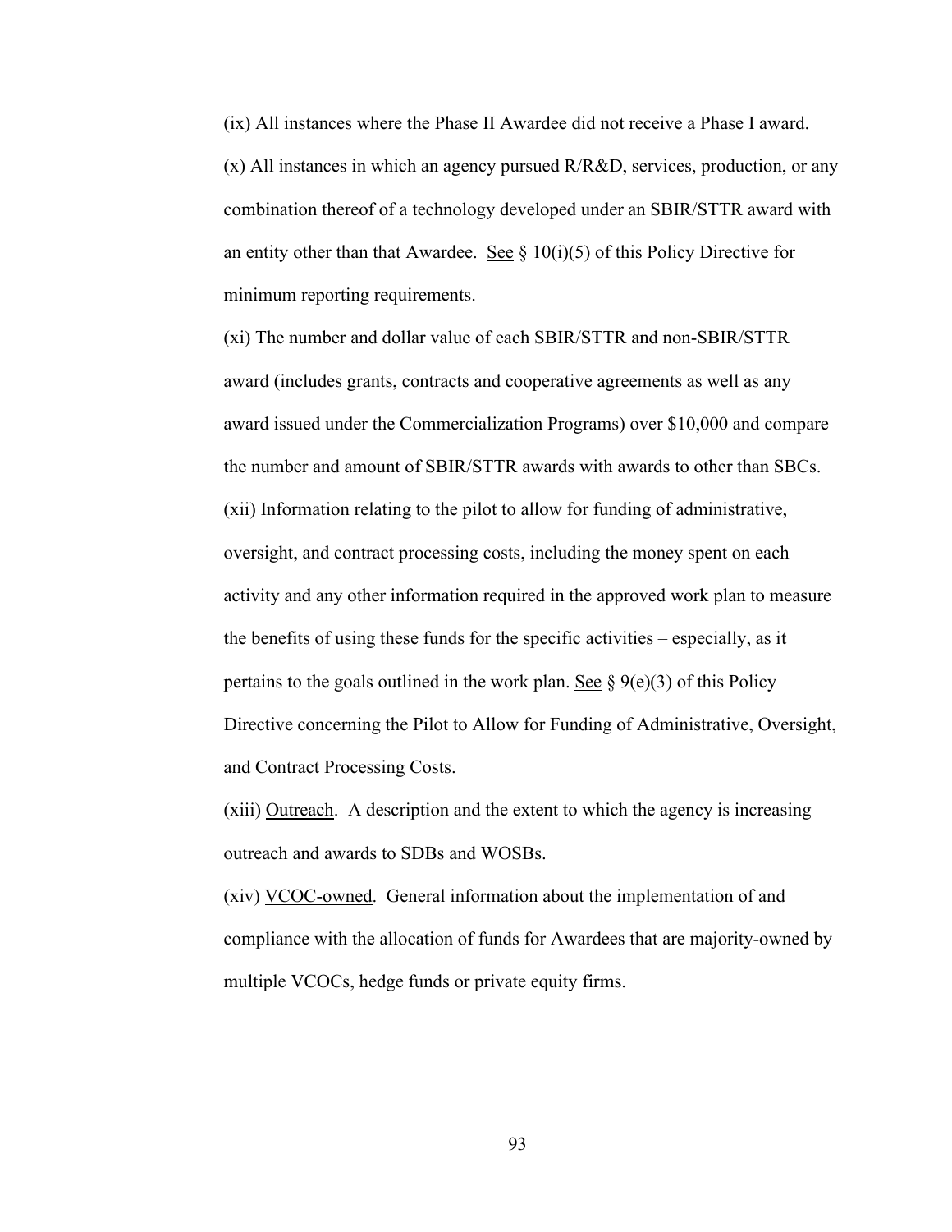(ix) All instances where the Phase II Awardee did not receive a Phase I award.

(x) All instances in which an agency pursued R/R&D, services, production, or any combination thereof of a technology developed under an SBIR/STTR award with an entity other than that Awardee. See § 10(i)(5) of this Policy Directive for minimum reporting requirements.

(xi) The number and dollar value of each SBIR/STTR and non-SBIR/STTR award (includes grants, contracts and cooperative agreements as well as any award issued under the Commercialization Programs) over $10,000 and compare the number and amount of SBIR/STTR awards with awards to other than SBCs.

(xii) Information relating to the pilot to allow for funding of administrative, oversight, and contract processing costs, including the money spent on each activity and any other information required in the approved work plan to measure the benefits of using these funds for the specific activities – especially, as it pertains to the goals outlined in the work plan. See § 9(e)(3) of this Policy Directive concerning the Pilot to Allow for Funding of Administrative, Oversight, and Contract Processing Costs.

(xiii) Outreach. A description and the extent to which the agency is increasing outreach and awards to SDBs and WOSBs.

(xiv) VCOC-owned. General information about the implementation of and compliance with the allocation of funds for Awardees that are majority-owned by multiple VCOCs, hedge funds or private equity firms.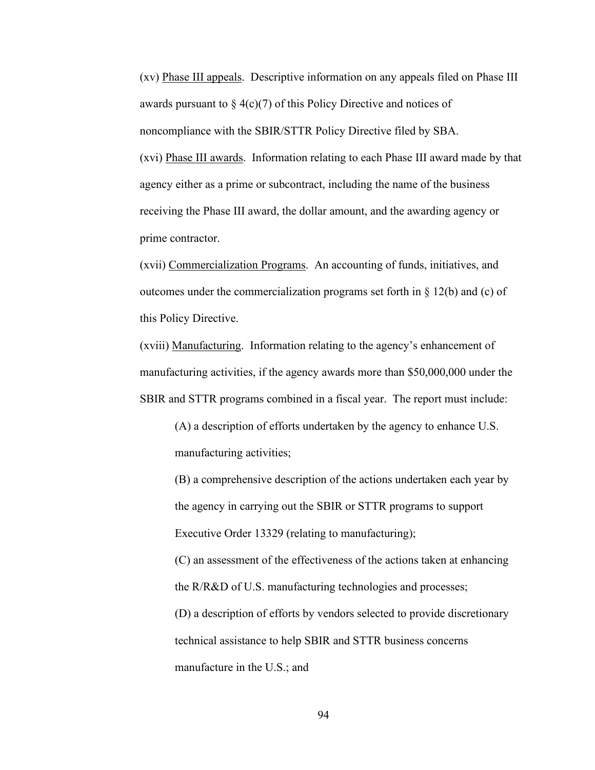(xv) <u>Phase III appeals</u>. Descriptive information on any appeals filed on Phase III awards pursuant to § 4(c)(7) of this Policy Directive and notices of noncompliance with the SBIR/STTR Policy Directive filed by SBA.

(xvi) <u>Phase III awards</u>. Information relating to each Phase III award made by that agency either as a prime or subcontract, including the name of the business receiving the Phase III award, the dollar amount, and the awarding agency or prime contractor.

(xvii) <u>Commercialization Programs</u>. An accounting of funds, initiatives, and outcomes under the commercialization programs set forth in § 12(b) and (c) of this Policy Directive.

(xviii) <u>Manufacturing</u>. Information relating to the agency's enhancement of manufacturing activities, if the agency awards more than $50,000,000 under the SBIR and STTR programs combined in a fiscal year. The report must include:

> (A) a description of efforts undertaken by the agency to enhance U.S. manufacturing activities;
>
> (B) a comprehensive description of the actions undertaken each year by the agency in carrying out the SBIR or STTR programs to support Executive Order 13329 (relating to manufacturing);
>
> (C) an assessment of the effectiveness of the actions taken at enhancing the R/R&D of U.S. manufacturing technologies and processes;
>
> (D) a description of efforts by vendors selected to provide discretionary technical assistance to help SBIR and STTR business concerns manufacture in the U.S.; and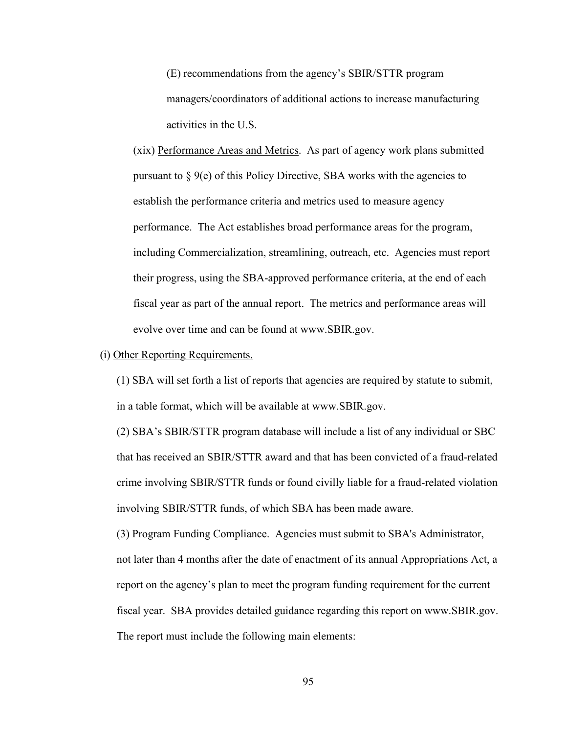(E) recommendations from the agency's SBIR/STTR program managers/coordinators of additional actions to increase manufacturing activities in the U.S.

(xix) Performance Areas and Metrics. As part of agency work plans submitted pursuant to § 9(e) of this Policy Directive, SBA works with the agencies to establish the performance criteria and metrics used to measure agency performance. The Act establishes broad performance areas for the program, including Commercialization, streamlining, outreach, etc. Agencies must report their progress, using the SBA-approved performance criteria, at the end of each fiscal year as part of the annual report. The metrics and performance areas will evolve over time and can be found at www.SBIR.gov.

(i) Other Reporting Requirements.

(1) SBA will set forth a list of reports that agencies are required by statute to submit, in a table format, which will be available at www.SBIR.gov.

(2) SBA's SBIR/STTR program database will include a list of any individual or SBC that has received an SBIR/STTR award and that has been convicted of a fraud-related crime involving SBIR/STTR funds or found civilly liable for a fraud-related violation involving SBIR/STTR funds, of which SBA has been made aware.

(3) Program Funding Compliance. Agencies must submit to SBA's Administrator, not later than 4 months after the date of enactment of its annual Appropriations Act, a report on the agency's plan to meet the program funding requirement for the current fiscal year. SBA provides detailed guidance regarding this report on www.SBIR.gov. The report must include the following main elements: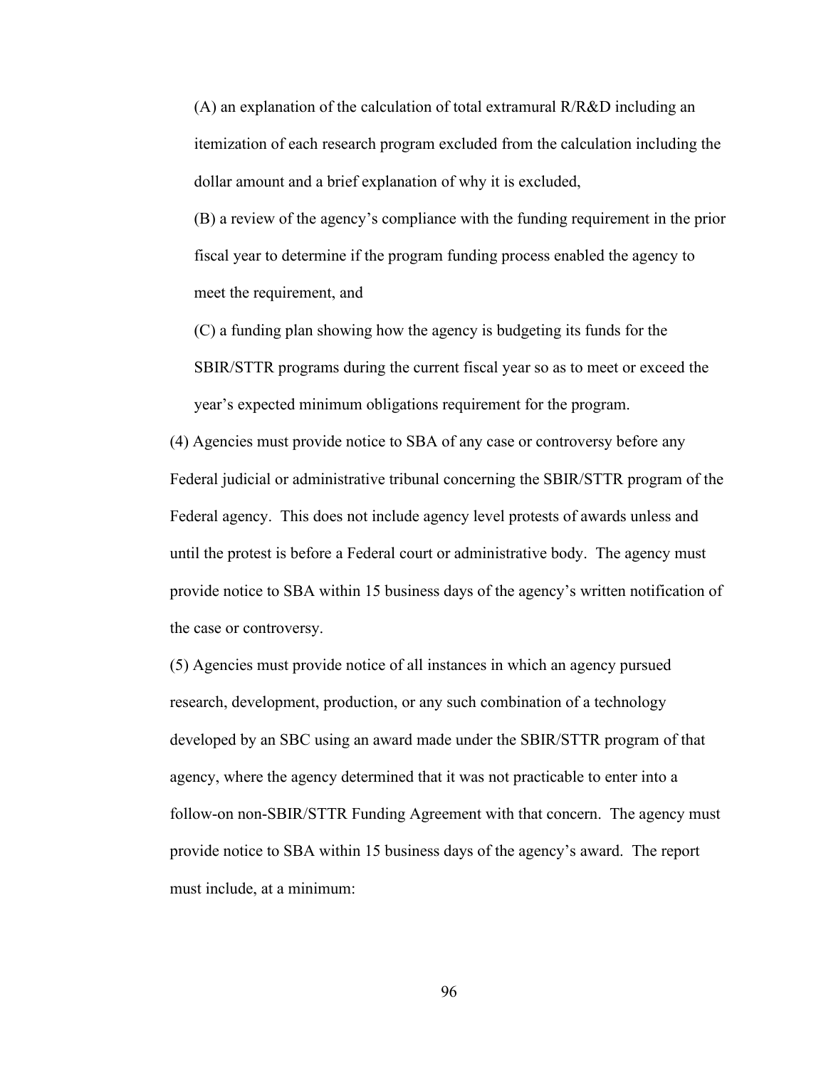(A) an explanation of the calculation of total extramural R/R&D including an itemization of each research program excluded from the calculation including the dollar amount and a brief explanation of why it is excluded,

(B) a review of the agency's compliance with the funding requirement in the prior fiscal year to determine if the program funding process enabled the agency to meet the requirement, and

(C) a funding plan showing how the agency is budgeting its funds for the SBIR/STTR programs during the current fiscal year so as to meet or exceed the year's expected minimum obligations requirement for the program.

(4) Agencies must provide notice to SBA of any case or controversy before any Federal judicial or administrative tribunal concerning the SBIR/STTR program of the Federal agency. This does not include agency level protests of awards unless and until the protest is before a Federal court or administrative body. The agency must provide notice to SBA within 15 business days of the agency's written notification of the case or controversy.

(5) Agencies must provide notice of all instances in which an agency pursued research, development, production, or any such combination of a technology developed by an SBC using an award made under the SBIR/STTR program of that agency, where the agency determined that it was not practicable to enter into a follow-on non-SBIR/STTR Funding Agreement with that concern. The agency must provide notice to SBA within 15 business days of the agency's award. The report must include, at a minimum: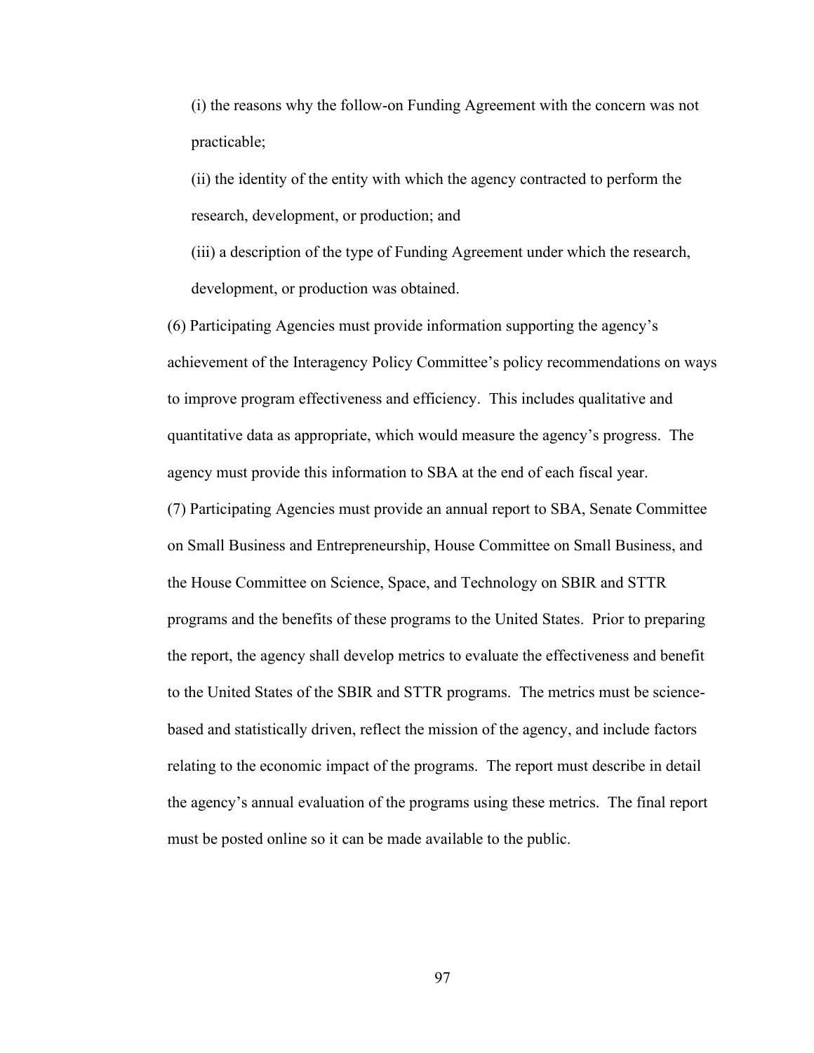(i) the reasons why the follow-on Funding Agreement with the concern was not practicable;

(ii) the identity of the entity with which the agency contracted to perform the research, development, or production; and

(iii) a description of the type of Funding Agreement under which the research, development, or production was obtained.

(6) Participating Agencies must provide information supporting the agency's achievement of the Interagency Policy Committee's policy recommendations on ways to improve program effectiveness and efficiency. This includes qualitative and quantitative data as appropriate, which would measure the agency's progress. The agency must provide this information to SBA at the end of each fiscal year.

(7) Participating Agencies must provide an annual report to SBA, Senate Committee on Small Business and Entrepreneurship, House Committee on Small Business, and the House Committee on Science, Space, and Technology on SBIR and STTR programs and the benefits of these programs to the United States. Prior to preparing the report, the agency shall develop metrics to evaluate the effectiveness and benefit to the United States of the SBIR and STTR programs. The metrics must be science-based and statistically driven, reflect the mission of the agency, and include factors relating to the economic impact of the programs. The report must describe in detail the agency's annual evaluation of the programs using these metrics. The final report must be posted online so it can be made available to the public.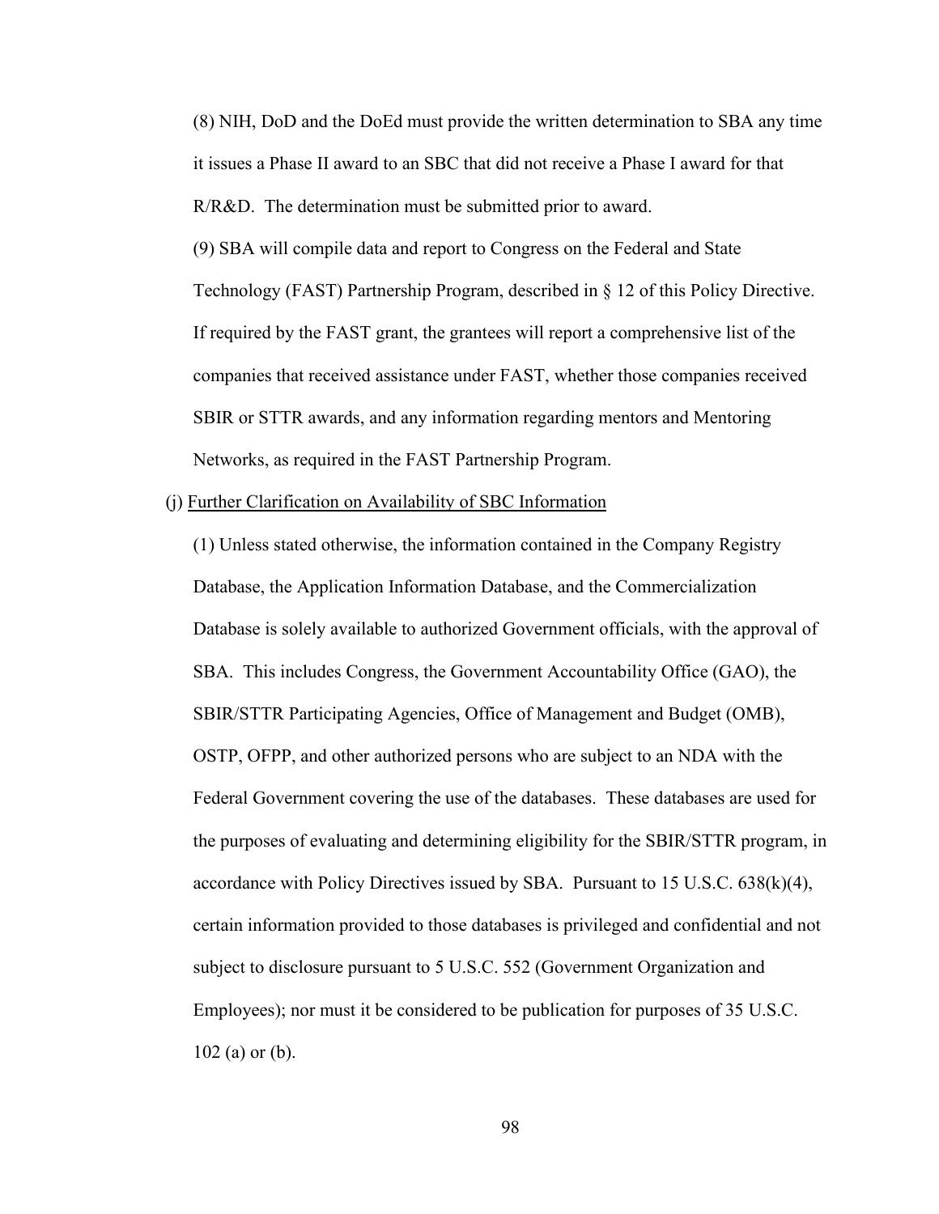(8) NIH, DoD and the DoEd must provide the written determination to SBA any time it issues a Phase II award to an SBC that did not receive a Phase I award for that R/R&D. The determination must be submitted prior to award.

(9) SBA will compile data and report to Congress on the Federal and State Technology (FAST) Partnership Program, described in § 12 of this Policy Directive. If required by the FAST grant, the grantees will report a comprehensive list of the companies that received assistance under FAST, whether those companies received SBIR or STTR awards, and any information regarding mentors and Mentoring Networks, as required in the FAST Partnership Program.

(j) Further Clarification on Availability of SBC Information

(1) Unless stated otherwise, the information contained in the Company Registry Database, the Application Information Database, and the Commercialization Database is solely available to authorized Government officials, with the approval of SBA. This includes Congress, the Government Accountability Office (GAO), the SBIR/STTR Participating Agencies, Office of Management and Budget (OMB), OSTP, OFPP, and other authorized persons who are subject to an NDA with the Federal Government covering the use of the databases. These databases are used for the purposes of evaluating and determining eligibility for the SBIR/STTR program, in accordance with Policy Directives issued by SBA. Pursuant to 15 U.S.C. 638(k)(4), certain information provided to those databases is privileged and confidential and not subject to disclosure pursuant to 5 U.S.C. 552 (Government Organization and Employees); nor must it be considered to be publication for purposes of 35 U.S.C. 102 (a) or (b).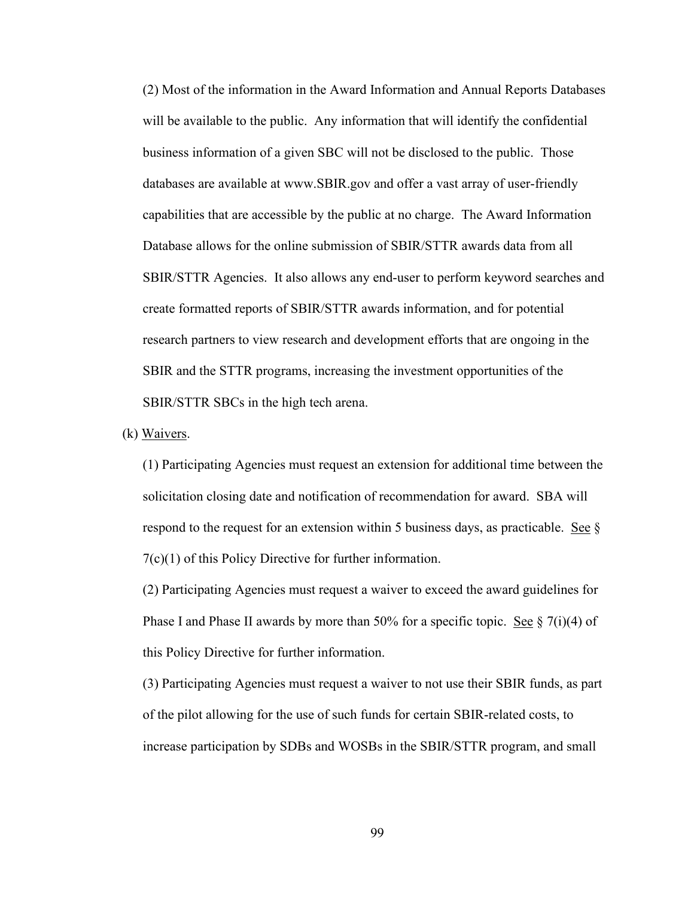(2) Most of the information in the Award Information and Annual Reports Databases will be available to the public. Any information that will identify the confidential business information of a given SBC will not be disclosed to the public. Those databases are available at www.SBIR.gov and offer a vast array of user-friendly capabilities that are accessible by the public at no charge. The Award Information Database allows for the online submission of SBIR/STTR awards data from all SBIR/STTR Agencies. It also allows any end-user to perform keyword searches and create formatted reports of SBIR/STTR awards information, and for potential research partners to view research and development efforts that are ongoing in the SBIR and the STTR programs, increasing the investment opportunities of the SBIR/STTR SBCs in the high tech arena.

(k) Waivers.

(1) Participating Agencies must request an extension for additional time between the solicitation closing date and notification of recommendation for award. SBA will respond to the request for an extension within 5 business days, as practicable. See § 7(c)(1) of this Policy Directive for further information.

(2) Participating Agencies must request a waiver to exceed the award guidelines for Phase I and Phase II awards by more than 50% for a specific topic. See § 7(i)(4) of this Policy Directive for further information.

(3) Participating Agencies must request a waiver to not use their SBIR funds, as part of the pilot allowing for the use of such funds for certain SBIR-related costs, to increase participation by SDBs and WOSBs in the SBIR/STTR program, and small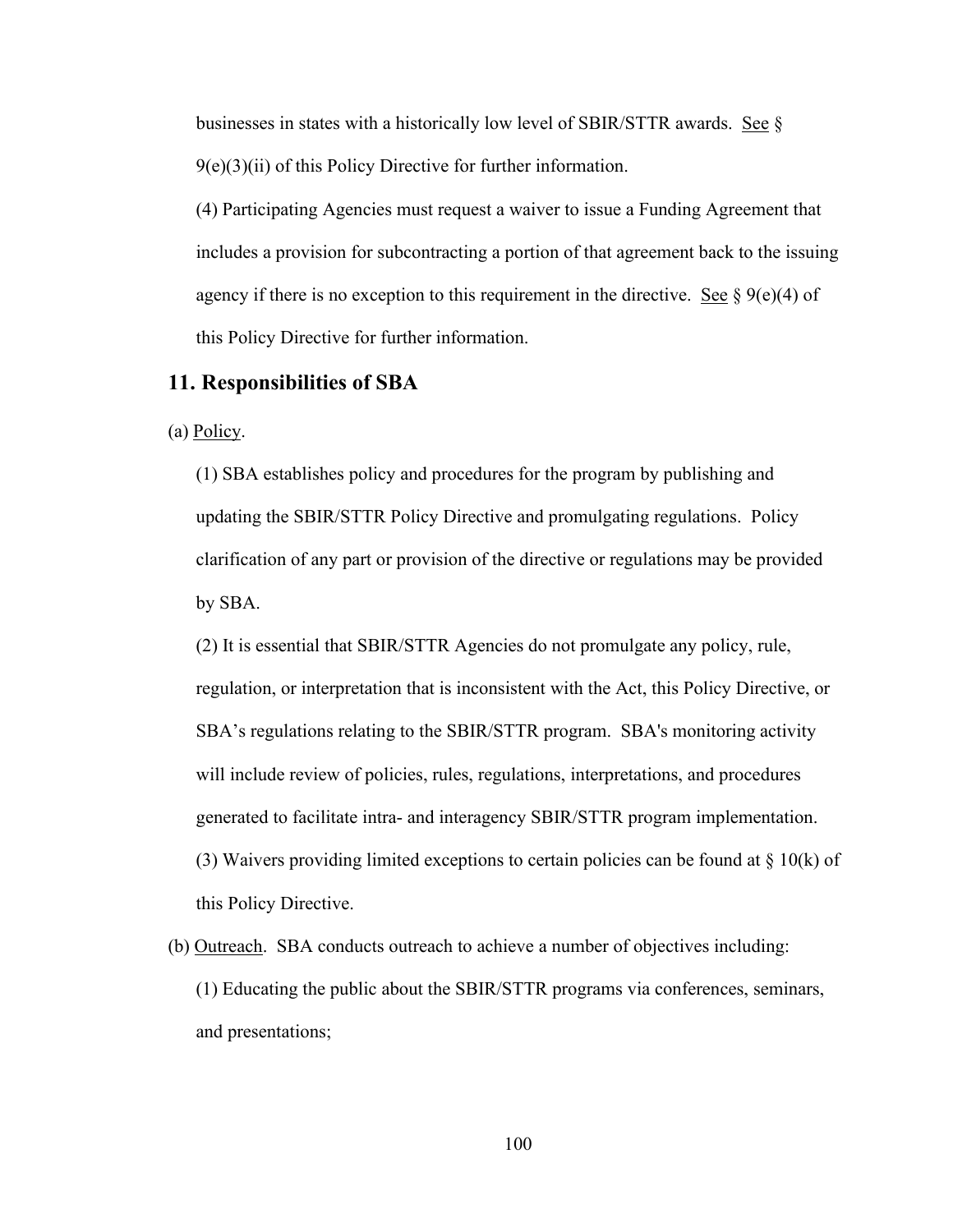businesses in states with a historically low level of SBIR/STTR awards. See § 9(e)(3)(ii) of this Policy Directive for further information.

(4) Participating Agencies must request a waiver to issue a Funding Agreement that includes a provision for subcontracting a portion of that agreement back to the issuing agency if there is no exception to this requirement in the directive. See § 9(e)(4) of this Policy Directive for further information.

## 11. Responsibilities of SBA

(a) Policy.

(1) SBA establishes policy and procedures for the program by publishing and updating the SBIR/STTR Policy Directive and promulgating regulations. Policy clarification of any part or provision of the directive or regulations may be provided by SBA.

(2) It is essential that SBIR/STTR Agencies do not promulgate any policy, rule, regulation, or interpretation that is inconsistent with the Act, this Policy Directive, or SBA's regulations relating to the SBIR/STTR program. SBA's monitoring activity will include review of policies, rules, regulations, interpretations, and procedures generated to facilitate intra- and interagency SBIR/STTR program implementation.

(3) Waivers providing limited exceptions to certain policies can be found at § 10(k) of this Policy Directive.

(b) Outreach. SBA conducts outreach to achieve a number of objectives including:

(1) Educating the public about the SBIR/STTR programs via conferences, seminars, and presentations;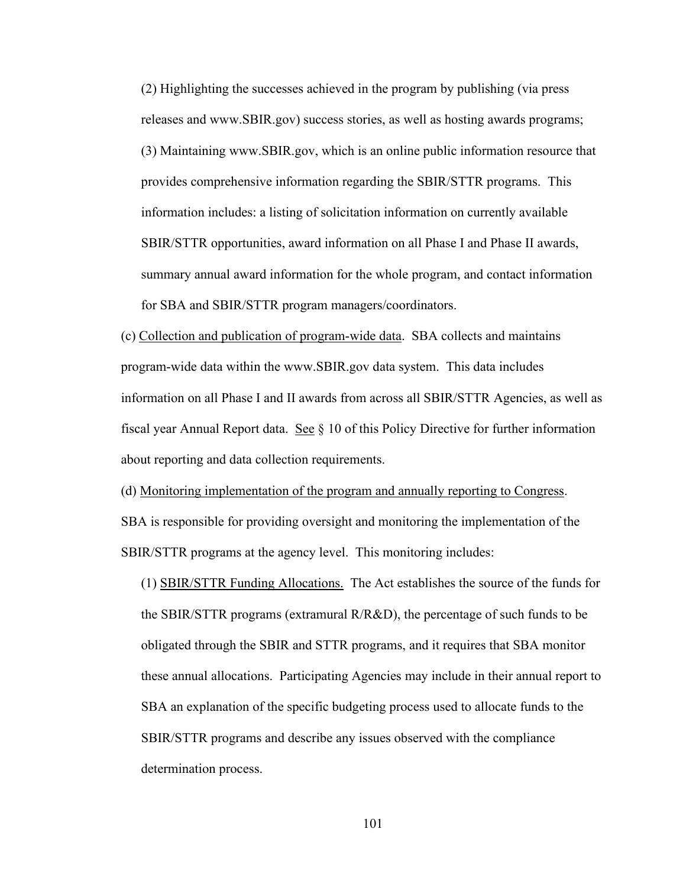(2) Highlighting the successes achieved in the program by publishing (via press releases and www.SBIR.gov) success stories, as well as hosting awards programs;

(3) Maintaining www.SBIR.gov, which is an online public information resource that provides comprehensive information regarding the SBIR/STTR programs. This information includes: a listing of solicitation information on currently available SBIR/STTR opportunities, award information on all Phase I and Phase II awards, summary annual award information for the whole program, and contact information for SBA and SBIR/STTR program managers/coordinators.

(c) Collection and publication of program-wide data. SBA collects and maintains program-wide data within the www.SBIR.gov data system. This data includes information on all Phase I and II awards from across all SBIR/STTR Agencies, as well as fiscal year Annual Report data. See § 10 of this Policy Directive for further information about reporting and data collection requirements.

(d) Monitoring implementation of the program and annually reporting to Congress. SBA is responsible for providing oversight and monitoring the implementation of the SBIR/STTR programs at the agency level. This monitoring includes:

(1) SBIR/STTR Funding Allocations. The Act establishes the source of the funds for the SBIR/STTR programs (extramural R/R&D), the percentage of such funds to be obligated through the SBIR and STTR programs, and it requires that SBA monitor these annual allocations. Participating Agencies may include in their annual report to SBA an explanation of the specific budgeting process used to allocate funds to the SBIR/STTR programs and describe any issues observed with the compliance determination process.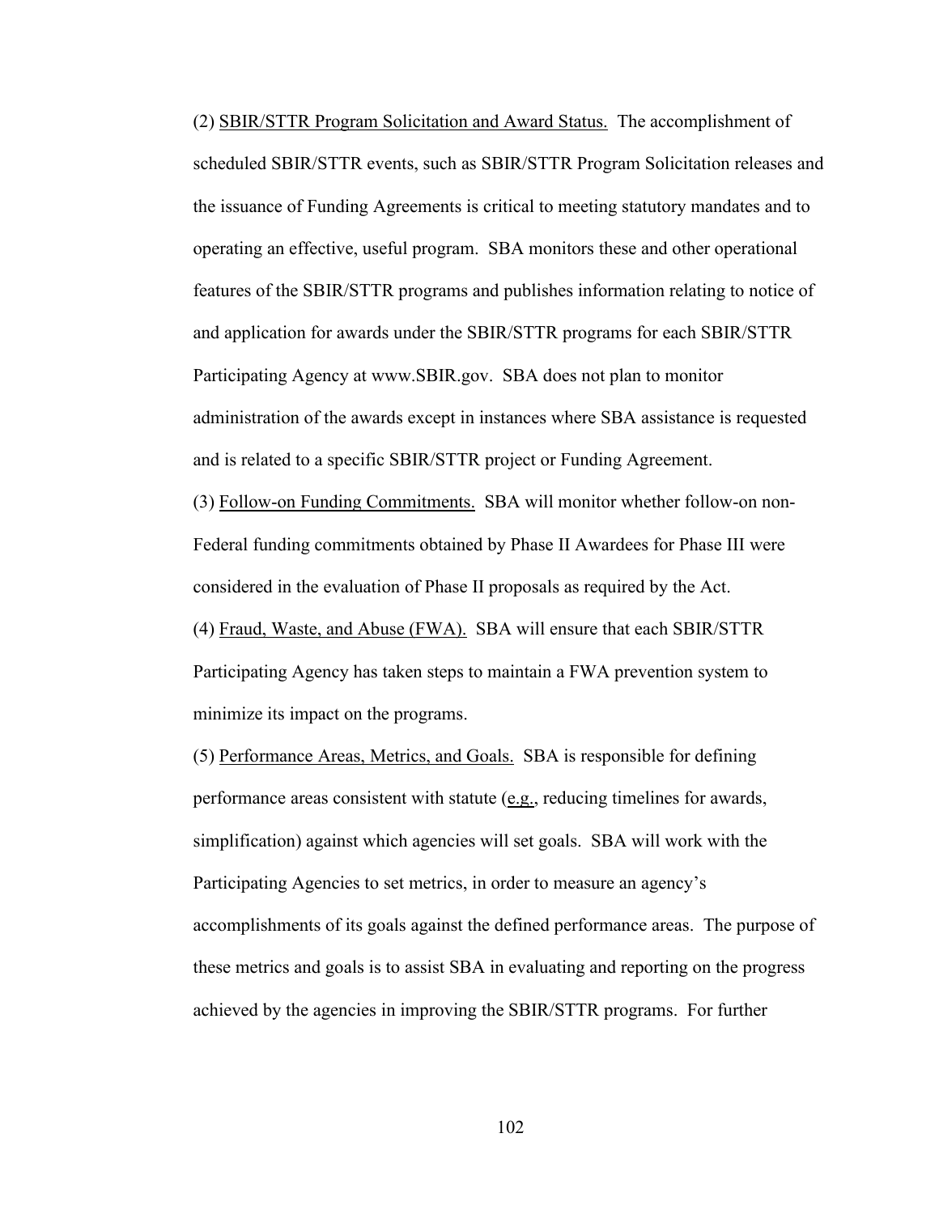(2) SBIR/STTR Program Solicitation and Award Status. The accomplishment of scheduled SBIR/STTR events, such as SBIR/STTR Program Solicitation releases and the issuance of Funding Agreements is critical to meeting statutory mandates and to operating an effective, useful program. SBA monitors these and other operational features of the SBIR/STTR programs and publishes information relating to notice of and application for awards under the SBIR/STTR programs for each SBIR/STTR Participating Agency at www.SBIR.gov. SBA does not plan to monitor administration of the awards except in instances where SBA assistance is requested and is related to a specific SBIR/STTR project or Funding Agreement.

(3) Follow-on Funding Commitments. SBA will monitor whether follow-on non-Federal funding commitments obtained by Phase II Awardees for Phase III were considered in the evaluation of Phase II proposals as required by the Act.

(4) Fraud, Waste, and Abuse (FWA). SBA will ensure that each SBIR/STTR Participating Agency has taken steps to maintain a FWA prevention system to minimize its impact on the programs.

(5) Performance Areas, Metrics, and Goals. SBA is responsible for defining performance areas consistent with statute (e.g., reducing timelines for awards, simplification) against which agencies will set goals. SBA will work with the Participating Agencies to set metrics, in order to measure an agency's accomplishments of its goals against the defined performance areas. The purpose of these metrics and goals is to assist SBA in evaluating and reporting on the progress achieved by the agencies in improving the SBIR/STTR programs. For further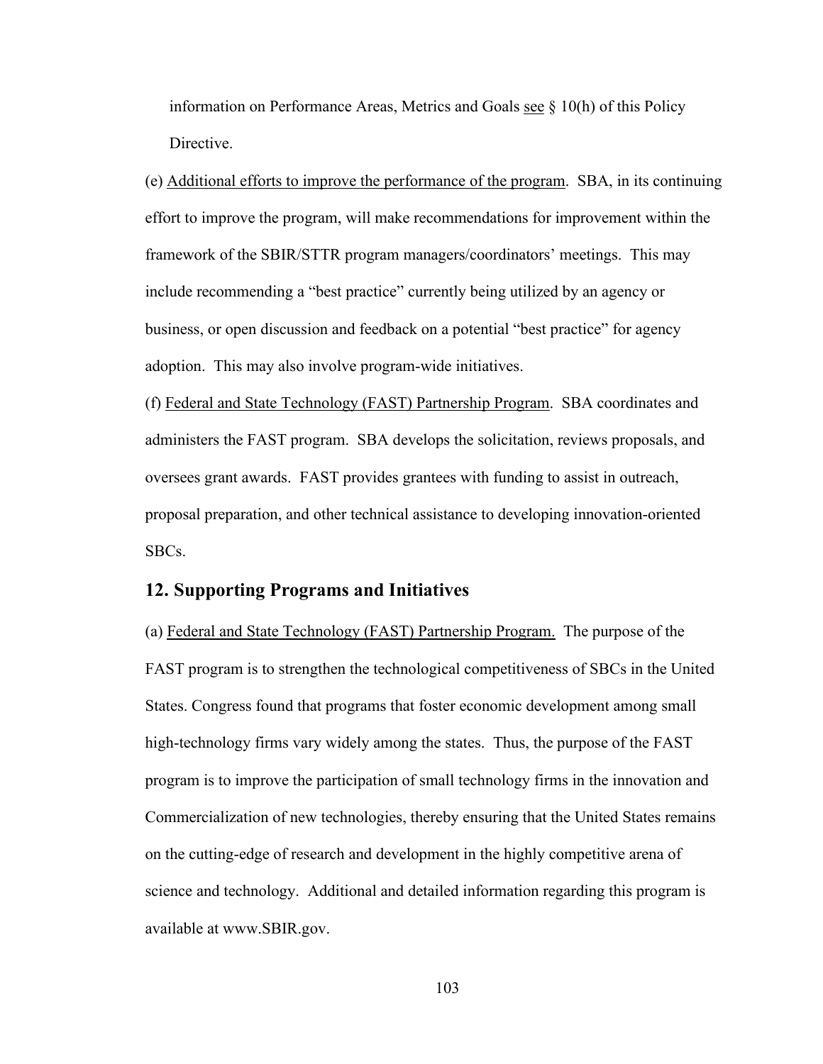information on Performance Areas, Metrics and Goals see § 10(h) of this Policy Directive.

(e) Additional efforts to improve the performance of the program. SBA, in its continuing effort to improve the program, will make recommendations for improvement within the framework of the SBIR/STTR program managers/coordinators' meetings. This may include recommending a "best practice" currently being utilized by an agency or business, or open discussion and feedback on a potential "best practice" for agency adoption. This may also involve program-wide initiatives.

(f) Federal and State Technology (FAST) Partnership Program. SBA coordinates and administers the FAST program. SBA develops the solicitation, reviews proposals, and oversees grant awards. FAST provides grantees with funding to assist in outreach, proposal preparation, and other technical assistance to developing innovation-oriented SBCs.

## 12. Supporting Programs and Initiatives

(a) Federal and State Technology (FAST) Partnership Program. The purpose of the FAST program is to strengthen the technological competitiveness of SBCs in the United States. Congress found that programs that foster economic development among small high-technology firms vary widely among the states. Thus, the purpose of the FAST program is to improve the participation of small technology firms in the innovation and Commercialization of new technologies, thereby ensuring that the United States remains on the cutting-edge of research and development in the highly competitive arena of science and technology. Additional and detailed information regarding this program is available at www.SBIR.gov.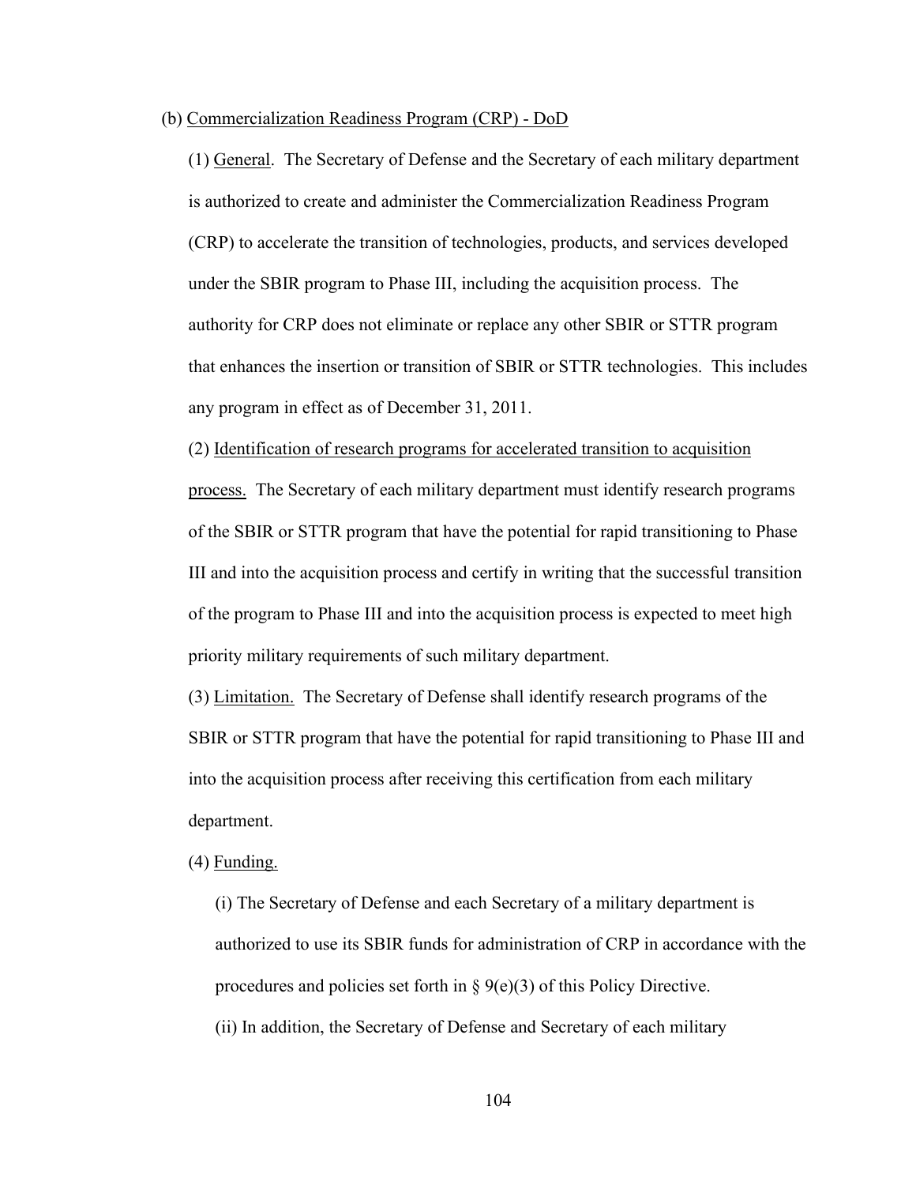(b) Commercialization Readiness Program (CRP) - DoD

(1) General. The Secretary of Defense and the Secretary of each military department is authorized to create and administer the Commercialization Readiness Program (CRP) to accelerate the transition of technologies, products, and services developed under the SBIR program to Phase III, including the acquisition process. The authority for CRP does not eliminate or replace any other SBIR or STTR program that enhances the insertion or transition of SBIR or STTR technologies. This includes any program in effect as of December 31, 2011.

(2) Identification of research programs for accelerated transition to acquisition process. The Secretary of each military department must identify research programs of the SBIR or STTR program that have the potential for rapid transitioning to Phase III and into the acquisition process and certify in writing that the successful transition of the program to Phase III and into the acquisition process is expected to meet high priority military requirements of such military department.

(3) Limitation. The Secretary of Defense shall identify research programs of the SBIR or STTR program that have the potential for rapid transitioning to Phase III and into the acquisition process after receiving this certification from each military department.

(4) Funding.

(i) The Secretary of Defense and each Secretary of a military department is authorized to use its SBIR funds for administration of CRP in accordance with the procedures and policies set forth in § 9(e)(3) of this Policy Directive.

(ii) In addition, the Secretary of Defense and Secretary of each military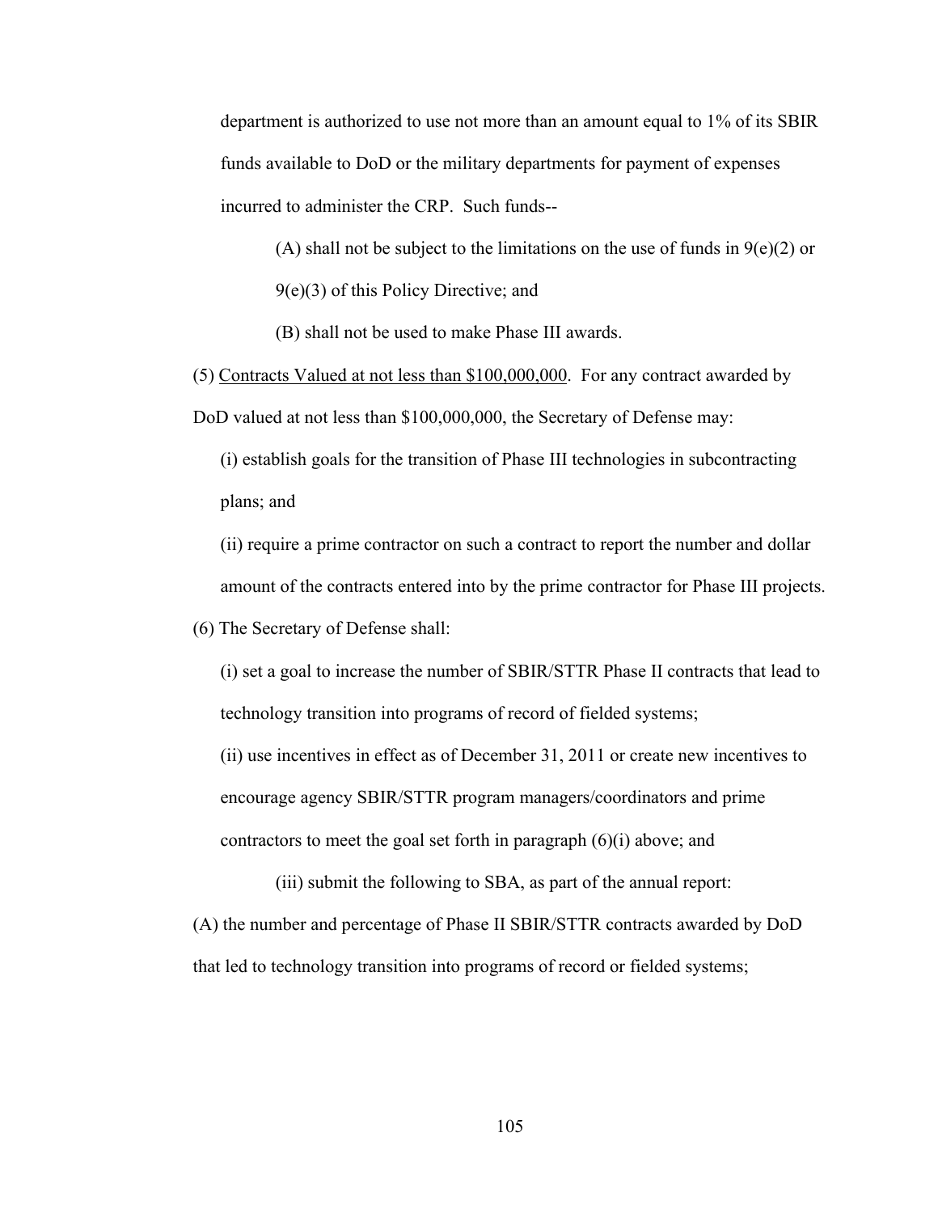department is authorized to use not more than an amount equal to 1% of its SBIR funds available to DoD or the military departments for payment of expenses incurred to administer the CRP. Such funds--

(A) shall not be subject to the limitations on the use of funds in 9(e)(2) or 9(e)(3) of this Policy Directive; and

(B) shall not be used to make Phase III awards.

(5) Contracts Valued at not less than $100,000,000. For any contract awarded by DoD valued at not less than $100,000,000, the Secretary of Defense may:

(i) establish goals for the transition of Phase III technologies in subcontracting plans; and

(ii) require a prime contractor on such a contract to report the number and dollar amount of the contracts entered into by the prime contractor for Phase III projects.

(6) The Secretary of Defense shall:

(i) set a goal to increase the number of SBIR/STTR Phase II contracts that lead to technology transition into programs of record of fielded systems;

(ii) use incentives in effect as of December 31, 2011 or create new incentives to encourage agency SBIR/STTR program managers/coordinators and prime contractors to meet the goal set forth in paragraph (6)(i) above; and

(iii) submit the following to SBA, as part of the annual report:

(A) the number and percentage of Phase II SBIR/STTR contracts awarded by DoD that led to technology transition into programs of record or fielded systems;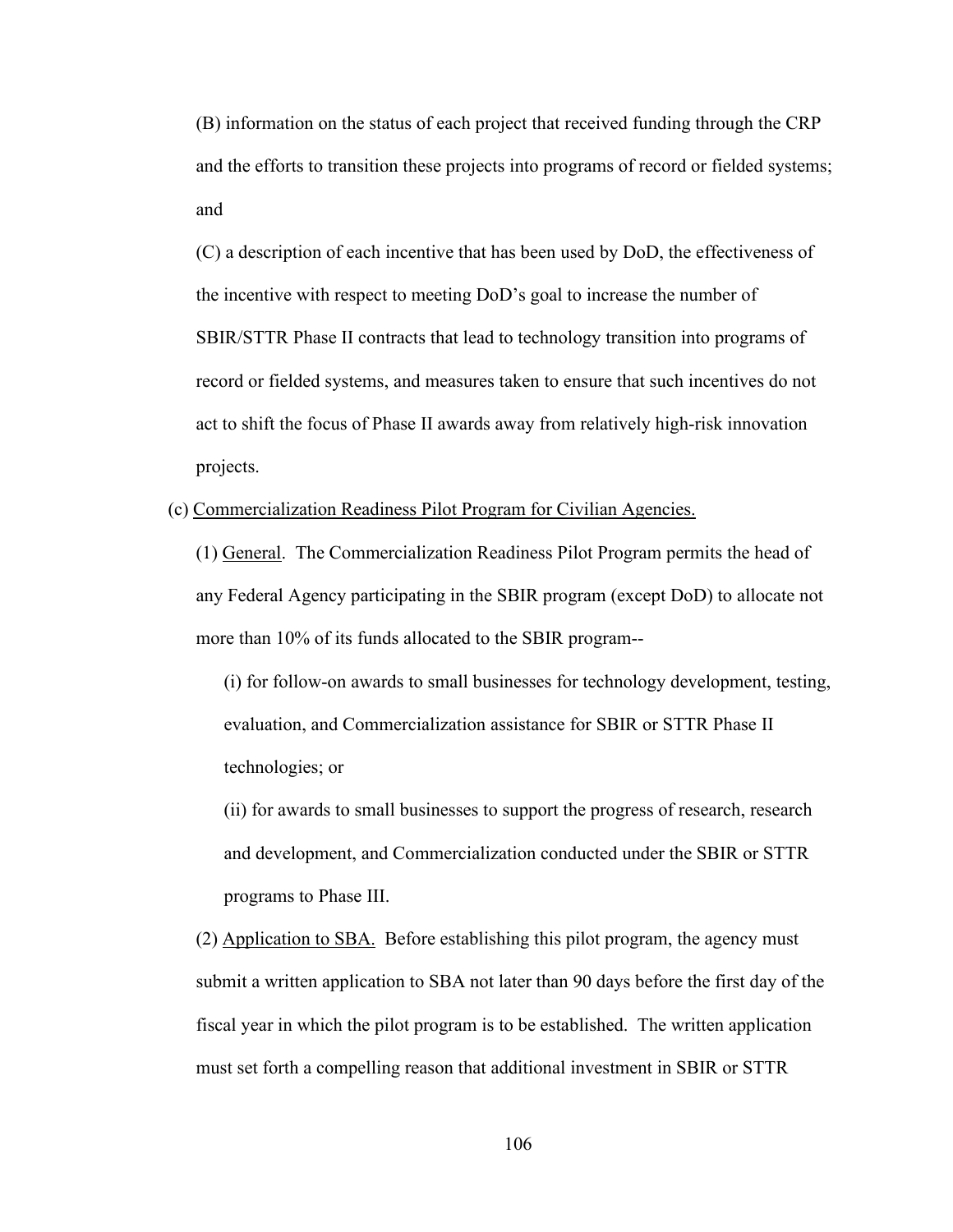(B) information on the status of each project that received funding through the CRP and the efforts to transition these projects into programs of record or fielded systems; and

(C) a description of each incentive that has been used by DoD, the effectiveness of the incentive with respect to meeting DoD's goal to increase the number of SBIR/STTR Phase II contracts that lead to technology transition into programs of record or fielded systems, and measures taken to ensure that such incentives do not act to shift the focus of Phase II awards away from relatively high-risk innovation projects.

(c) Commercialization Readiness Pilot Program for Civilian Agencies.

(1) General. The Commercialization Readiness Pilot Program permits the head of any Federal Agency participating in the SBIR program (except DoD) to allocate not more than 10% of its funds allocated to the SBIR program--

(i) for follow-on awards to small businesses for technology development, testing, evaluation, and Commercialization assistance for SBIR or STTR Phase II technologies; or

(ii) for awards to small businesses to support the progress of research, research and development, and Commercialization conducted under the SBIR or STTR programs to Phase III.

(2) Application to SBA. Before establishing this pilot program, the agency must submit a written application to SBA not later than 90 days before the first day of the fiscal year in which the pilot program is to be established. The written application must set forth a compelling reason that additional investment in SBIR or STTR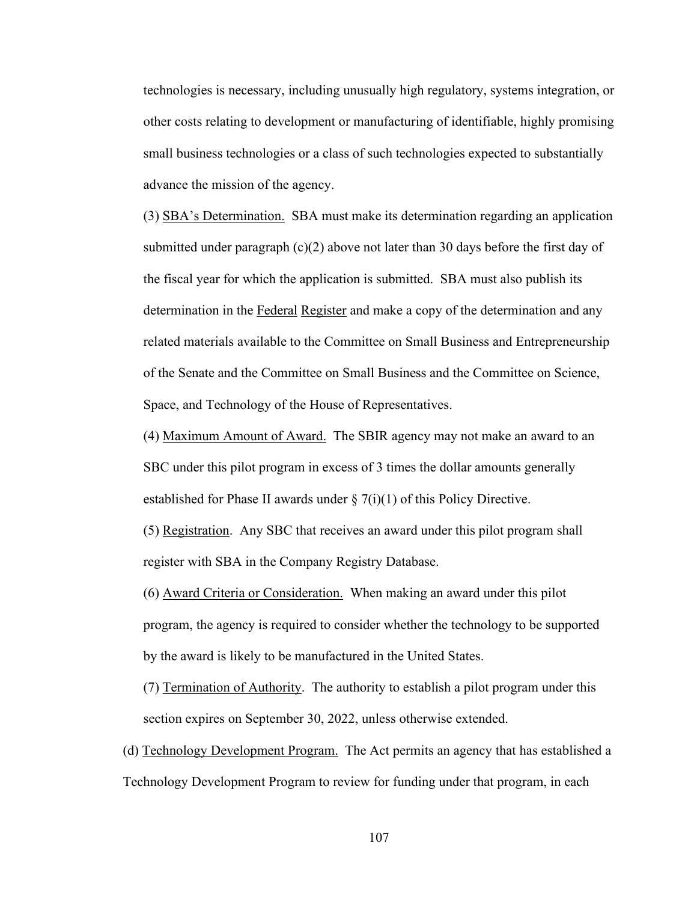technologies is necessary, including unusually high regulatory, systems integration, or other costs relating to development or manufacturing of identifiable, highly promising small business technologies or a class of such technologies expected to substantially advance the mission of the agency.

(3) <u>SBA's Determination.</u> SBA must make its determination regarding an application submitted under paragraph (c)(2) above not later than 30 days before the first day of the fiscal year for which the application is submitted. SBA must also publish its determination in the <u>Federal</u> <u>Register</u> and make a copy of the determination and any related materials available to the Committee on Small Business and Entrepreneurship of the Senate and the Committee on Small Business and the Committee on Science, Space, and Technology of the House of Representatives.

(4) <u>Maximum Amount of Award.</u> The SBIR agency may not make an award to an SBC under this pilot program in excess of 3 times the dollar amounts generally established for Phase II awards under § 7(i)(1) of this Policy Directive.

(5) <u>Registration</u>. Any SBC that receives an award under this pilot program shall register with SBA in the Company Registry Database.

(6) <u>Award Criteria or Consideration.</u> When making an award under this pilot program, the agency is required to consider whether the technology to be supported by the award is likely to be manufactured in the United States.

(7) <u>Termination of Authority</u>. The authority to establish a pilot program under this section expires on September 30, 2022, unless otherwise extended.

(d) <u>Technology Development Program.</u> The Act permits an agency that has established a Technology Development Program to review for funding under that program, in each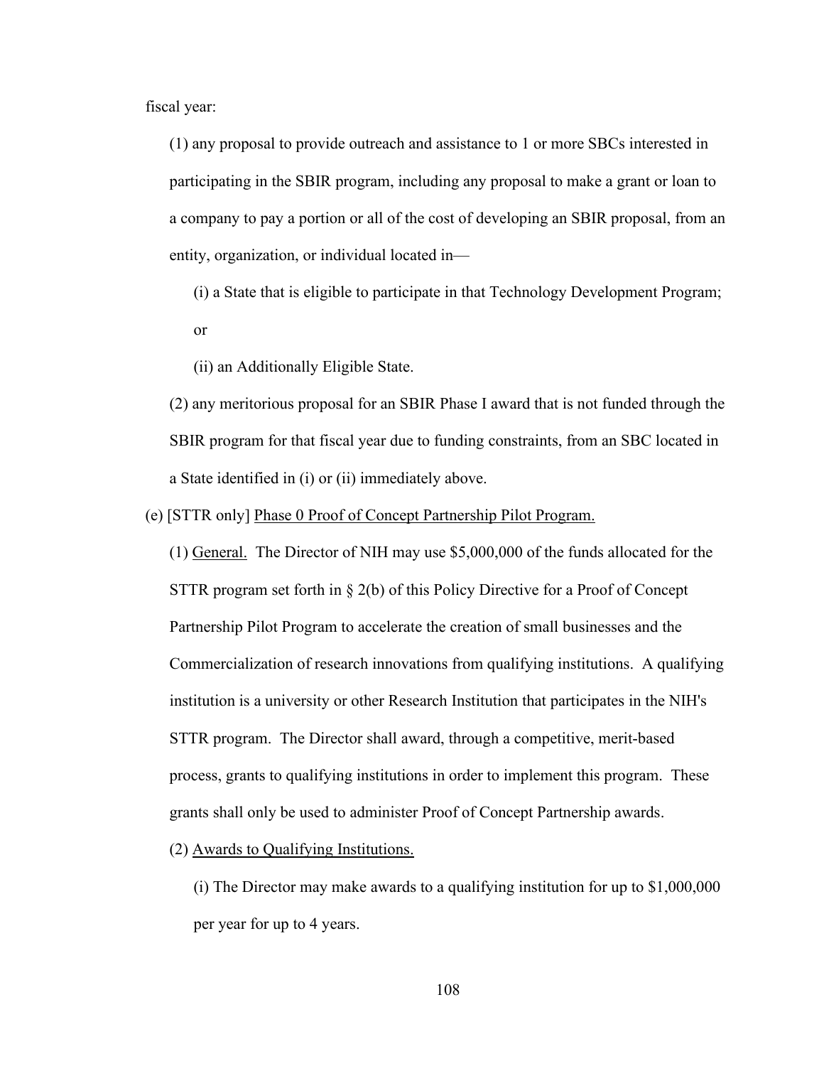fiscal year:

(1) any proposal to provide outreach and assistance to 1 or more SBCs interested in participating in the SBIR program, including any proposal to make a grant or loan to a company to pay a portion or all of the cost of developing an SBIR proposal, from an entity, organization, or individual located in—

(i) a State that is eligible to participate in that Technology Development Program; or

(ii) an Additionally Eligible State.

(2) any meritorious proposal for an SBIR Phase I award that is not funded through the SBIR program for that fiscal year due to funding constraints, from an SBC located in a State identified in (i) or (ii) immediately above.

(e) [STTR only] Phase 0 Proof of Concept Partnership Pilot Program.

(1) General. The Director of NIH may use $5,000,000 of the funds allocated for the STTR program set forth in § 2(b) of this Policy Directive for a Proof of Concept Partnership Pilot Program to accelerate the creation of small businesses and the Commercialization of research innovations from qualifying institutions. A qualifying institution is a university or other Research Institution that participates in the NIH's STTR program. The Director shall award, through a competitive, merit-based process, grants to qualifying institutions in order to implement this program. These grants shall only be used to administer Proof of Concept Partnership awards.

(2) Awards to Qualifying Institutions.

(i) The Director may make awards to a qualifying institution for up to $1,000,000 per year for up to 4 years.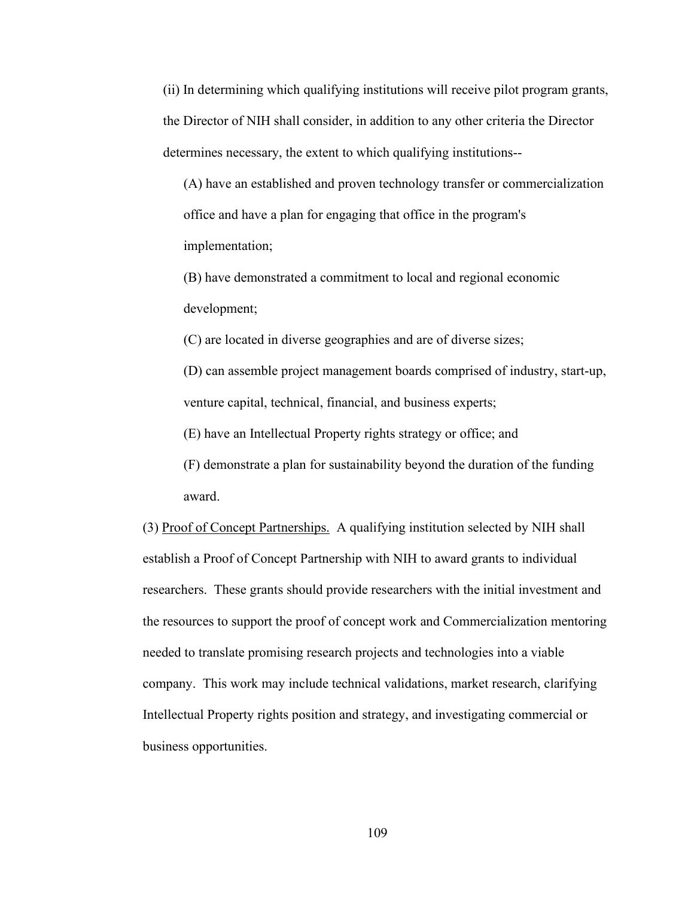(ii) In determining which qualifying institutions will receive pilot program grants, the Director of NIH shall consider, in addition to any other criteria the Director determines necessary, the extent to which qualifying institutions--

(A) have an established and proven technology transfer or commercialization office and have a plan for engaging that office in the program's implementation;

(B) have demonstrated a commitment to local and regional economic development;

(C) are located in diverse geographies and are of diverse sizes;

(D) can assemble project management boards comprised of industry, start-up, venture capital, technical, financial, and business experts;

(E) have an Intellectual Property rights strategy or office; and

(F) demonstrate a plan for sustainability beyond the duration of the funding award.

(3) Proof of Concept Partnerships. A qualifying institution selected by NIH shall establish a Proof of Concept Partnership with NIH to award grants to individual researchers. These grants should provide researchers with the initial investment and the resources to support the proof of concept work and Commercialization mentoring needed to translate promising research projects and technologies into a viable company. This work may include technical validations, market research, clarifying Intellectual Property rights position and strategy, and investigating commercial or business opportunities.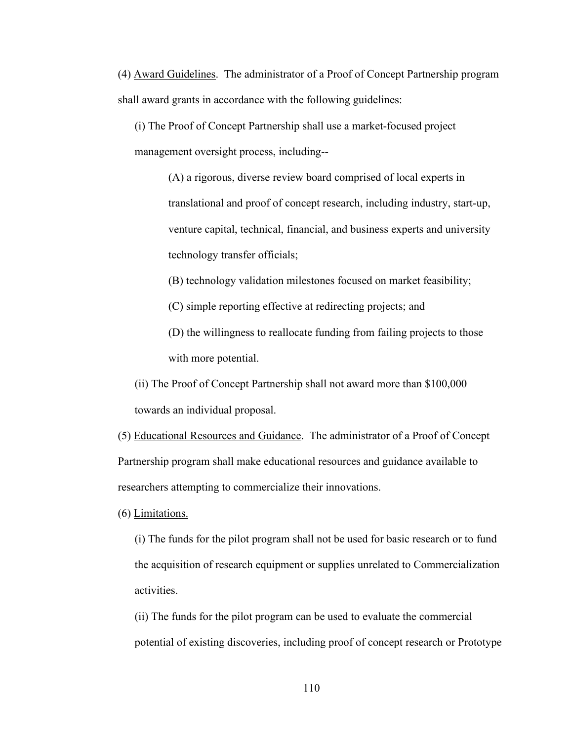(4) Award Guidelines. The administrator of a Proof of Concept Partnership program shall award grants in accordance with the following guidelines:

(i) The Proof of Concept Partnership shall use a market-focused project management oversight process, including--

(A) a rigorous, diverse review board comprised of local experts in translational and proof of concept research, including industry, start-up, venture capital, technical, financial, and business experts and university technology transfer officials;

(B) technology validation milestones focused on market feasibility;

(C) simple reporting effective at redirecting projects; and

(D) the willingness to reallocate funding from failing projects to those with more potential.

(ii) The Proof of Concept Partnership shall not award more than $100,000 towards an individual proposal.

(5) Educational Resources and Guidance. The administrator of a Proof of Concept Partnership program shall make educational resources and guidance available to researchers attempting to commercialize their innovations.

(6) Limitations.

(i) The funds for the pilot program shall not be used for basic research or to fund the acquisition of research equipment or supplies unrelated to Commercialization activities.

(ii) The funds for the pilot program can be used to evaluate the commercial potential of existing discoveries, including proof of concept research or Prototype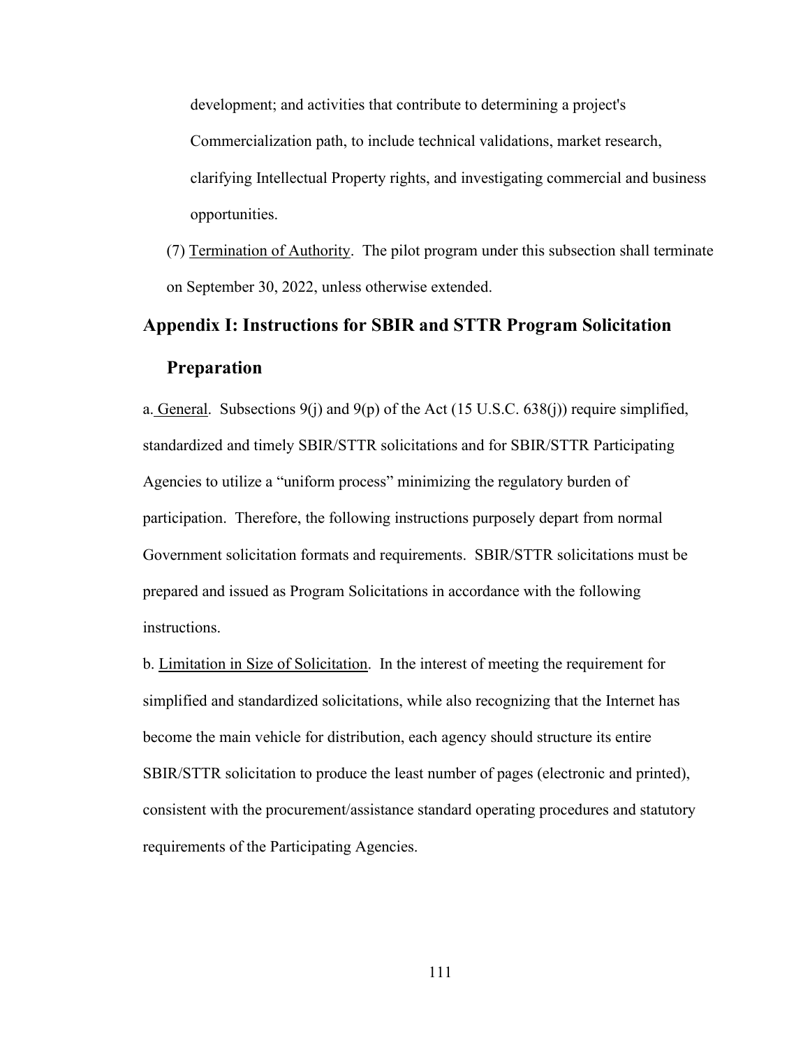development; and activities that contribute to determining a project's Commercialization path, to include technical validations, market research, clarifying Intellectual Property rights, and investigating commercial and business opportunities.

(7) Termination of Authority. The pilot program under this subsection shall terminate on September 30, 2022, unless otherwise extended.

## Appendix I: Instructions for SBIR and STTR Program Solicitation Preparation

a. General. Subsections 9(j) and 9(p) of the Act (15 U.S.C. 638(j)) require simplified, standardized and timely SBIR/STTR solicitations and for SBIR/STTR Participating Agencies to utilize a "uniform process" minimizing the regulatory burden of participation. Therefore, the following instructions purposely depart from normal Government solicitation formats and requirements. SBIR/STTR solicitations must be prepared and issued as Program Solicitations in accordance with the following instructions.

b. Limitation in Size of Solicitation. In the interest of meeting the requirement for simplified and standardized solicitations, while also recognizing that the Internet has become the main vehicle for distribution, each agency should structure its entire SBIR/STTR solicitation to produce the least number of pages (electronic and printed), consistent with the procurement/assistance standard operating procedures and statutory requirements of the Participating Agencies.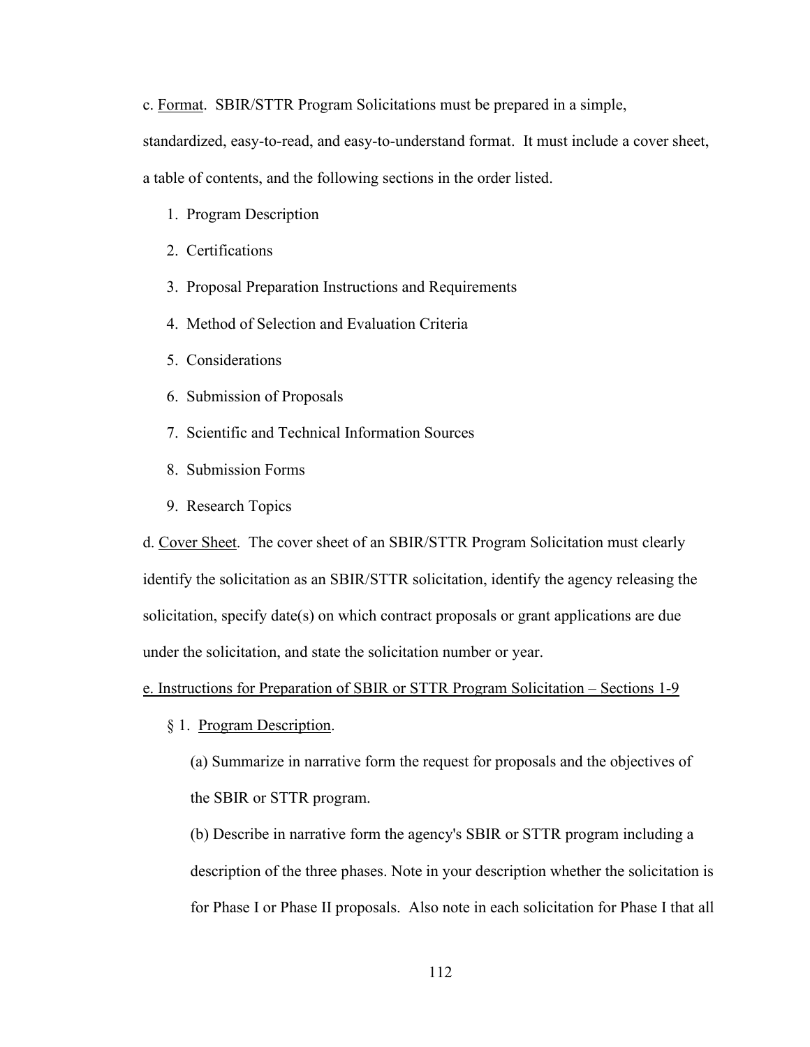c. Format. SBIR/STTR Program Solicitations must be prepared in a simple, standardized, easy-to-read, and easy-to-understand format. It must include a cover sheet, a table of contents, and the following sections in the order listed.

1. Program Description
2. Certifications
3. Proposal Preparation Instructions and Requirements
4. Method of Selection and Evaluation Criteria
5. Considerations
6. Submission of Proposals
7. Scientific and Technical Information Sources
8. Submission Forms
9. Research Topics

d. Cover Sheet. The cover sheet of an SBIR/STTR Program Solicitation must clearly identify the solicitation as an SBIR/STTR solicitation, identify the agency releasing the solicitation, specify date(s) on which contract proposals or grant applications are due under the solicitation, and state the solicitation number or year.

e. Instructions for Preparation of SBIR or STTR Program Solicitation – Sections 1-9

§ 1. Program Description.

(a) Summarize in narrative form the request for proposals and the objectives of the SBIR or STTR program.

(b) Describe in narrative form the agency's SBIR or STTR program including a description of the three phases. Note in your description whether the solicitation is for Phase I or Phase II proposals. Also note in each solicitation for Phase I that all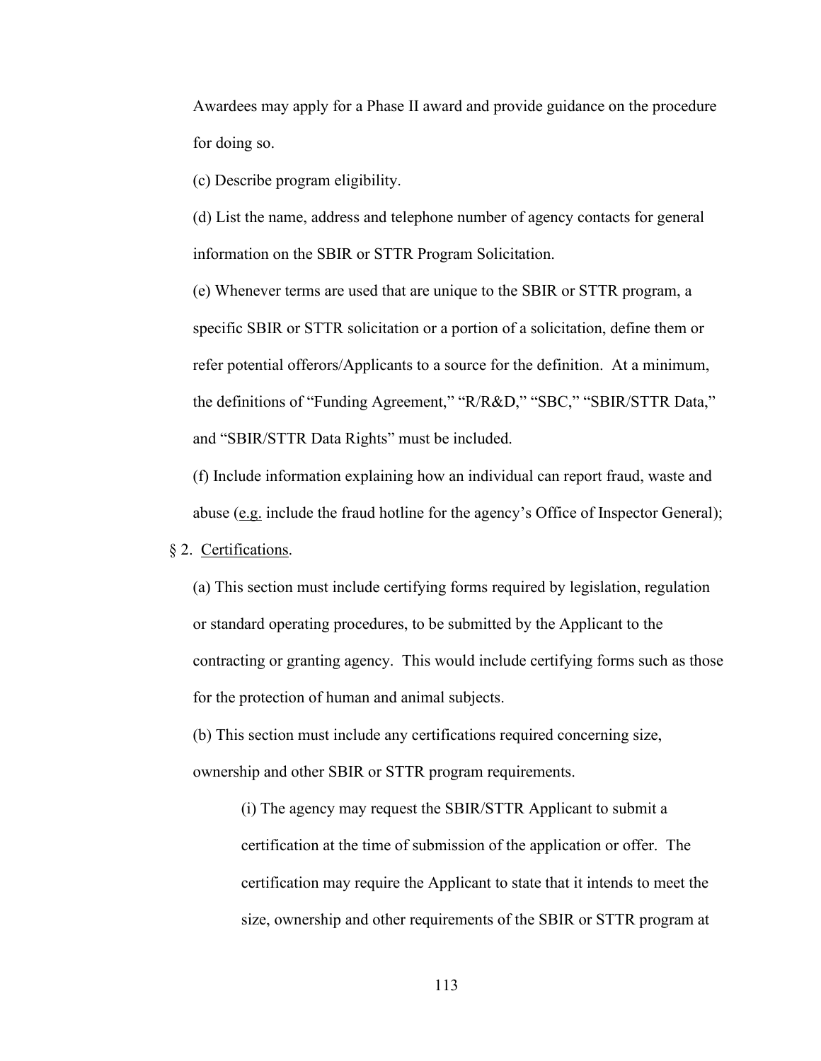Awardees may apply for a Phase II award and provide guidance on the procedure for doing so.

(c) Describe program eligibility.

(d) List the name, address and telephone number of agency contacts for general information on the SBIR or STTR Program Solicitation.

(e) Whenever terms are used that are unique to the SBIR or STTR program, a specific SBIR or STTR solicitation or a portion of a solicitation, define them or refer potential offerors/Applicants to a source for the definition. At a minimum, the definitions of "Funding Agreement," "R/R&D," "SBC," "SBIR/STTR Data," and "SBIR/STTR Data Rights" must be included.

(f) Include information explaining how an individual can report fraud, waste and abuse (e.g. include the fraud hotline for the agency's Office of Inspector General);

§ 2. Certifications.

(a) This section must include certifying forms required by legislation, regulation or standard operating procedures, to be submitted by the Applicant to the contracting or granting agency. This would include certifying forms such as those for the protection of human and animal subjects.

(b) This section must include any certifications required concerning size, ownership and other SBIR or STTR program requirements.

> (i) The agency may request the SBIR/STTR Applicant to submit a certification at the time of submission of the application or offer. The certification may require the Applicant to state that it intends to meet the size, ownership and other requirements of the SBIR or STTR program at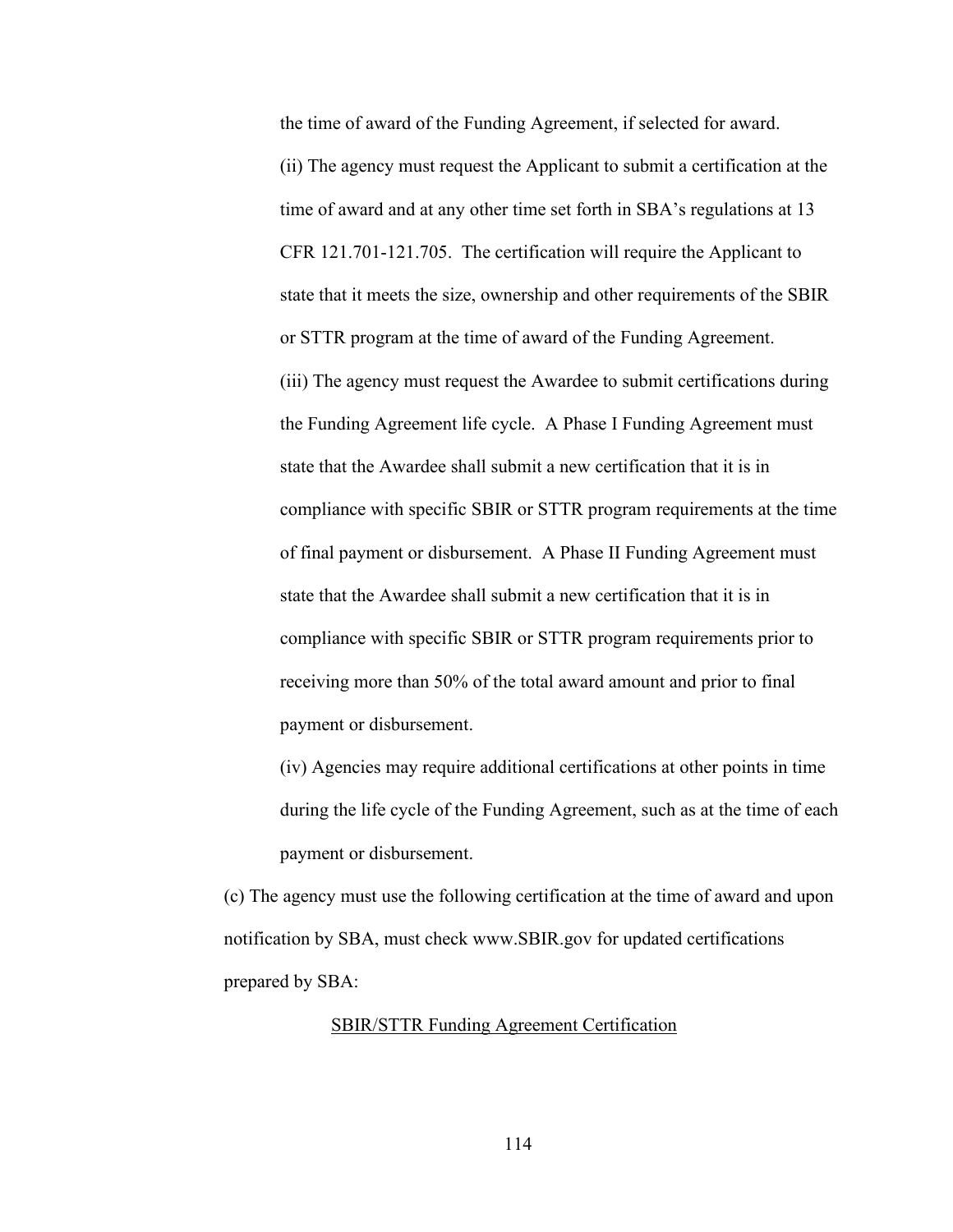the time of award of the Funding Agreement, if selected for award.

(ii) The agency must request the Applicant to submit a certification at the time of award and at any other time set forth in SBA's regulations at 13 CFR 121.701-121.705. The certification will require the Applicant to state that it meets the size, ownership and other requirements of the SBIR or STTR program at the time of award of the Funding Agreement.

(iii) The agency must request the Awardee to submit certifications during the Funding Agreement life cycle. A Phase I Funding Agreement must state that the Awardee shall submit a new certification that it is in compliance with specific SBIR or STTR program requirements at the time of final payment or disbursement. A Phase II Funding Agreement must state that the Awardee shall submit a new certification that it is in compliance with specific SBIR or STTR program requirements prior to receiving more than 50% of the total award amount and prior to final payment or disbursement.

(iv) Agencies may require additional certifications at other points in time during the life cycle of the Funding Agreement, such as at the time of each payment or disbursement.

(c) The agency must use the following certification at the time of award and upon notification by SBA, must check www.SBIR.gov for updated certifications prepared by SBA:

SBIR/STTR Funding Agreement Certification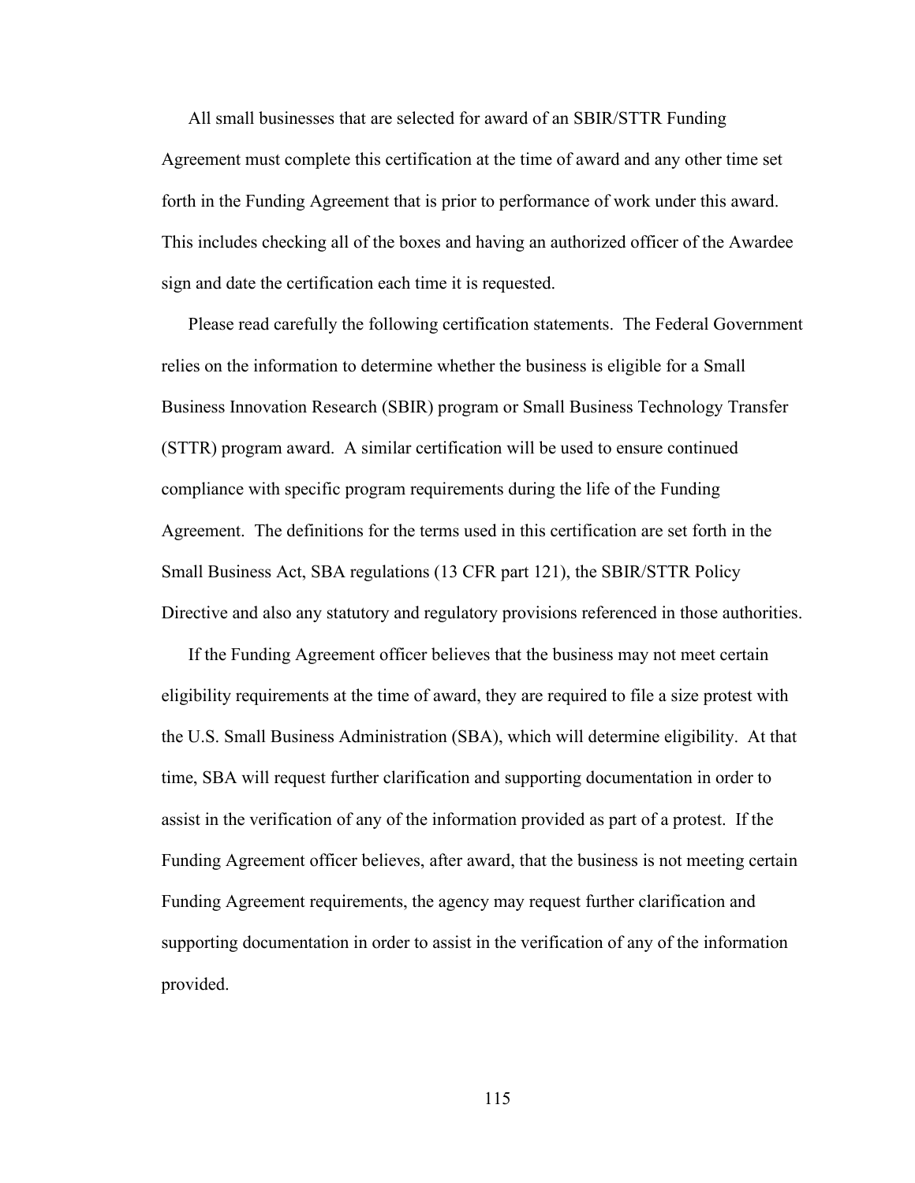All small businesses that are selected for award of an SBIR/STTR Funding Agreement must complete this certification at the time of award and any other time set forth in the Funding Agreement that is prior to performance of work under this award. This includes checking all of the boxes and having an authorized officer of the Awardee sign and date the certification each time it is requested.

Please read carefully the following certification statements. The Federal Government relies on the information to determine whether the business is eligible for a Small Business Innovation Research (SBIR) program or Small Business Technology Transfer (STTR) program award. A similar certification will be used to ensure continued compliance with specific program requirements during the life of the Funding Agreement. The definitions for the terms used in this certification are set forth in the Small Business Act, SBA regulations (13 CFR part 121), the SBIR/STTR Policy Directive and also any statutory and regulatory provisions referenced in those authorities.

If the Funding Agreement officer believes that the business may not meet certain eligibility requirements at the time of award, they are required to file a size protest with the U.S. Small Business Administration (SBA), which will determine eligibility. At that time, SBA will request further clarification and supporting documentation in order to assist in the verification of any of the information provided as part of a protest. If the Funding Agreement officer believes, after award, that the business is not meeting certain Funding Agreement requirements, the agency may request further clarification and supporting documentation in order to assist in the verification of any of the information provided.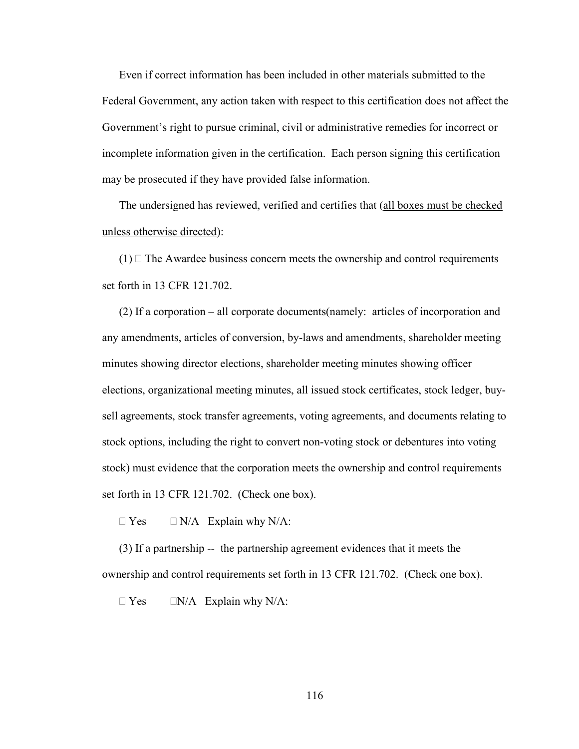Even if correct information has been included in other materials submitted to the Federal Government, any action taken with respect to this certification does not affect the Government's right to pursue criminal, civil or administrative remedies for incorrect or incomplete information given in the certification. Each person signing this certification may be prosecuted if they have provided false information.

The undersigned has reviewed, verified and certifies that (<u>all boxes must be checked unless otherwise directed</u>):

(1) ☐ The Awardee business concern meets the ownership and control requirements set forth in 13 CFR 121.702.

(2) If a corporation – all corporate documents(namely: articles of incorporation and any amendments, articles of conversion, by-laws and amendments, shareholder meeting minutes showing director elections, shareholder meeting minutes showing officer elections, organizational meeting minutes, all issued stock certificates, stock ledger, buy-sell agreements, stock transfer agreements, voting agreements, and documents relating to stock options, including the right to convert non-voting stock or debentures into voting stock) must evidence that the corporation meets the ownership and control requirements set forth in 13 CFR 121.702. (Check one box).

☐ Yes ☐ N/A Explain why N/A:

(3) If a partnership -- the partnership agreement evidences that it meets the ownership and control requirements set forth in 13 CFR 121.702. (Check one box).

☐ Yes ☐N/A Explain why N/A: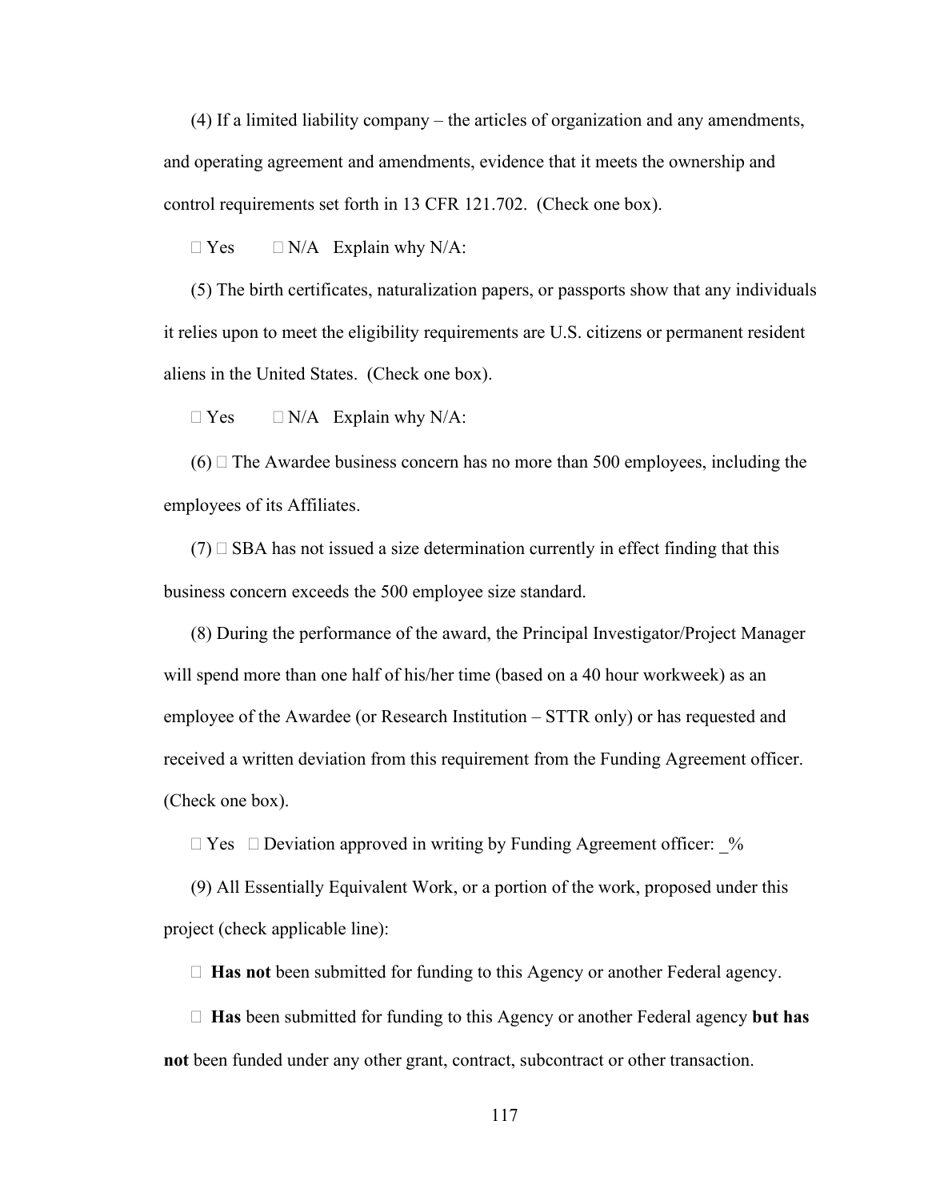(4) If a limited liability company – the articles of organization and any amendments, and operating agreement and amendments, evidence that it meets the ownership and control requirements set forth in 13 CFR 121.702. (Check one box).

☐ Yes ☐ N/A Explain why N/A:

(5) The birth certificates, naturalization papers, or passports show that any individuals it relies upon to meet the eligibility requirements are U.S. citizens or permanent resident aliens in the United States. (Check one box).

☐ Yes ☐ N/A Explain why N/A:

(6) ☐ The Awardee business concern has no more than 500 employees, including the employees of its Affiliates.

(7) ☐ SBA has not issued a size determination currently in effect finding that this business concern exceeds the 500 employee size standard.

(8) During the performance of the award, the Principal Investigator/Project Manager will spend more than one half of his/her time (based on a 40 hour workweek) as an employee of the Awardee (or Research Institution – STTR only) or has requested and received a written deviation from this requirement from the Funding Agreement officer. (Check one box).

☐ Yes ☐ Deviation approved in writing by Funding Agreement officer: _%

(9) All Essentially Equivalent Work, or a portion of the work, proposed under this project (check applicable line):

☐ **Has not** been submitted for funding to this Agency or another Federal agency.

☐ **Has** been submitted for funding to this Agency or another Federal agency **but has not** been funded under any other grant, contract, subcontract or other transaction.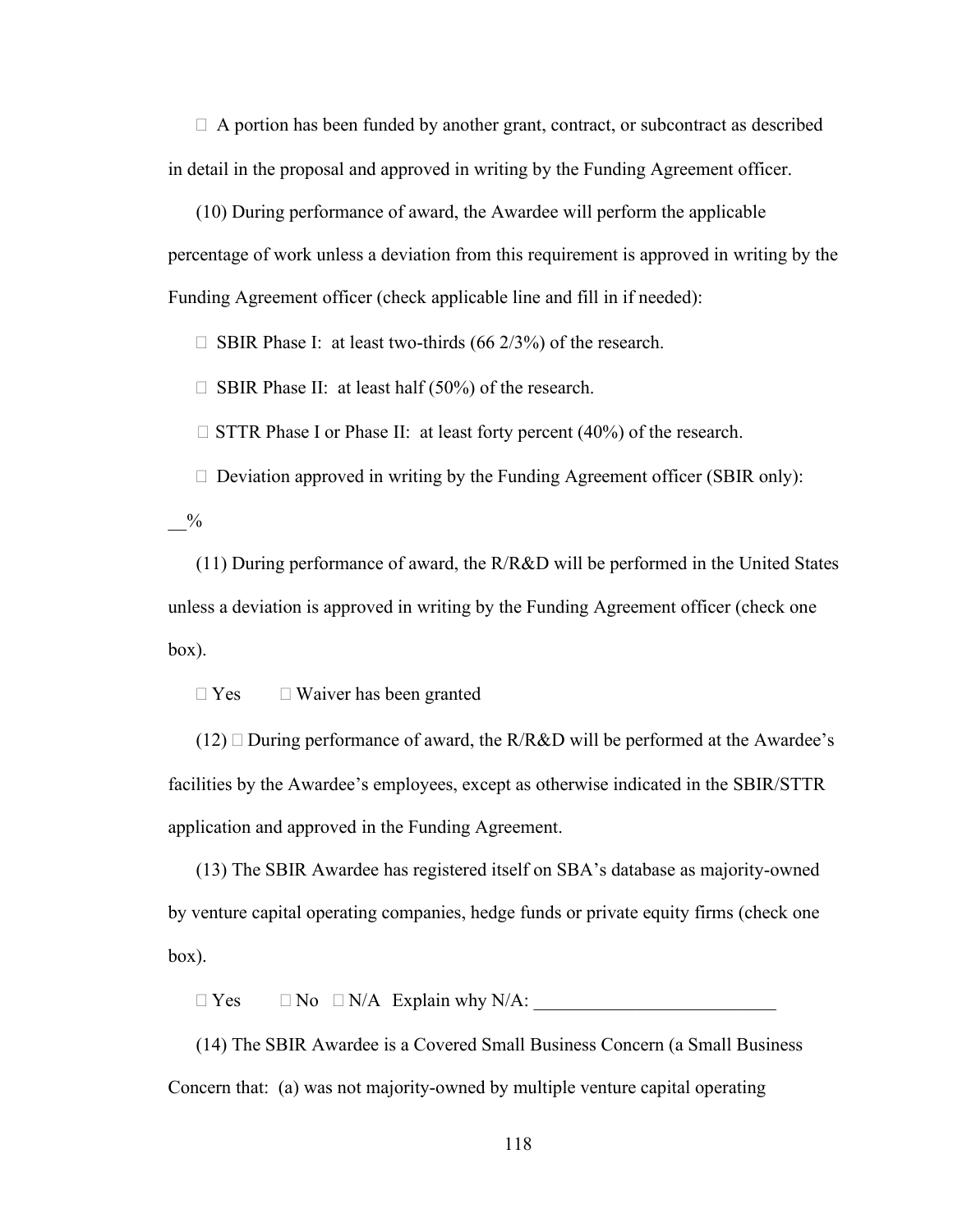□ A portion has been funded by another grant, contract, or subcontract as described in detail in the proposal and approved in writing by the Funding Agreement officer.

(10) During performance of award, the Awardee will perform the applicable percentage of work unless a deviation from this requirement is approved in writing by the Funding Agreement officer (check applicable line and fill in if needed):

□ SBIR Phase I: at least two-thirds (66 2/3%) of the research.

□ SBIR Phase II: at least half (50%) of the research.

□ STTR Phase I or Phase II: at least forty percent (40%) of the research.

□ Deviation approved in writing by the Funding Agreement officer (SBIR only): __%

(11) During performance of award, the R/R&D will be performed in the United States unless a deviation is approved in writing by the Funding Agreement officer (check one box).

□ Yes □ Waiver has been granted

(12) □ During performance of award, the R/R&D will be performed at the Awardee's facilities by the Awardee's employees, except as otherwise indicated in the SBIR/STTR application and approved in the Funding Agreement.

(13) The SBIR Awardee has registered itself on SBA's database as majority-owned by venture capital operating companies, hedge funds or private equity firms (check one box).

□ Yes □ No □ N/A Explain why N/A: _________________________

(14) The SBIR Awardee is a Covered Small Business Concern (a Small Business Concern that: (a) was not majority-owned by multiple venture capital operating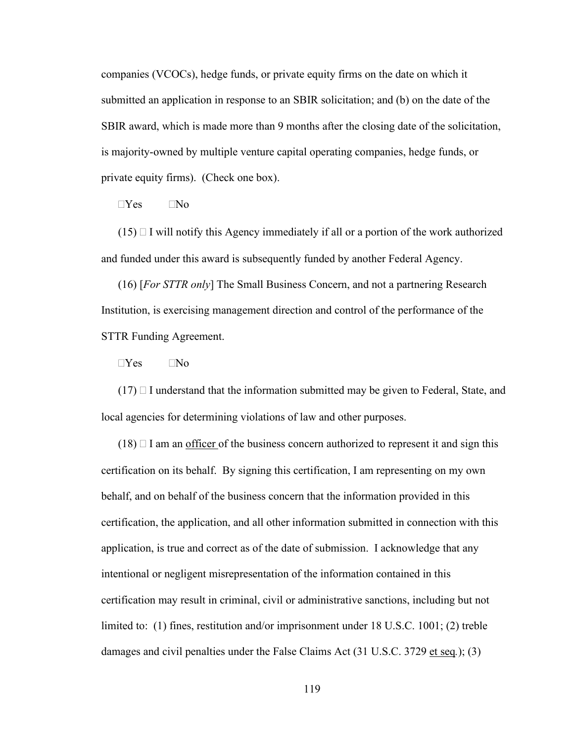companies (VCOCs), hedge funds, or private equity firms on the date on which it submitted an application in response to an SBIR solicitation; and (b) on the date of the SBIR award, which is made more than 9 months after the closing date of the solicitation, is majority-owned by multiple venture capital operating companies, hedge funds, or private equity firms). (Check one box).

☐Yes ☐No

(15) ☐ I will notify this Agency immediately if all or a portion of the work authorized and funded under this award is subsequently funded by another Federal Agency.

(16) [*For STTR only*] The Small Business Concern, and not a partnering Research Institution, is exercising management direction and control of the performance of the STTR Funding Agreement.

☐Yes ☐No

(17) ☐ I understand that the information submitted may be given to Federal, State, and local agencies for determining violations of law and other purposes.

(18) ☐ I am an <u>officer</u> of the business concern authorized to represent it and sign this certification on its behalf. By signing this certification, I am representing on my own behalf, and on behalf of the business concern that the information provided in this certification, the application, and all other information submitted in connection with this application, is true and correct as of the date of submission. I acknowledge that any intentional or negligent misrepresentation of the information contained in this certification may result in criminal, civil or administrative sanctions, including but not limited to: (1) fines, restitution and/or imprisonment under 18 U.S.C. 1001; (2) treble damages and civil penalties under the False Claims Act (31 U.S.C. 3729 <u>et seq</u>.); (3)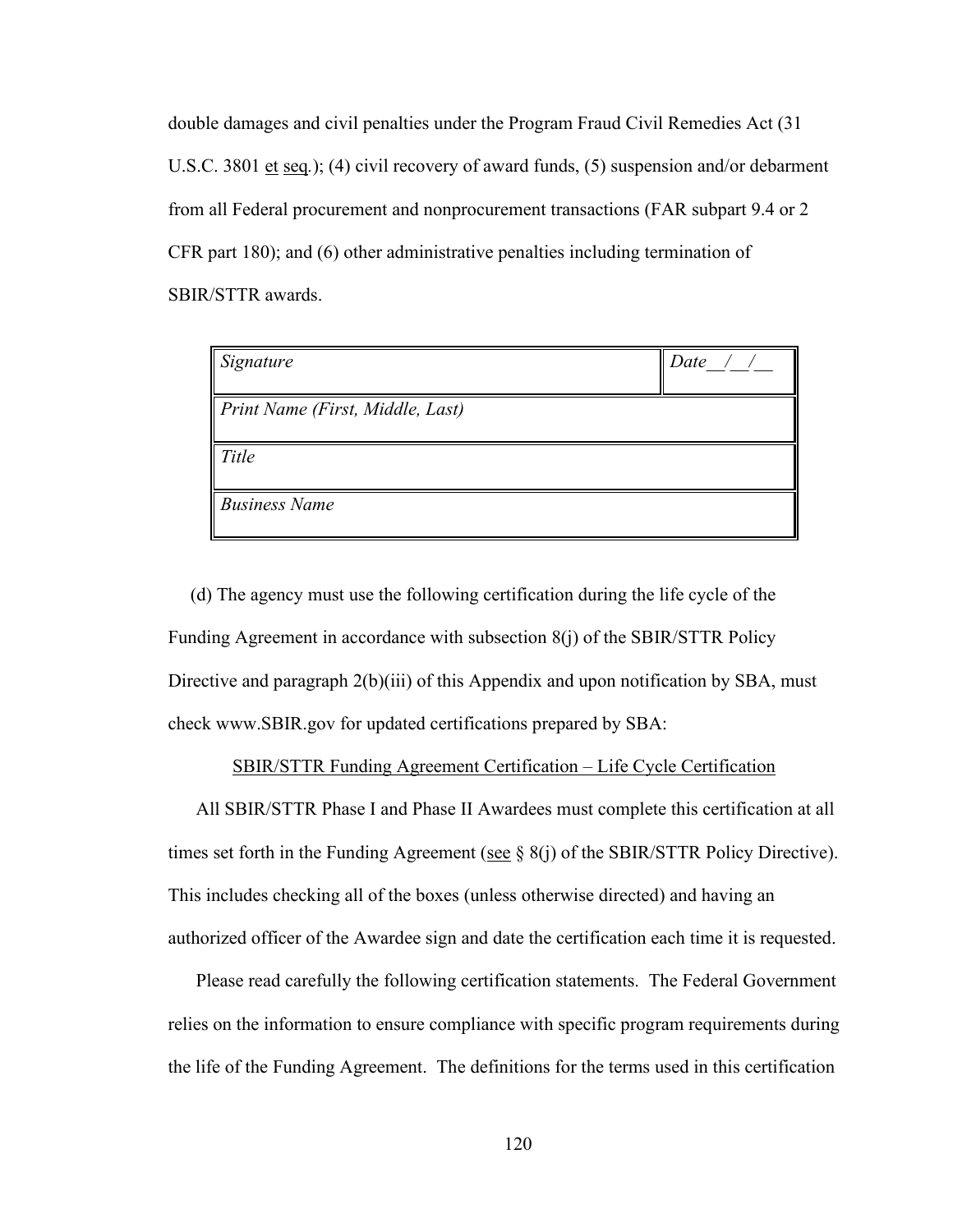double damages and civil penalties under the Program Fraud Civil Remedies Act (31 U.S.C. 3801 et seq.); (4) civil recovery of award funds, (5) suspension and/or debarment from all Federal procurement and nonprocurement transactions (FAR subpart 9.4 or 2 CFR part 180); and (6) other administrative penalties including termination of SBIR/STTR awards.

| *Signature* | *Date__/__/__* |
|---|---|
| *Print Name (First, Middle, Last)* | |
| *Title* | |
| *Business Name* | |

(d) The agency must use the following certification during the life cycle of the Funding Agreement in accordance with subsection 8(j) of the SBIR/STTR Policy Directive and paragraph 2(b)(iii) of this Appendix and upon notification by SBA, must check www.SBIR.gov for updated certifications prepared by SBA:

SBIR/STTR Funding Agreement Certification – Life Cycle Certification

All SBIR/STTR Phase I and Phase II Awardees must complete this certification at all times set forth in the Funding Agreement (see § 8(j) of the SBIR/STTR Policy Directive). This includes checking all of the boxes (unless otherwise directed) and having an authorized officer of the Awardee sign and date the certification each time it is requested.

Please read carefully the following certification statements. The Federal Government relies on the information to ensure compliance with specific program requirements during the life of the Funding Agreement. The definitions for the terms used in this certification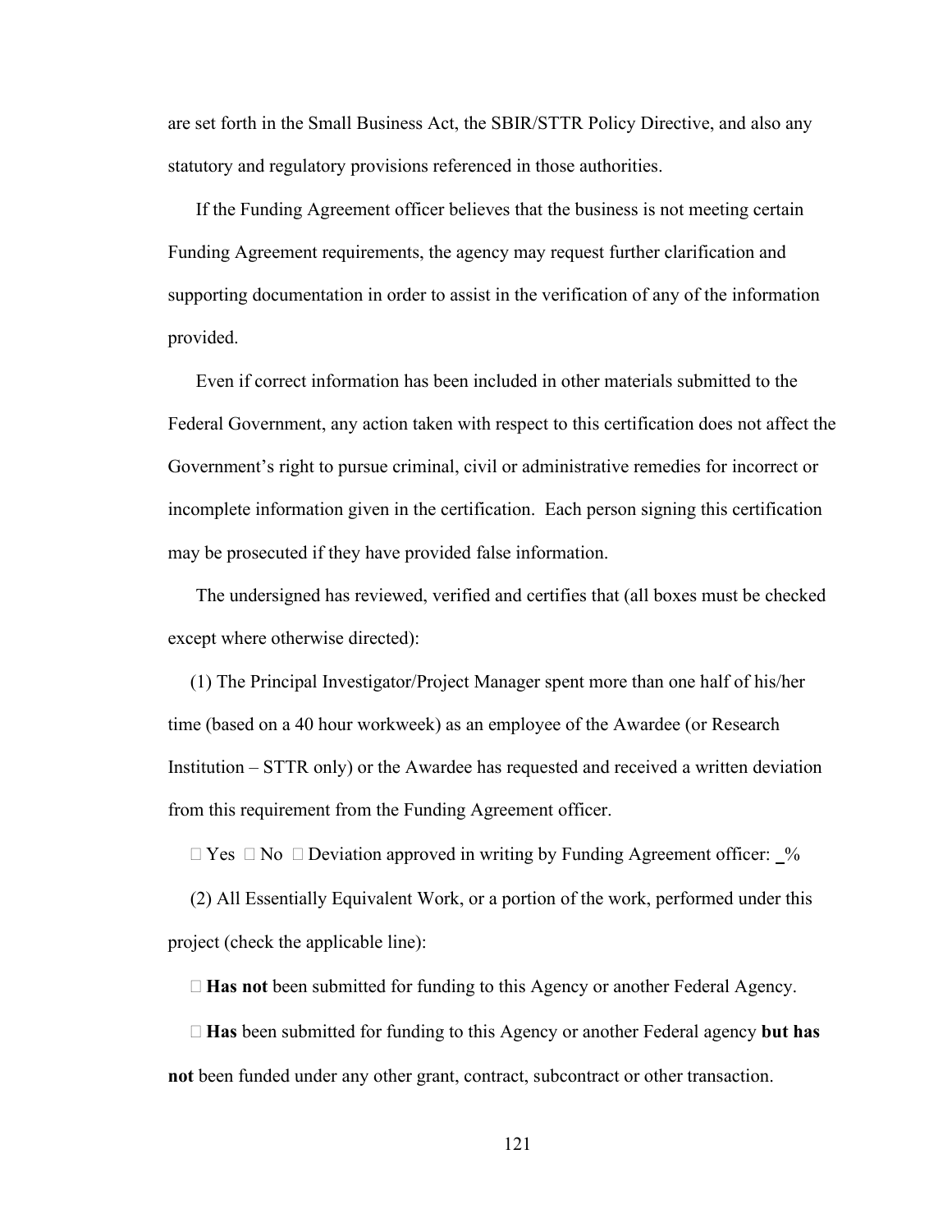are set forth in the Small Business Act, the SBIR/STTR Policy Directive, and also any statutory and regulatory provisions referenced in those authorities.

If the Funding Agreement officer believes that the business is not meeting certain Funding Agreement requirements, the agency may request further clarification and supporting documentation in order to assist in the verification of any of the information provided.

Even if correct information has been included in other materials submitted to the Federal Government, any action taken with respect to this certification does not affect the Government's right to pursue criminal, civil or administrative remedies for incorrect or incomplete information given in the certification. Each person signing this certification may be prosecuted if they have provided false information.

The undersigned has reviewed, verified and certifies that (all boxes must be checked except where otherwise directed):

(1) The Principal Investigator/Project Manager spent more than one half of his/her time (based on a 40 hour workweek) as an employee of the Awardee (or Research Institution – STTR only) or the Awardee has requested and received a written deviation from this requirement from the Funding Agreement officer.

☐ Yes ☐ No ☐ Deviation approved in writing by Funding Agreement officer: _%

(2) All Essentially Equivalent Work, or a portion of the work, performed under this project (check the applicable line):

☐ **Has not** been submitted for funding to this Agency or another Federal Agency.

☐ **Has** been submitted for funding to this Agency or another Federal agency **but has not** been funded under any other grant, contract, subcontract or other transaction.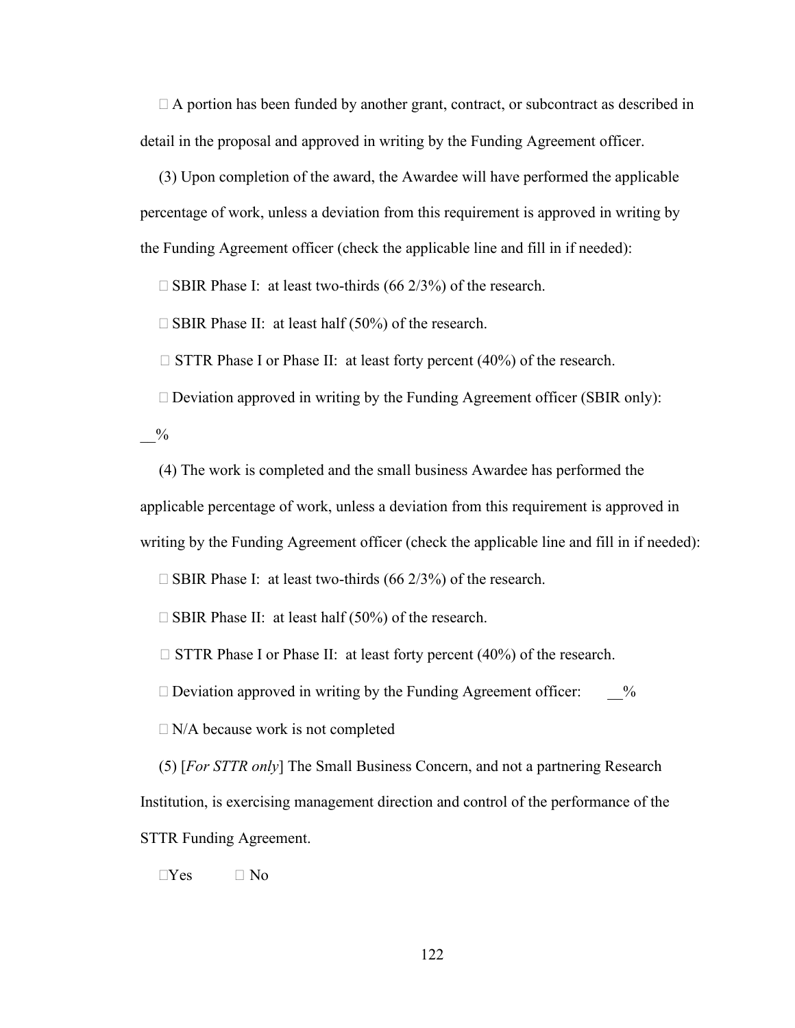A portion has been funded by another grant, contract, or subcontract as described in detail in the proposal and approved in writing by the Funding Agreement officer.

(3) Upon completion of the award, the Awardee will have performed the applicable percentage of work, unless a deviation from this requirement is approved in writing by the Funding Agreement officer (check the applicable line and fill in if needed):

 SBIR Phase I: at least two-thirds (66 2/3%) of the research.

 SBIR Phase II: at least half (50%) of the research.

 STTR Phase I or Phase II: at least forty percent (40%) of the research.

 Deviation approved in writing by the Funding Agreement officer (SBIR only): __%

(4) The work is completed and the small business Awardee has performed the applicable percentage of work, unless a deviation from this requirement is approved in writing by the Funding Agreement officer (check the applicable line and fill in if needed):

 SBIR Phase I: at least two-thirds (66 2/3%) of the research.

 SBIR Phase II: at least half (50%) of the research.

 STTR Phase I or Phase II: at least forty percent (40%) of the research.

 Deviation approved in writing by the Funding Agreement officer: __%

 N/A because work is not completed

(5) [*For STTR only*] The Small Business Concern, and not a partnering Research Institution, is exercising management direction and control of the performance of the STTR Funding Agreement.

Yes  No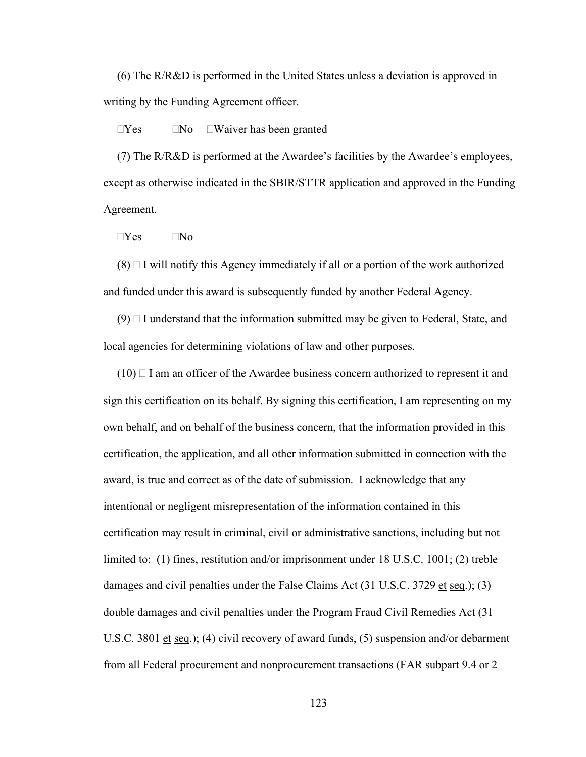(6) The R/R&D is performed in the United States unless a deviation is approved in writing by the Funding Agreement officer.

☐Yes ☐No ☐Waiver has been granted

(7) The R/R&D is performed at the Awardee's facilities by the Awardee's employees, except as otherwise indicated in the SBIR/STTR application and approved in the Funding Agreement.

☐Yes ☐No

(8) ☐ I will notify this Agency immediately if all or a portion of the work authorized and funded under this award is subsequently funded by another Federal Agency.

(9) ☐ I understand that the information submitted may be given to Federal, State, and local agencies for determining violations of law and other purposes.

(10) ☐ I am an officer of the Awardee business concern authorized to represent it and sign this certification on its behalf. By signing this certification, I am representing on my own behalf, and on behalf of the business concern, that the information provided in this certification, the application, and all other information submitted in connection with the award, is true and correct as of the date of submission. I acknowledge that any intentional or negligent misrepresentation of the information contained in this certification may result in criminal, civil or administrative sanctions, including but not limited to: (1) fines, restitution and/or imprisonment under 18 U.S.C. 1001; (2) treble damages and civil penalties under the False Claims Act (31 U.S.C. 3729 et seq.); (3) double damages and civil penalties under the Program Fraud Civil Remedies Act (31 U.S.C. 3801 et seq.); (4) civil recovery of award funds, (5) suspension and/or debarment from all Federal procurement and nonprocurement transactions (FAR subpart 9.4 or 2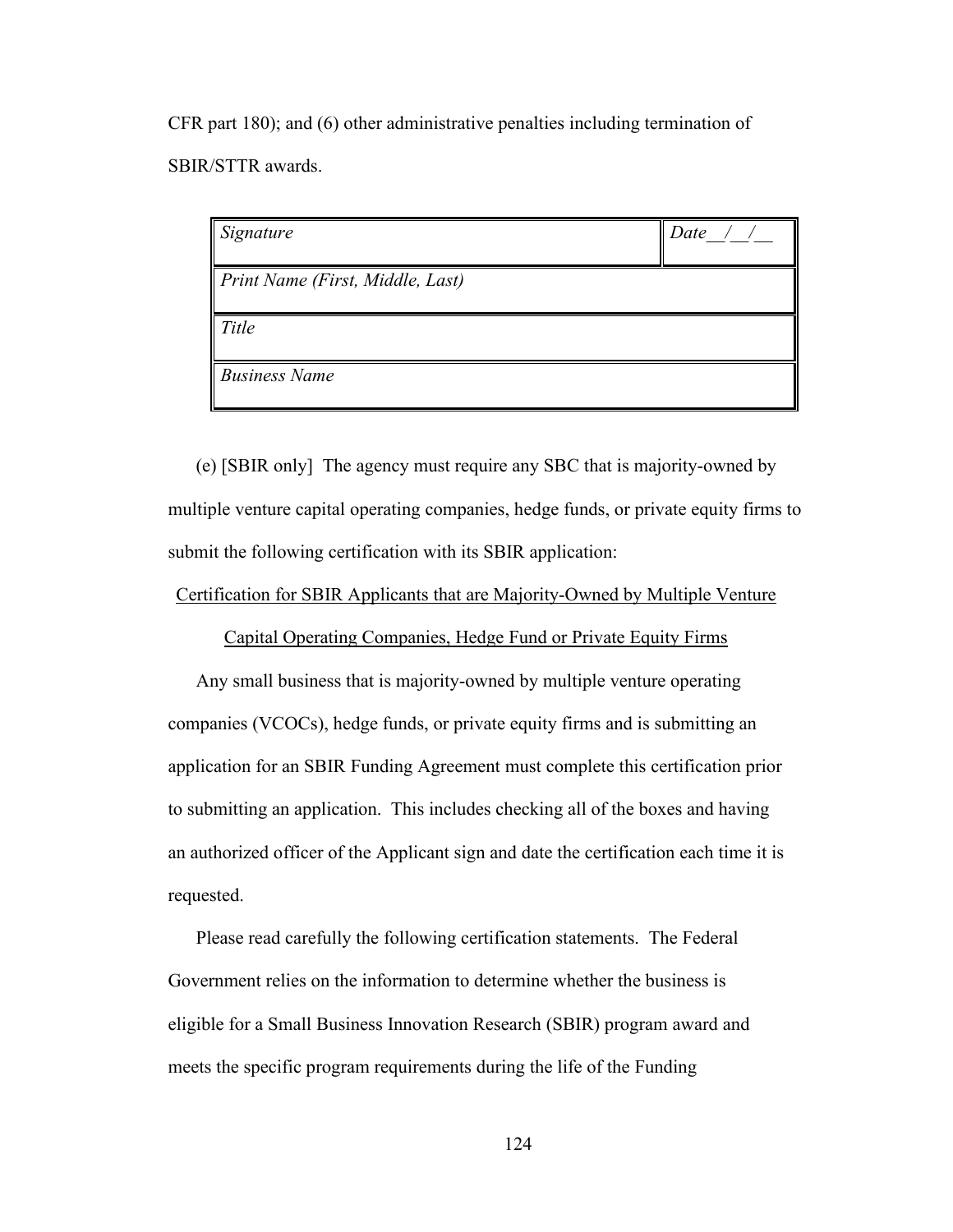CFR part 180); and (6) other administrative penalties including termination of SBIR/STTR awards.

| *Signature* | *Date__/__/__* |
|---|---|
| *Print Name (First, Middle, Last)* | |
| *Title* | |
| *Business Name* | |

(e) [SBIR only] The agency must require any SBC that is majority-owned by multiple venture capital operating companies, hedge funds, or private equity firms to submit the following certification with its SBIR application:

<u>Certification for SBIR Applicants that are Majority-Owned by Multiple Venture Capital Operating Companies, Hedge Fund or Private Equity Firms</u>

Any small business that is majority-owned by multiple venture operating companies (VCOCs), hedge funds, or private equity firms and is submitting an application for an SBIR Funding Agreement must complete this certification prior to submitting an application. This includes checking all of the boxes and having an authorized officer of the Applicant sign and date the certification each time it is requested.

Please read carefully the following certification statements. The Federal Government relies on the information to determine whether the business is eligible for a Small Business Innovation Research (SBIR) program award and meets the specific program requirements during the life of the Funding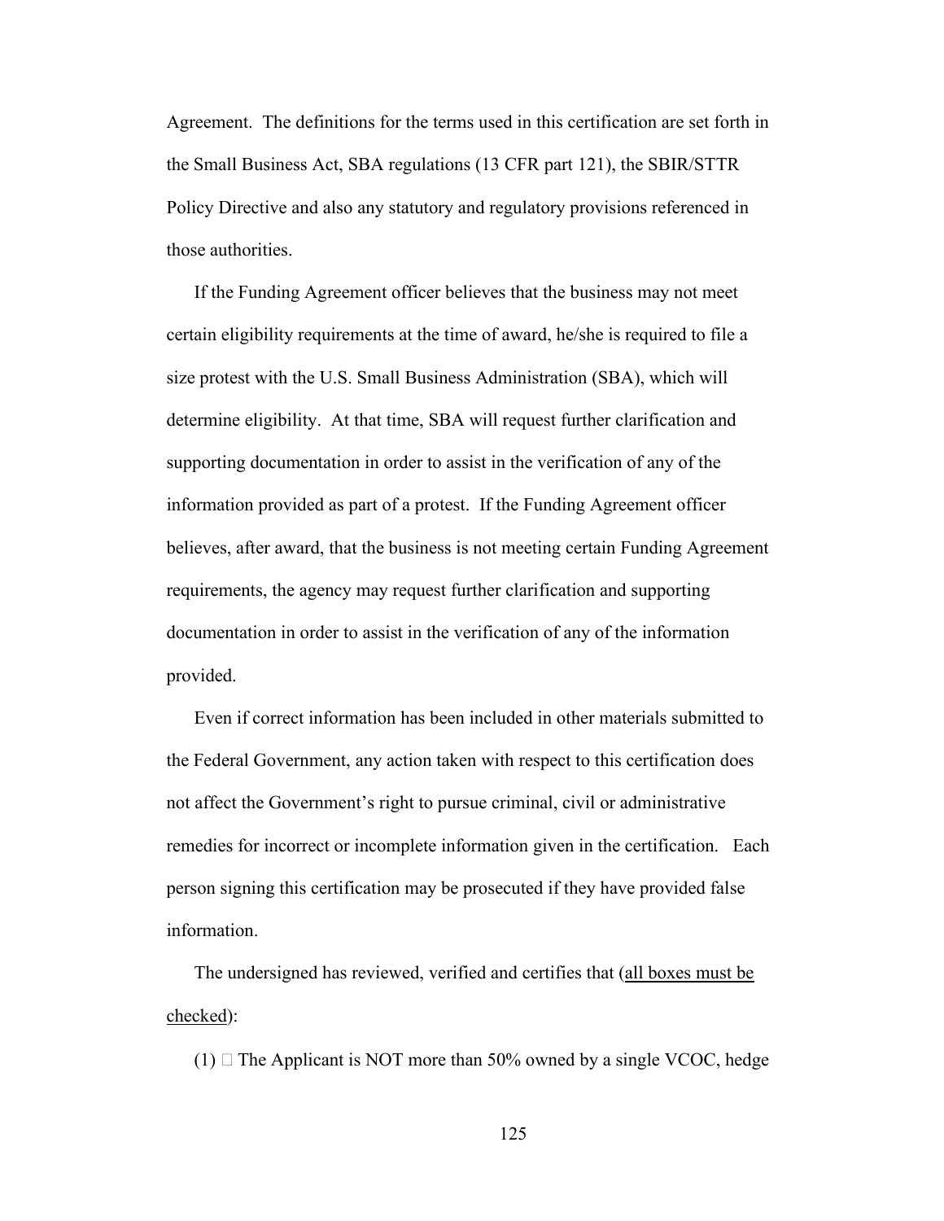Agreement. The definitions for the terms used in this certification are set forth in the Small Business Act, SBA regulations (13 CFR part 121), the SBIR/STTR Policy Directive and also any statutory and regulatory provisions referenced in those authorities.

If the Funding Agreement officer believes that the business may not meet certain eligibility requirements at the time of award, he/she is required to file a size protest with the U.S. Small Business Administration (SBA), which will determine eligibility. At that time, SBA will request further clarification and supporting documentation in order to assist in the verification of any of the information provided as part of a protest. If the Funding Agreement officer believes, after award, that the business is not meeting certain Funding Agreement requirements, the agency may request further clarification and supporting documentation in order to assist in the verification of any of the information provided.

Even if correct information has been included in other materials submitted to the Federal Government, any action taken with respect to this certification does not affect the Government's right to pursue criminal, civil or administrative remedies for incorrect or incomplete information given in the certification. Each person signing this certification may be prosecuted if they have provided false information.

The undersigned has reviewed, verified and certifies that (<u>all boxes must be checked</u>):

(1) ☐ The Applicant is NOT more than 50% owned by a single VCOC, hedge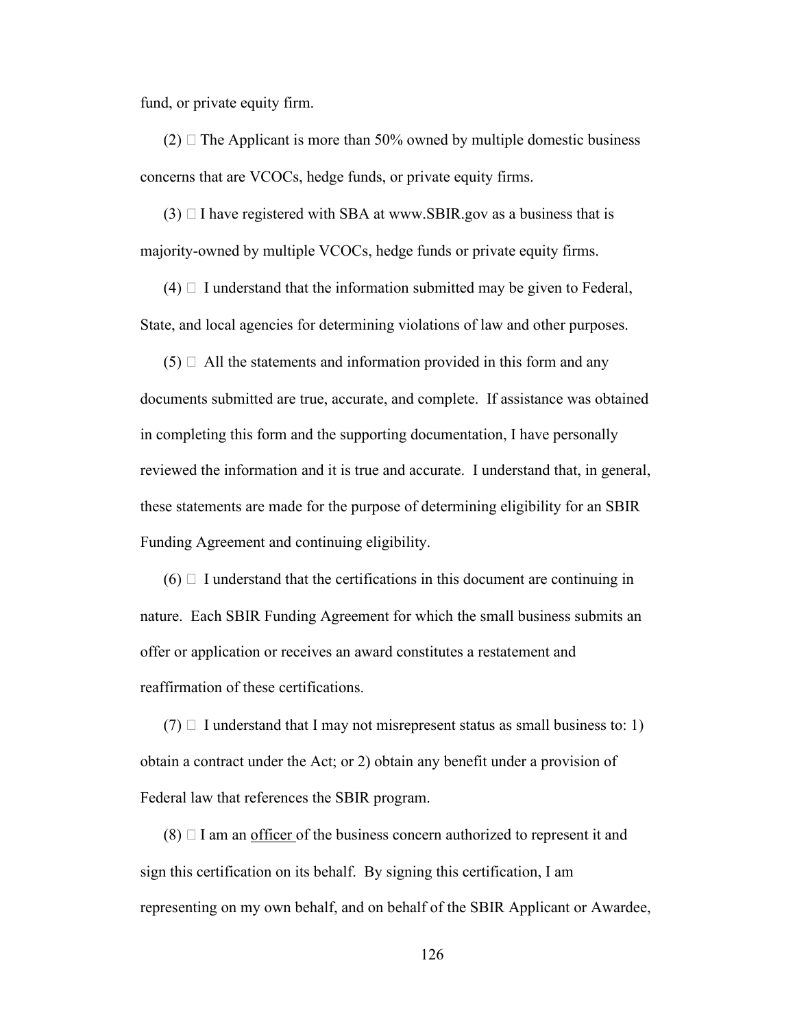fund, or private equity firm.

(2) □ The Applicant is more than 50% owned by multiple domestic business concerns that are VCOCs, hedge funds, or private equity firms.

(3) □ I have registered with SBA at www.SBIR.gov as a business that is majority-owned by multiple VCOCs, hedge funds or private equity firms.

(4) □ I understand that the information submitted may be given to Federal, State, and local agencies for determining violations of law and other purposes.

(5) □ All the statements and information provided in this form and any documents submitted are true, accurate, and complete. If assistance was obtained in completing this form and the supporting documentation, I have personally reviewed the information and it is true and accurate. I understand that, in general, these statements are made for the purpose of determining eligibility for an SBIR Funding Agreement and continuing eligibility.

(6) □ I understand that the certifications in this document are continuing in nature. Each SBIR Funding Agreement for which the small business submits an offer or application or receives an award constitutes a restatement and reaffirmation of these certifications.

(7) □ I understand that I may not misrepresent status as small business to: 1) obtain a contract under the Act; or 2) obtain any benefit under a provision of Federal law that references the SBIR program.

(8) □ I am an <u>officer</u> of the business concern authorized to represent it and sign this certification on its behalf. By signing this certification, I am representing on my own behalf, and on behalf of the SBIR Applicant or Awardee,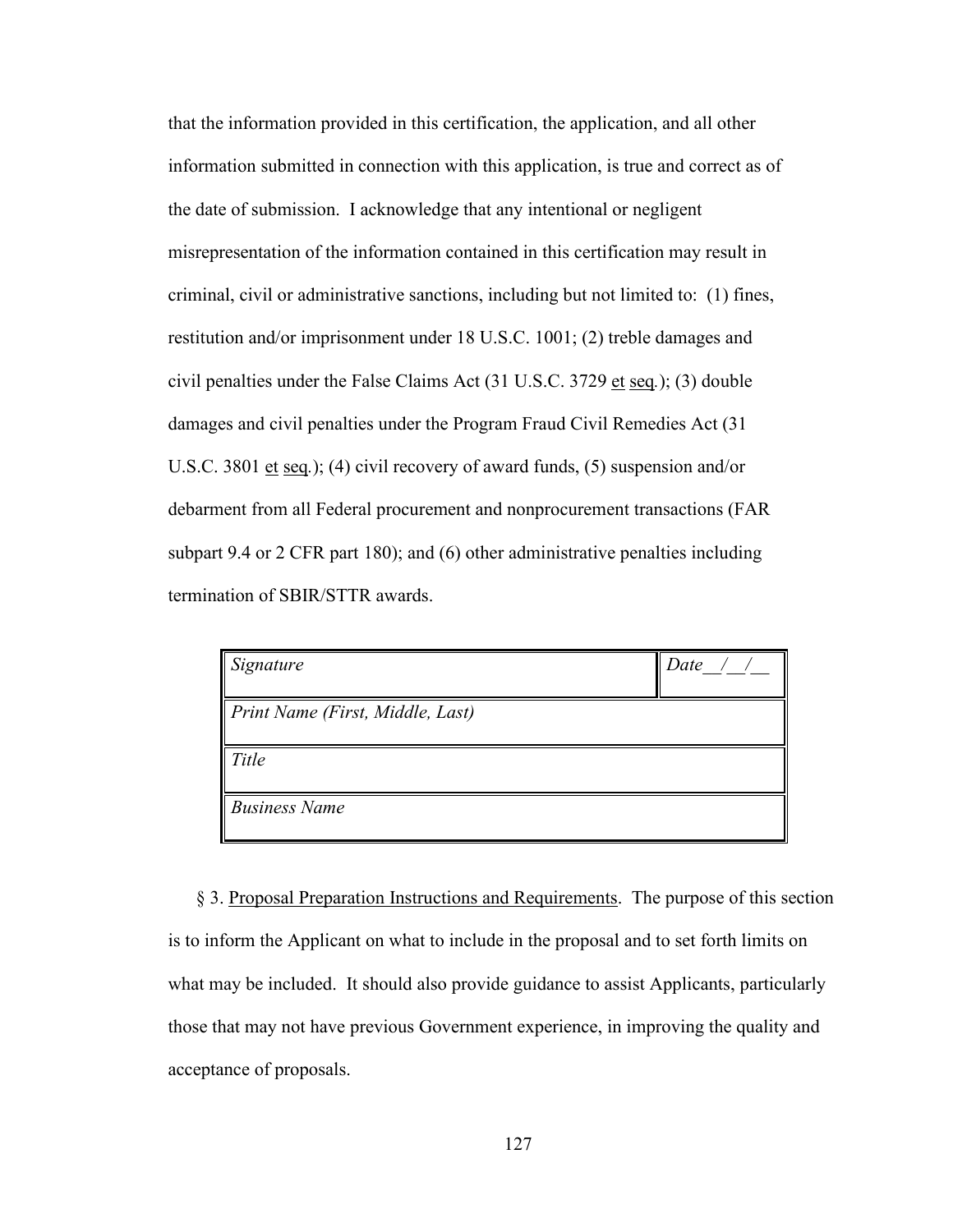that the information provided in this certification, the application, and all other information submitted in connection with this application, is true and correct as of the date of submission. I acknowledge that any intentional or negligent misrepresentation of the information contained in this certification may result in criminal, civil or administrative sanctions, including but not limited to: (1) fines, restitution and/or imprisonment under 18 U.S.C. 1001; (2) treble damages and civil penalties under the False Claims Act (31 U.S.C. 3729 et seq.); (3) double damages and civil penalties under the Program Fraud Civil Remedies Act (31 U.S.C. 3801 et seq.); (4) civil recovery of award funds, (5) suspension and/or debarment from all Federal procurement and nonprocurement transactions (FAR subpart 9.4 or 2 CFR part 180); and (6) other administrative penalties including termination of SBIR/STTR awards.

| *Signature* | *Date__/__/__* |
|---|---|
| *Print Name (First, Middle, Last)* | |
| *Title* | |
| *Business Name* | |

§ 3. Proposal Preparation Instructions and Requirements. The purpose of this section is to inform the Applicant on what to include in the proposal and to set forth limits on what may be included. It should also provide guidance to assist Applicants, particularly those that may not have previous Government experience, in improving the quality and acceptance of proposals.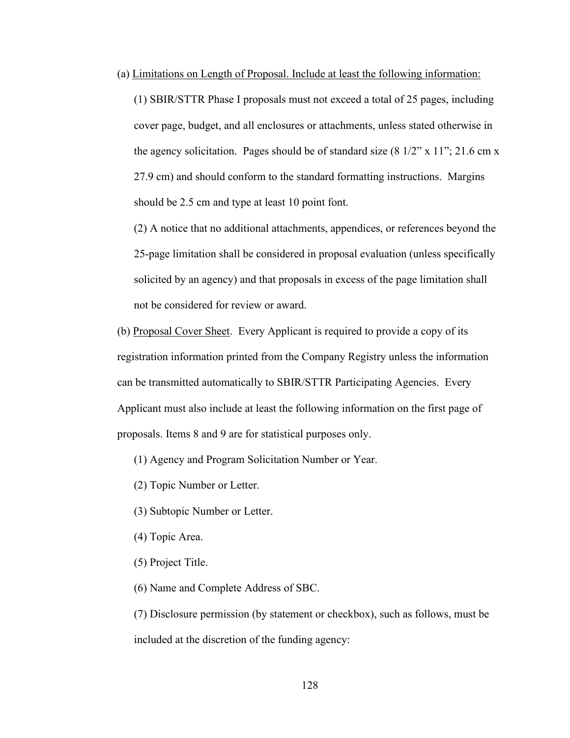(a) <u>Limitations on Length of Proposal. Include at least the following information:</u>

(1) SBIR/STTR Phase I proposals must not exceed a total of 25 pages, including cover page, budget, and all enclosures or attachments, unless stated otherwise in the agency solicitation. Pages should be of standard size (8 1/2" x 11"; 21.6 cm x 27.9 cm) and should conform to the standard formatting instructions. Margins should be 2.5 cm and type at least 10 point font.

(2) A notice that no additional attachments, appendices, or references beyond the 25-page limitation shall be considered in proposal evaluation (unless specifically solicited by an agency) and that proposals in excess of the page limitation shall not be considered for review or award.

(b) <u>Proposal Cover Sheet</u>. Every Applicant is required to provide a copy of its registration information printed from the Company Registry unless the information can be transmitted automatically to SBIR/STTR Participating Agencies. Every Applicant must also include at least the following information on the first page of proposals. Items 8 and 9 are for statistical purposes only.

(1) Agency and Program Solicitation Number or Year.

(2) Topic Number or Letter.

(3) Subtopic Number or Letter.

(4) Topic Area.

(5) Project Title.

(6) Name and Complete Address of SBC.

(7) Disclosure permission (by statement or checkbox), such as follows, must be included at the discretion of the funding agency: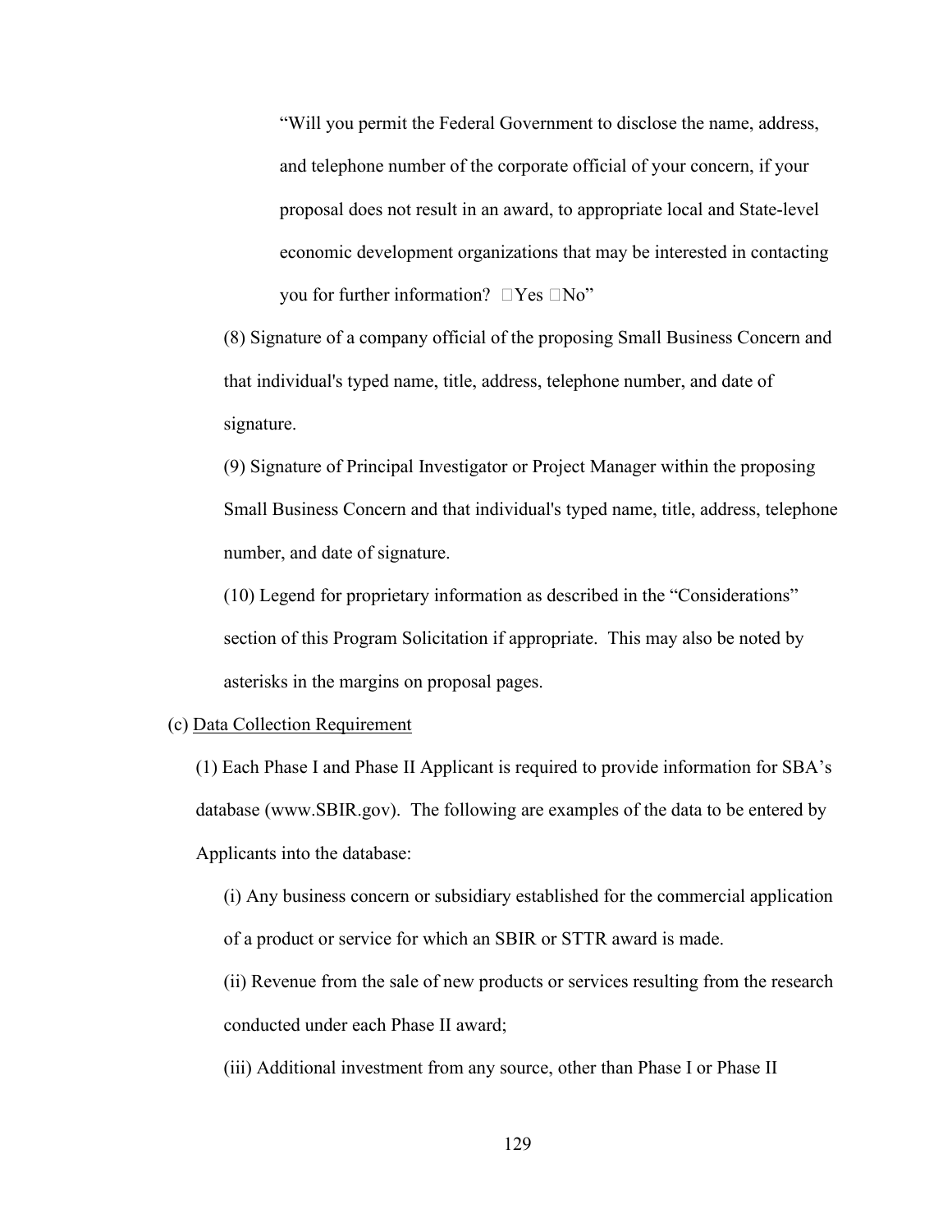"Will you permit the Federal Government to disclose the name, address, and telephone number of the corporate official of your concern, if your proposal does not result in an award, to appropriate local and State-level economic development organizations that may be interested in contacting you for further information? ☐Yes ☐No"

(8) Signature of a company official of the proposing Small Business Concern and that individual's typed name, title, address, telephone number, and date of signature.

(9) Signature of Principal Investigator or Project Manager within the proposing Small Business Concern and that individual's typed name, title, address, telephone number, and date of signature.

(10) Legend for proprietary information as described in the "Considerations" section of this Program Solicitation if appropriate. This may also be noted by asterisks in the margins on proposal pages.

(c) <u>Data Collection Requirement</u>

(1) Each Phase I and Phase II Applicant is required to provide information for SBA's database (www.SBIR.gov). The following are examples of the data to be entered by Applicants into the database:

(i) Any business concern or subsidiary established for the commercial application of a product or service for which an SBIR or STTR award is made.

(ii) Revenue from the sale of new products or services resulting from the research conducted under each Phase II award;

(iii) Additional investment from any source, other than Phase I or Phase II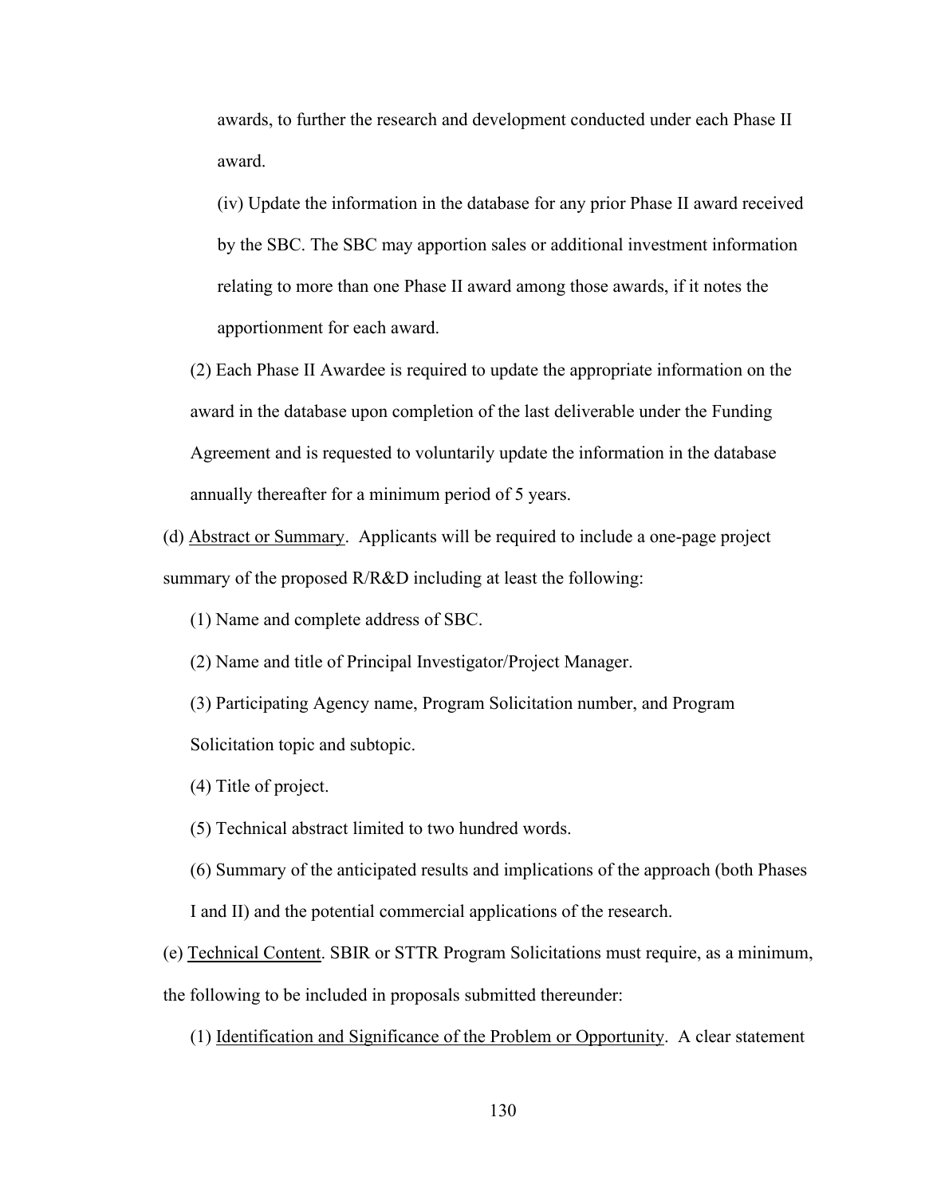awards, to further the research and development conducted under each Phase II award.

(iv) Update the information in the database for any prior Phase II award received by the SBC. The SBC may apportion sales or additional investment information relating to more than one Phase II award among those awards, if it notes the apportionment for each award.

(2) Each Phase II Awardee is required to update the appropriate information on the award in the database upon completion of the last deliverable under the Funding Agreement and is requested to voluntarily update the information in the database annually thereafter for a minimum period of 5 years.

(d) Abstract or Summary. Applicants will be required to include a one-page project summary of the proposed R/R&D including at least the following:

(1) Name and complete address of SBC.

(2) Name and title of Principal Investigator/Project Manager.

(3) Participating Agency name, Program Solicitation number, and Program Solicitation topic and subtopic.

(4) Title of project.

(5) Technical abstract limited to two hundred words.

(6) Summary of the anticipated results and implications of the approach (both Phases I and II) and the potential commercial applications of the research.

(e) Technical Content. SBIR or STTR Program Solicitations must require, as a minimum, the following to be included in proposals submitted thereunder:

(1) Identification and Significance of the Problem or Opportunity. A clear statement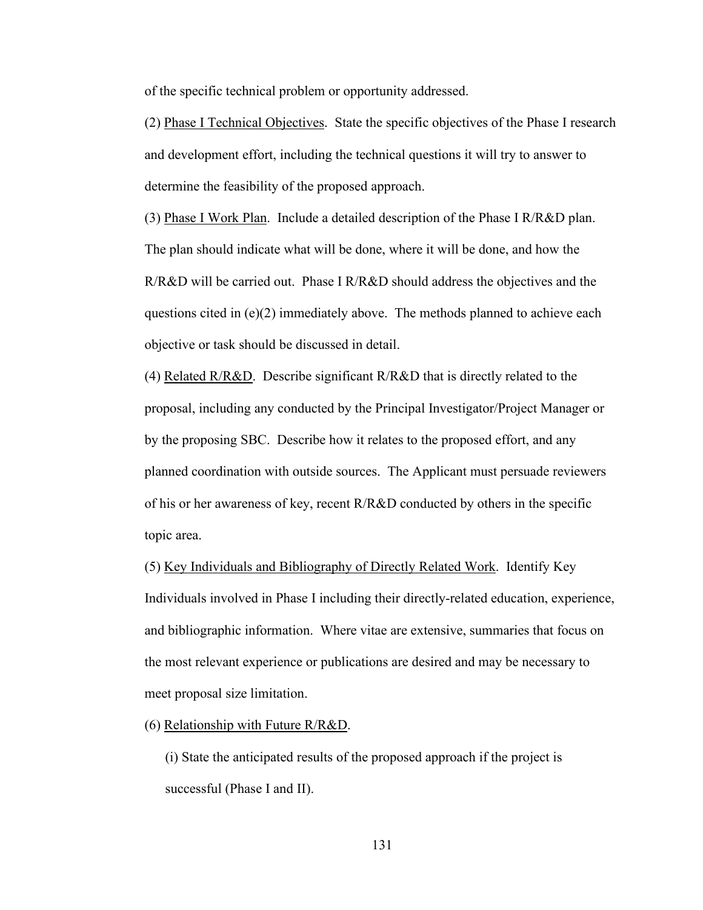of the specific technical problem or opportunity addressed.

(2) Phase I Technical Objectives. State the specific objectives of the Phase I research and development effort, including the technical questions it will try to answer to determine the feasibility of the proposed approach.

(3) Phase I Work Plan. Include a detailed description of the Phase I R/R&D plan. The plan should indicate what will be done, where it will be done, and how the R/R&D will be carried out. Phase I R/R&D should address the objectives and the questions cited in (e)(2) immediately above. The methods planned to achieve each objective or task should be discussed in detail.

(4) Related R/R&D. Describe significant R/R&D that is directly related to the proposal, including any conducted by the Principal Investigator/Project Manager or by the proposing SBC. Describe how it relates to the proposed effort, and any planned coordination with outside sources. The Applicant must persuade reviewers of his or her awareness of key, recent R/R&D conducted by others in the specific topic area.

(5) Key Individuals and Bibliography of Directly Related Work. Identify Key Individuals involved in Phase I including their directly-related education, experience, and bibliographic information. Where vitae are extensive, summaries that focus on the most relevant experience or publications are desired and may be necessary to meet proposal size limitation.

(6) Relationship with Future R/R&D.

(i) State the anticipated results of the proposed approach if the project is successful (Phase I and II).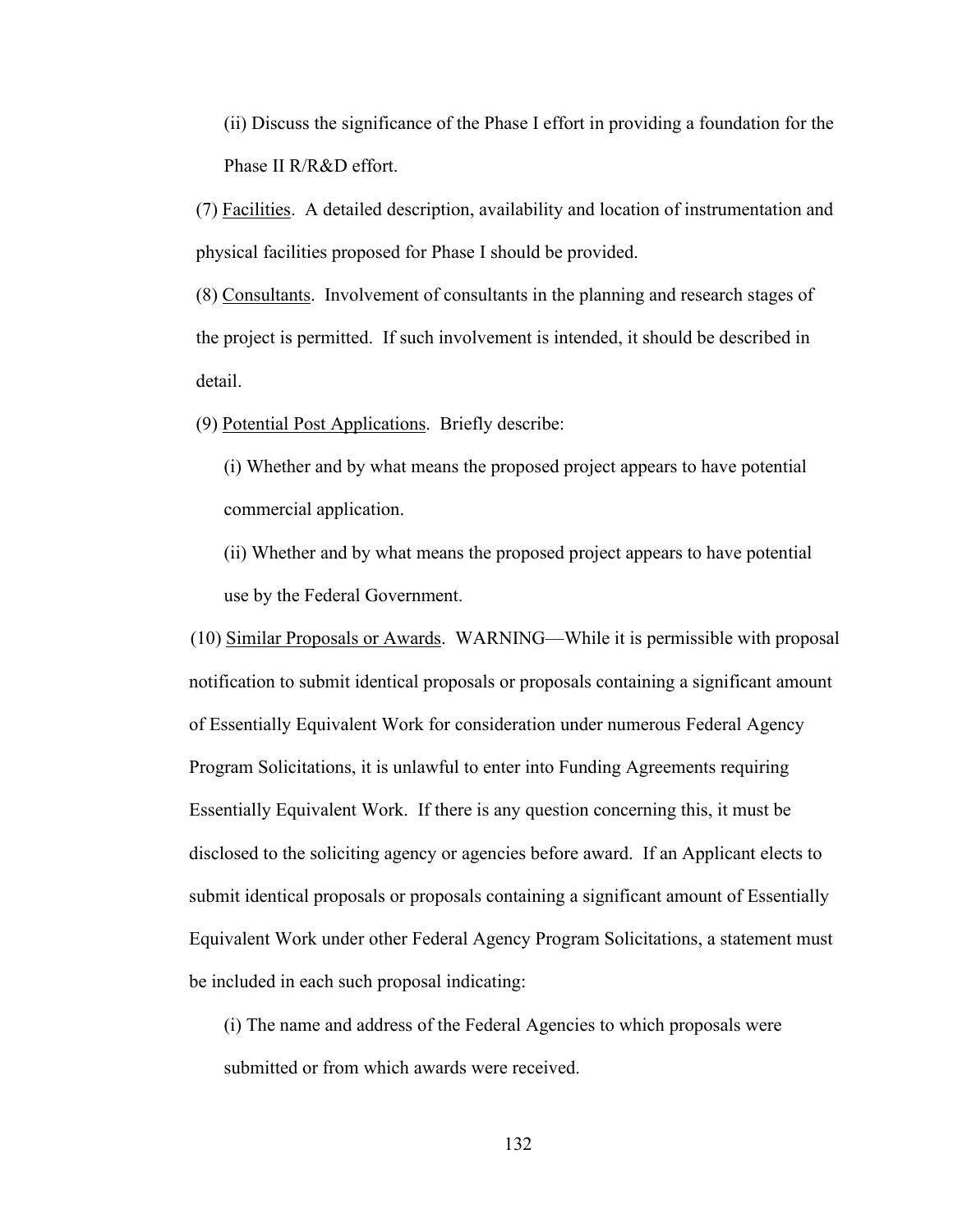(ii) Discuss the significance of the Phase I effort in providing a foundation for the Phase II R/R&D effort.

(7) Facilities. A detailed description, availability and location of instrumentation and physical facilities proposed for Phase I should be provided.

(8) Consultants. Involvement of consultants in the planning and research stages of the project is permitted. If such involvement is intended, it should be described in detail.

(9) Potential Post Applications. Briefly describe:

(i) Whether and by what means the proposed project appears to have potential commercial application.

(ii) Whether and by what means the proposed project appears to have potential use by the Federal Government.

(10) Similar Proposals or Awards. WARNING—While it is permissible with proposal notification to submit identical proposals or proposals containing a significant amount of Essentially Equivalent Work for consideration under numerous Federal Agency Program Solicitations, it is unlawful to enter into Funding Agreements requiring Essentially Equivalent Work. If there is any question concerning this, it must be disclosed to the soliciting agency or agencies before award. If an Applicant elects to submit identical proposals or proposals containing a significant amount of Essentially Equivalent Work under other Federal Agency Program Solicitations, a statement must be included in each such proposal indicating:

(i) The name and address of the Federal Agencies to which proposals were submitted or from which awards were received.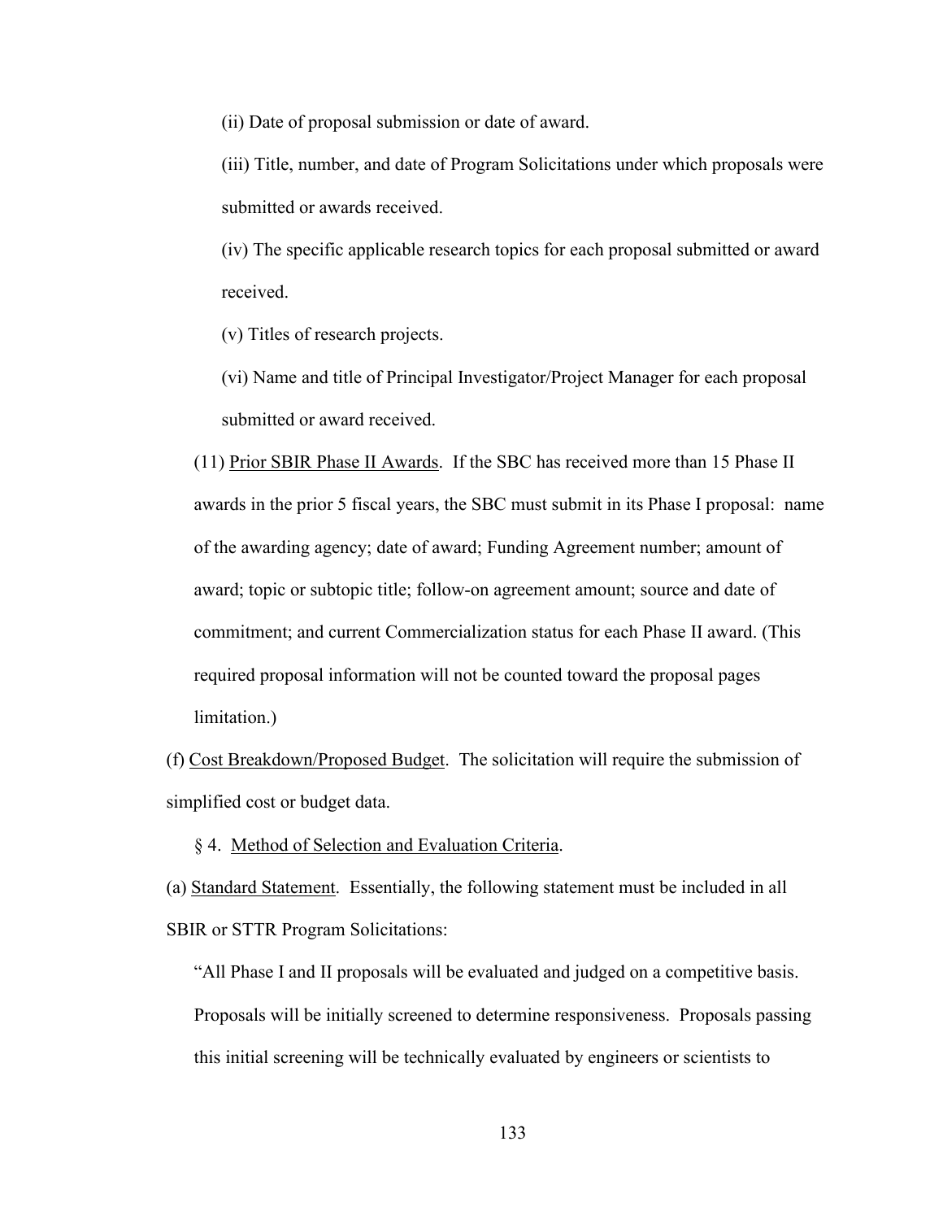(ii) Date of proposal submission or date of award.

(iii) Title, number, and date of Program Solicitations under which proposals were submitted or awards received.

(iv) The specific applicable research topics for each proposal submitted or award received.

(v) Titles of research projects.

(vi) Name and title of Principal Investigator/Project Manager for each proposal submitted or award received.

(11) Prior SBIR Phase II Awards. If the SBC has received more than 15 Phase II awards in the prior 5 fiscal years, the SBC must submit in its Phase I proposal: name of the awarding agency; date of award; Funding Agreement number; amount of award; topic or subtopic title; follow-on agreement amount; source and date of commitment; and current Commercialization status for each Phase II award. (This required proposal information will not be counted toward the proposal pages limitation.)

(f) Cost Breakdown/Proposed Budget. The solicitation will require the submission of simplified cost or budget data.

§ 4. Method of Selection and Evaluation Criteria.

(a) Standard Statement. Essentially, the following statement must be included in all SBIR or STTR Program Solicitations:

"All Phase I and II proposals will be evaluated and judged on a competitive basis. Proposals will be initially screened to determine responsiveness. Proposals passing this initial screening will be technically evaluated by engineers or scientists to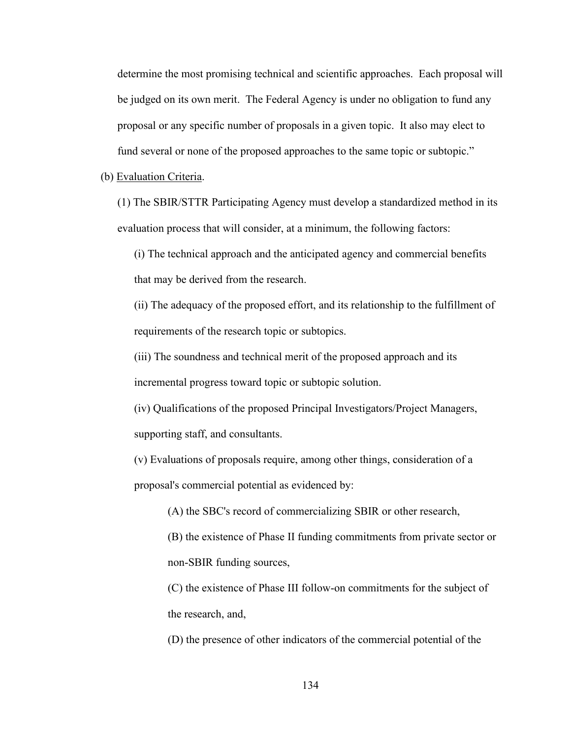determine the most promising technical and scientific approaches. Each proposal will be judged on its own merit. The Federal Agency is under no obligation to fund any proposal or any specific number of proposals in a given topic. It also may elect to fund several or none of the proposed approaches to the same topic or subtopic."

(b) Evaluation Criteria.

(1) The SBIR/STTR Participating Agency must develop a standardized method in its evaluation process that will consider, at a minimum, the following factors:

(i) The technical approach and the anticipated agency and commercial benefits that may be derived from the research.

(ii) The adequacy of the proposed effort, and its relationship to the fulfillment of requirements of the research topic or subtopics.

(iii) The soundness and technical merit of the proposed approach and its incremental progress toward topic or subtopic solution.

(iv) Qualifications of the proposed Principal Investigators/Project Managers, supporting staff, and consultants.

(v) Evaluations of proposals require, among other things, consideration of a proposal's commercial potential as evidenced by:

(A) the SBC's record of commercializing SBIR or other research,

(B) the existence of Phase II funding commitments from private sector or non-SBIR funding sources,

(C) the existence of Phase III follow-on commitments for the subject of the research, and,

(D) the presence of other indicators of the commercial potential of the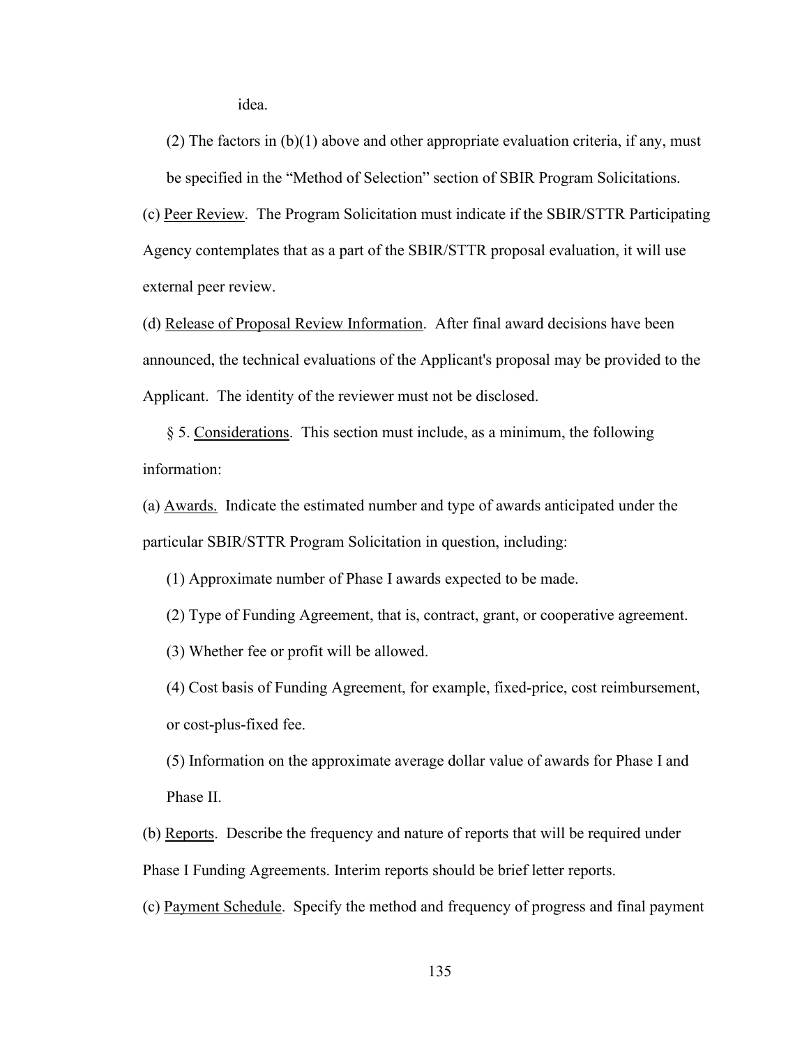idea.

(2) The factors in (b)(1) above and other appropriate evaluation criteria, if any, must be specified in the "Method of Selection" section of SBIR Program Solicitations.

(c) Peer Review. The Program Solicitation must indicate if the SBIR/STTR Participating Agency contemplates that as a part of the SBIR/STTR proposal evaluation, it will use external peer review.

(d) Release of Proposal Review Information. After final award decisions have been announced, the technical evaluations of the Applicant's proposal may be provided to the Applicant. The identity of the reviewer must not be disclosed.

§ 5. Considerations. This section must include, as a minimum, the following information:

(a) Awards. Indicate the estimated number and type of awards anticipated under the particular SBIR/STTR Program Solicitation in question, including:

(1) Approximate number of Phase I awards expected to be made.

(2) Type of Funding Agreement, that is, contract, grant, or cooperative agreement.

(3) Whether fee or profit will be allowed.

(4) Cost basis of Funding Agreement, for example, fixed-price, cost reimbursement, or cost-plus-fixed fee.

(5) Information on the approximate average dollar value of awards for Phase I and Phase II.

(b) Reports. Describe the frequency and nature of reports that will be required under Phase I Funding Agreements. Interim reports should be brief letter reports.

(c) Payment Schedule. Specify the method and frequency of progress and final payment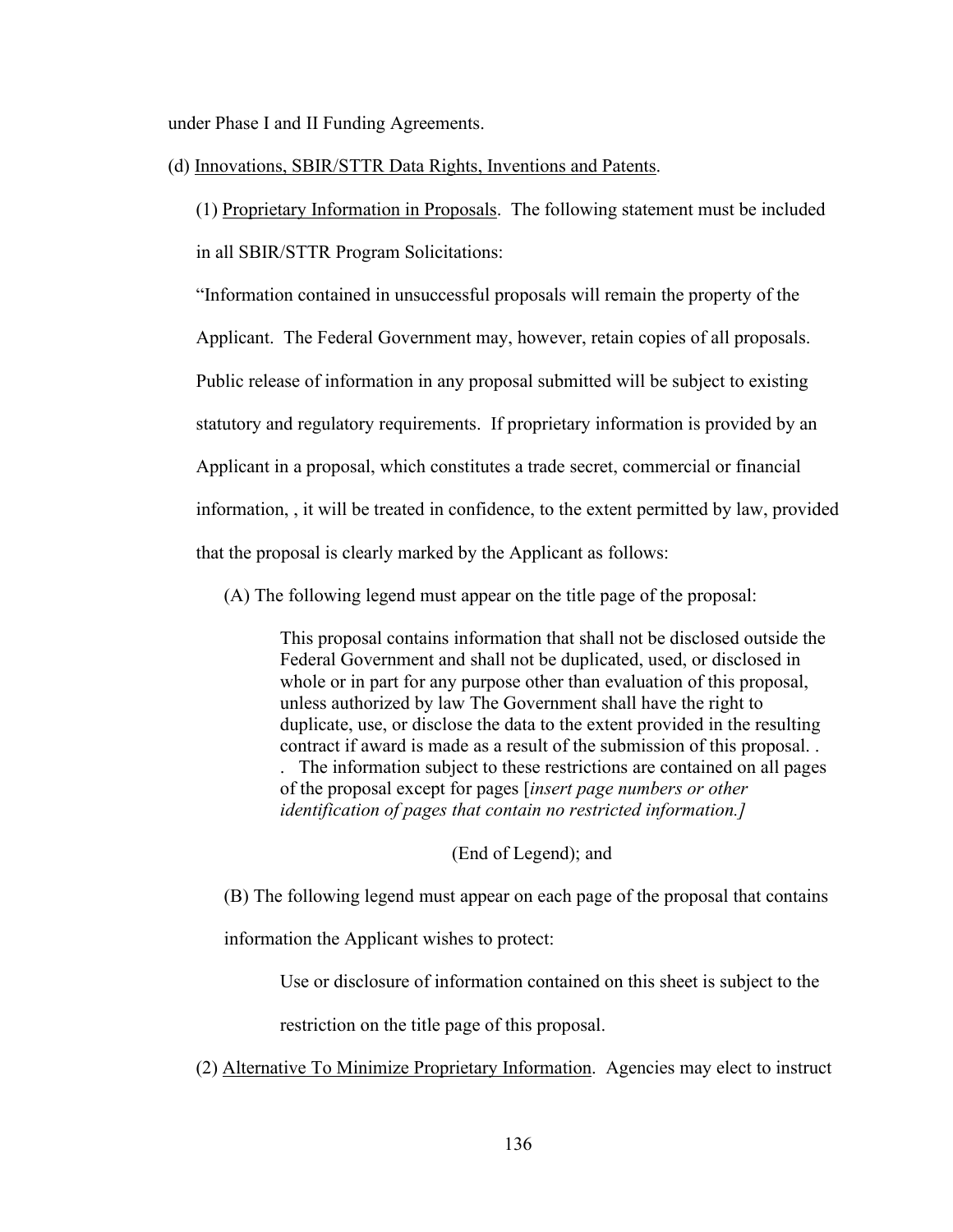under Phase I and II Funding Agreements.

(d) Innovations, SBIR/STTR Data Rights, Inventions and Patents.

(1) Proprietary Information in Proposals. The following statement must be included in all SBIR/STTR Program Solicitations:

"Information contained in unsuccessful proposals will remain the property of the Applicant. The Federal Government may, however, retain copies of all proposals. Public release of information in any proposal submitted will be subject to existing statutory and regulatory requirements. If proprietary information is provided by an Applicant in a proposal, which constitutes a trade secret, commercial or financial information, , it will be treated in confidence, to the extent permitted by law, provided that the proposal is clearly marked by the Applicant as follows:

(A) The following legend must appear on the title page of the proposal:

> This proposal contains information that shall not be disclosed outside the Federal Government and shall not be duplicated, used, or disclosed in whole or in part for any purpose other than evaluation of this proposal, unless authorized by law The Government shall have the right to duplicate, use, or disclose the data to the extent provided in the resulting contract if award is made as a result of the submission of this proposal. . . The information subject to these restrictions are contained on all pages of the proposal except for pages [*insert page numbers or other identification of pages that contain no restricted information.]*
>
> (End of Legend); and

(B) The following legend must appear on each page of the proposal that contains information the Applicant wishes to protect:

> Use or disclosure of information contained on this sheet is subject to the restriction on the title page of this proposal.

(2) Alternative To Minimize Proprietary Information. Agencies may elect to instruct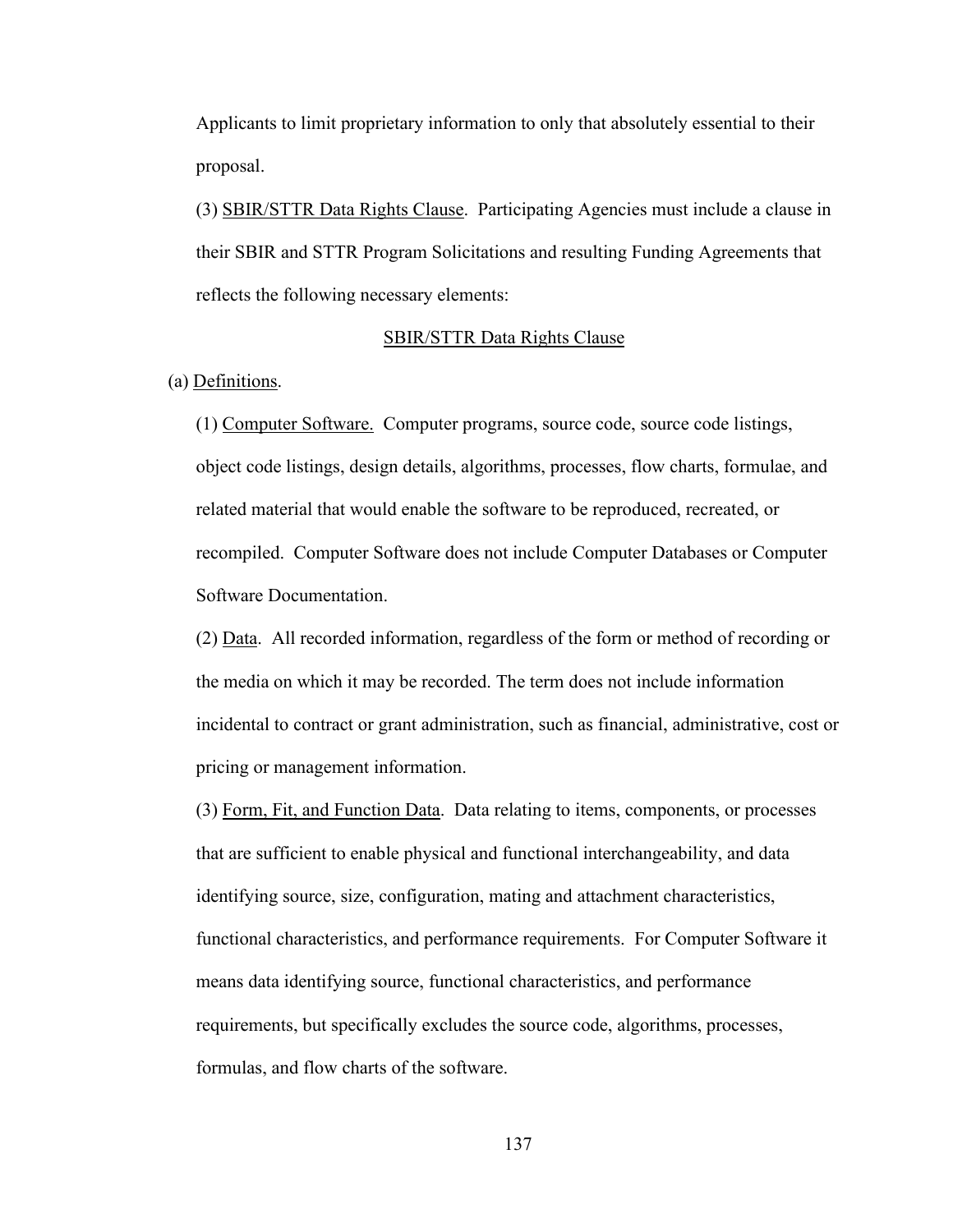Applicants to limit proprietary information to only that absolutely essential to their proposal.

(3) SBIR/STTR Data Rights Clause. Participating Agencies must include a clause in their SBIR and STTR Program Solicitations and resulting Funding Agreements that reflects the following necessary elements:

SBIR/STTR Data Rights Clause

(a) Definitions.

(1) Computer Software. Computer programs, source code, source code listings, object code listings, design details, algorithms, processes, flow charts, formulae, and related material that would enable the software to be reproduced, recreated, or recompiled. Computer Software does not include Computer Databases or Computer Software Documentation.

(2) Data. All recorded information, regardless of the form or method of recording or the media on which it may be recorded. The term does not include information incidental to contract or grant administration, such as financial, administrative, cost or pricing or management information.

(3) Form, Fit, and Function Data. Data relating to items, components, or processes that are sufficient to enable physical and functional interchangeability, and data identifying source, size, configuration, mating and attachment characteristics, functional characteristics, and performance requirements. For Computer Software it means data identifying source, functional characteristics, and performance requirements, but specifically excludes the source code, algorithms, processes, formulas, and flow charts of the software.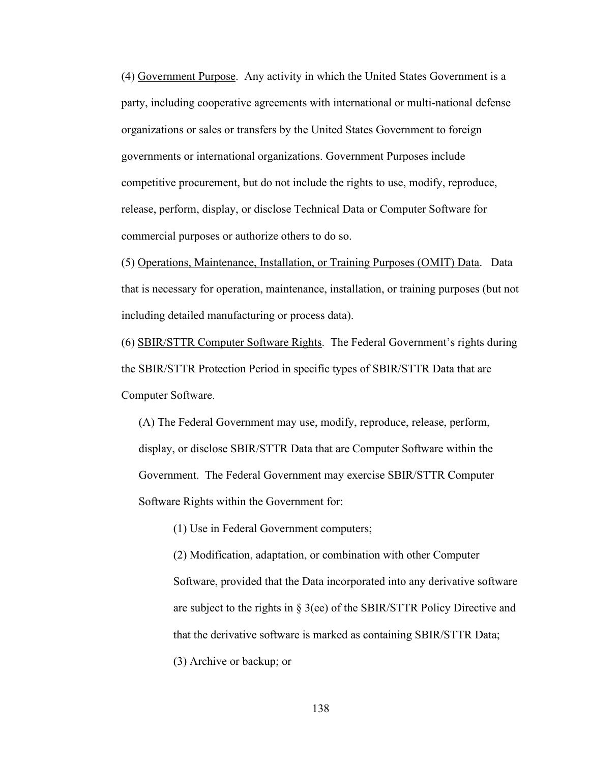(4) <u>Government Purpose</u>. Any activity in which the United States Government is a party, including cooperative agreements with international or multi-national defense organizations or sales or transfers by the United States Government to foreign governments or international organizations. Government Purposes include competitive procurement, but do not include the rights to use, modify, reproduce, release, perform, display, or disclose Technical Data or Computer Software for commercial purposes or authorize others to do so.

(5) <u>Operations, Maintenance, Installation, or Training Purposes (OMIT) Data</u>. Data that is necessary for operation, maintenance, installation, or training purposes (but not including detailed manufacturing or process data).

(6) <u>SBIR/STTR Computer Software Rights</u>. The Federal Government's rights during the SBIR/STTR Protection Period in specific types of SBIR/STTR Data that are Computer Software.

(A) The Federal Government may use, modify, reproduce, release, perform, display, or disclose SBIR/STTR Data that are Computer Software within the Government. The Federal Government may exercise SBIR/STTR Computer Software Rights within the Government for:

(1) Use in Federal Government computers;

(2) Modification, adaptation, or combination with other Computer Software, provided that the Data incorporated into any derivative software are subject to the rights in § 3(ee) of the SBIR/STTR Policy Directive and that the derivative software is marked as containing SBIR/STTR Data;

(3) Archive or backup; or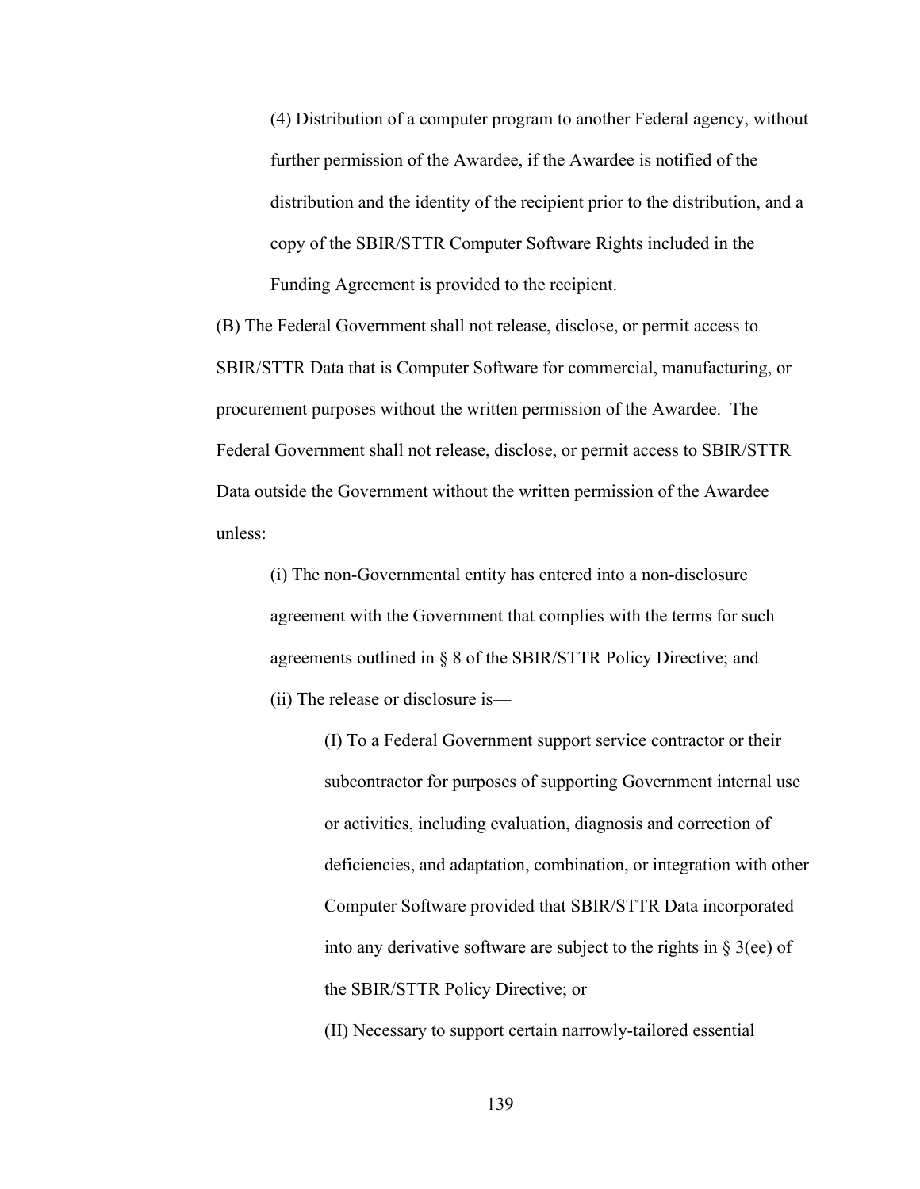(4) Distribution of a computer program to another Federal agency, without further permission of the Awardee, if the Awardee is notified of the distribution and the identity of the recipient prior to the distribution, and a copy of the SBIR/STTR Computer Software Rights included in the Funding Agreement is provided to the recipient.

(B) The Federal Government shall not release, disclose, or permit access to SBIR/STTR Data that is Computer Software for commercial, manufacturing, or procurement purposes without the written permission of the Awardee. The Federal Government shall not release, disclose, or permit access to SBIR/STTR Data outside the Government without the written permission of the Awardee unless:

(i) The non-Governmental entity has entered into a non-disclosure agreement with the Government that complies with the terms for such agreements outlined in § 8 of the SBIR/STTR Policy Directive; and

(ii) The release or disclosure is—

(I) To a Federal Government support service contractor or their subcontractor for purposes of supporting Government internal use or activities, including evaluation, diagnosis and correction of deficiencies, and adaptation, combination, or integration with other Computer Software provided that SBIR/STTR Data incorporated into any derivative software are subject to the rights in § 3(ee) of the SBIR/STTR Policy Directive; or

(II) Necessary to support certain narrowly-tailored essential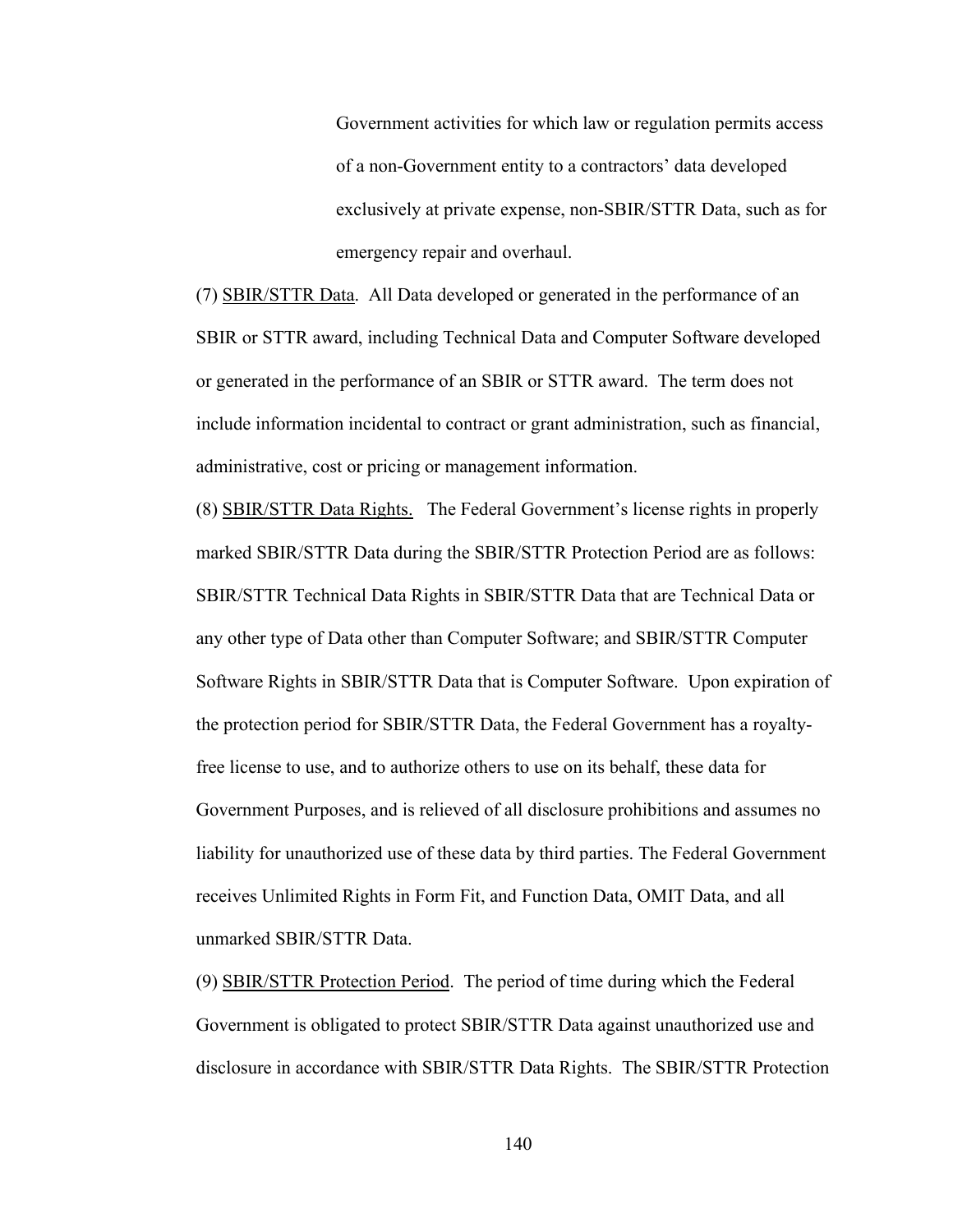Government activities for which law or regulation permits access of a non-Government entity to a contractors' data developed exclusively at private expense, non-SBIR/STTR Data, such as for emergency repair and overhaul.

(7) <u>SBIR/STTR Data</u>. All Data developed or generated in the performance of an SBIR or STTR award, including Technical Data and Computer Software developed or generated in the performance of an SBIR or STTR award. The term does not include information incidental to contract or grant administration, such as financial, administrative, cost or pricing or management information.

(8) <u>SBIR/STTR Data Rights.</u> The Federal Government's license rights in properly marked SBIR/STTR Data during the SBIR/STTR Protection Period are as follows: SBIR/STTR Technical Data Rights in SBIR/STTR Data that are Technical Data or any other type of Data other than Computer Software; and SBIR/STTR Computer Software Rights in SBIR/STTR Data that is Computer Software. Upon expiration of the protection period for SBIR/STTR Data, the Federal Government has a royalty-free license to use, and to authorize others to use on its behalf, these data for Government Purposes, and is relieved of all disclosure prohibitions and assumes no liability for unauthorized use of these data by third parties. The Federal Government receives Unlimited Rights in Form Fit, and Function Data, OMIT Data, and all unmarked SBIR/STTR Data.

(9) <u>SBIR/STTR Protection Period</u>. The period of time during which the Federal Government is obligated to protect SBIR/STTR Data against unauthorized use and disclosure in accordance with SBIR/STTR Data Rights. The SBIR/STTR Protection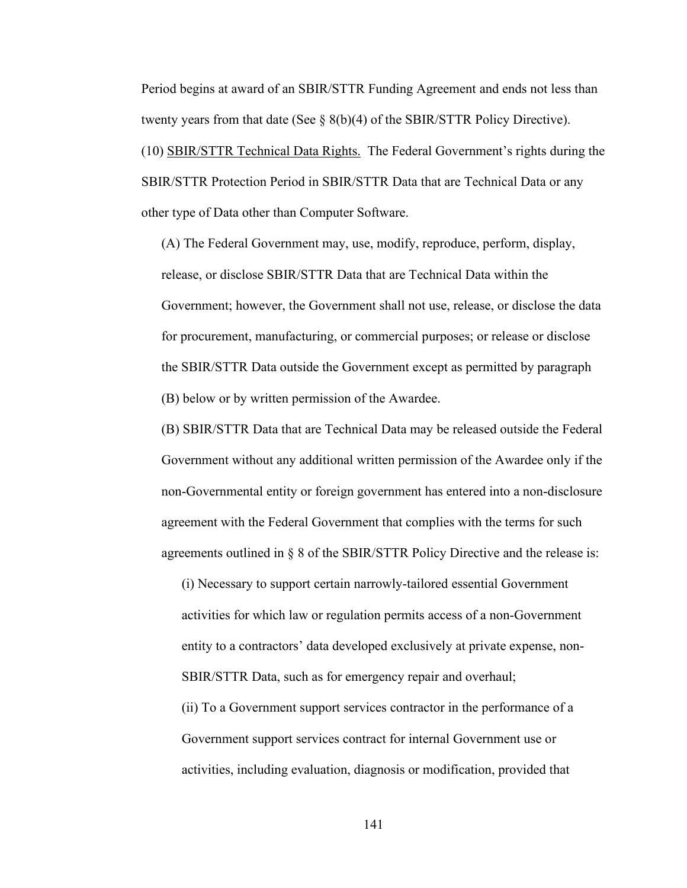Period begins at award of an SBIR/STTR Funding Agreement and ends not less than twenty years from that date (See § 8(b)(4) of the SBIR/STTR Policy Directive).

(10) <u>SBIR/STTR Technical Data Rights.</u> The Federal Government's rights during the SBIR/STTR Protection Period in SBIR/STTR Data that are Technical Data or any other type of Data other than Computer Software.

(A) The Federal Government may, use, modify, reproduce, perform, display, release, or disclose SBIR/STTR Data that are Technical Data within the Government; however, the Government shall not use, release, or disclose the data for procurement, manufacturing, or commercial purposes; or release or disclose the SBIR/STTR Data outside the Government except as permitted by paragraph (B) below or by written permission of the Awardee.

(B) SBIR/STTR Data that are Technical Data may be released outside the Federal Government without any additional written permission of the Awardee only if the non-Governmental entity or foreign government has entered into a non-disclosure agreement with the Federal Government that complies with the terms for such agreements outlined in § 8 of the SBIR/STTR Policy Directive and the release is:

(i) Necessary to support certain narrowly-tailored essential Government activities for which law or regulation permits access of a non-Government entity to a contractors' data developed exclusively at private expense, non-SBIR/STTR Data, such as for emergency repair and overhaul;

(ii) To a Government support services contractor in the performance of a Government support services contract for internal Government use or activities, including evaluation, diagnosis or modification, provided that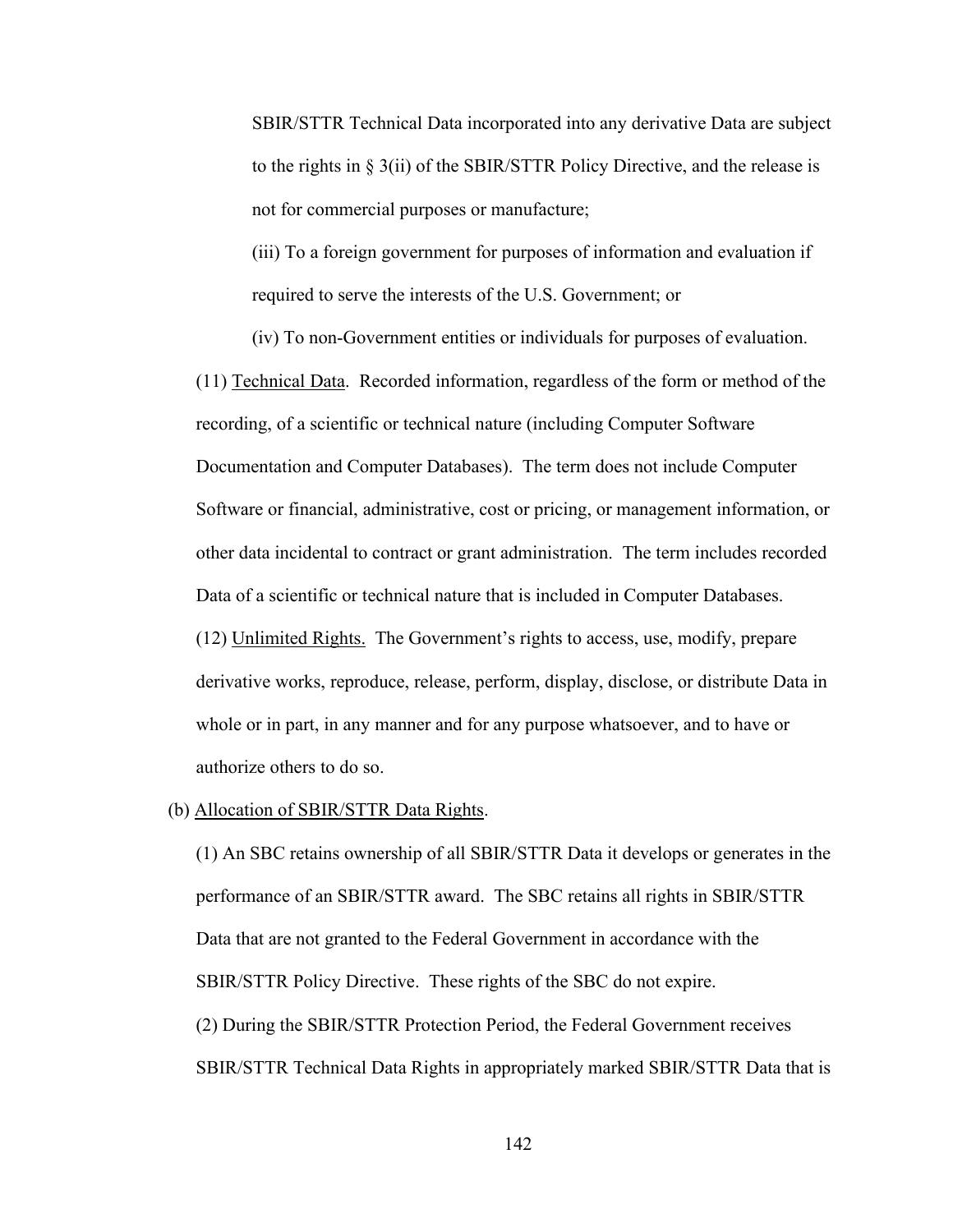SBIR/STTR Technical Data incorporated into any derivative Data are subject to the rights in § 3(ii) of the SBIR/STTR Policy Directive, and the release is not for commercial purposes or manufacture;

(iii) To a foreign government for purposes of information and evaluation if required to serve the interests of the U.S. Government; or

(iv) To non-Government entities or individuals for purposes of evaluation.

(11) Technical Data. Recorded information, regardless of the form or method of the recording, of a scientific or technical nature (including Computer Software Documentation and Computer Databases). The term does not include Computer Software or financial, administrative, cost or pricing, or management information, or other data incidental to contract or grant administration. The term includes recorded Data of a scientific or technical nature that is included in Computer Databases.

(12) Unlimited Rights. The Government's rights to access, use, modify, prepare derivative works, reproduce, release, perform, display, disclose, or distribute Data in whole or in part, in any manner and for any purpose whatsoever, and to have or authorize others to do so.

(b) Allocation of SBIR/STTR Data Rights.

(1) An SBC retains ownership of all SBIR/STTR Data it develops or generates in the performance of an SBIR/STTR award. The SBC retains all rights in SBIR/STTR Data that are not granted to the Federal Government in accordance with the SBIR/STTR Policy Directive. These rights of the SBC do not expire.

(2) During the SBIR/STTR Protection Period, the Federal Government receives SBIR/STTR Technical Data Rights in appropriately marked SBIR/STTR Data that is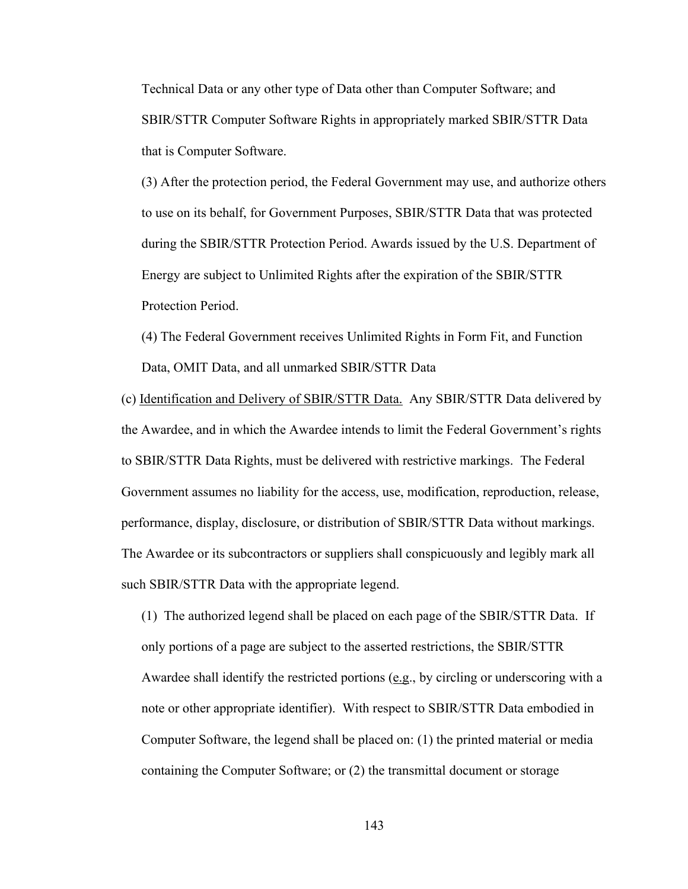Technical Data or any other type of Data other than Computer Software; and SBIR/STTR Computer Software Rights in appropriately marked SBIR/STTR Data that is Computer Software.

(3) After the protection period, the Federal Government may use, and authorize others to use on its behalf, for Government Purposes, SBIR/STTR Data that was protected during the SBIR/STTR Protection Period. Awards issued by the U.S. Department of Energy are subject to Unlimited Rights after the expiration of the SBIR/STTR Protection Period.

(4) The Federal Government receives Unlimited Rights in Form Fit, and Function Data, OMIT Data, and all unmarked SBIR/STTR Data

(c) Identification and Delivery of SBIR/STTR Data. Any SBIR/STTR Data delivered by the Awardee, and in which the Awardee intends to limit the Federal Government's rights to SBIR/STTR Data Rights, must be delivered with restrictive markings. The Federal Government assumes no liability for the access, use, modification, reproduction, release, performance, display, disclosure, or distribution of SBIR/STTR Data without markings. The Awardee or its subcontractors or suppliers shall conspicuously and legibly mark all such SBIR/STTR Data with the appropriate legend.

(1) The authorized legend shall be placed on each page of the SBIR/STTR Data. If only portions of a page are subject to the asserted restrictions, the SBIR/STTR Awardee shall identify the restricted portions (e.g., by circling or underscoring with a note or other appropriate identifier). With respect to SBIR/STTR Data embodied in Computer Software, the legend shall be placed on: (1) the printed material or media containing the Computer Software; or (2) the transmittal document or storage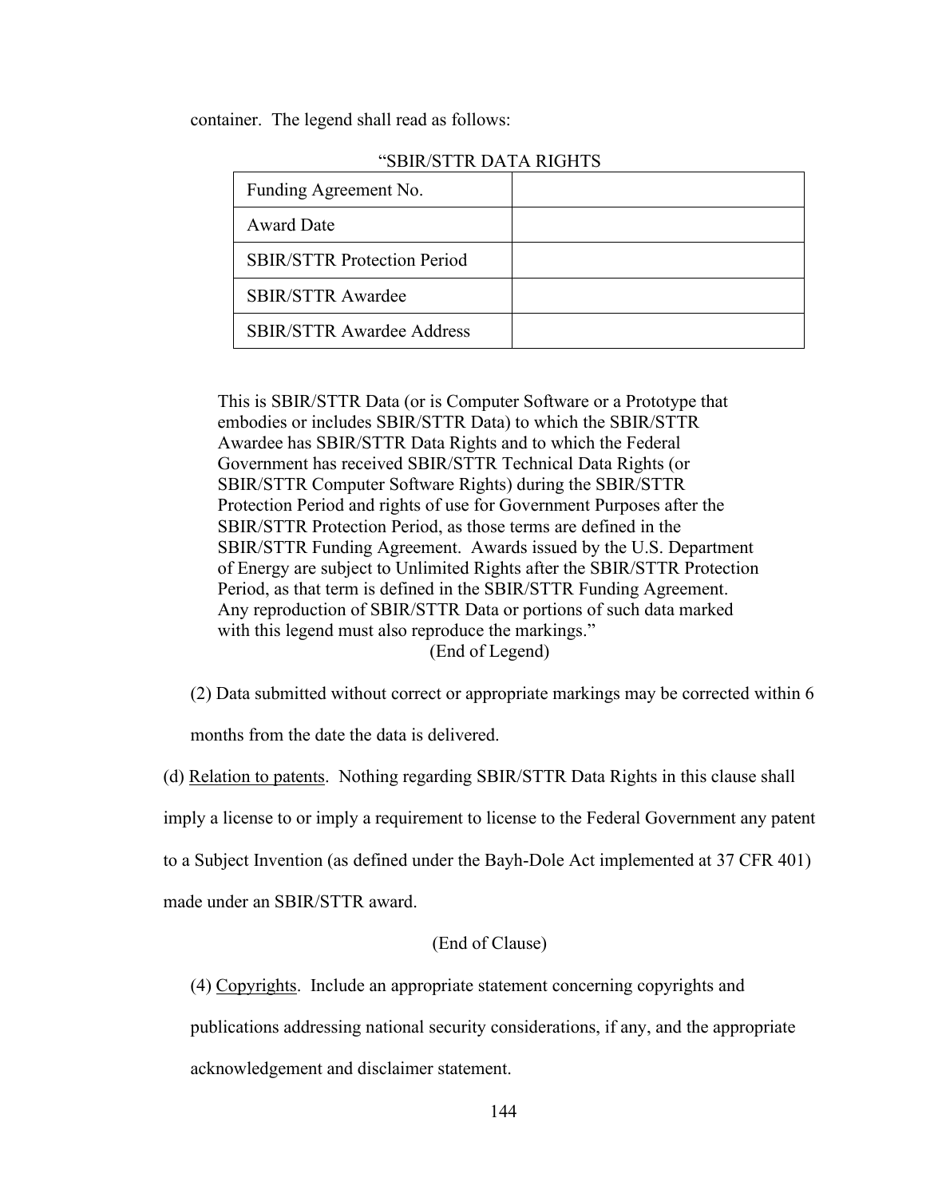container. The legend shall read as follows:

"SBIR/STTR DATA RIGHTS

| Funding Agreement No. | |
|---|---|
| Award Date | |
| SBIR/STTR Protection Period | |
| SBIR/STTR Awardee | |
| SBIR/STTR Awardee Address | |

This is SBIR/STTR Data (or is Computer Software or a Prototype that embodies or includes SBIR/STTR Data) to which the SBIR/STTR Awardee has SBIR/STTR Data Rights and to which the Federal Government has received SBIR/STTR Technical Data Rights (or SBIR/STTR Computer Software Rights) during the SBIR/STTR Protection Period and rights of use for Government Purposes after the SBIR/STTR Protection Period, as those terms are defined in the SBIR/STTR Funding Agreement. Awards issued by the U.S. Department of Energy are subject to Unlimited Rights after the SBIR/STTR Protection Period, as that term is defined in the SBIR/STTR Funding Agreement. Any reproduction of SBIR/STTR Data or portions of such data marked with this legend must also reproduce the markings."

(End of Legend)

(2) Data submitted without correct or appropriate markings may be corrected within 6 months from the date the data is delivered.

(d) Relation to patents. Nothing regarding SBIR/STTR Data Rights in this clause shall imply a license to or imply a requirement to license to the Federal Government any patent to a Subject Invention (as defined under the Bayh-Dole Act implemented at 37 CFR 401) made under an SBIR/STTR award.

(End of Clause)

(4) Copyrights. Include an appropriate statement concerning copyrights and publications addressing national security considerations, if any, and the appropriate acknowledgement and disclaimer statement.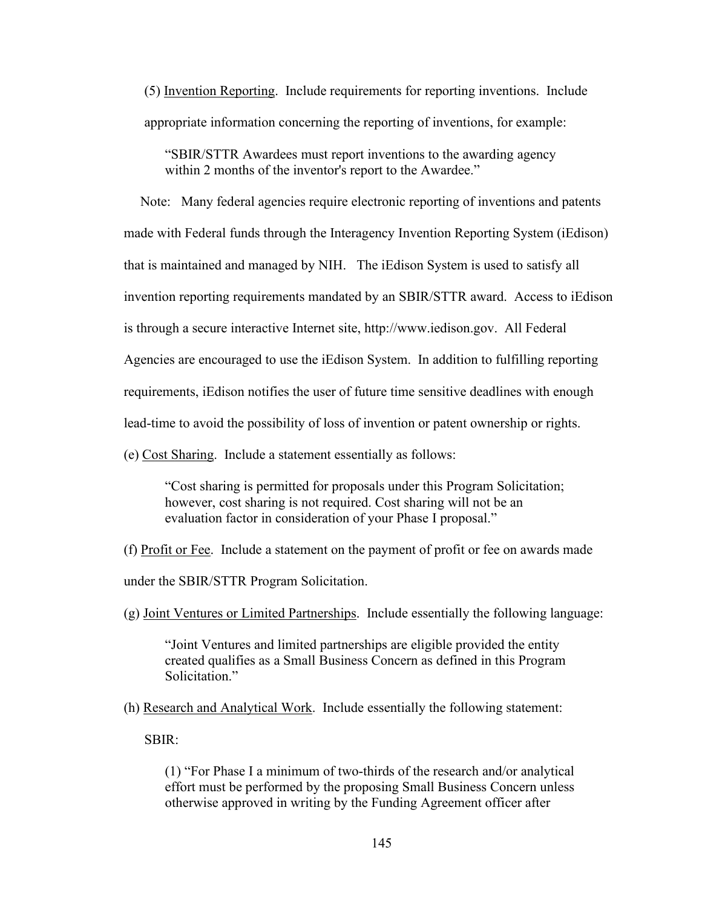(5) Invention Reporting. Include requirements for reporting inventions. Include appropriate information concerning the reporting of inventions, for example:

> "SBIR/STTR Awardees must report inventions to the awarding agency within 2 months of the inventor's report to the Awardee."

Note: Many federal agencies require electronic reporting of inventions and patents made with Federal funds through the Interagency Invention Reporting System (iEdison) that is maintained and managed by NIH. The iEdison System is used to satisfy all invention reporting requirements mandated by an SBIR/STTR award. Access to iEdison is through a secure interactive Internet site, http://www.iedison.gov. All Federal Agencies are encouraged to use the iEdison System. In addition to fulfilling reporting requirements, iEdison notifies the user of future time sensitive deadlines with enough lead-time to avoid the possibility of loss of invention or patent ownership or rights.

(e) Cost Sharing. Include a statement essentially as follows:

> "Cost sharing is permitted for proposals under this Program Solicitation; however, cost sharing is not required. Cost sharing will not be an evaluation factor in consideration of your Phase I proposal."

(f) Profit or Fee. Include a statement on the payment of profit or fee on awards made under the SBIR/STTR Program Solicitation.

(g) Joint Ventures or Limited Partnerships. Include essentially the following language:

> "Joint Ventures and limited partnerships are eligible provided the entity created qualifies as a Small Business Concern as defined in this Program Solicitation."

(h) Research and Analytical Work. Include essentially the following statement:

SBIR:

> (1) "For Phase I a minimum of two-thirds of the research and/or analytical effort must be performed by the proposing Small Business Concern unless otherwise approved in writing by the Funding Agreement officer after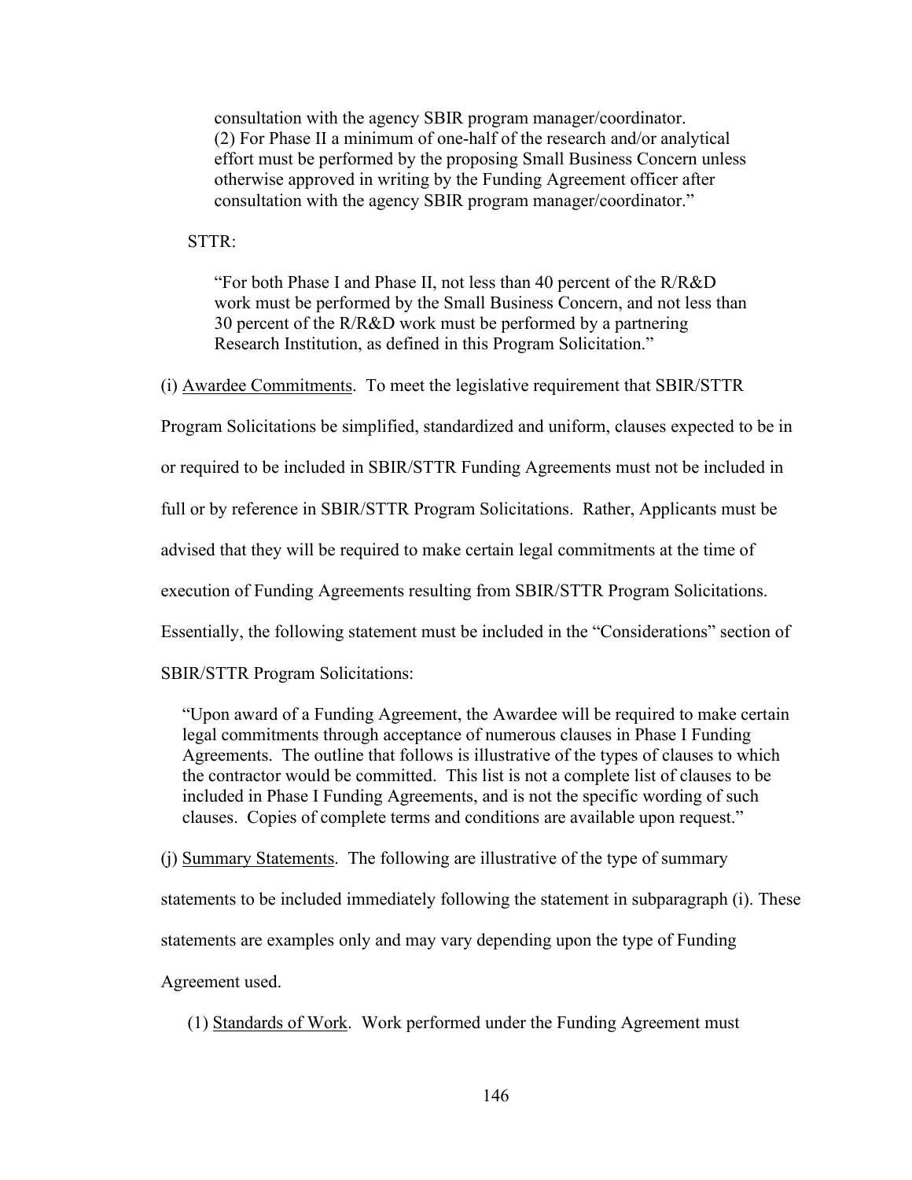consultation with the agency SBIR program manager/coordinator.
(2) For Phase II a minimum of one-half of the research and/or analytical effort must be performed by the proposing Small Business Concern unless otherwise approved in writing by the Funding Agreement officer after consultation with the agency SBIR program manager/coordinator."

STTR:

> "For both Phase I and Phase II, not less than 40 percent of the R/R&D work must be performed by the Small Business Concern, and not less than 30 percent of the R/R&D work must be performed by a partnering Research Institution, as defined in this Program Solicitation."

(i) Awardee Commitments. To meet the legislative requirement that SBIR/STTR Program Solicitations be simplified, standardized and uniform, clauses expected to be in or required to be included in SBIR/STTR Funding Agreements must not be included in full or by reference in SBIR/STTR Program Solicitations. Rather, Applicants must be advised that they will be required to make certain legal commitments at the time of execution of Funding Agreements resulting from SBIR/STTR Program Solicitations. Essentially, the following statement must be included in the "Considerations" section of SBIR/STTR Program Solicitations:

> "Upon award of a Funding Agreement, the Awardee will be required to make certain legal commitments through acceptance of numerous clauses in Phase I Funding Agreements. The outline that follows is illustrative of the types of clauses to which the contractor would be committed. This list is not a complete list of clauses to be included in Phase I Funding Agreements, and is not the specific wording of such clauses. Copies of complete terms and conditions are available upon request."

(j) Summary Statements. The following are illustrative of the type of summary statements to be included immediately following the statement in subparagraph (i). These statements are examples only and may vary depending upon the type of Funding Agreement used.

(1) Standards of Work. Work performed under the Funding Agreement must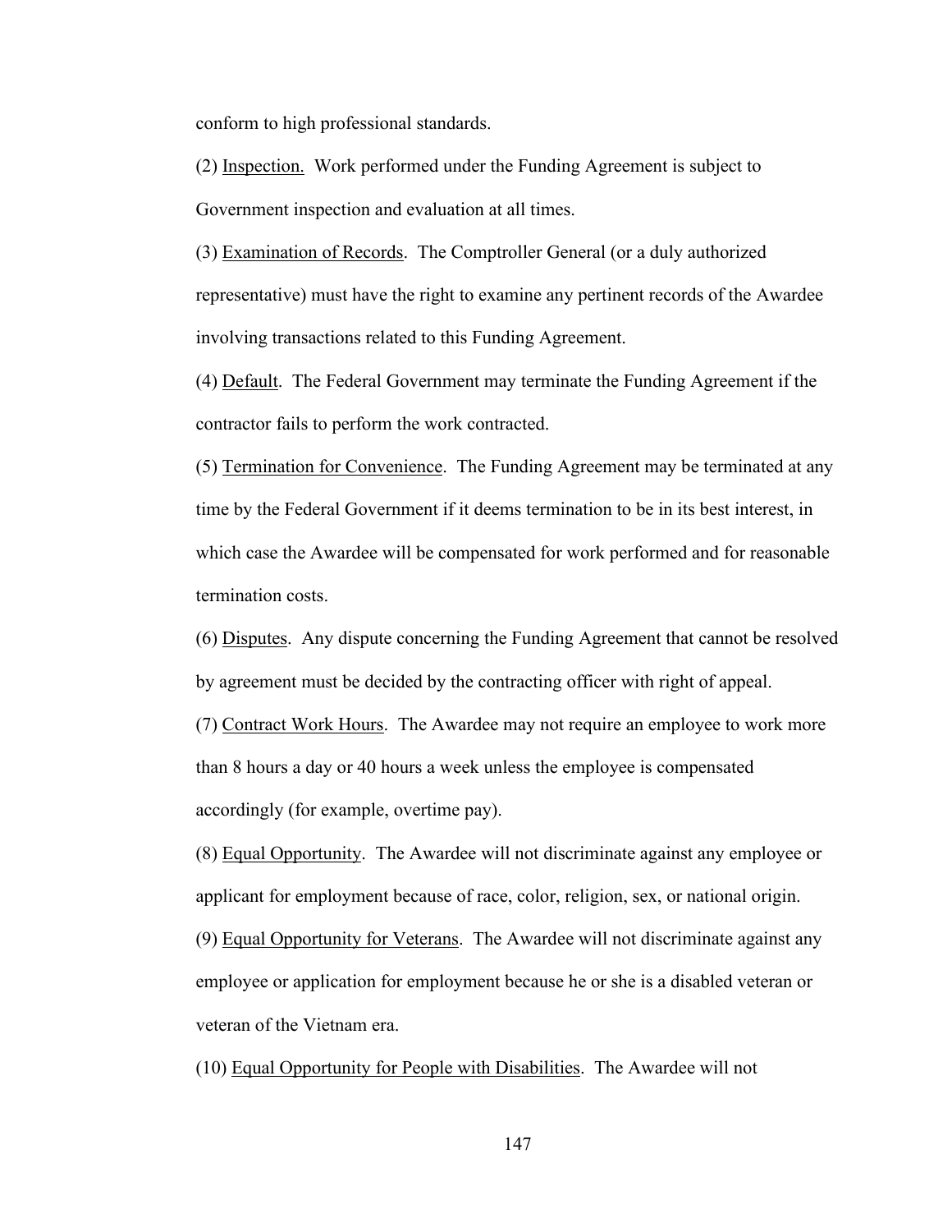conform to high professional standards.

(2) Inspection. Work performed under the Funding Agreement is subject to Government inspection and evaluation at all times.

(3) Examination of Records. The Comptroller General (or a duly authorized representative) must have the right to examine any pertinent records of the Awardee involving transactions related to this Funding Agreement.

(4) Default. The Federal Government may terminate the Funding Agreement if the contractor fails to perform the work contracted.

(5) Termination for Convenience. The Funding Agreement may be terminated at any time by the Federal Government if it deems termination to be in its best interest, in which case the Awardee will be compensated for work performed and for reasonable termination costs.

(6) Disputes. Any dispute concerning the Funding Agreement that cannot be resolved by agreement must be decided by the contracting officer with right of appeal.

(7) Contract Work Hours. The Awardee may not require an employee to work more than 8 hours a day or 40 hours a week unless the employee is compensated accordingly (for example, overtime pay).

(8) Equal Opportunity. The Awardee will not discriminate against any employee or applicant for employment because of race, color, religion, sex, or national origin.

(9) Equal Opportunity for Veterans. The Awardee will not discriminate against any employee or application for employment because he or she is a disabled veteran or veteran of the Vietnam era.

(10) Equal Opportunity for People with Disabilities. The Awardee will not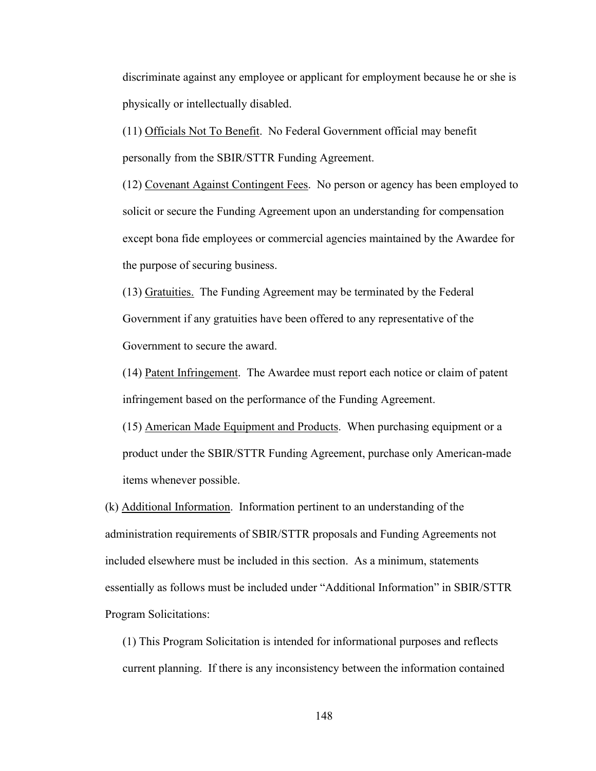discriminate against any employee or applicant for employment because he or she is physically or intellectually disabled.

(11) Officials Not To Benefit. No Federal Government official may benefit personally from the SBIR/STTR Funding Agreement.

(12) Covenant Against Contingent Fees. No person or agency has been employed to solicit or secure the Funding Agreement upon an understanding for compensation except bona fide employees or commercial agencies maintained by the Awardee for the purpose of securing business.

(13) Gratuities. The Funding Agreement may be terminated by the Federal Government if any gratuities have been offered to any representative of the Government to secure the award.

(14) Patent Infringement. The Awardee must report each notice or claim of patent infringement based on the performance of the Funding Agreement.

(15) American Made Equipment and Products. When purchasing equipment or a product under the SBIR/STTR Funding Agreement, purchase only American-made items whenever possible.

(k) Additional Information. Information pertinent to an understanding of the administration requirements of SBIR/STTR proposals and Funding Agreements not included elsewhere must be included in this section. As a minimum, statements essentially as follows must be included under "Additional Information" in SBIR/STTR Program Solicitations:

(1) This Program Solicitation is intended for informational purposes and reflects current planning. If there is any inconsistency between the information contained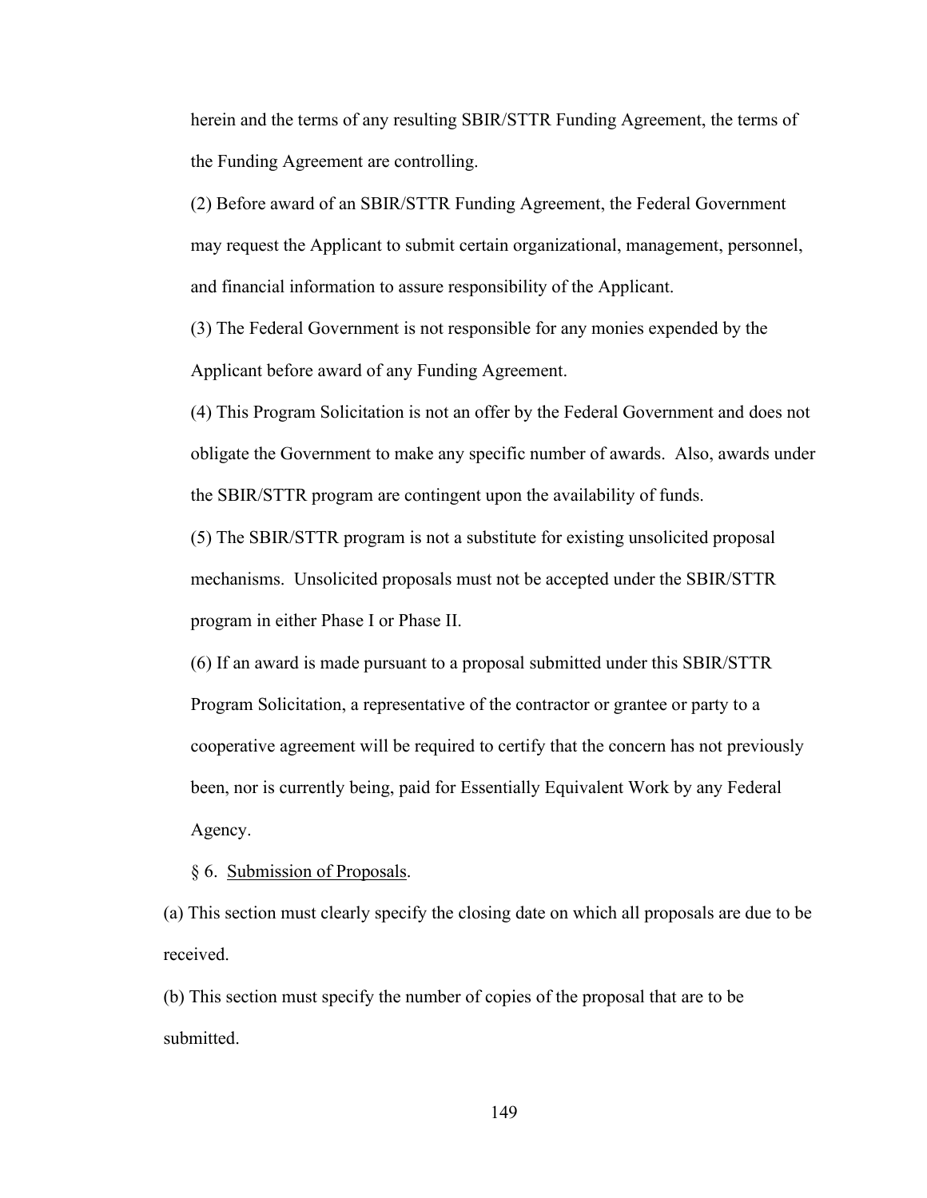herein and the terms of any resulting SBIR/STTR Funding Agreement, the terms of the Funding Agreement are controlling.

(2) Before award of an SBIR/STTR Funding Agreement, the Federal Government may request the Applicant to submit certain organizational, management, personnel, and financial information to assure responsibility of the Applicant.

(3) The Federal Government is not responsible for any monies expended by the Applicant before award of any Funding Agreement.

(4) This Program Solicitation is not an offer by the Federal Government and does not obligate the Government to make any specific number of awards. Also, awards under the SBIR/STTR program are contingent upon the availability of funds.

(5) The SBIR/STTR program is not a substitute for existing unsolicited proposal mechanisms. Unsolicited proposals must not be accepted under the SBIR/STTR program in either Phase I or Phase II.

(6) If an award is made pursuant to a proposal submitted under this SBIR/STTR Program Solicitation, a representative of the contractor or grantee or party to a cooperative agreement will be required to certify that the concern has not previously been, nor is currently being, paid for Essentially Equivalent Work by any Federal Agency.

§ 6. Submission of Proposals.

(a) This section must clearly specify the closing date on which all proposals are due to be received.

(b) This section must specify the number of copies of the proposal that are to be submitted.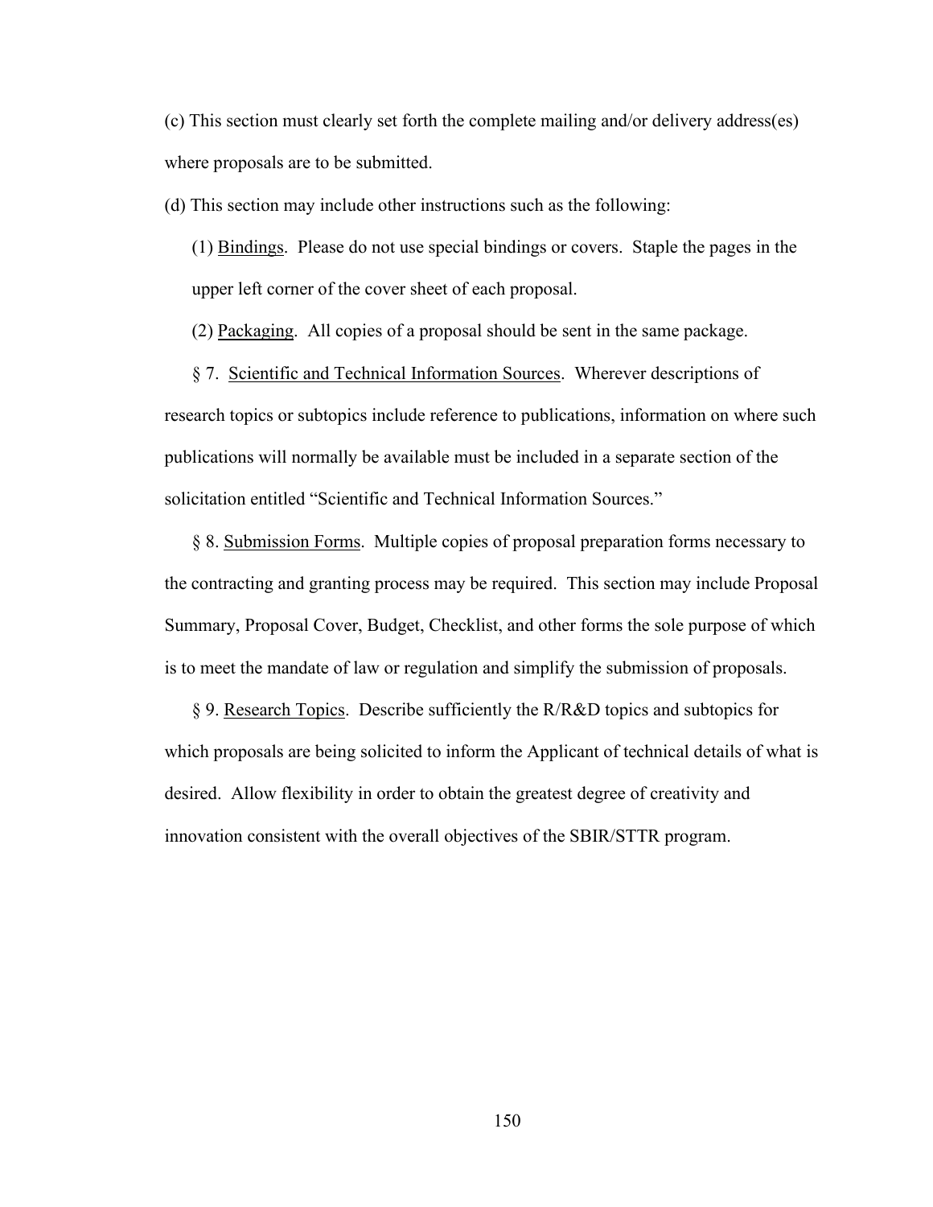(c) This section must clearly set forth the complete mailing and/or delivery address(es) where proposals are to be submitted.

(d) This section may include other instructions such as the following:

(1) Bindings. Please do not use special bindings or covers. Staple the pages in the upper left corner of the cover sheet of each proposal.

(2) Packaging. All copies of a proposal should be sent in the same package.

§ 7. Scientific and Technical Information Sources. Wherever descriptions of research topics or subtopics include reference to publications, information on where such publications will normally be available must be included in a separate section of the solicitation entitled "Scientific and Technical Information Sources."

§ 8. Submission Forms. Multiple copies of proposal preparation forms necessary to the contracting and granting process may be required. This section may include Proposal Summary, Proposal Cover, Budget, Checklist, and other forms the sole purpose of which is to meet the mandate of law or regulation and simplify the submission of proposals.

§ 9. Research Topics. Describe sufficiently the R/R&D topics and subtopics for which proposals are being solicited to inform the Applicant of technical details of what is desired. Allow flexibility in order to obtain the greatest degree of creativity and innovation consistent with the overall objectives of the SBIR/STTR program.